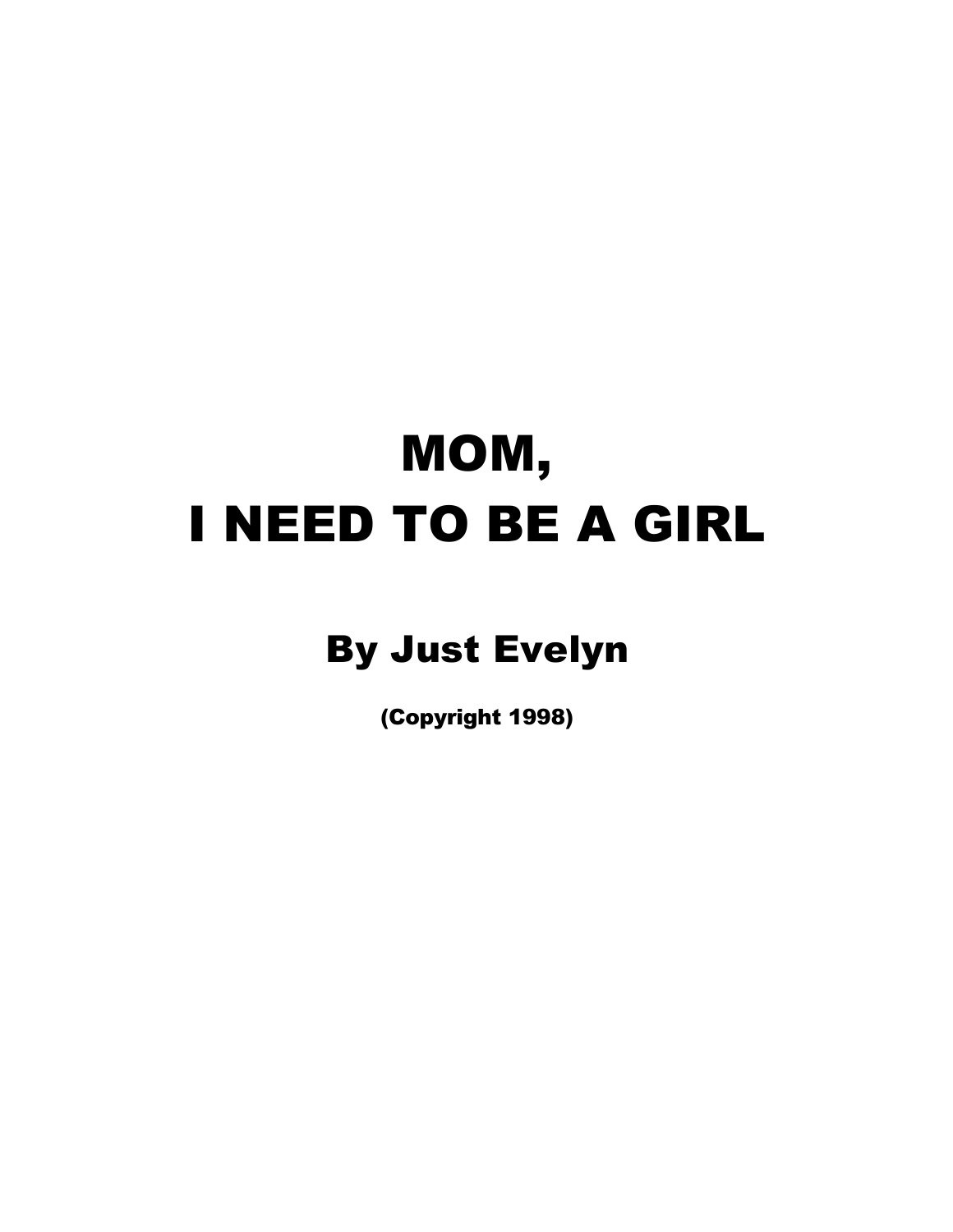# MOM,
# I NEED TO BE A GIRL

## By Just Evelyn

**(Copyright 1998)**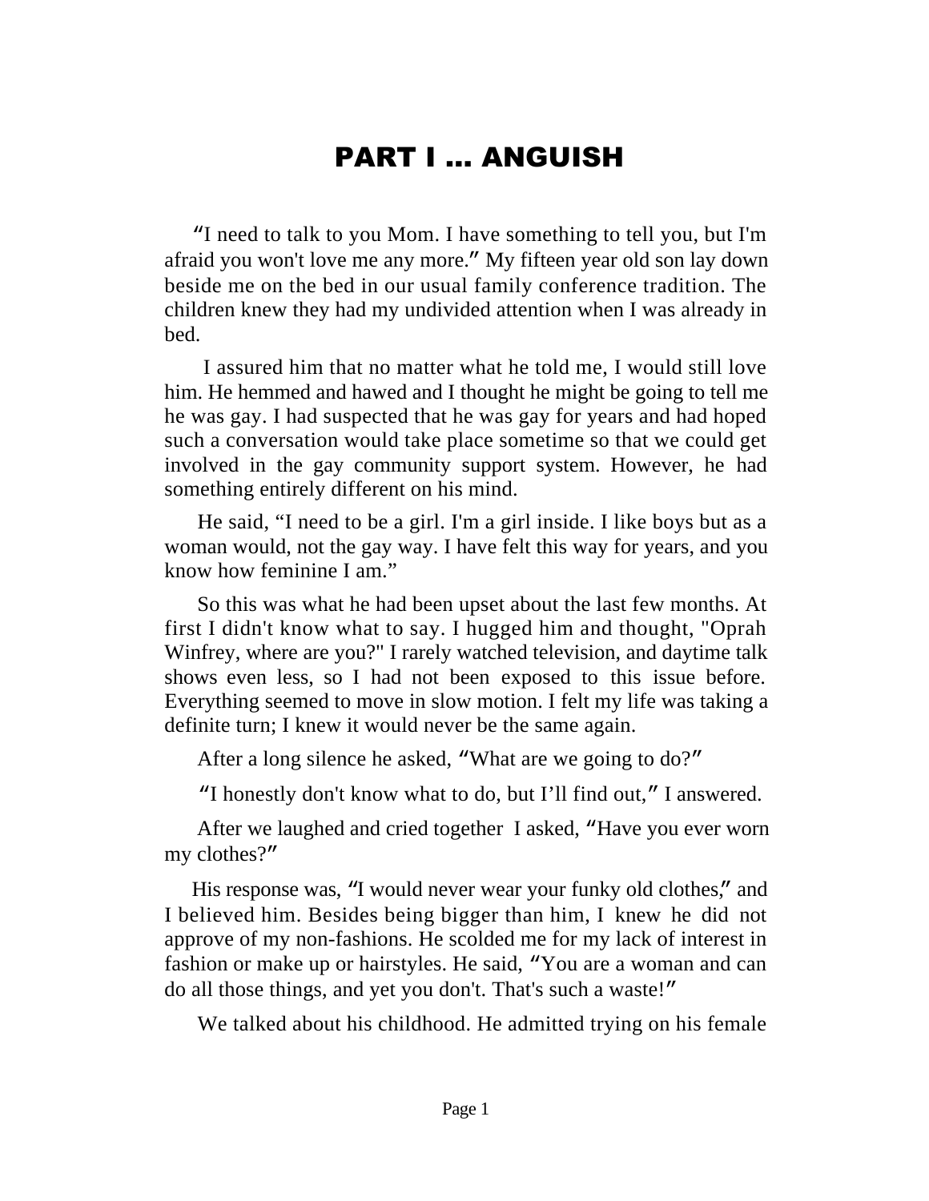# PART I ... ANGUISH

"I need to talk to you Mom. I have something to tell you, but I'm afraid you won't love me any more." My fifteen year old son lay down beside me on the bed in our usual family conference tradition. The children knew they had my undivided attention when I was already in bed.

I assured him that no matter what he told me, I would still love him. He hemmed and hawed and I thought he might be going to tell me he was gay. I had suspected that he was gay for years and had hoped such a conversation would take place sometime so that we could get involved in the gay community support system. However, he had something entirely different on his mind.

He said, "I need to be a girl. I'm a girl inside. I like boys but as a woman would, not the gay way. I have felt this way for years, and you know how feminine I am."

So this was what he had been upset about the last few months. At first I didn't know what to say. I hugged him and thought, "Oprah Winfrey, where are you?" I rarely watched television, and daytime talk shows even less, so I had not been exposed to this issue before. Everything seemed to move in slow motion. I felt my life was taking a definite turn; I knew it would never be the same again.

After a long silence he asked, "What are we going to do?"

"I honestly don't know what to do, but I'll find out," I answered.

After we laughed and cried together I asked, "Have you ever worn my clothes?"

His response was, "I would never wear your funky old clothes," and I believed him. Besides being bigger than him, I knew he did not approve of my non-fashions. He scolded me for my lack of interest in fashion or make up or hairstyles. He said, "You are a woman and can do all those things, and yet you don't. That's such a waste!"

We talked about his childhood. He admitted trying on his female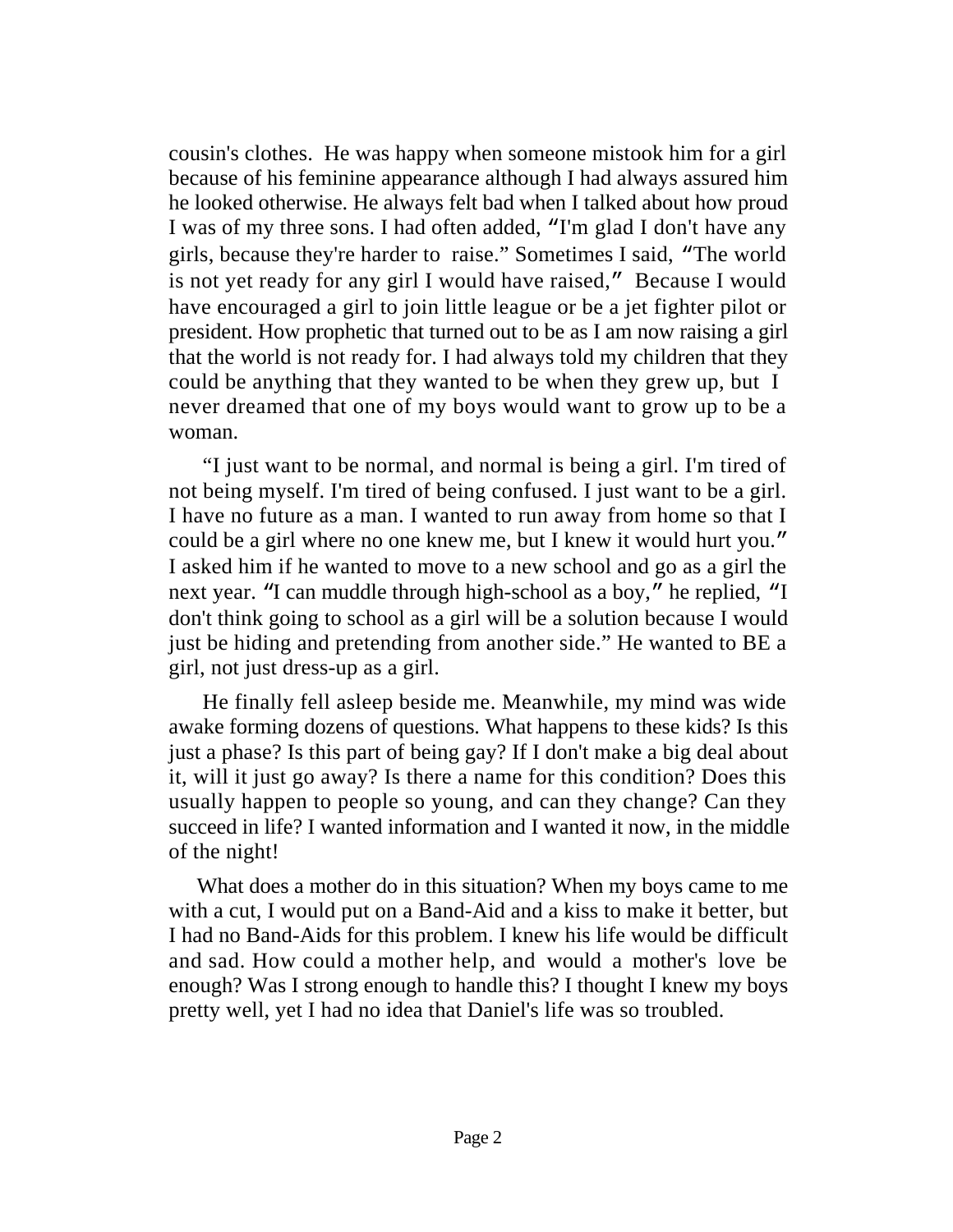cousin's clothes. He was happy when someone mistook him for a girl because of his feminine appearance although I had always assured him he looked otherwise. He always felt bad when I talked about how proud I was of my three sons. I had often added, "I'm glad I don't have any girls, because they're harder to raise." Sometimes I said, "The world is not yet ready for any girl I would have raised," Because I would have encouraged a girl to join little league or be a jet fighter pilot or president. How prophetic that turned out to be as I am now raising a girl that the world is not ready for. I had always told my children that they could be anything that they wanted to be when they grew up, but I never dreamed that one of my boys would want to grow up to be a woman.

"I just want to be normal, and normal is being a girl. I'm tired of not being myself. I'm tired of being confused. I just want to be a girl. I have no future as a man. I wanted to run away from home so that I could be a girl where no one knew me, but I knew it would hurt you." I asked him if he wanted to move to a new school and go as a girl the next year. "I can muddle through high-school as a boy," he replied, "I don't think going to school as a girl will be a solution because I would just be hiding and pretending from another side." He wanted to BE a girl, not just dress-up as a girl.

He finally fell asleep beside me. Meanwhile, my mind was wide awake forming dozens of questions. What happens to these kids? Is this just a phase? Is this part of being gay? If I don't make a big deal about it, will it just go away? Is there a name for this condition? Does this usually happen to people so young, and can they change? Can they succeed in life? I wanted information and I wanted it now, in the middle of the night!

What does a mother do in this situation? When my boys came to me with a cut, I would put on a Band-Aid and a kiss to make it better, but I had no Band-Aids for this problem. I knew his life would be difficult and sad. How could a mother help, and would a mother's love be enough? Was I strong enough to handle this? I thought I knew my boys pretty well, yet I had no idea that Daniel's life was so troubled.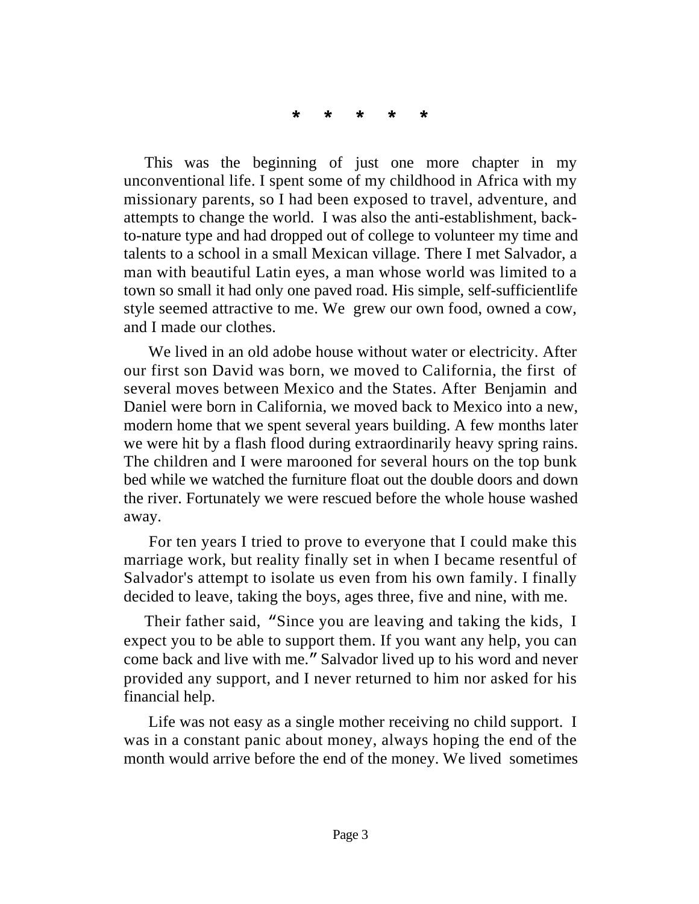\*     \*     \*     \*     \*

This was the beginning of just one more chapter in my unconventional life. I spent some of my childhood in Africa with my missionary parents, so I had been exposed to travel, adventure, and attempts to change the world. I was also the anti-establishment, back-to-nature type and had dropped out of college to volunteer my time and talents to a school in a small Mexican village. There I met Salvador, a man with beautiful Latin eyes, a man whose world was limited to a town so small it had only one paved road. His simple, self-sufficientlife style seemed attractive to me. We grew our own food, owned a cow, and I made our clothes.

We lived in an old adobe house without water or electricity. After our first son David was born, we moved to California, the first of several moves between Mexico and the States. After Benjamin and Daniel were born in California, we moved back to Mexico into a new, modern home that we spent several years building. A few months later we were hit by a flash flood during extraordinarily heavy spring rains. The children and I were marooned for several hours on the top bunk bed while we watched the furniture float out the double doors and down the river. Fortunately we were rescued before the whole house washed away.

For ten years I tried to prove to everyone that I could make this marriage work, but reality finally set in when I became resentful of Salvador's attempt to isolate us even from his own family. I finally decided to leave, taking the boys, ages three, five and nine, with me.

Their father said, "Since you are leaving and taking the kids, I expect you to be able to support them. If you want any help, you can come back and live with me." Salvador lived up to his word and never provided any support, and I never returned to him nor asked for his financial help.

Life was not easy as a single mother receiving no child support. I was in a constant panic about money, always hoping the end of the month would arrive before the end of the money. We lived sometimes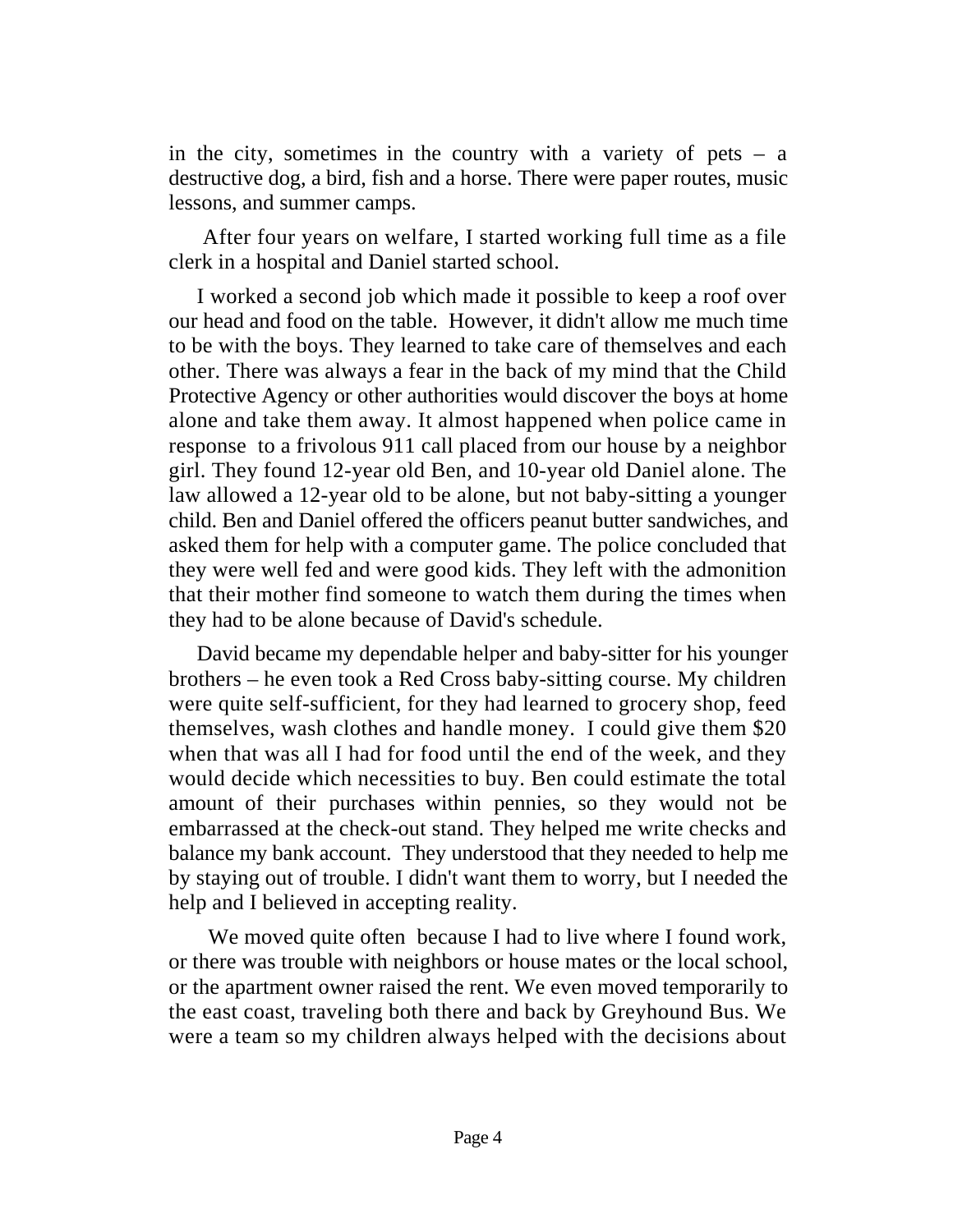in the city, sometimes in the country with a variety of pets – a destructive dog, a bird, fish and a horse. There were paper routes, music lessons, and summer camps.

After four years on welfare, I started working full time as a file clerk in a hospital and Daniel started school.

I worked a second job which made it possible to keep a roof over our head and food on the table. However, it didn't allow me much time to be with the boys. They learned to take care of themselves and each other. There was always a fear in the back of my mind that the Child Protective Agency or other authorities would discover the boys at home alone and take them away. It almost happened when police came in response to a frivolous 911 call placed from our house by a neighbor girl. They found 12-year old Ben, and 10-year old Daniel alone. The law allowed a 12-year old to be alone, but not baby-sitting a younger child. Ben and Daniel offered the officers peanut butter sandwiches, and asked them for help with a computer game. The police concluded that they were well fed and were good kids. They left with the admonition that their mother find someone to watch them during the times when they had to be alone because of David's schedule.

David became my dependable helper and baby-sitter for his younger brothers – he even took a Red Cross baby-sitting course. My children were quite self-sufficient, for they had learned to grocery shop, feed themselves, wash clothes and handle money. I could give them $20 when that was all I had for food until the end of the week, and they would decide which necessities to buy. Ben could estimate the total amount of their purchases within pennies, so they would not be embarrassed at the check-out stand. They helped me write checks and balance my bank account. They understood that they needed to help me by staying out of trouble. I didn't want them to worry, but I needed the help and I believed in accepting reality.

We moved quite often because I had to live where I found work, or there was trouble with neighbors or house mates or the local school, or the apartment owner raised the rent. We even moved temporarily to the east coast, traveling both there and back by Greyhound Bus. We were a team so my children always helped with the decisions about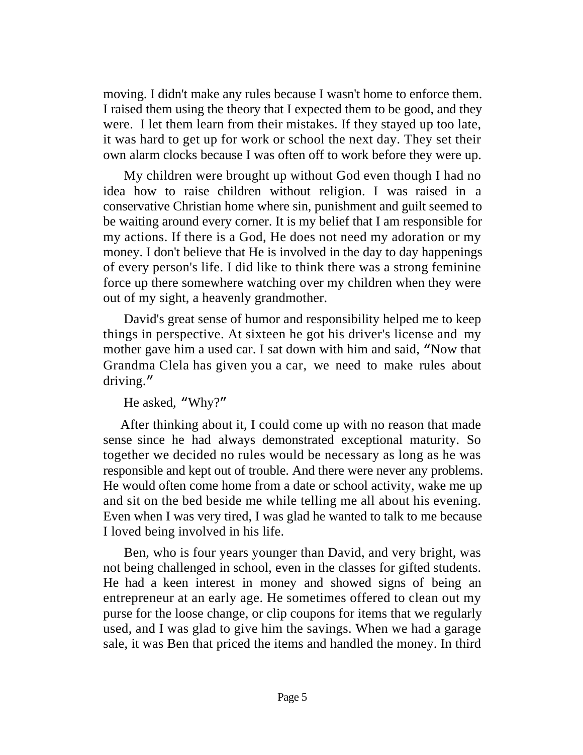moving. I didn't make any rules because I wasn't home to enforce them. I raised them using the theory that I expected them to be good, and they were. I let them learn from their mistakes. If they stayed up too late, it was hard to get up for work or school the next day. They set their own alarm clocks because I was often off to work before they were up.

My children were brought up without God even though I had no idea how to raise children without religion. I was raised in a conservative Christian home where sin, punishment and guilt seemed to be waiting around every corner. It is my belief that I am responsible for my actions. If there is a God, He does not need my adoration or my money. I don't believe that He is involved in the day to day happenings of every person's life. I did like to think there was a strong feminine force up there somewhere watching over my children when they were out of my sight, a heavenly grandmother.

David's great sense of humor and responsibility helped me to keep things in perspective. At sixteen he got his driver's license and my mother gave him a used car. I sat down with him and said, "Now that Grandma Clela has given you a car, we need to make rules about driving."

He asked, "Why?"

After thinking about it, I could come up with no reason that made sense since he had always demonstrated exceptional maturity. So together we decided no rules would be necessary as long as he was responsible and kept out of trouble. And there were never any problems. He would often come home from a date or school activity, wake me up and sit on the bed beside me while telling me all about his evening. Even when I was very tired, I was glad he wanted to talk to me because I loved being involved in his life.

Ben, who is four years younger than David, and very bright, was not being challenged in school, even in the classes for gifted students. He had a keen interest in money and showed signs of being an entrepreneur at an early age. He sometimes offered to clean out my purse for the loose change, or clip coupons for items that we regularly used, and I was glad to give him the savings. When we had a garage sale, it was Ben that priced the items and handled the money. In third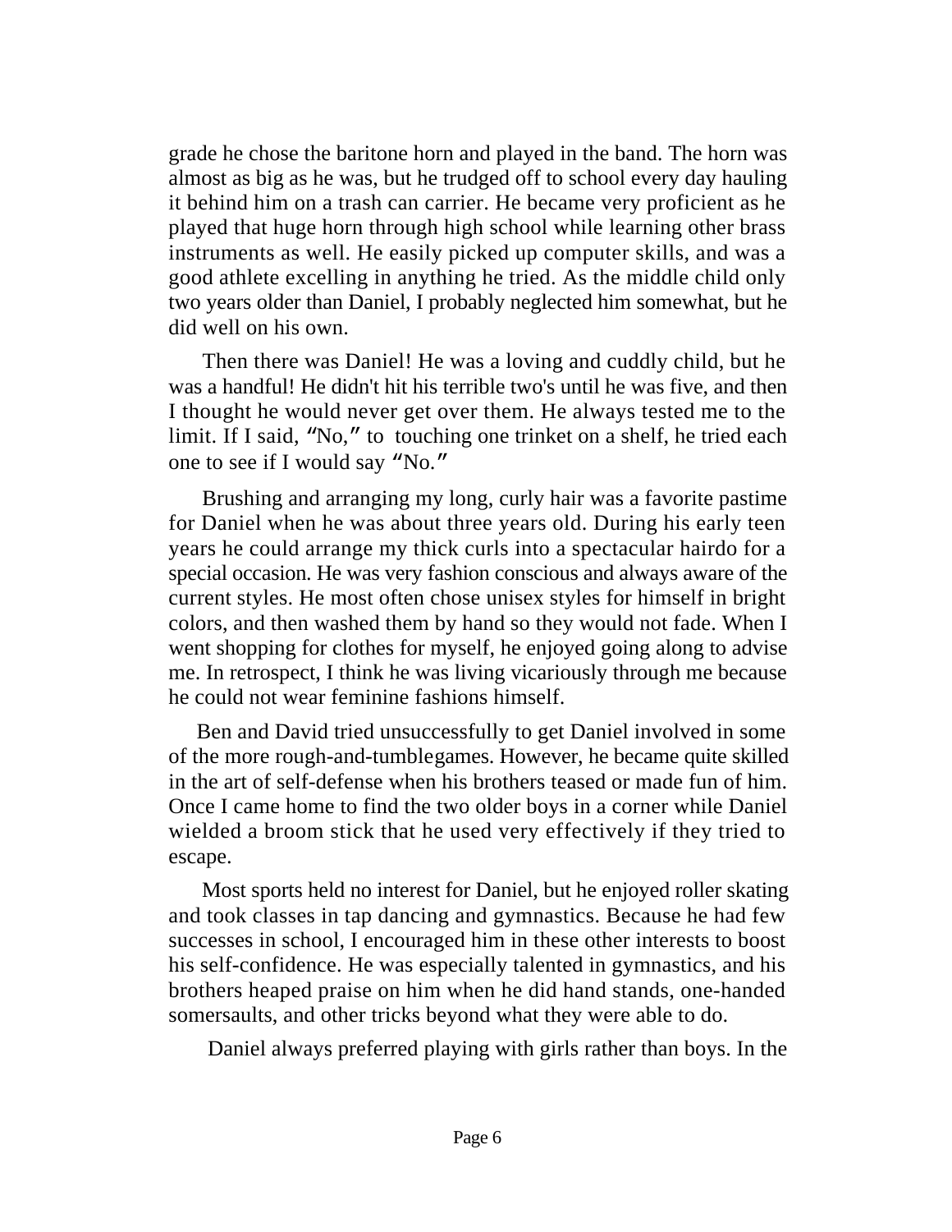grade he chose the baritone horn and played in the band. The horn was almost as big as he was, but he trudged off to school every day hauling it behind him on a trash can carrier. He became very proficient as he played that huge horn through high school while learning other brass instruments as well. He easily picked up computer skills, and was a good athlete excelling in anything he tried. As the middle child only two years older than Daniel, I probably neglected him somewhat, but he did well on his own.

Then there was Daniel! He was a loving and cuddly child, but he was a handful! He didn't hit his terrible two's until he was five, and then I thought he would never get over them. He always tested me to the limit. If I said, "No," to touching one trinket on a shelf, he tried each one to see if I would say "No."

Brushing and arranging my long, curly hair was a favorite pastime for Daniel when he was about three years old. During his early teen years he could arrange my thick curls into a spectacular hairdo for a special occasion. He was very fashion conscious and always aware of the current styles. He most often chose unisex styles for himself in bright colors, and then washed them by hand so they would not fade. When I went shopping for clothes for myself, he enjoyed going along to advise me. In retrospect, I think he was living vicariously through me because he could not wear feminine fashions himself.

Ben and David tried unsuccessfully to get Daniel involved in some of the more rough-and-tumblegames. However, he became quite skilled in the art of self-defense when his brothers teased or made fun of him. Once I came home to find the two older boys in a corner while Daniel wielded a broom stick that he used very effectively if they tried to escape.

Most sports held no interest for Daniel, but he enjoyed roller skating and took classes in tap dancing and gymnastics. Because he had few successes in school, I encouraged him in these other interests to boost his self-confidence. He was especially talented in gymnastics, and his brothers heaped praise on him when he did hand stands, one-handed somersaults, and other tricks beyond what they were able to do.

Daniel always preferred playing with girls rather than boys. In the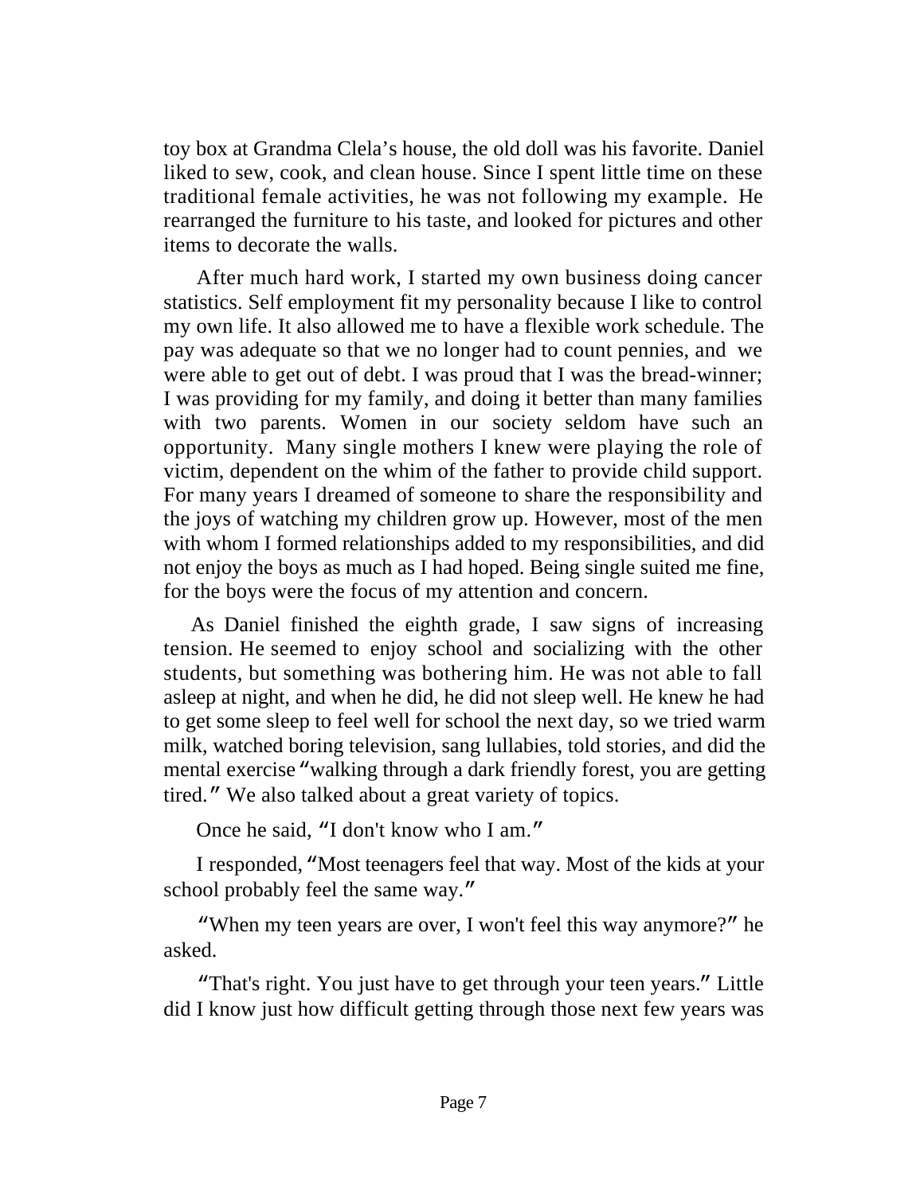toy box at Grandma Clela's house, the old doll was his favorite. Daniel liked to sew, cook, and clean house. Since I spent little time on these traditional female activities, he was not following my example. He rearranged the furniture to his taste, and looked for pictures and other items to decorate the walls.

After much hard work, I started my own business doing cancer statistics. Self employment fit my personality because I like to control my own life. It also allowed me to have a flexible work schedule. The pay was adequate so that we no longer had to count pennies, and we were able to get out of debt. I was proud that I was the bread-winner; I was providing for my family, and doing it better than many families with two parents. Women in our society seldom have such an opportunity. Many single mothers I knew were playing the role of victim, dependent on the whim of the father to provide child support. For many years I dreamed of someone to share the responsibility and the joys of watching my children grow up. However, most of the men with whom I formed relationships added to my responsibilities, and did not enjoy the boys as much as I had hoped. Being single suited me fine, for the boys were the focus of my attention and concern.

As Daniel finished the eighth grade, I saw signs of increasing tension. He seemed to enjoy school and socializing with the other students, but something was bothering him. He was not able to fall asleep at night, and when he did, he did not sleep well. He knew he had to get some sleep to feel well for school the next day, so we tried warm milk, watched boring television, sang lullabies, told stories, and did the mental exercise "walking through a dark friendly forest, you are getting tired." We also talked about a great variety of topics.

Once he said, "I don't know who I am."

I responded, "Most teenagers feel that way. Most of the kids at your school probably feel the same way."

"When my teen years are over, I won't feel this way anymore?" he asked.

"That's right. You just have to get through your teen years." Little did I know just how difficult getting through those next few years was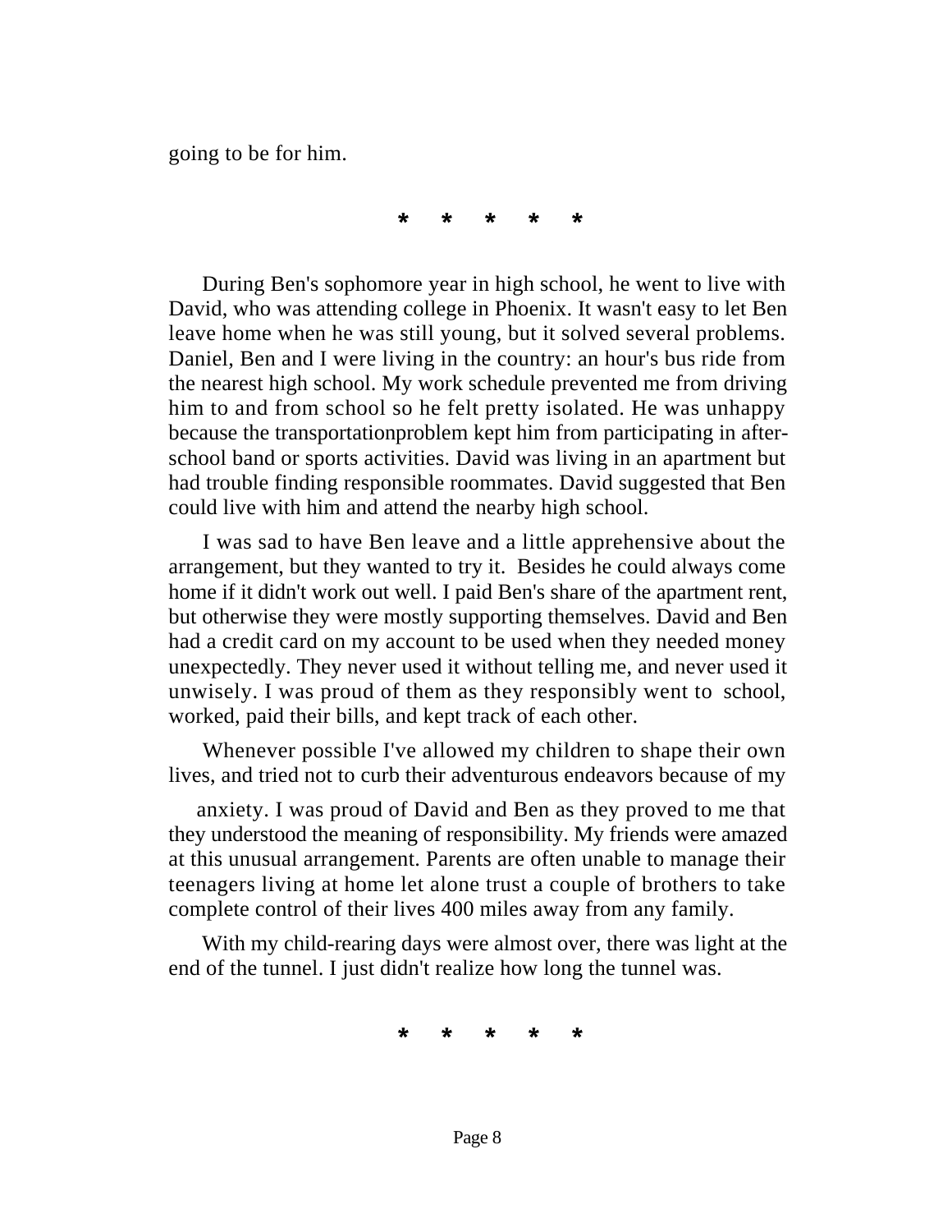going to be for him.

*    *    *    *    *

During Ben's sophomore year in high school, he went to live with David, who was attending college in Phoenix. It wasn't easy to let Ben leave home when he was still young, but it solved several problems. Daniel, Ben and I were living in the country: an hour's bus ride from the nearest high school. My work schedule prevented me from driving him to and from school so he felt pretty isolated. He was unhappy because the transportationproblem kept him from participating in after-school band or sports activities. David was living in an apartment but had trouble finding responsible roommates. David suggested that Ben could live with him and attend the nearby high school.

I was sad to have Ben leave and a little apprehensive about the arrangement, but they wanted to try it. Besides he could always come home if it didn't work out well. I paid Ben's share of the apartment rent, but otherwise they were mostly supporting themselves. David and Ben had a credit card on my account to be used when they needed money unexpectedly. They never used it without telling me, and never used it unwisely. I was proud of them as they responsibly went to school, worked, paid their bills, and kept track of each other.

Whenever possible I've allowed my children to shape their own lives, and tried not to curb their adventurous endeavors because of my anxiety. I was proud of David and Ben as they proved to me that they understood the meaning of responsibility. My friends were amazed at this unusual arrangement. Parents are often unable to manage their teenagers living at home let alone trust a couple of brothers to take complete control of their lives 400 miles away from any family.

With my child-rearing days were almost over, there was light at the end of the tunnel. I just didn't realize how long the tunnel was.

*    *    *    *    *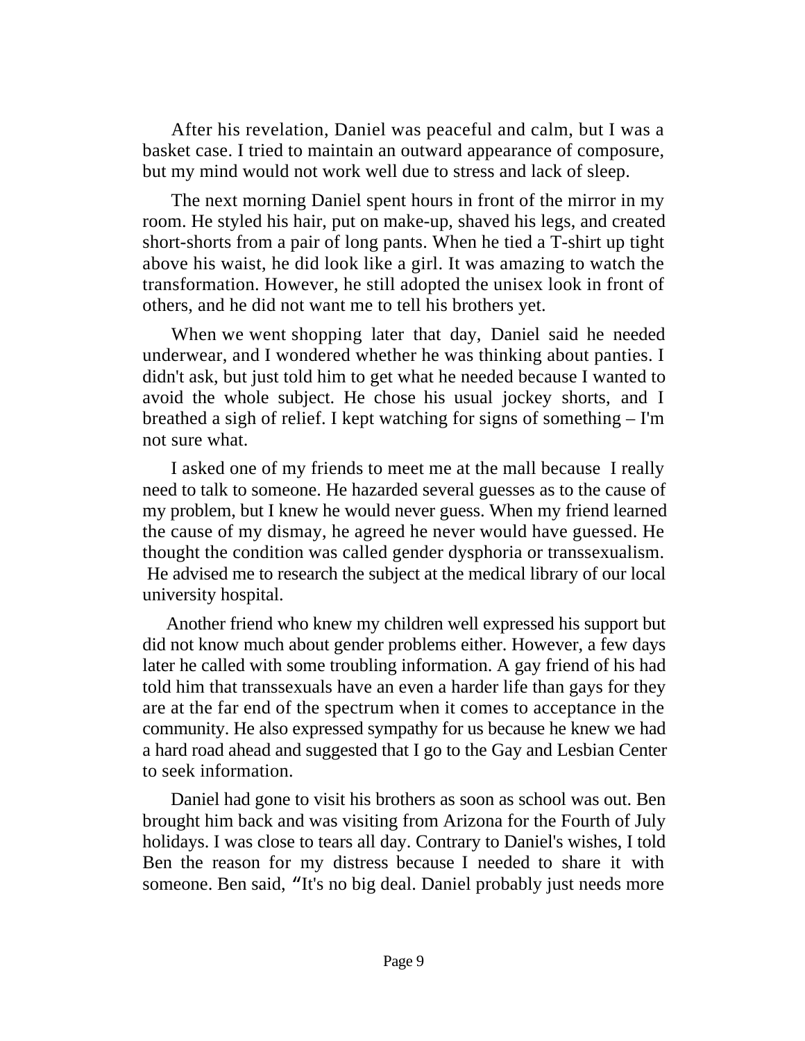After his revelation, Daniel was peaceful and calm, but I was a basket case. I tried to maintain an outward appearance of composure, but my mind would not work well due to stress and lack of sleep.

The next morning Daniel spent hours in front of the mirror in my room. He styled his hair, put on make-up, shaved his legs, and created short-shorts from a pair of long pants. When he tied a T-shirt up tight above his waist, he did look like a girl. It was amazing to watch the transformation. However, he still adopted the unisex look in front of others, and he did not want me to tell his brothers yet.

When we went shopping later that day, Daniel said he needed underwear, and I wondered whether he was thinking about panties. I didn't ask, but just told him to get what he needed because I wanted to avoid the whole subject. He chose his usual jockey shorts, and I breathed a sigh of relief. I kept watching for signs of something – I'm not sure what.

I asked one of my friends to meet me at the mall because I really need to talk to someone. He hazarded several guesses as to the cause of my problem, but I knew he would never guess. When my friend learned the cause of my dismay, he agreed he never would have guessed. He thought the condition was called gender dysphoria or transsexualism. He advised me to research the subject at the medical library of our local university hospital.

Another friend who knew my children well expressed his support but did not know much about gender problems either. However, a few days later he called with some troubling information. A gay friend of his had told him that transsexuals have an even a harder life than gays for they are at the far end of the spectrum when it comes to acceptance in the community. He also expressed sympathy for us because he knew we had a hard road ahead and suggested that I go to the Gay and Lesbian Center to seek information.

Daniel had gone to visit his brothers as soon as school was out. Ben brought him back and was visiting from Arizona for the Fourth of July holidays. I was close to tears all day. Contrary to Daniel's wishes, I told Ben the reason for my distress because I needed to share it with someone. Ben said, "It's no big deal. Daniel probably just needs more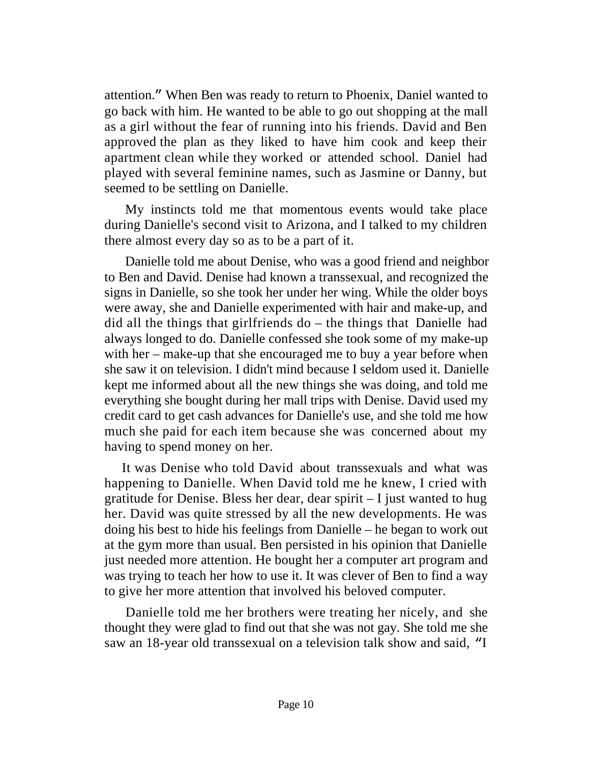attention." When Ben was ready to return to Phoenix, Daniel wanted to go back with him. He wanted to be able to go out shopping at the mall as a girl without the fear of running into his friends. David and Ben approved the plan as they liked to have him cook and keep their apartment clean while they worked or attended school. Daniel had played with several feminine names, such as Jasmine or Danny, but seemed to be settling on Danielle.

My instincts told me that momentous events would take place during Danielle's second visit to Arizona, and I talked to my children there almost every day so as to be a part of it.

Danielle told me about Denise, who was a good friend and neighbor to Ben and David. Denise had known a transsexual, and recognized the signs in Danielle, so she took her under her wing. While the older boys were away, she and Danielle experimented with hair and make-up, and did all the things that girlfriends do – the things that Danielle had always longed to do. Danielle confessed she took some of my make-up with her – make-up that she encouraged me to buy a year before when she saw it on television. I didn't mind because I seldom used it. Danielle kept me informed about all the new things she was doing, and told me everything she bought during her mall trips with Denise. David used my credit card to get cash advances for Danielle's use, and she told me how much she paid for each item because she was concerned about my having to spend money on her.

It was Denise who told David about transsexuals and what was happening to Danielle. When David told me he knew, I cried with gratitude for Denise. Bless her dear, dear spirit – I just wanted to hug her. David was quite stressed by all the new developments. He was doing his best to hide his feelings from Danielle – he began to work out at the gym more than usual. Ben persisted in his opinion that Danielle just needed more attention. He bought her a computer art program and was trying to teach her how to use it. It was clever of Ben to find a way to give her more attention that involved his beloved computer.

Danielle told me her brothers were treating her nicely, and she thought they were glad to find out that she was not gay. She told me she saw an 18-year old transsexual on a television talk show and said, "I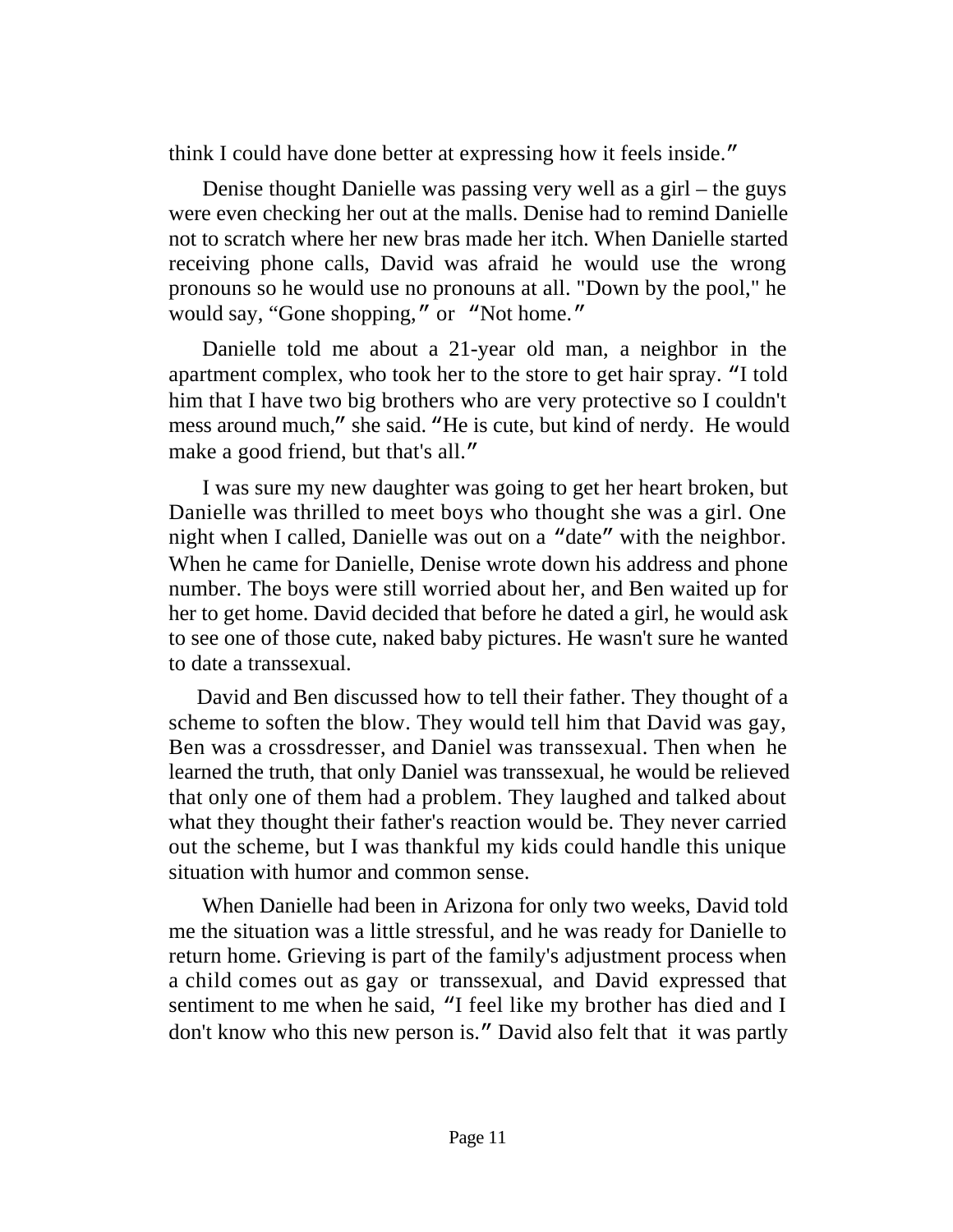think I could have done better at expressing how it feels inside."

Denise thought Danielle was passing very well as a girl – the guys were even checking her out at the malls. Denise had to remind Danielle not to scratch where her new bras made her itch. When Danielle started receiving phone calls, David was afraid he would use the wrong pronouns so he would use no pronouns at all. "Down by the pool," he would say, "Gone shopping," or "Not home."

Danielle told me about a 21-year old man, a neighbor in the apartment complex, who took her to the store to get hair spray. "I told him that I have two big brothers who are very protective so I couldn't mess around much," she said. "He is cute, but kind of nerdy. He would make a good friend, but that's all."

I was sure my new daughter was going to get her heart broken, but Danielle was thrilled to meet boys who thought she was a girl. One night when I called, Danielle was out on a "date" with the neighbor. When he came for Danielle, Denise wrote down his address and phone number. The boys were still worried about her, and Ben waited up for her to get home. David decided that before he dated a girl, he would ask to see one of those cute, naked baby pictures. He wasn't sure he wanted to date a transsexual.

David and Ben discussed how to tell their father. They thought of a scheme to soften the blow. They would tell him that David was gay, Ben was a crossdresser, and Daniel was transsexual. Then when he learned the truth, that only Daniel was transsexual, he would be relieved that only one of them had a problem. They laughed and talked about what they thought their father's reaction would be. They never carried out the scheme, but I was thankful my kids could handle this unique situation with humor and common sense.

When Danielle had been in Arizona for only two weeks, David told me the situation was a little stressful, and he was ready for Danielle to return home. Grieving is part of the family's adjustment process when a child comes out as gay or transsexual, and David expressed that sentiment to me when he said, "I feel like my brother has died and I don't know who this new person is." David also felt that it was partly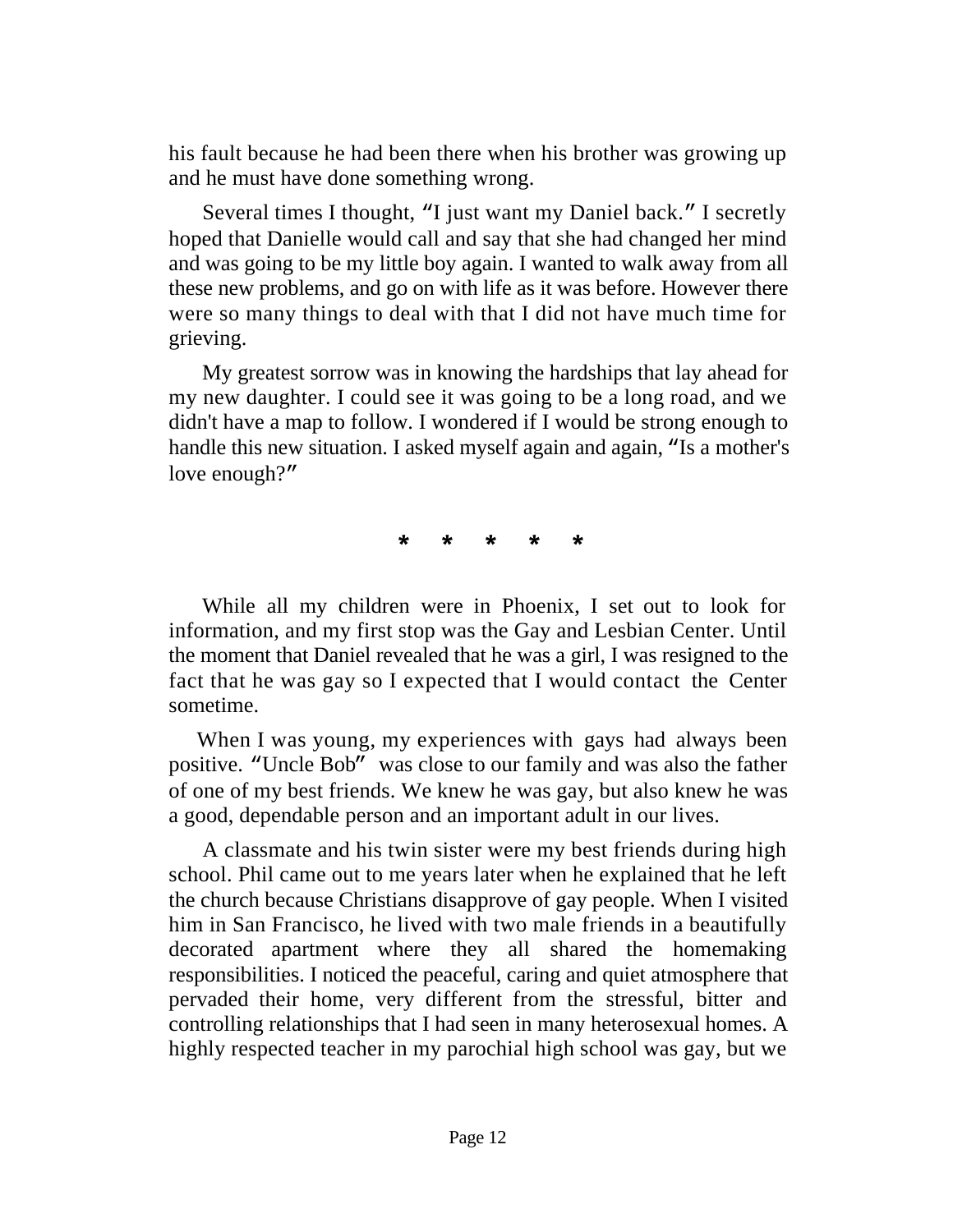his fault because he had been there when his brother was growing up and he must have done something wrong.

Several times I thought, "I just want my Daniel back." I secretly hoped that Danielle would call and say that she had changed her mind and was going to be my little boy again. I wanted to walk away from all these new problems, and go on with life as it was before. However there were so many things to deal with that I did not have much time for grieving.

My greatest sorrow was in knowing the hardships that lay ahead for my new daughter. I could see it was going to be a long road, and we didn't have a map to follow. I wondered if I would be strong enough to handle this new situation. I asked myself again and again, "Is a mother's love enough?"

\* \* \* \* \*

While all my children were in Phoenix, I set out to look for information, and my first stop was the Gay and Lesbian Center. Until the moment that Daniel revealed that he was a girl, I was resigned to the fact that he was gay so I expected that I would contact the Center sometime.

When I was young, my experiences with gays had always been positive. "Uncle Bob" was close to our family and was also the father of one of my best friends. We knew he was gay, but also knew he was a good, dependable person and an important adult in our lives.

A classmate and his twin sister were my best friends during high school. Phil came out to me years later when he explained that he left the church because Christians disapprove of gay people. When I visited him in San Francisco, he lived with two male friends in a beautifully decorated apartment where they all shared the homemaking responsibilities. I noticed the peaceful, caring and quiet atmosphere that pervaded their home, very different from the stressful, bitter and controlling relationships that I had seen in many heterosexual homes. A highly respected teacher in my parochial high school was gay, but we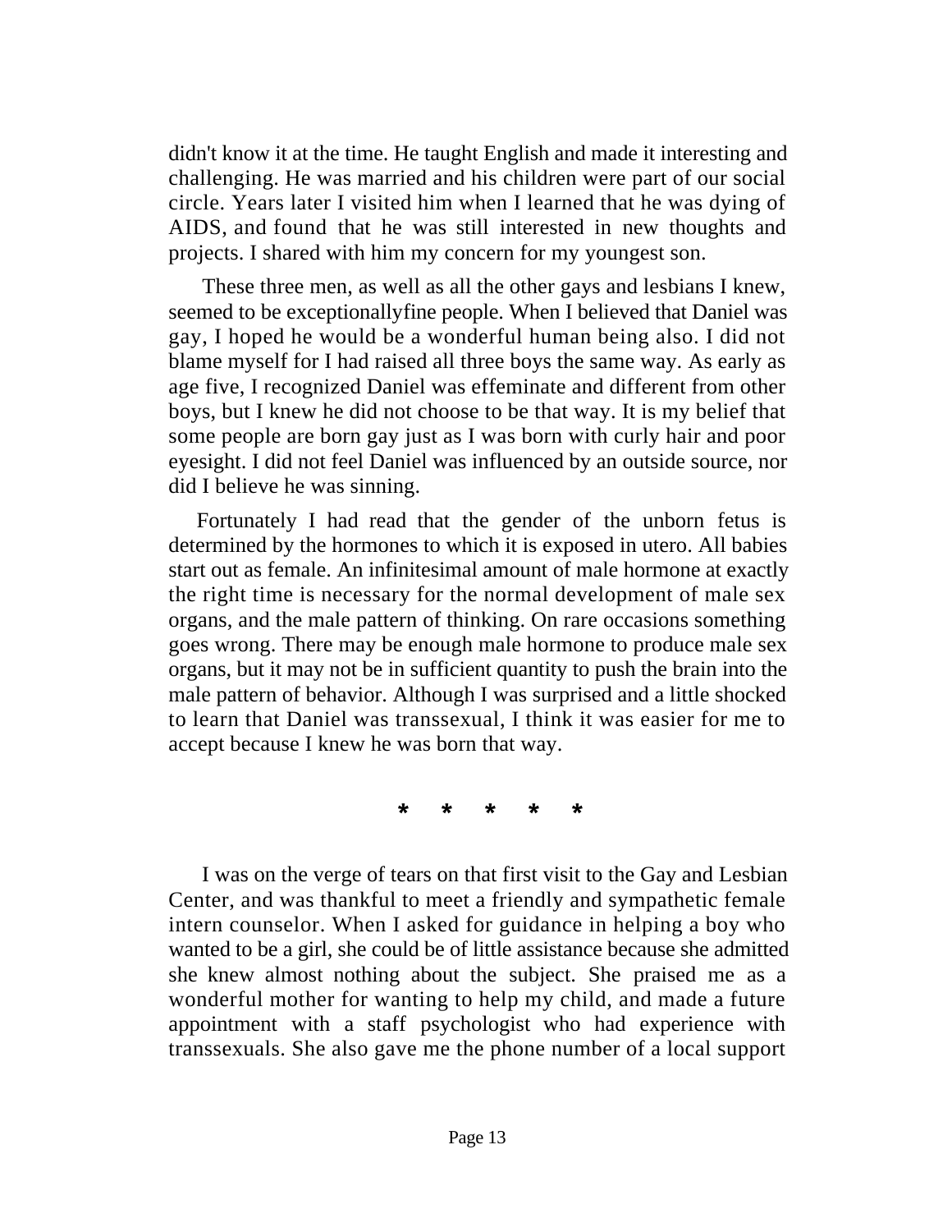didn't know it at the time. He taught English and made it interesting and challenging. He was married and his children were part of our social circle. Years later I visited him when I learned that he was dying of AIDS, and found that he was still interested in new thoughts and projects. I shared with him my concern for my youngest son.

These three men, as well as all the other gays and lesbians I knew, seemed to be exceptionallyfine people. When I believed that Daniel was gay, I hoped he would be a wonderful human being also. I did not blame myself for I had raised all three boys the same way. As early as age five, I recognized Daniel was effeminate and different from other boys, but I knew he did not choose to be that way. It is my belief that some people are born gay just as I was born with curly hair and poor eyesight. I did not feel Daniel was influenced by an outside source, nor did I believe he was sinning.

Fortunately I had read that the gender of the unborn fetus is determined by the hormones to which it is exposed in utero. All babies start out as female. An infinitesimal amount of male hormone at exactly the right time is necessary for the normal development of male sex organs, and the male pattern of thinking. On rare occasions something goes wrong. There may be enough male hormone to produce male sex organs, but it may not be in sufficient quantity to push the brain into the male pattern of behavior. Although I was surprised and a little shocked to learn that Daniel was transsexual, I think it was easier for me to accept because I knew he was born that way.

\* \* \* \* \*

I was on the verge of tears on that first visit to the Gay and Lesbian Center, and was thankful to meet a friendly and sympathetic female intern counselor. When I asked for guidance in helping a boy who wanted to be a girl, she could be of little assistance because she admitted she knew almost nothing about the subject. She praised me as a wonderful mother for wanting to help my child, and made a future appointment with a staff psychologist who had experience with transsexuals. She also gave me the phone number of a local support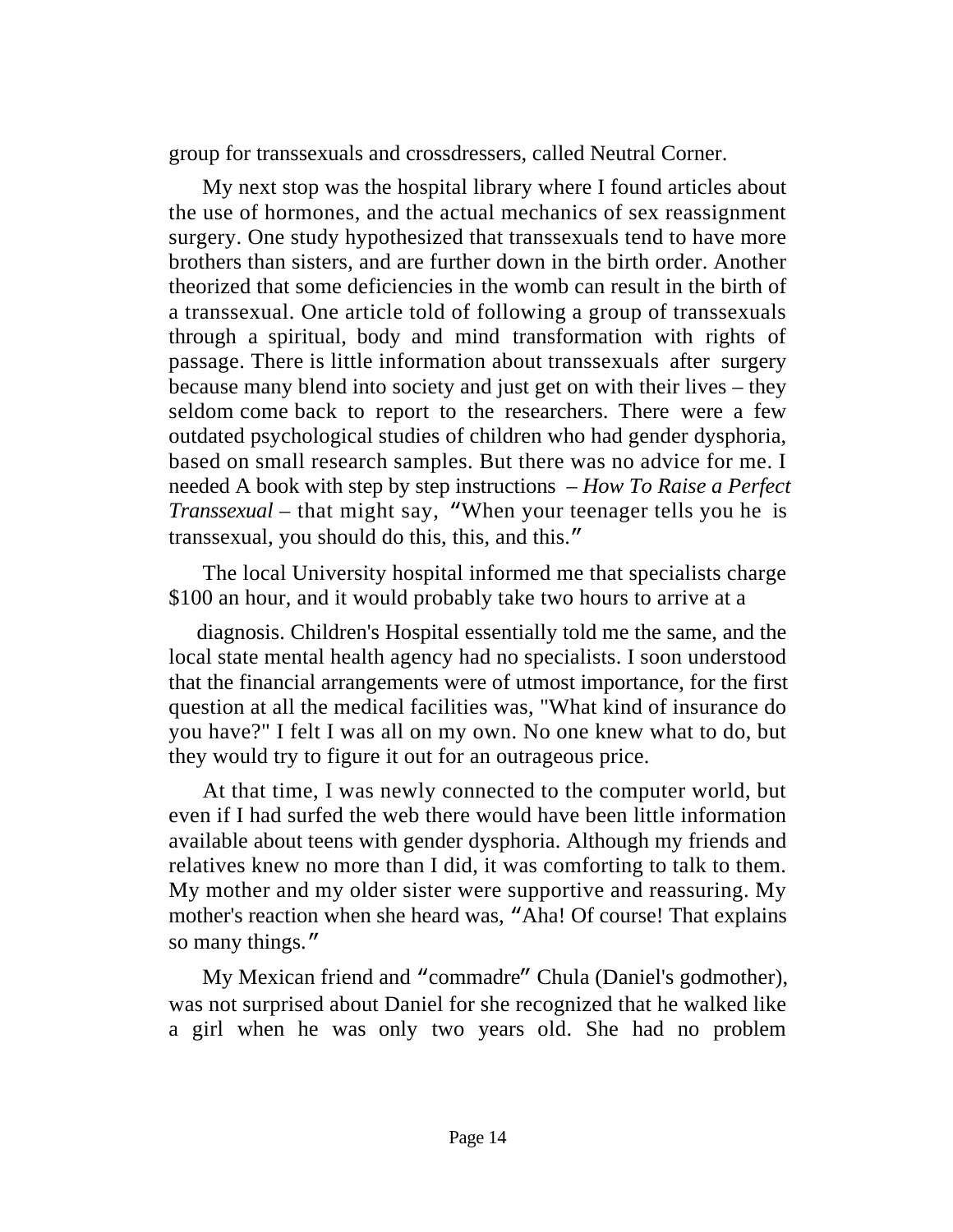group for transsexuals and crossdressers, called Neutral Corner.

My next stop was the hospital library where I found articles about the use of hormones, and the actual mechanics of sex reassignment surgery. One study hypothesized that transsexuals tend to have more brothers than sisters, and are further down in the birth order. Another theorized that some deficiencies in the womb can result in the birth of a transsexual. One article told of following a group of transsexuals through a spiritual, body and mind transformation with rights of passage. There is little information about transsexuals after surgery because many blend into society and just get on with their lives – they seldom come back to report to the researchers. There were a few outdated psychological studies of children who had gender dysphoria, based on small research samples. But there was no advice for me. I needed A book with step by step instructions – *How To Raise a Perfect Transsexual* – that might say, "When your teenager tells you he is transsexual, you should do this, this, and this."

The local University hospital informed me that specialists charge $100 an hour, and it would probably take two hours to arrive at a diagnosis. Children's Hospital essentially told me the same, and the local state mental health agency had no specialists. I soon understood that the financial arrangements were of utmost importance, for the first question at all the medical facilities was, "What kind of insurance do you have?" I felt I was all on my own. No one knew what to do, but they would try to figure it out for an outrageous price.

At that time, I was newly connected to the computer world, but even if I had surfed the web there would have been little information available about teens with gender dysphoria. Although my friends and relatives knew no more than I did, it was comforting to talk to them. My mother and my older sister were supportive and reassuring. My mother's reaction when she heard was, "Aha! Of course! That explains so many things."

My Mexican friend and "commadre" Chula (Daniel's godmother), was not surprised about Daniel for she recognized that he walked like a girl when he was only two years old. She had no problem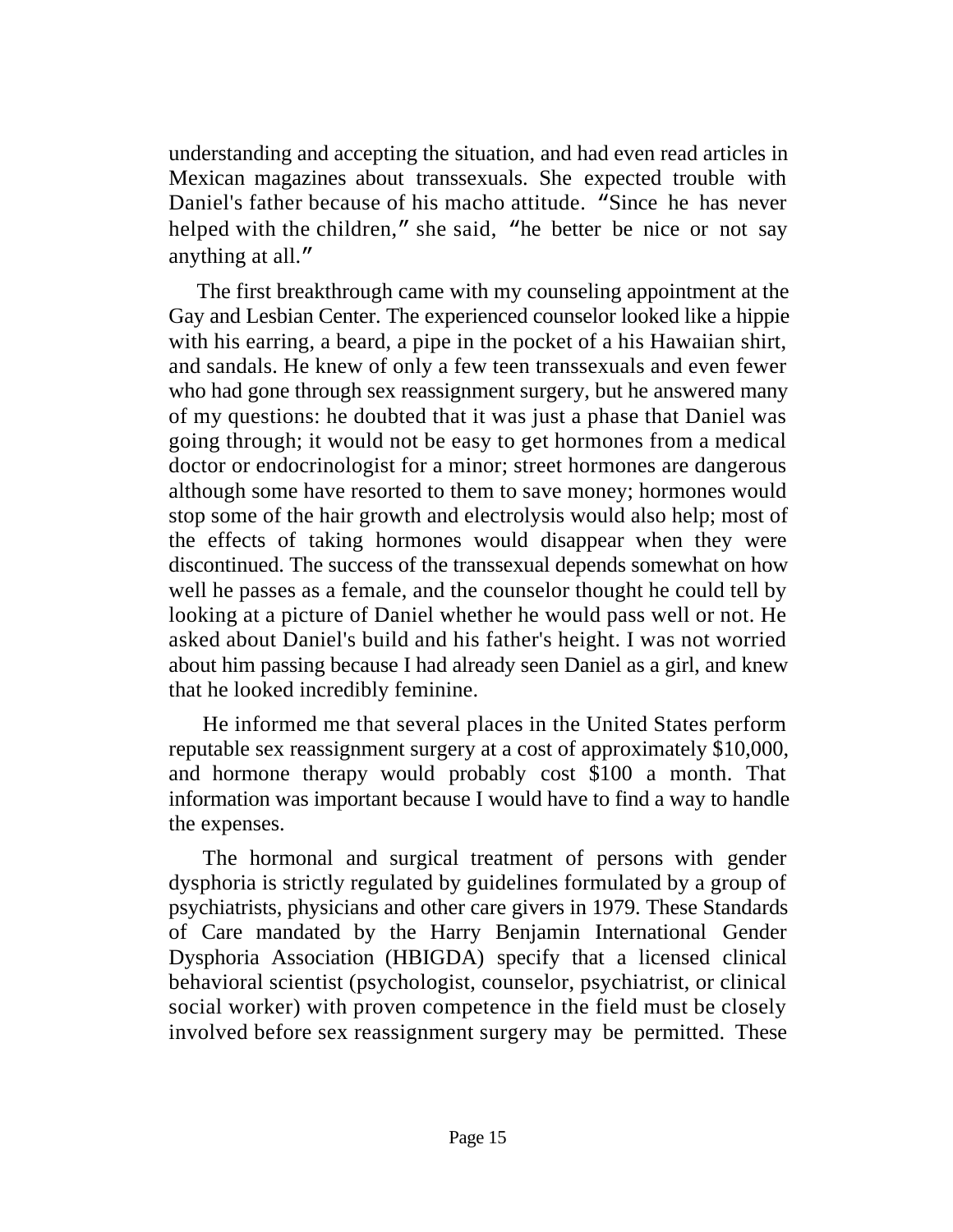understanding and accepting the situation, and had even read articles in Mexican magazines about transsexuals. She expected trouble with Daniel's father because of his macho attitude. "Since he has never helped with the children," she said, "he better be nice or not say anything at all."

The first breakthrough came with my counseling appointment at the Gay and Lesbian Center. The experienced counselor looked like a hippie with his earring, a beard, a pipe in the pocket of a his Hawaiian shirt, and sandals. He knew of only a few teen transsexuals and even fewer who had gone through sex reassignment surgery, but he answered many of my questions: he doubted that it was just a phase that Daniel was going through; it would not be easy to get hormones from a medical doctor or endocrinologist for a minor; street hormones are dangerous although some have resorted to them to save money; hormones would stop some of the hair growth and electrolysis would also help; most of the effects of taking hormones would disappear when they were discontinued. The success of the transsexual depends somewhat on how well he passes as a female, and the counselor thought he could tell by looking at a picture of Daniel whether he would pass well or not. He asked about Daniel's build and his father's height. I was not worried about him passing because I had already seen Daniel as a girl, and knew that he looked incredibly feminine.

He informed me that several places in the United States perform reputable sex reassignment surgery at a cost of approximately $10,000, and hormone therapy would probably cost $100 a month. That information was important because I would have to find a way to handle the expenses.

The hormonal and surgical treatment of persons with gender dysphoria is strictly regulated by guidelines formulated by a group of psychiatrists, physicians and other care givers in 1979. These Standards of Care mandated by the Harry Benjamin International Gender Dysphoria Association (HBIGDA) specify that a licensed clinical behavioral scientist (psychologist, counselor, psychiatrist, or clinical social worker) with proven competence in the field must be closely involved before sex reassignment surgery may be permitted. These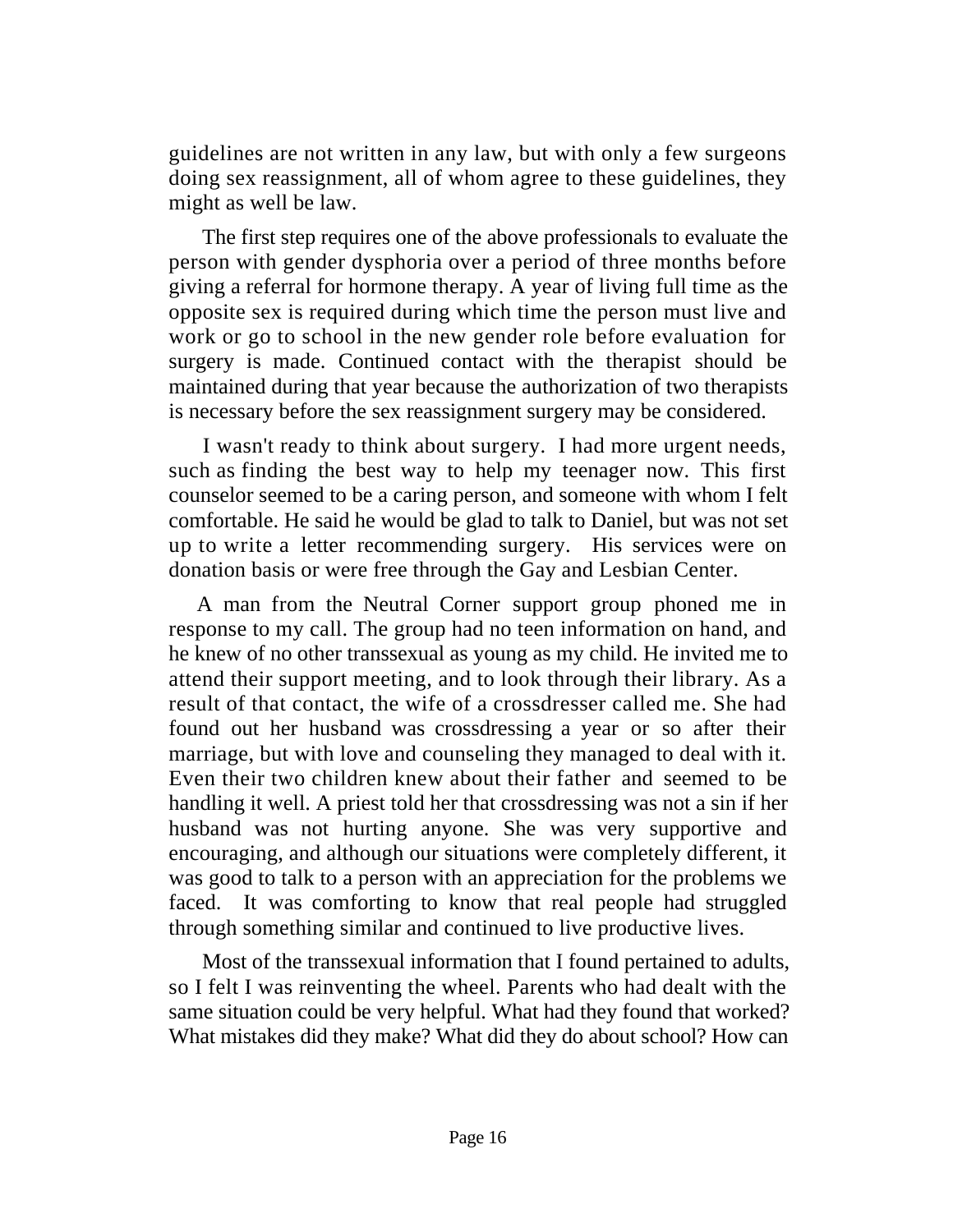guidelines are not written in any law, but with only a few surgeons doing sex reassignment, all of whom agree to these guidelines, they might as well be law.

The first step requires one of the above professionals to evaluate the person with gender dysphoria over a period of three months before giving a referral for hormone therapy. A year of living full time as the opposite sex is required during which time the person must live and work or go to school in the new gender role before evaluation for surgery is made. Continued contact with the therapist should be maintained during that year because the authorization of two therapists is necessary before the sex reassignment surgery may be considered.

I wasn't ready to think about surgery. I had more urgent needs, such as finding the best way to help my teenager now. This first counselor seemed to be a caring person, and someone with whom I felt comfortable. He said he would be glad to talk to Daniel, but was not set up to write a letter recommending surgery. His services were on donation basis or were free through the Gay and Lesbian Center.

A man from the Neutral Corner support group phoned me in response to my call. The group had no teen information on hand, and he knew of no other transsexual as young as my child. He invited me to attend their support meeting, and to look through their library. As a result of that contact, the wife of a crossdresser called me. She had found out her husband was crossdressing a year or so after their marriage, but with love and counseling they managed to deal with it. Even their two children knew about their father and seemed to be handling it well. A priest told her that crossdressing was not a sin if her husband was not hurting anyone. She was very supportive and encouraging, and although our situations were completely different, it was good to talk to a person with an appreciation for the problems we faced. It was comforting to know that real people had struggled through something similar and continued to live productive lives.

Most of the transsexual information that I found pertained to adults, so I felt I was reinventing the wheel. Parents who had dealt with the same situation could be very helpful. What had they found that worked? What mistakes did they make? What did they do about school? How can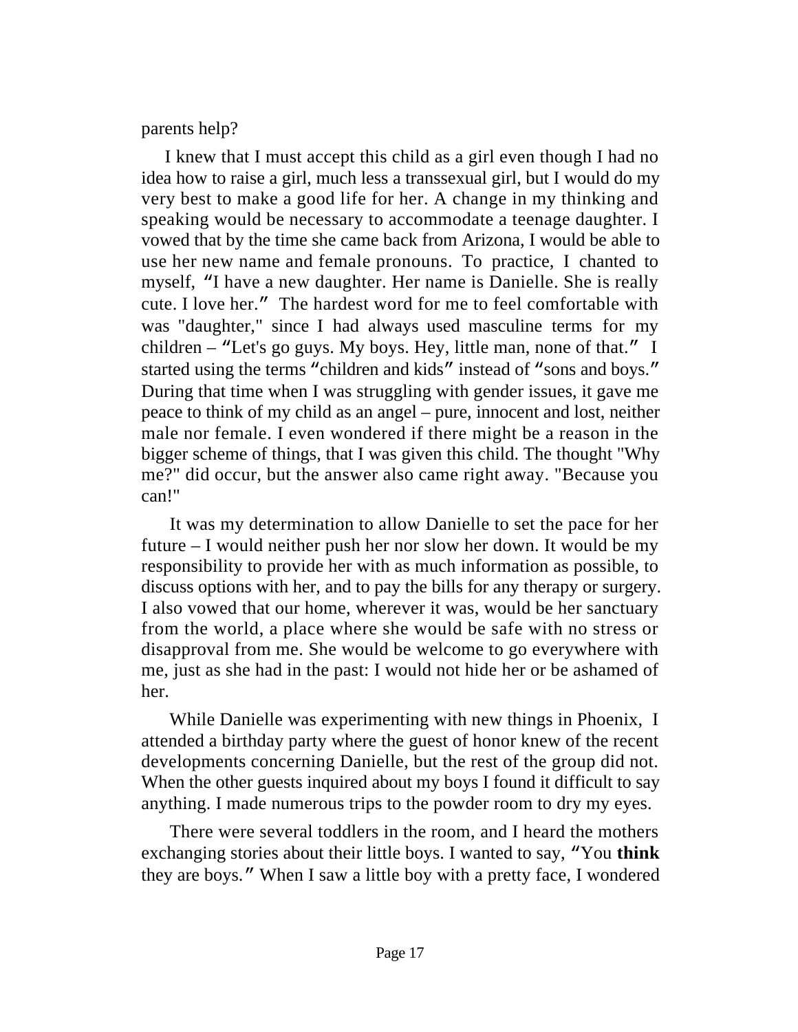parents help?

I knew that I must accept this child as a girl even though I had no idea how to raise a girl, much less a transsexual girl, but I would do my very best to make a good life for her. A change in my thinking and speaking would be necessary to accommodate a teenage daughter. I vowed that by the time she came back from Arizona, I would be able to use her new name and female pronouns. To practice, I chanted to myself, "I have a new daughter. Her name is Danielle. She is really cute. I love her." The hardest word for me to feel comfortable with was "daughter," since I had always used masculine terms for my children – "Let's go guys. My boys. Hey, little man, none of that." I started using the terms "children and kids" instead of "sons and boys." During that time when I was struggling with gender issues, it gave me peace to think of my child as an angel – pure, innocent and lost, neither male nor female. I even wondered if there might be a reason in the bigger scheme of things, that I was given this child. The thought "Why me?" did occur, but the answer also came right away. "Because you can!"

It was my determination to allow Danielle to set the pace for her future – I would neither push her nor slow her down. It would be my responsibility to provide her with as much information as possible, to discuss options with her, and to pay the bills for any therapy or surgery. I also vowed that our home, wherever it was, would be her sanctuary from the world, a place where she would be safe with no stress or disapproval from me. She would be welcome to go everywhere with me, just as she had in the past: I would not hide her or be ashamed of her.

While Danielle was experimenting with new things in Phoenix, I attended a birthday party where the guest of honor knew of the recent developments concerning Danielle, but the rest of the group did not. When the other guests inquired about my boys I found it difficult to say anything. I made numerous trips to the powder room to dry my eyes.

There were several toddlers in the room, and I heard the mothers exchanging stories about their little boys. I wanted to say, "You **think** they are boys." When I saw a little boy with a pretty face, I wondered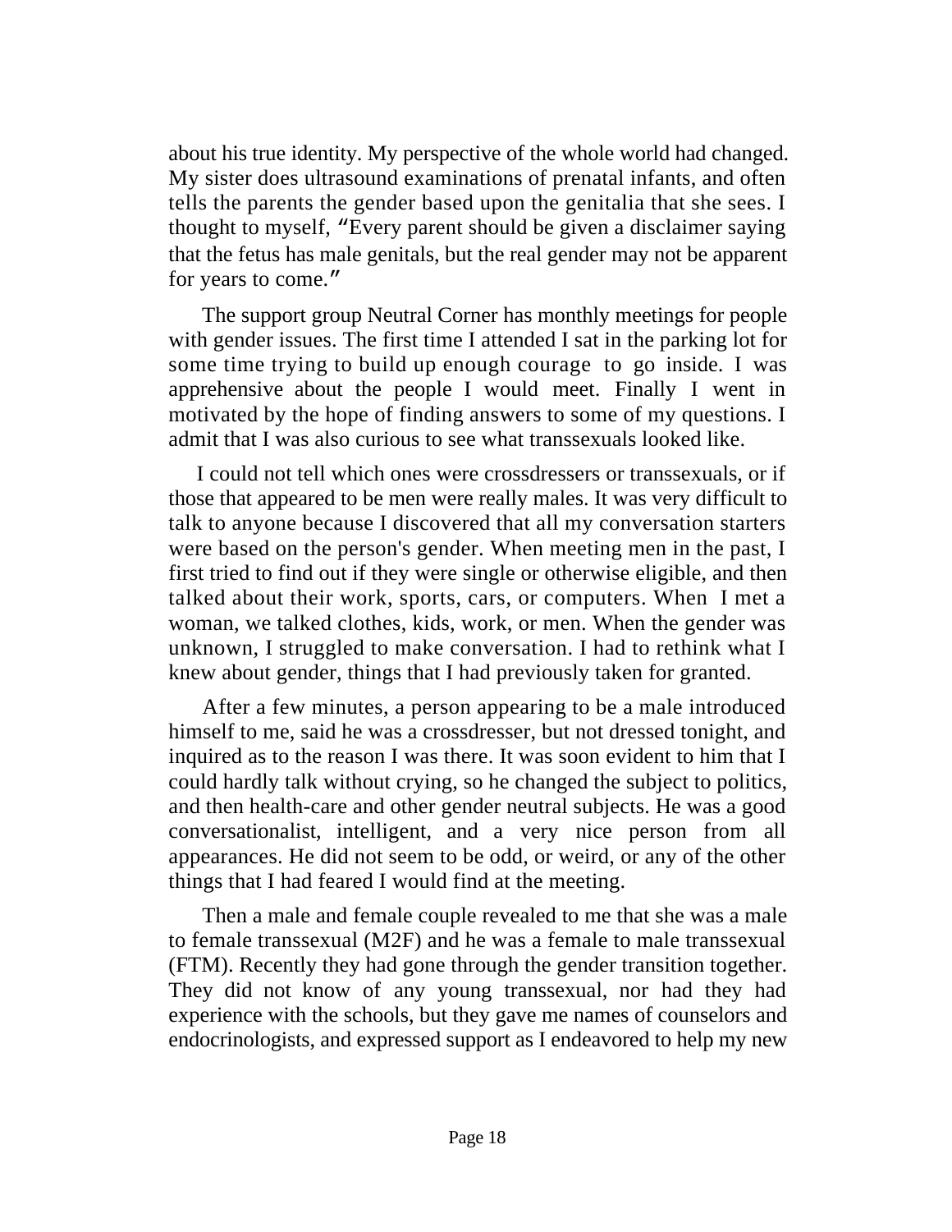about his true identity. My perspective of the whole world had changed. My sister does ultrasound examinations of prenatal infants, and often tells the parents the gender based upon the genitalia that she sees. I thought to myself, "Every parent should be given a disclaimer saying that the fetus has male genitals, but the real gender may not be apparent for years to come."

The support group Neutral Corner has monthly meetings for people with gender issues. The first time I attended I sat in the parking lot for some time trying to build up enough courage to go inside. I was apprehensive about the people I would meet. Finally I went in motivated by the hope of finding answers to some of my questions. I admit that I was also curious to see what transsexuals looked like.

I could not tell which ones were crossdressers or transsexuals, or if those that appeared to be men were really males. It was very difficult to talk to anyone because I discovered that all my conversation starters were based on the person's gender. When meeting men in the past, I first tried to find out if they were single or otherwise eligible, and then talked about their work, sports, cars, or computers. When I met a woman, we talked clothes, kids, work, or men. When the gender was unknown, I struggled to make conversation. I had to rethink what I knew about gender, things that I had previously taken for granted.

After a few minutes, a person appearing to be a male introduced himself to me, said he was a crossdresser, but not dressed tonight, and inquired as to the reason I was there. It was soon evident to him that I could hardly talk without crying, so he changed the subject to politics, and then health-care and other gender neutral subjects. He was a good conversationalist, intelligent, and a very nice person from all appearances. He did not seem to be odd, or weird, or any of the other things that I had feared I would find at the meeting.

Then a male and female couple revealed to me that she was a male to female transsexual (M2F) and he was a female to male transsexual (FTM). Recently they had gone through the gender transition together. They did not know of any young transsexual, nor had they had experience with the schools, but they gave me names of counselors and endocrinologists, and expressed support as I endeavored to help my new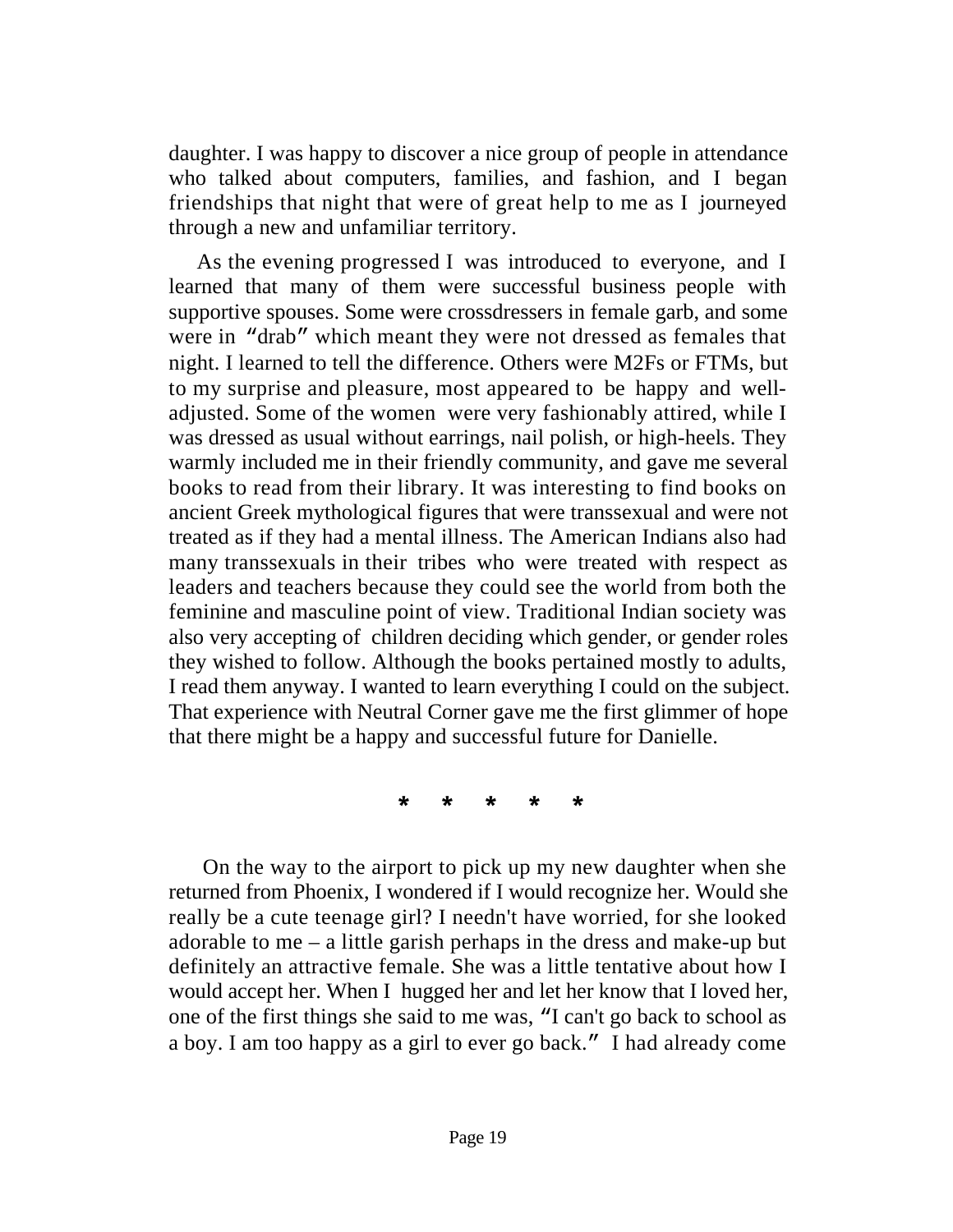daughter. I was happy to discover a nice group of people in attendance who talked about computers, families, and fashion, and I began friendships that night that were of great help to me as I journeyed through a new and unfamiliar territory.

As the evening progressed I was introduced to everyone, and I learned that many of them were successful business people with supportive spouses. Some were crossdressers in female garb, and some were in "drab" which meant they were not dressed as females that night. I learned to tell the difference. Others were M2Fs or FTMs, but to my surprise and pleasure, most appeared to be happy and well-adjusted. Some of the women were very fashionably attired, while I was dressed as usual without earrings, nail polish, or high-heels. They warmly included me in their friendly community, and gave me several books to read from their library. It was interesting to find books on ancient Greek mythological figures that were transsexual and were not treated as if they had a mental illness. The American Indians also had many transsexuals in their tribes who were treated with respect as leaders and teachers because they could see the world from both the feminine and masculine point of view. Traditional Indian society was also very accepting of children deciding which gender, or gender roles they wished to follow. Although the books pertained mostly to adults, I read them anyway. I wanted to learn everything I could on the subject. That experience with Neutral Corner gave me the first glimmer of hope that there might be a happy and successful future for Danielle.

\* \* \* \* \*

On the way to the airport to pick up my new daughter when she returned from Phoenix, I wondered if I would recognize her. Would she really be a cute teenage girl? I needn't have worried, for she looked adorable to me – a little garish perhaps in the dress and make-up but definitely an attractive female. She was a little tentative about how I would accept her. When I hugged her and let her know that I loved her, one of the first things she said to me was, "I can't go back to school as a boy. I am too happy as a girl to ever go back." I had already come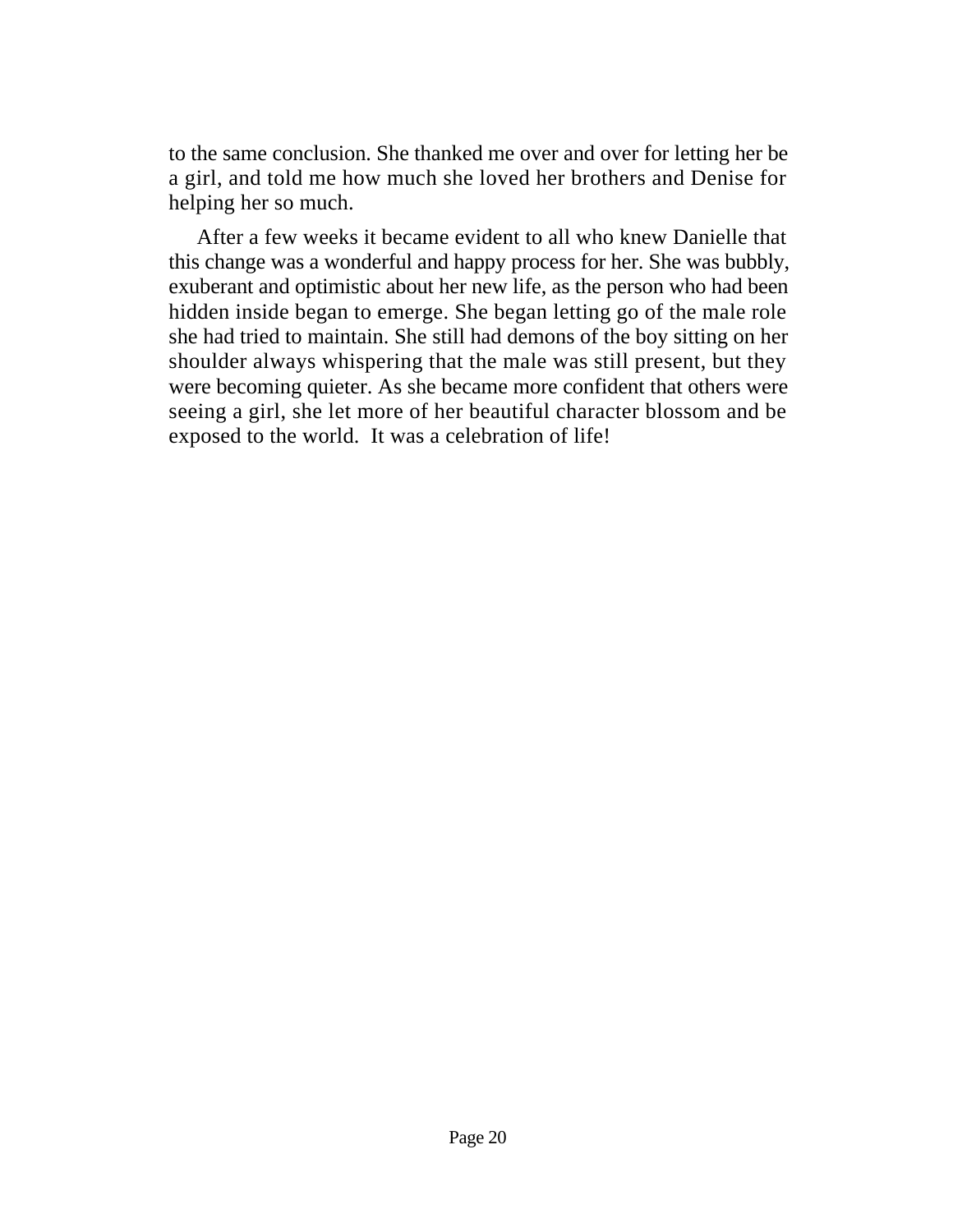to the same conclusion. She thanked me over and over for letting her be a girl, and told me how much she loved her brothers and Denise for helping her so much.

After a few weeks it became evident to all who knew Danielle that this change was a wonderful and happy process for her. She was bubbly, exuberant and optimistic about her new life, as the person who had been hidden inside began to emerge. She began letting go of the male role she had tried to maintain. She still had demons of the boy sitting on her shoulder always whispering that the male was still present, but they were becoming quieter. As she became more confident that others were seeing a girl, she let more of her beautiful character blossom and be exposed to the world. It was a celebration of life!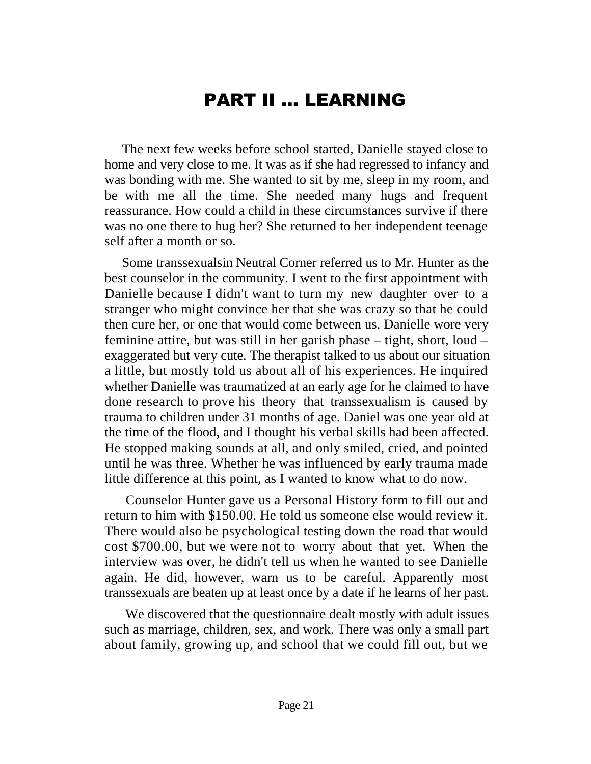# PART II … LEARNING

The next few weeks before school started, Danielle stayed close to home and very close to me. It was as if she had regressed to infancy and was bonding with me. She wanted to sit by me, sleep in my room, and be with me all the time. She needed many hugs and frequent reassurance. How could a child in these circumstances survive if there was no one there to hug her? She returned to her independent teenage self after a month or so.

Some transsexualsin Neutral Corner referred us to Mr. Hunter as the best counselor in the community. I went to the first appointment with Danielle because I didn't want to turn my new daughter over to a stranger who might convince her that she was crazy so that he could then cure her, or one that would come between us. Danielle wore very feminine attire, but was still in her garish phase – tight, short, loud – exaggerated but very cute. The therapist talked to us about our situation a little, but mostly told us about all of his experiences. He inquired whether Danielle was traumatized at an early age for he claimed to have done research to prove his theory that transsexualism is caused by trauma to children under 31 months of age. Daniel was one year old at the time of the flood, and I thought his verbal skills had been affected. He stopped making sounds at all, and only smiled, cried, and pointed until he was three. Whether he was influenced by early trauma made little difference at this point, as I wanted to know what to do now.

Counselor Hunter gave us a Personal History form to fill out and return to him with $150.00. He told us someone else would review it. There would also be psychological testing down the road that would cost $700.00, but we were not to worry about that yet. When the interview was over, he didn't tell us when he wanted to see Danielle again. He did, however, warn us to be careful. Apparently most transsexuals are beaten up at least once by a date if he learns of her past.

We discovered that the questionnaire dealt mostly with adult issues such as marriage, children, sex, and work. There was only a small part about family, growing up, and school that we could fill out, but we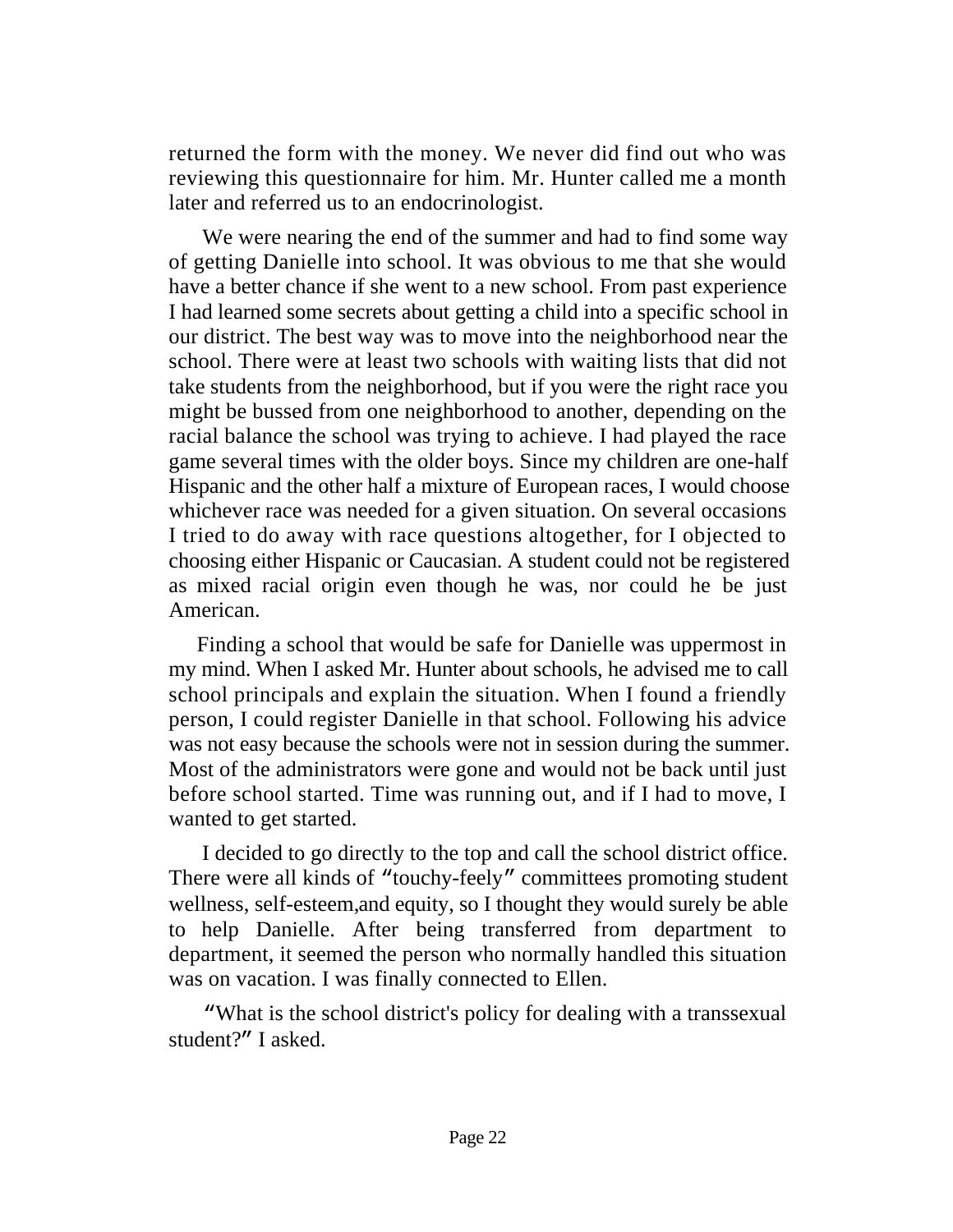returned the form with the money. We never did find out who was reviewing this questionnaire for him. Mr. Hunter called me a month later and referred us to an endocrinologist.

We were nearing the end of the summer and had to find some way of getting Danielle into school. It was obvious to me that she would have a better chance if she went to a new school. From past experience I had learned some secrets about getting a child into a specific school in our district. The best way was to move into the neighborhood near the school. There were at least two schools with waiting lists that did not take students from the neighborhood, but if you were the right race you might be bussed from one neighborhood to another, depending on the racial balance the school was trying to achieve. I had played the race game several times with the older boys. Since my children are one-half Hispanic and the other half a mixture of European races, I would choose whichever race was needed for a given situation. On several occasions I tried to do away with race questions altogether, for I objected to choosing either Hispanic or Caucasian. A student could not be registered as mixed racial origin even though he was, nor could he be just American.

Finding a school that would be safe for Danielle was uppermost in my mind. When I asked Mr. Hunter about schools, he advised me to call school principals and explain the situation. When I found a friendly person, I could register Danielle in that school. Following his advice was not easy because the schools were not in session during the summer. Most of the administrators were gone and would not be back until just before school started. Time was running out, and if I had to move, I wanted to get started.

I decided to go directly to the top and call the school district office. There were all kinds of "touchy-feely" committees promoting student wellness, self-esteem,and equity, so I thought they would surely be able to help Danielle. After being transferred from department to department, it seemed the person who normally handled this situation was on vacation. I was finally connected to Ellen.

"What is the school district's policy for dealing with a transsexual student?" I asked.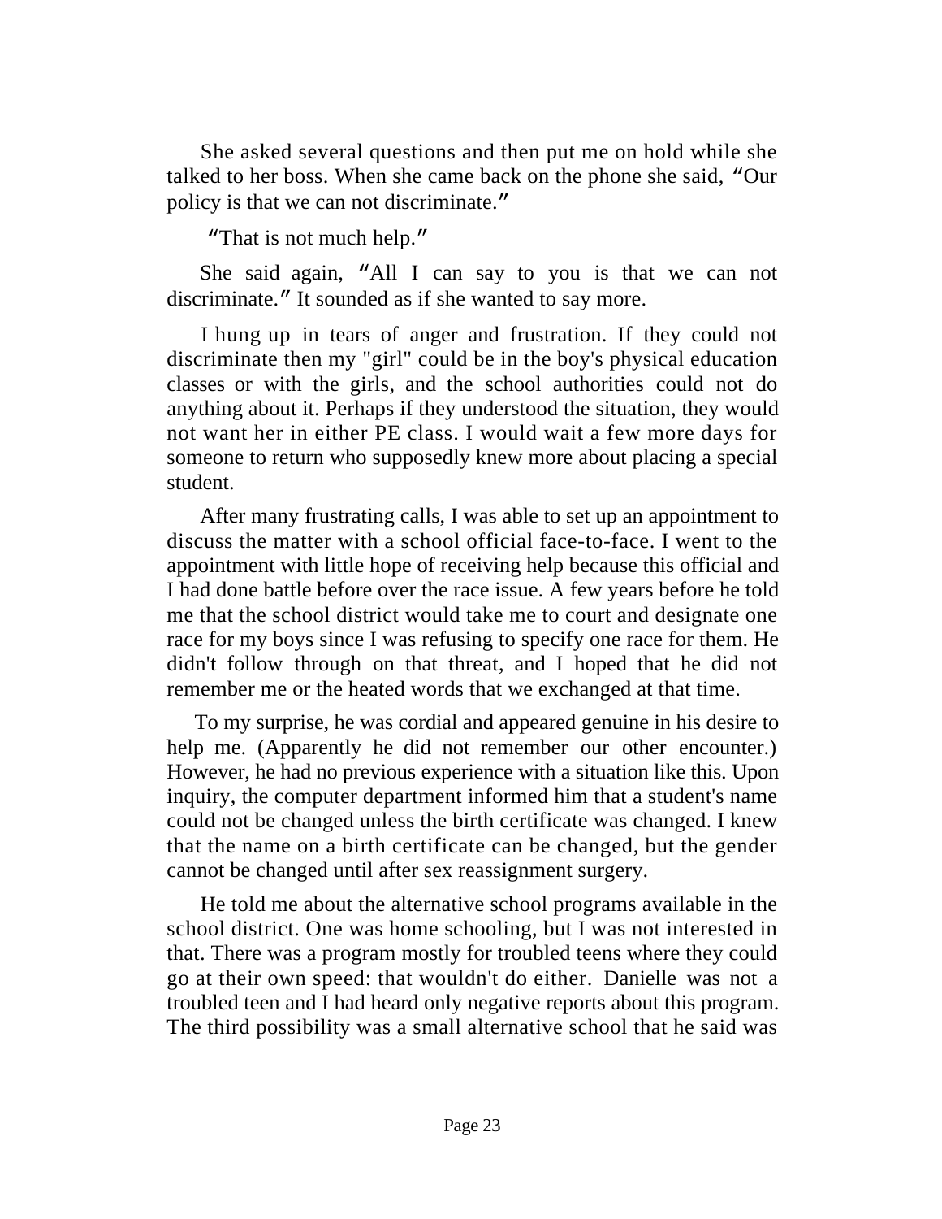She asked several questions and then put me on hold while she talked to her boss. When she came back on the phone she said, "Our policy is that we can not discriminate."

"That is not much help."

She said again, "All I can say to you is that we can not discriminate." It sounded as if she wanted to say more.

I hung up in tears of anger and frustration. If they could not discriminate then my "girl" could be in the boy's physical education classes or with the girls, and the school authorities could not do anything about it. Perhaps if they understood the situation, they would not want her in either PE class. I would wait a few more days for someone to return who supposedly knew more about placing a special student.

After many frustrating calls, I was able to set up an appointment to discuss the matter with a school official face-to-face. I went to the appointment with little hope of receiving help because this official and I had done battle before over the race issue. A few years before he told me that the school district would take me to court and designate one race for my boys since I was refusing to specify one race for them. He didn't follow through on that threat, and I hoped that he did not remember me or the heated words that we exchanged at that time.

To my surprise, he was cordial and appeared genuine in his desire to help me. (Apparently he did not remember our other encounter.) However, he had no previous experience with a situation like this. Upon inquiry, the computer department informed him that a student's name could not be changed unless the birth certificate was changed. I knew that the name on a birth certificate can be changed, but the gender cannot be changed until after sex reassignment surgery.

He told me about the alternative school programs available in the school district. One was home schooling, but I was not interested in that. There was a program mostly for troubled teens where they could go at their own speed: that wouldn't do either. Danielle was not a troubled teen and I had heard only negative reports about this program. The third possibility was a small alternative school that he said was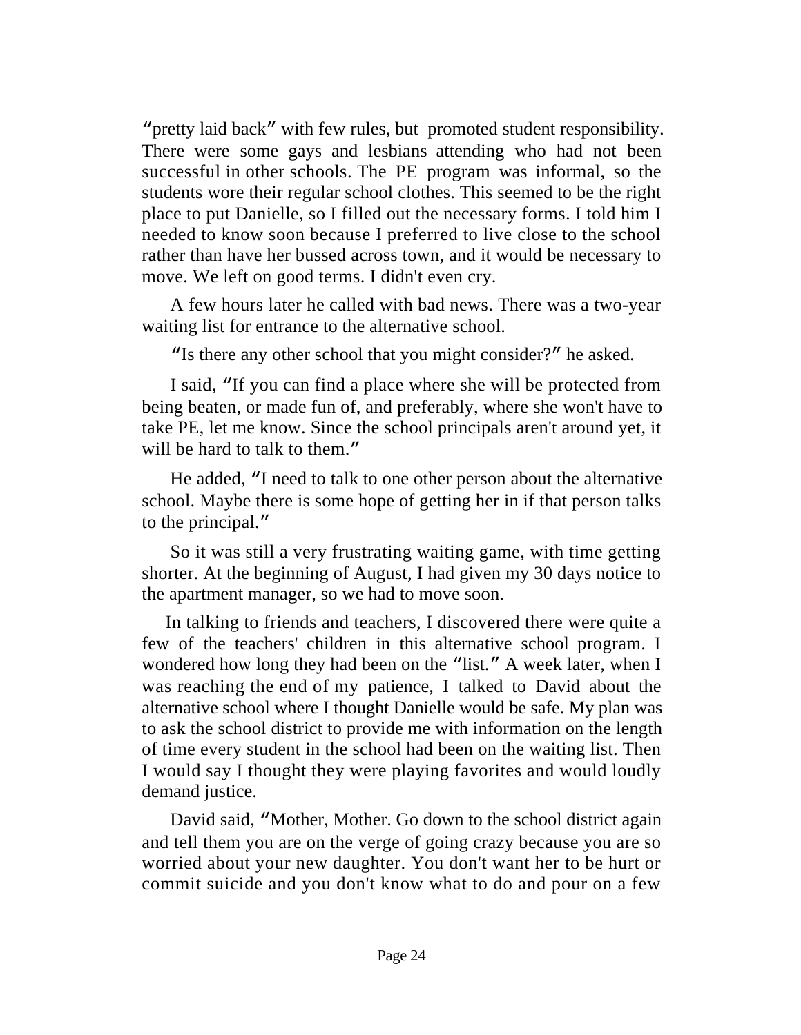"pretty laid back" with few rules, but promoted student responsibility. There were some gays and lesbians attending who had not been successful in other schools. The PE program was informal, so the students wore their regular school clothes. This seemed to be the right place to put Danielle, so I filled out the necessary forms. I told him I needed to know soon because I preferred to live close to the school rather than have her bussed across town, and it would be necessary to move. We left on good terms. I didn't even cry.

A few hours later he called with bad news. There was a two-year waiting list for entrance to the alternative school.

"Is there any other school that you might consider?" he asked.

I said, "If you can find a place where she will be protected from being beaten, or made fun of, and preferably, where she won't have to take PE, let me know. Since the school principals aren't around yet, it will be hard to talk to them."

He added, "I need to talk to one other person about the alternative school. Maybe there is some hope of getting her in if that person talks to the principal."

So it was still a very frustrating waiting game, with time getting shorter. At the beginning of August, I had given my 30 days notice to the apartment manager, so we had to move soon.

In talking to friends and teachers, I discovered there were quite a few of the teachers' children in this alternative school program. I wondered how long they had been on the "list." A week later, when I was reaching the end of my patience, I talked to David about the alternative school where I thought Danielle would be safe. My plan was to ask the school district to provide me with information on the length of time every student in the school had been on the waiting list. Then I would say I thought they were playing favorites and would loudly demand justice.

David said, "Mother, Mother. Go down to the school district again and tell them you are on the verge of going crazy because you are so worried about your new daughter. You don't want her to be hurt or commit suicide and you don't know what to do and pour on a few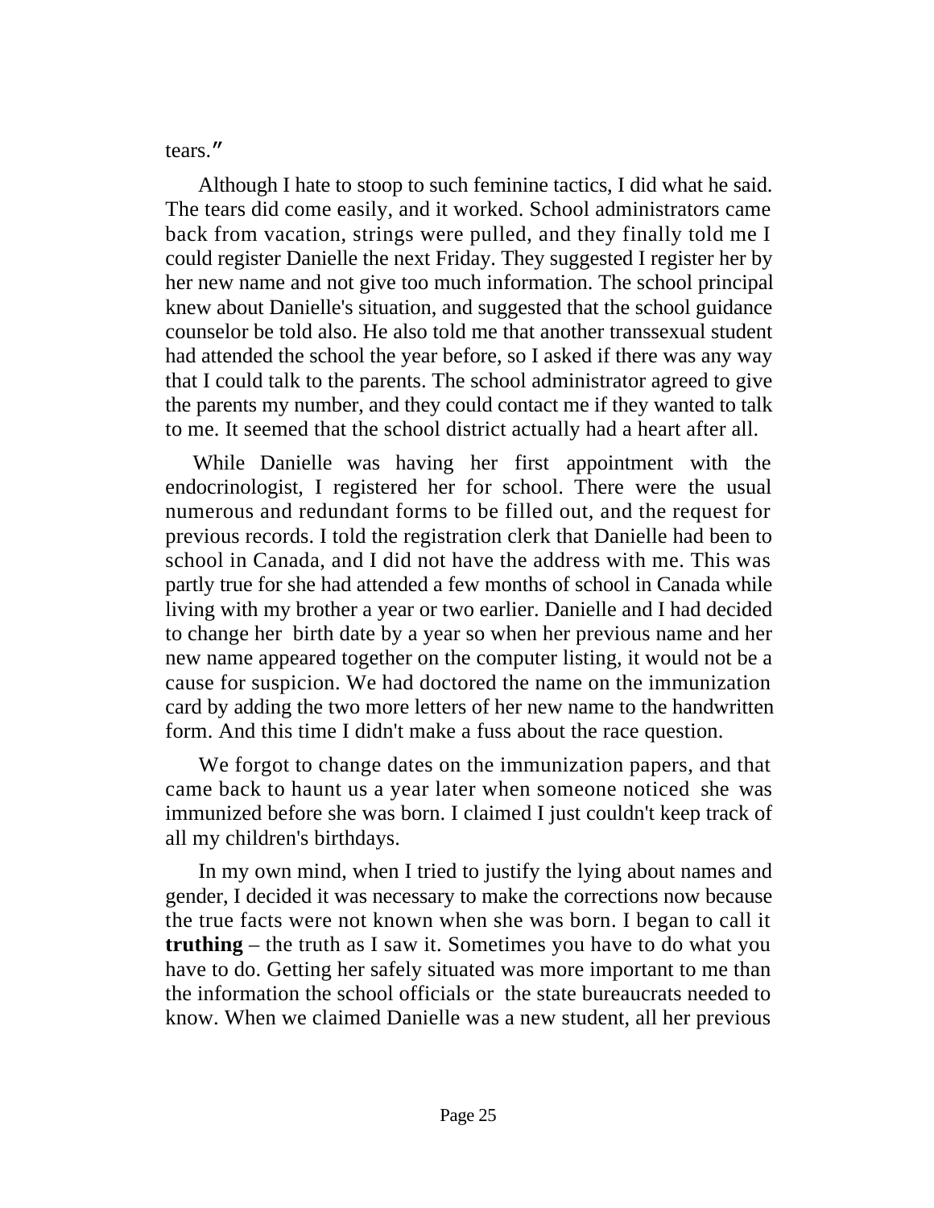tears."

Although I hate to stoop to such feminine tactics, I did what he said. The tears did come easily, and it worked. School administrators came back from vacation, strings were pulled, and they finally told me I could register Danielle the next Friday. They suggested I register her by her new name and not give too much information. The school principal knew about Danielle's situation, and suggested that the school guidance counselor be told also. He also told me that another transsexual student had attended the school the year before, so I asked if there was any way that I could talk to the parents. The school administrator agreed to give the parents my number, and they could contact me if they wanted to talk to me. It seemed that the school district actually had a heart after all.

While Danielle was having her first appointment with the endocrinologist, I registered her for school. There were the usual numerous and redundant forms to be filled out, and the request for previous records. I told the registration clerk that Danielle had been to school in Canada, and I did not have the address with me. This was partly true for she had attended a few months of school in Canada while living with my brother a year or two earlier. Danielle and I had decided to change her birth date by a year so when her previous name and her new name appeared together on the computer listing, it would not be a cause for suspicion. We had doctored the name on the immunization card by adding the two more letters of her new name to the handwritten form. And this time I didn't make a fuss about the race question.

We forgot to change dates on the immunization papers, and that came back to haunt us a year later when someone noticed she was immunized before she was born. I claimed I just couldn't keep track of all my children's birthdays.

In my own mind, when I tried to justify the lying about names and gender, I decided it was necessary to make the corrections now because the true facts were not known when she was born. I began to call it **truthing** – the truth as I saw it. Sometimes you have to do what you have to do. Getting her safely situated was more important to me than the information the school officials or the state bureaucrats needed to know. When we claimed Danielle was a new student, all her previous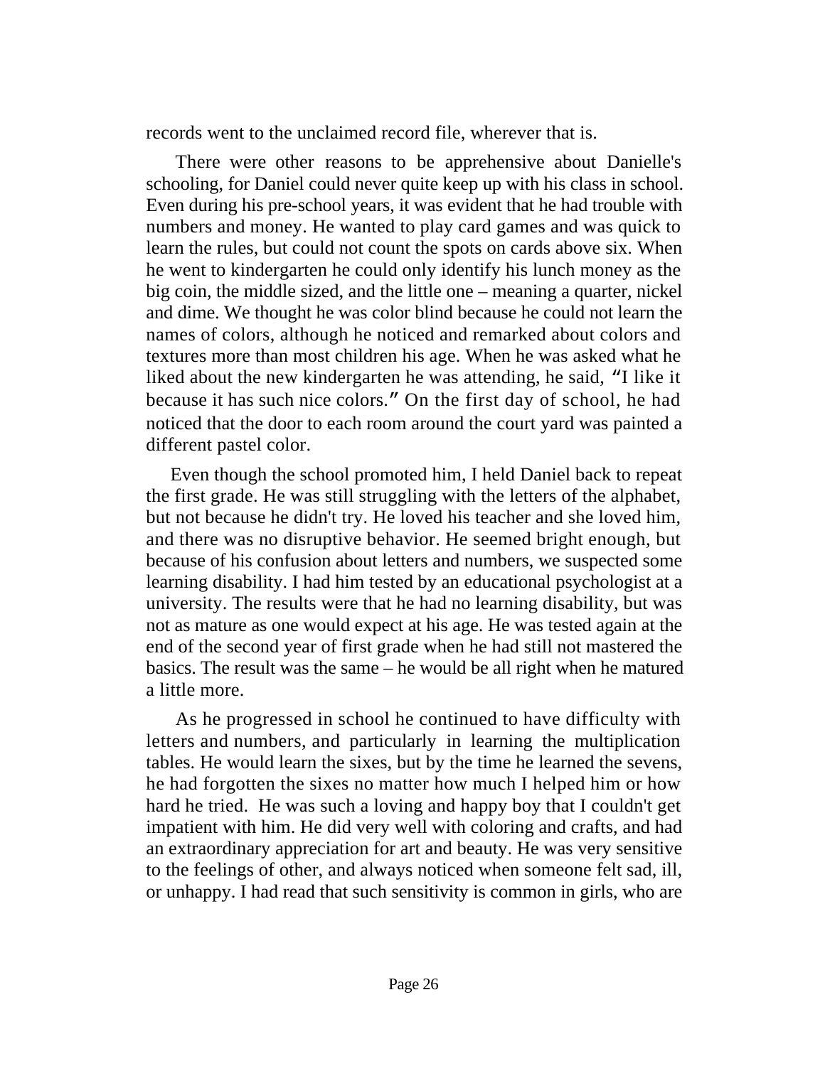records went to the unclaimed record file, wherever that is.

There were other reasons to be apprehensive about Danielle's schooling, for Daniel could never quite keep up with his class in school. Even during his pre-school years, it was evident that he had trouble with numbers and money. He wanted to play card games and was quick to learn the rules, but could not count the spots on cards above six. When he went to kindergarten he could only identify his lunch money as the big coin, the middle sized, and the little one – meaning a quarter, nickel and dime. We thought he was color blind because he could not learn the names of colors, although he noticed and remarked about colors and textures more than most children his age. When he was asked what he liked about the new kindergarten he was attending, he said, "I like it because it has such nice colors." On the first day of school, he had noticed that the door to each room around the court yard was painted a different pastel color.

Even though the school promoted him, I held Daniel back to repeat the first grade. He was still struggling with the letters of the alphabet, but not because he didn't try. He loved his teacher and she loved him, and there was no disruptive behavior. He seemed bright enough, but because of his confusion about letters and numbers, we suspected some learning disability. I had him tested by an educational psychologist at a university. The results were that he had no learning disability, but was not as mature as one would expect at his age. He was tested again at the end of the second year of first grade when he had still not mastered the basics. The result was the same – he would be all right when he matured a little more.

As he progressed in school he continued to have difficulty with letters and numbers, and particularly in learning the multiplication tables. He would learn the sixes, but by the time he learned the sevens, he had forgotten the sixes no matter how much I helped him or how hard he tried. He was such a loving and happy boy that I couldn't get impatient with him. He did very well with coloring and crafts, and had an extraordinary appreciation for art and beauty. He was very sensitive to the feelings of other, and always noticed when someone felt sad, ill, or unhappy. I had read that such sensitivity is common in girls, who are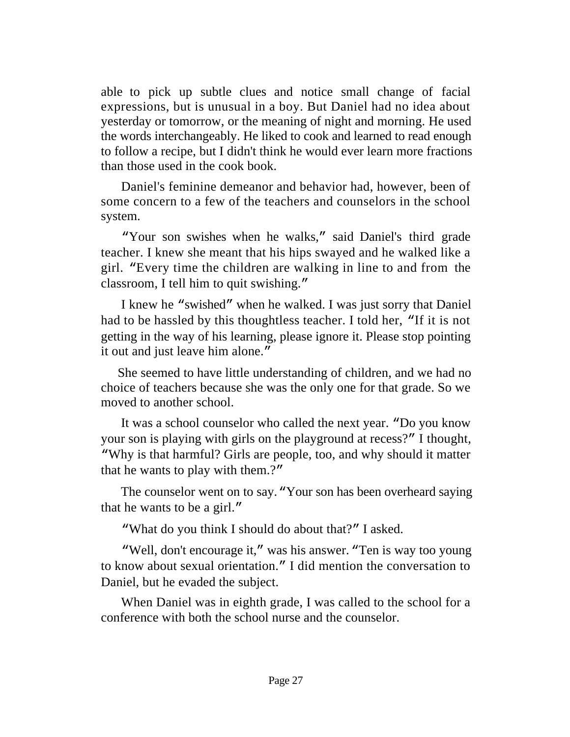able to pick up subtle clues and notice small change of facial expressions, but is unusual in a boy. But Daniel had no idea about yesterday or tomorrow, or the meaning of night and morning. He used the words interchangeably. He liked to cook and learned to read enough to follow a recipe, but I didn't think he would ever learn more fractions than those used in the cook book.

Daniel's feminine demeanor and behavior had, however, been of some concern to a few of the teachers and counselors in the school system.

"Your son swishes when he walks," said Daniel's third grade teacher. I knew she meant that his hips swayed and he walked like a girl. "Every time the children are walking in line to and from the classroom, I tell him to quit swishing."

I knew he "swished" when he walked. I was just sorry that Daniel had to be hassled by this thoughtless teacher. I told her, "If it is not getting in the way of his learning, please ignore it. Please stop pointing it out and just leave him alone."

She seemed to have little understanding of children, and we had no choice of teachers because she was the only one for that grade. So we moved to another school.

It was a school counselor who called the next year. "Do you know your son is playing with girls on the playground at recess?" I thought, "Why is that harmful? Girls are people, too, and why should it matter that he wants to play with them.?"

The counselor went on to say. "Your son has been overheard saying that he wants to be a girl."

"What do you think I should do about that?" I asked.

"Well, don't encourage it," was his answer. "Ten is way too young to know about sexual orientation." I did mention the conversation to Daniel, but he evaded the subject.

When Daniel was in eighth grade, I was called to the school for a conference with both the school nurse and the counselor.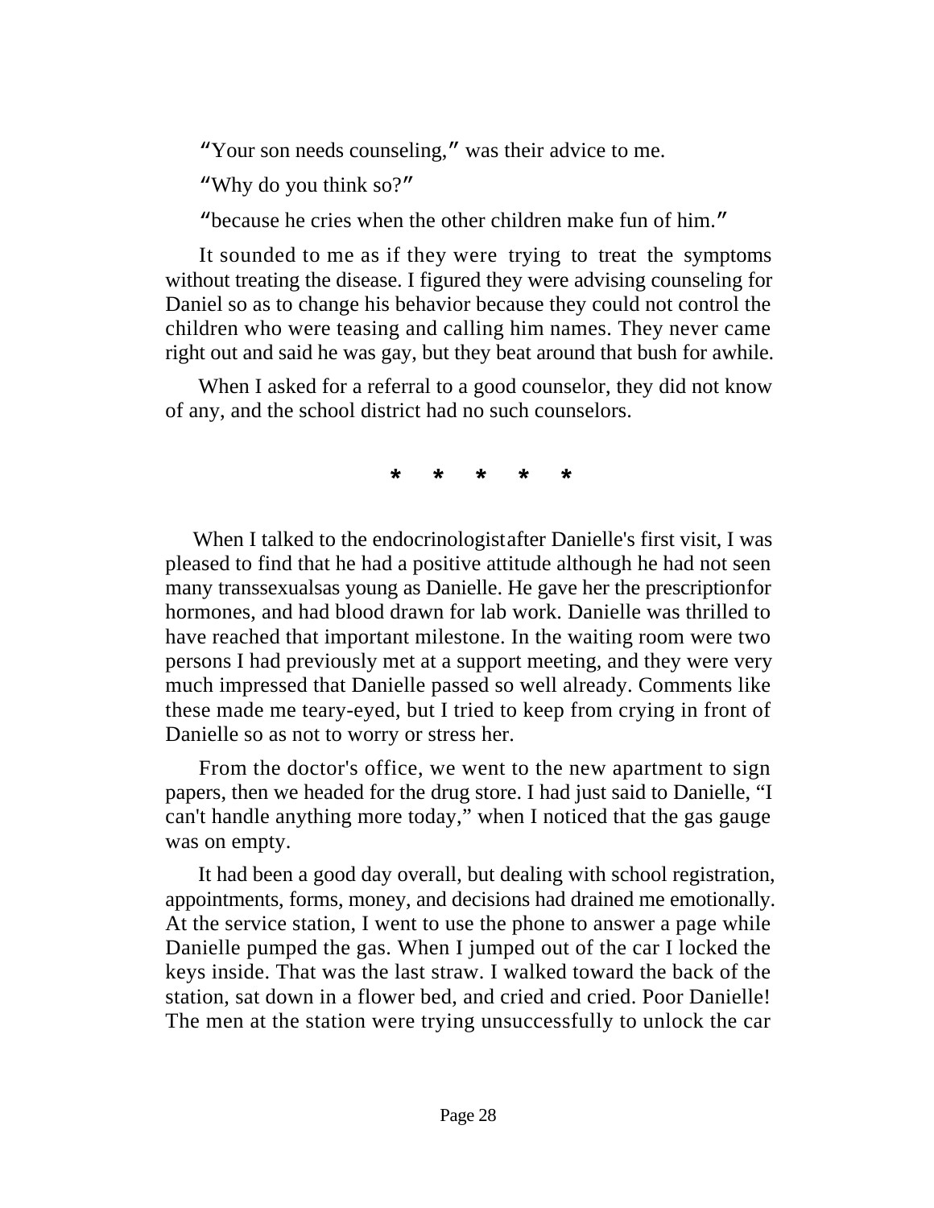"Your son needs counseling," was their advice to me.

"Why do you think so?"

"because he cries when the other children make fun of him."

It sounded to me as if they were trying to treat the symptoms without treating the disease. I figured they were advising counseling for Daniel so as to change his behavior because they could not control the children who were teasing and calling him names. They never came right out and said he was gay, but they beat around that bush for awhile.

When I asked for a referral to a good counselor, they did not know of any, and the school district had no such counselors.

\* \* \* \* \*

When I talked to the endocrinologistafter Danielle's first visit, I was pleased to find that he had a positive attitude although he had not seen many transsexualsas young as Danielle. He gave her the prescriptionfor hormones, and had blood drawn for lab work. Danielle was thrilled to have reached that important milestone. In the waiting room were two persons I had previously met at a support meeting, and they were very much impressed that Danielle passed so well already. Comments like these made me teary-eyed, but I tried to keep from crying in front of Danielle so as not to worry or stress her.

From the doctor's office, we went to the new apartment to sign papers, then we headed for the drug store. I had just said to Danielle, "I can't handle anything more today," when I noticed that the gas gauge was on empty.

It had been a good day overall, but dealing with school registration, appointments, forms, money, and decisions had drained me emotionally. At the service station, I went to use the phone to answer a page while Danielle pumped the gas. When I jumped out of the car I locked the keys inside. That was the last straw. I walked toward the back of the station, sat down in a flower bed, and cried and cried. Poor Danielle! The men at the station were trying unsuccessfully to unlock the car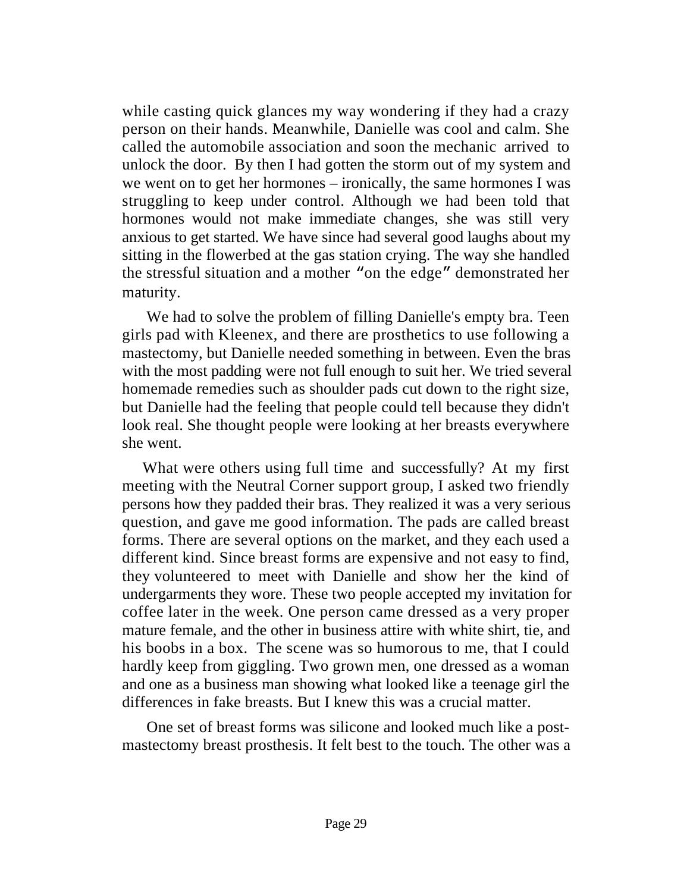while casting quick glances my way wondering if they had a crazy person on their hands. Meanwhile, Danielle was cool and calm. She called the automobile association and soon the mechanic arrived to unlock the door. By then I had gotten the storm out of my system and we went on to get her hormones – ironically, the same hormones I was struggling to keep under control. Although we had been told that hormones would not make immediate changes, she was still very anxious to get started. We have since had several good laughs about my sitting in the flowerbed at the gas station crying. The way she handled the stressful situation and a mother "on the edge" demonstrated her maturity.

We had to solve the problem of filling Danielle's empty bra. Teen girls pad with Kleenex, and there are prosthetics to use following a mastectomy, but Danielle needed something in between. Even the bras with the most padding were not full enough to suit her. We tried several homemade remedies such as shoulder pads cut down to the right size, but Danielle had the feeling that people could tell because they didn't look real. She thought people were looking at her breasts everywhere she went.

What were others using full time and successfully? At my first meeting with the Neutral Corner support group, I asked two friendly persons how they padded their bras. They realized it was a very serious question, and gave me good information. The pads are called breast forms. There are several options on the market, and they each used a different kind. Since breast forms are expensive and not easy to find, they volunteered to meet with Danielle and show her the kind of undergarments they wore. These two people accepted my invitation for coffee later in the week. One person came dressed as a very proper mature female, and the other in business attire with white shirt, tie, and his boobs in a box. The scene was so humorous to me, that I could hardly keep from giggling. Two grown men, one dressed as a woman and one as a business man showing what looked like a teenage girl the differences in fake breasts. But I knew this was a crucial matter.

One set of breast forms was silicone and looked much like a post-mastectomy breast prosthesis. It felt best to the touch. The other was a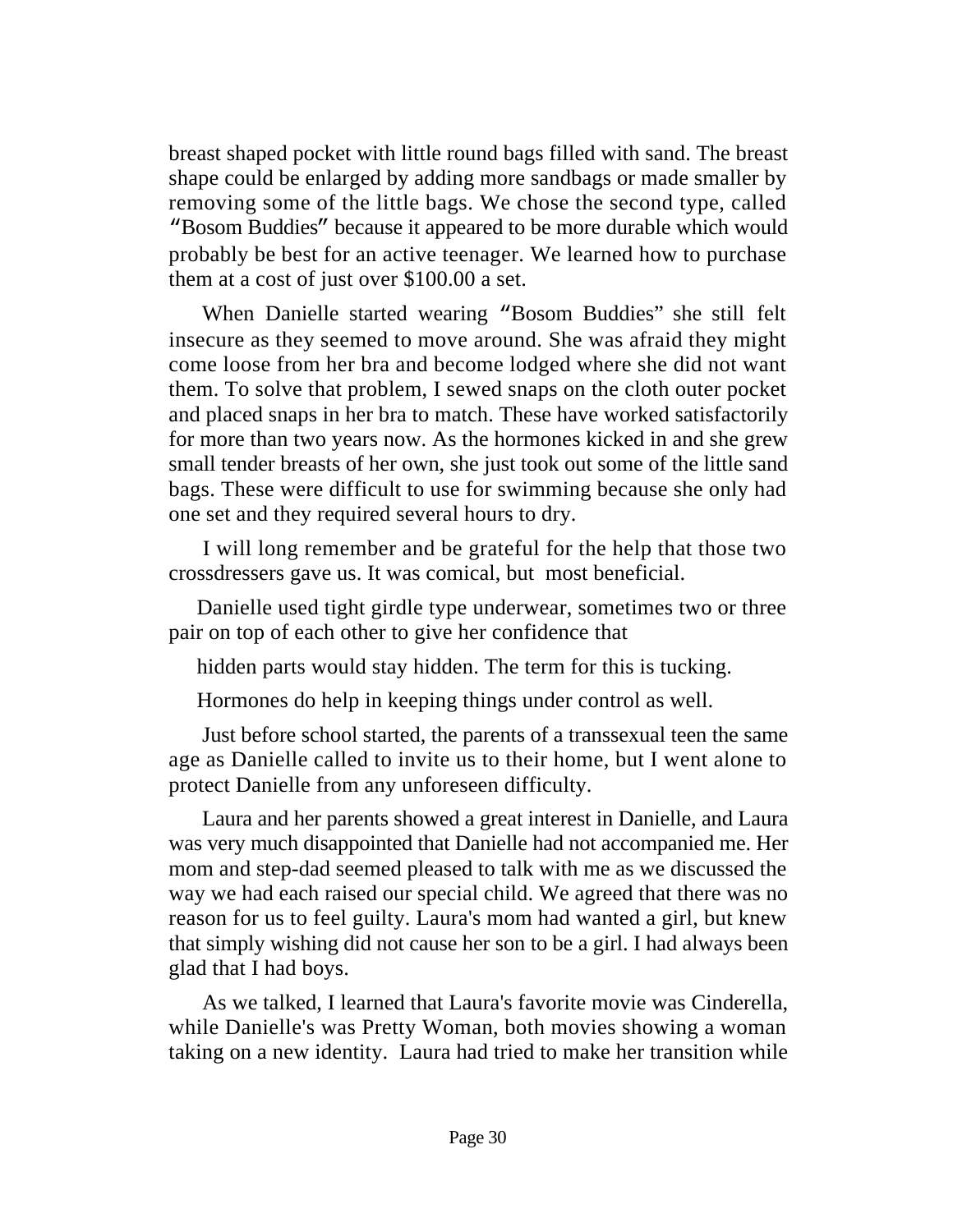breast shaped pocket with little round bags filled with sand. The breast shape could be enlarged by adding more sandbags or made smaller by removing some of the little bags. We chose the second type, called "Bosom Buddies" because it appeared to be more durable which would probably be best for an active teenager. We learned how to purchase them at a cost of just over $100.00 a set.

When Danielle started wearing "Bosom Buddies" she still felt insecure as they seemed to move around. She was afraid they might come loose from her bra and become lodged where she did not want them. To solve that problem, I sewed snaps on the cloth outer pocket and placed snaps in her bra to match. These have worked satisfactorily for more than two years now. As the hormones kicked in and she grew small tender breasts of her own, she just took out some of the little sand bags. These were difficult to use for swimming because she only had one set and they required several hours to dry.

I will long remember and be grateful for the help that those two crossdressers gave us. It was comical, but most beneficial.

Danielle used tight girdle type underwear, sometimes two or three pair on top of each other to give her confidence that hidden parts would stay hidden. The term for this is tucking.

Hormones do help in keeping things under control as well.

Just before school started, the parents of a transsexual teen the same age as Danielle called to invite us to their home, but I went alone to protect Danielle from any unforeseen difficulty.

Laura and her parents showed a great interest in Danielle, and Laura was very much disappointed that Danielle had not accompanied me. Her mom and step-dad seemed pleased to talk with me as we discussed the way we had each raised our special child. We agreed that there was no reason for us to feel guilty. Laura's mom had wanted a girl, but knew that simply wishing did not cause her son to be a girl. I had always been glad that I had boys.

As we talked, I learned that Laura's favorite movie was Cinderella, while Danielle's was Pretty Woman, both movies showing a woman taking on a new identity. Laura had tried to make her transition while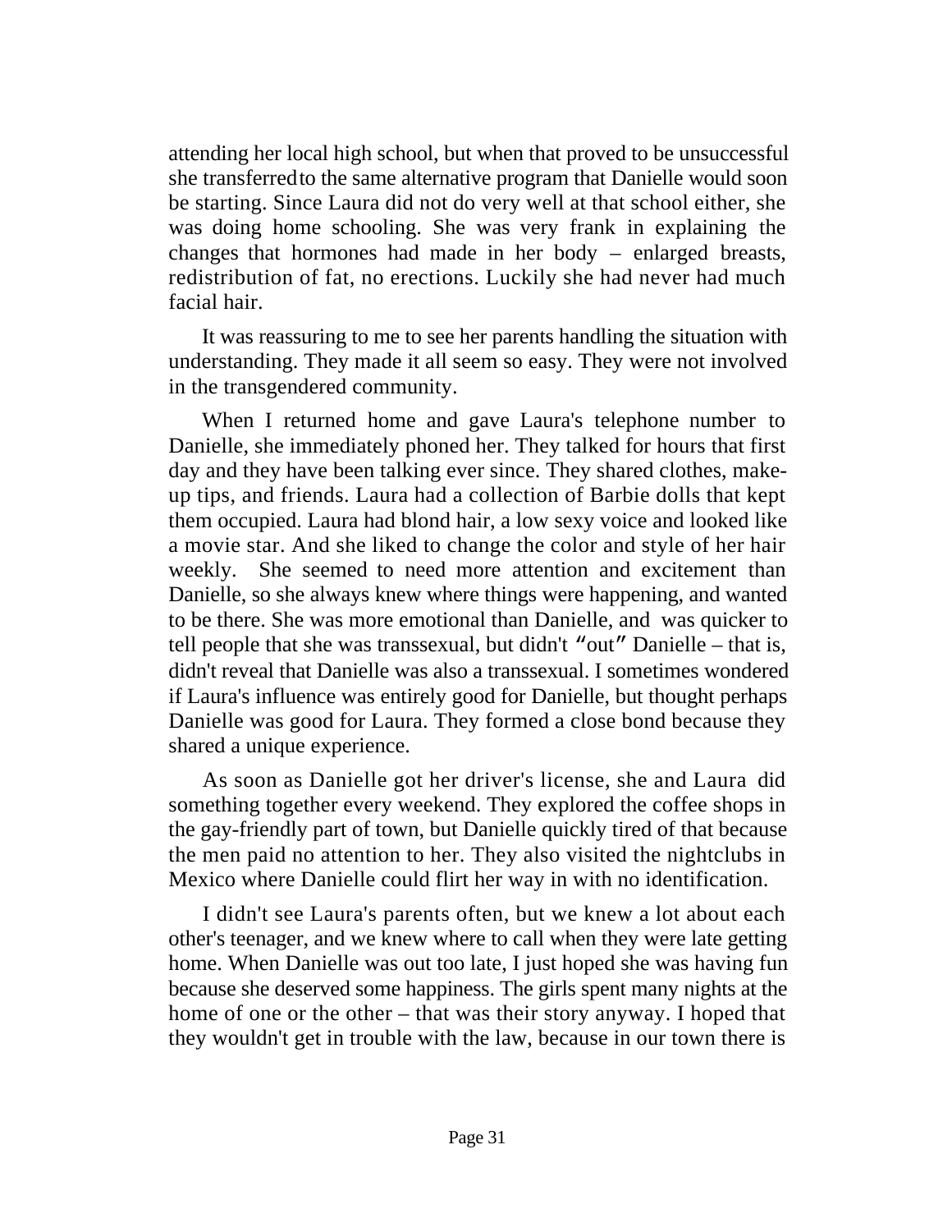attending her local high school, but when that proved to be unsuccessful she transferred to the same alternative program that Danielle would soon be starting. Since Laura did not do very well at that school either, she was doing home schooling. She was very frank in explaining the changes that hormones had made in her body – enlarged breasts, redistribution of fat, no erections. Luckily she had never had much facial hair.

It was reassuring to me to see her parents handling the situation with understanding. They made it all seem so easy. They were not involved in the transgendered community.

When I returned home and gave Laura's telephone number to Danielle, she immediately phoned her. They talked for hours that first day and they have been talking ever since. They shared clothes, make-up tips, and friends. Laura had a collection of Barbie dolls that kept them occupied. Laura had blond hair, a low sexy voice and looked like a movie star. And she liked to change the color and style of her hair weekly. She seemed to need more attention and excitement than Danielle, so she always knew where things were happening, and wanted to be there. She was more emotional than Danielle, and was quicker to tell people that she was transsexual, but didn't "out" Danielle – that is, didn't reveal that Danielle was also a transsexual. I sometimes wondered if Laura's influence was entirely good for Danielle, but thought perhaps Danielle was good for Laura. They formed a close bond because they shared a unique experience.

As soon as Danielle got her driver's license, she and Laura did something together every weekend. They explored the coffee shops in the gay-friendly part of town, but Danielle quickly tired of that because the men paid no attention to her. They also visited the nightclubs in Mexico where Danielle could flirt her way in with no identification.

I didn't see Laura's parents often, but we knew a lot about each other's teenager, and we knew where to call when they were late getting home. When Danielle was out too late, I just hoped she was having fun because she deserved some happiness. The girls spent many nights at the home of one or the other – that was their story anyway. I hoped that they wouldn't get in trouble with the law, because in our town there is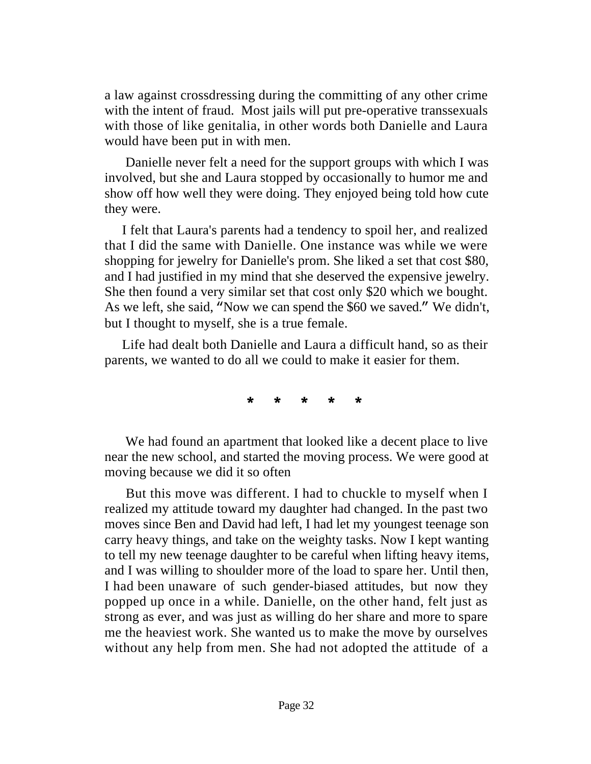a law against crossdressing during the committing of any other crime with the intent of fraud.  Most jails will put pre-operative transsexuals with those of like genitalia, in other words both Danielle and Laura would have been put in with men.

Danielle never felt a need for the support groups with which I was involved, but she and Laura stopped by occasionally to humor me and show off how well they were doing. They enjoyed being told how cute they were.

I felt that Laura's parents had a tendency to spoil her, and realized that I did the same with Danielle. One instance was while we were shopping for jewelry for Danielle's prom. She liked a set that cost $80, and I had justified in my mind that she deserved the expensive jewelry. She then found a very similar set that cost only $20 which we bought. As we left, she said, "Now we can spend the $60 we saved." We didn't, but I thought to myself, she is a true female.

Life had dealt both Danielle and Laura a difficult hand, so as their parents, we wanted to do all we could to make it easier for them.

*     *     *     *     *

We had found an apartment that looked like a decent place to live near the new school, and started the moving process. We were good at moving because we did it so often

But this move was different. I had to chuckle to myself when I realized my attitude toward my daughter had changed. In the past two moves since Ben and David had left, I had let my youngest teenage son carry heavy things, and take on the weighty tasks. Now I kept wanting to tell my new teenage daughter to be careful when lifting heavy items, and I was willing to shoulder more of the load to spare her. Until then, I had been unaware of such gender-biased attitudes, but now they popped up once in a while. Danielle, on the other hand, felt just as strong as ever, and was just as willing do her share and more to spare me the heaviest work. She wanted us to make the move by ourselves without any help from men. She had not adopted the attitude of a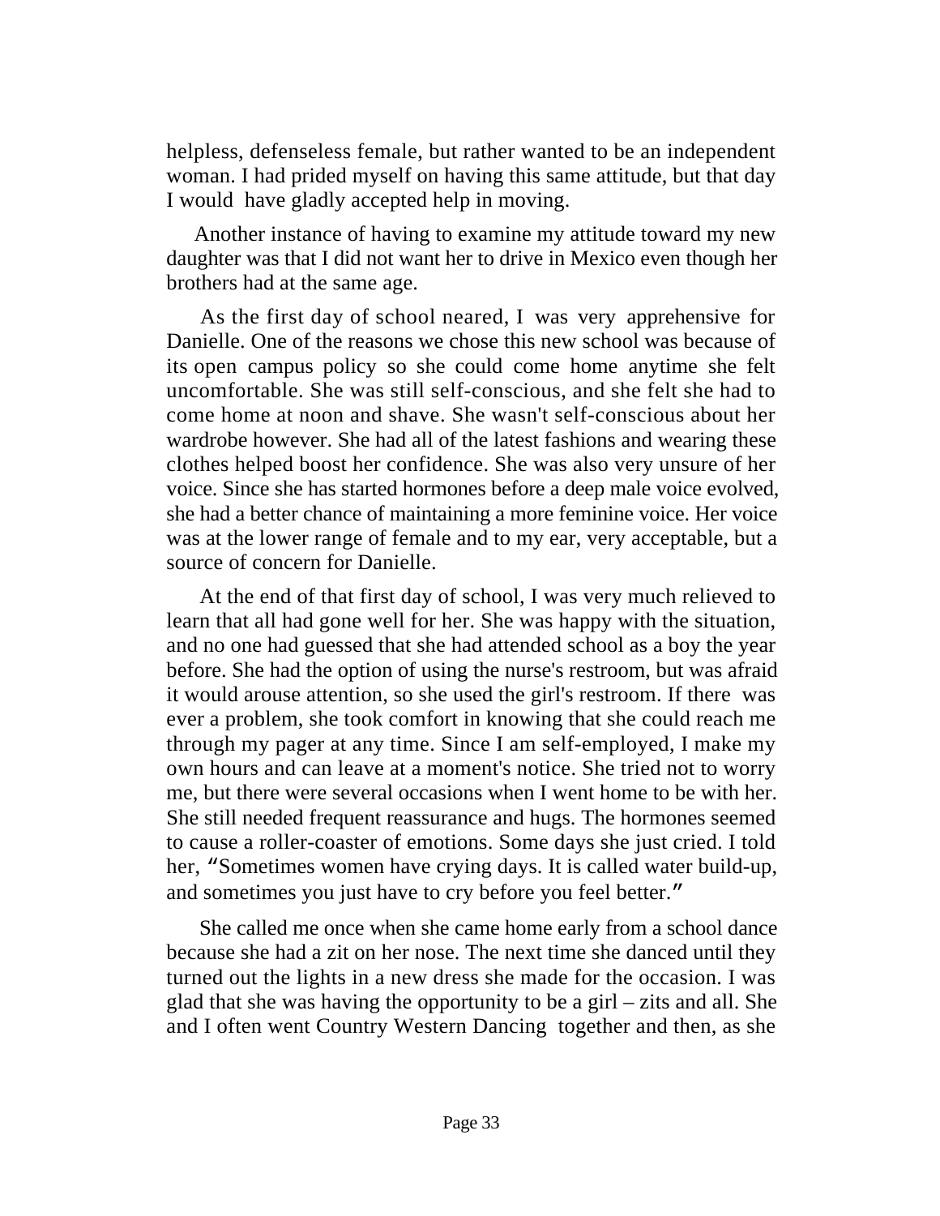helpless, defenseless female, but rather wanted to be an independent woman. I had prided myself on having this same attitude, but that day I would have gladly accepted help in moving.

Another instance of having to examine my attitude toward my new daughter was that I did not want her to drive in Mexico even though her brothers had at the same age.

As the first day of school neared, I was very apprehensive for Danielle. One of the reasons we chose this new school was because of its open campus policy so she could come home anytime she felt uncomfortable. She was still self-conscious, and she felt she had to come home at noon and shave. She wasn't self-conscious about her wardrobe however. She had all of the latest fashions and wearing these clothes helped boost her confidence. She was also very unsure of her voice. Since she has started hormones before a deep male voice evolved, she had a better chance of maintaining a more feminine voice. Her voice was at the lower range of female and to my ear, very acceptable, but a source of concern for Danielle.

At the end of that first day of school, I was very much relieved to learn that all had gone well for her. She was happy with the situation, and no one had guessed that she had attended school as a boy the year before. She had the option of using the nurse's restroom, but was afraid it would arouse attention, so she used the girl's restroom. If there was ever a problem, she took comfort in knowing that she could reach me through my pager at any time. Since I am self-employed, I make my own hours and can leave at a moment's notice. She tried not to worry me, but there were several occasions when I went home to be with her. She still needed frequent reassurance and hugs. The hormones seemed to cause a roller-coaster of emotions. Some days she just cried. I told her, "Sometimes women have crying days. It is called water build-up, and sometimes you just have to cry before you feel better."

She called me once when she came home early from a school dance because she had a zit on her nose. The next time she danced until they turned out the lights in a new dress she made for the occasion. I was glad that she was having the opportunity to be a girl – zits and all. She and I often went Country Western Dancing together and then, as she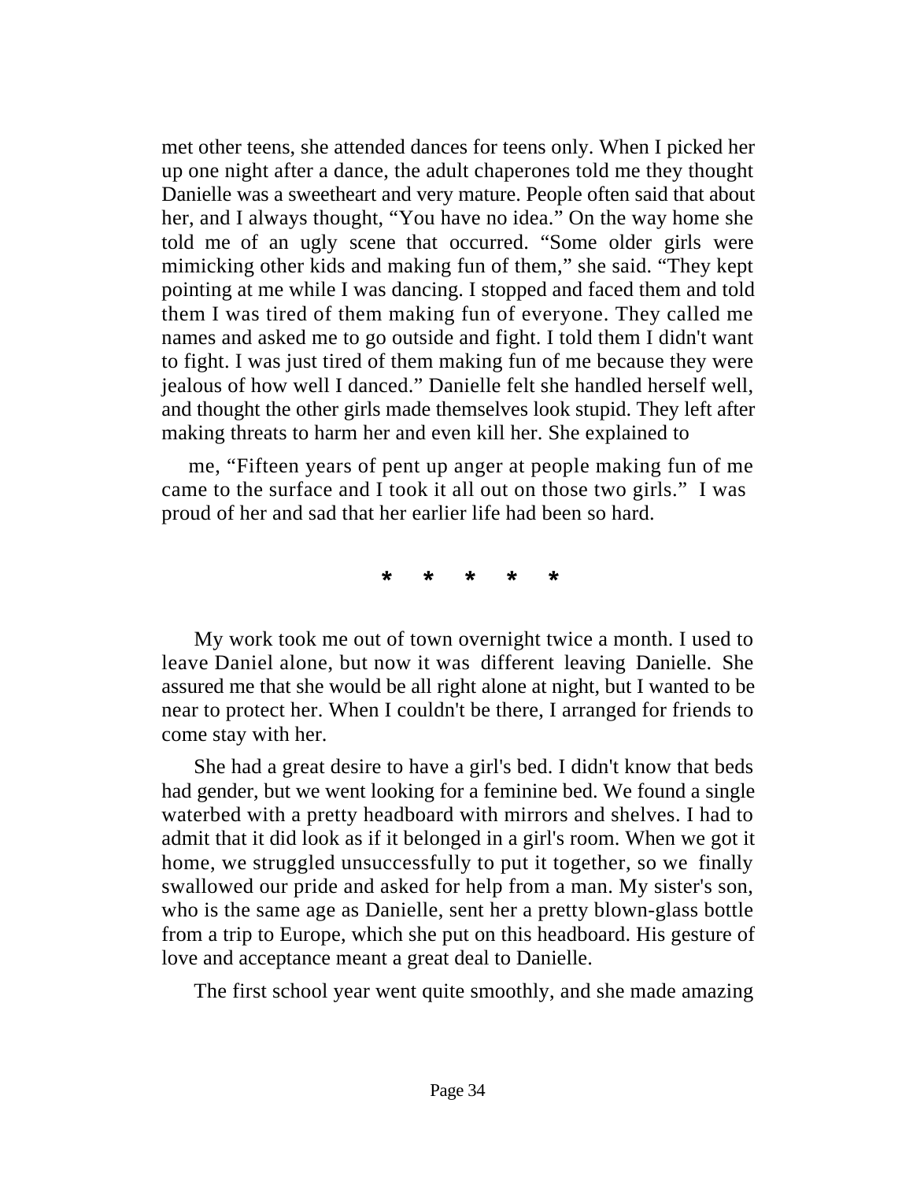met other teens, she attended dances for teens only. When I picked her up one night after a dance, the adult chaperones told me they thought Danielle was a sweetheart and very mature. People often said that about her, and I always thought, "You have no idea." On the way home she told me of an ugly scene that occurred. "Some older girls were mimicking other kids and making fun of them," she said. "They kept pointing at me while I was dancing. I stopped and faced them and told them I was tired of them making fun of everyone. They called me names and asked me to go outside and fight. I told them I didn't want to fight. I was just tired of them making fun of me because they were jealous of how well I danced." Danielle felt she handled herself well, and thought the other girls made themselves look stupid. They left after making threats to harm her and even kill her. She explained to me, "Fifteen years of pent up anger at people making fun of me came to the surface and I took it all out on those two girls." I was proud of her and sad that her earlier life had been so hard.

\* \* \* \* \*

My work took me out of town overnight twice a month. I used to leave Daniel alone, but now it was different leaving Danielle. She assured me that she would be all right alone at night, but I wanted to be near to protect her. When I couldn't be there, I arranged for friends to come stay with her.

She had a great desire to have a girl's bed. I didn't know that beds had gender, but we went looking for a feminine bed. We found a single waterbed with a pretty headboard with mirrors and shelves. I had to admit that it did look as if it belonged in a girl's room. When we got it home, we struggled unsuccessfully to put it together, so we finally swallowed our pride and asked for help from a man. My sister's son, who is the same age as Danielle, sent her a pretty blown-glass bottle from a trip to Europe, which she put on this headboard. His gesture of love and acceptance meant a great deal to Danielle.

The first school year went quite smoothly, and she made amazing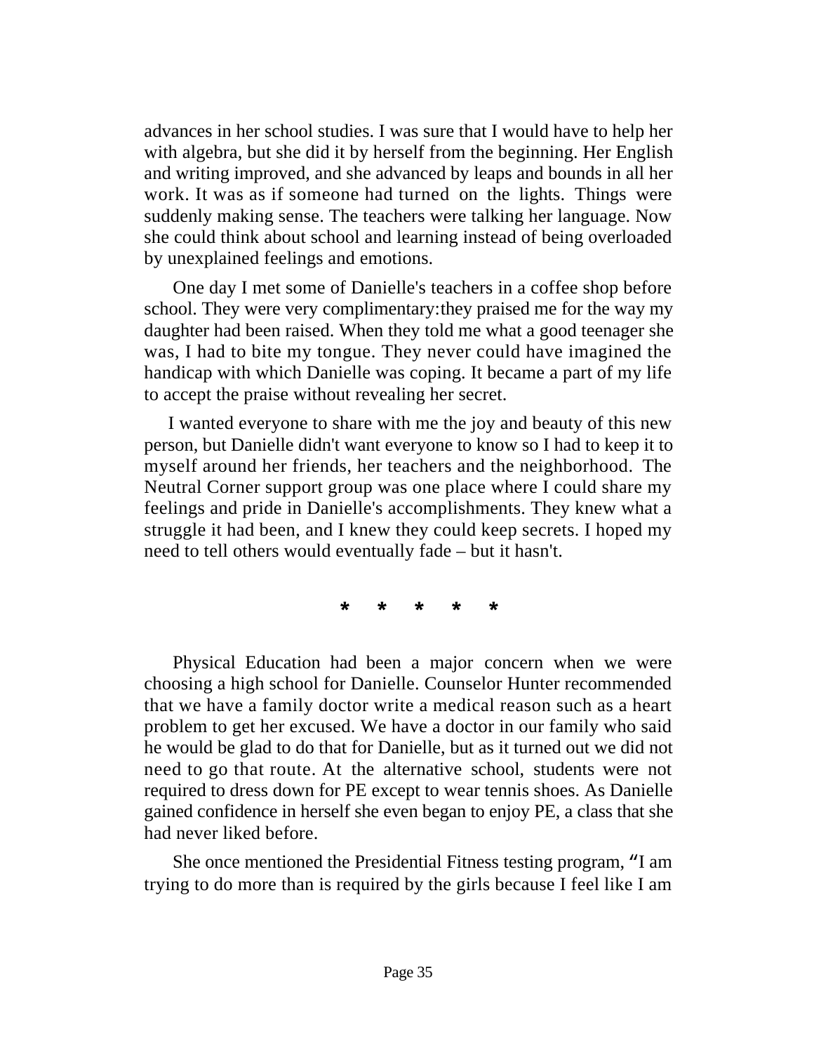advances in her school studies. I was sure that I would have to help her with algebra, but she did it by herself from the beginning. Her English and writing improved, and she advanced by leaps and bounds in all her work. It was as if someone had turned on the lights. Things were suddenly making sense. The teachers were talking her language. Now she could think about school and learning instead of being overloaded by unexplained feelings and emotions.

One day I met some of Danielle's teachers in a coffee shop before school. They were very complimentary:they praised me for the way my daughter had been raised. When they told me what a good teenager she was, I had to bite my tongue. They never could have imagined the handicap with which Danielle was coping. It became a part of my life to accept the praise without revealing her secret.

I wanted everyone to share with me the joy and beauty of this new person, but Danielle didn't want everyone to know so I had to keep it to myself around her friends, her teachers and the neighborhood. The Neutral Corner support group was one place where I could share my feelings and pride in Danielle's accomplishments. They knew what a struggle it had been, and I knew they could keep secrets. I hoped my need to tell others would eventually fade – but it hasn't.

* * * * *

Physical Education had been a major concern when we were choosing a high school for Danielle. Counselor Hunter recommended that we have a family doctor write a medical reason such as a heart problem to get her excused. We have a doctor in our family who said he would be glad to do that for Danielle, but as it turned out we did not need to go that route. At the alternative school, students were not required to dress down for PE except to wear tennis shoes. As Danielle gained confidence in herself she even began to enjoy PE, a class that she had never liked before.

She once mentioned the Presidential Fitness testing program, "I am trying to do more than is required by the girls because I feel like I am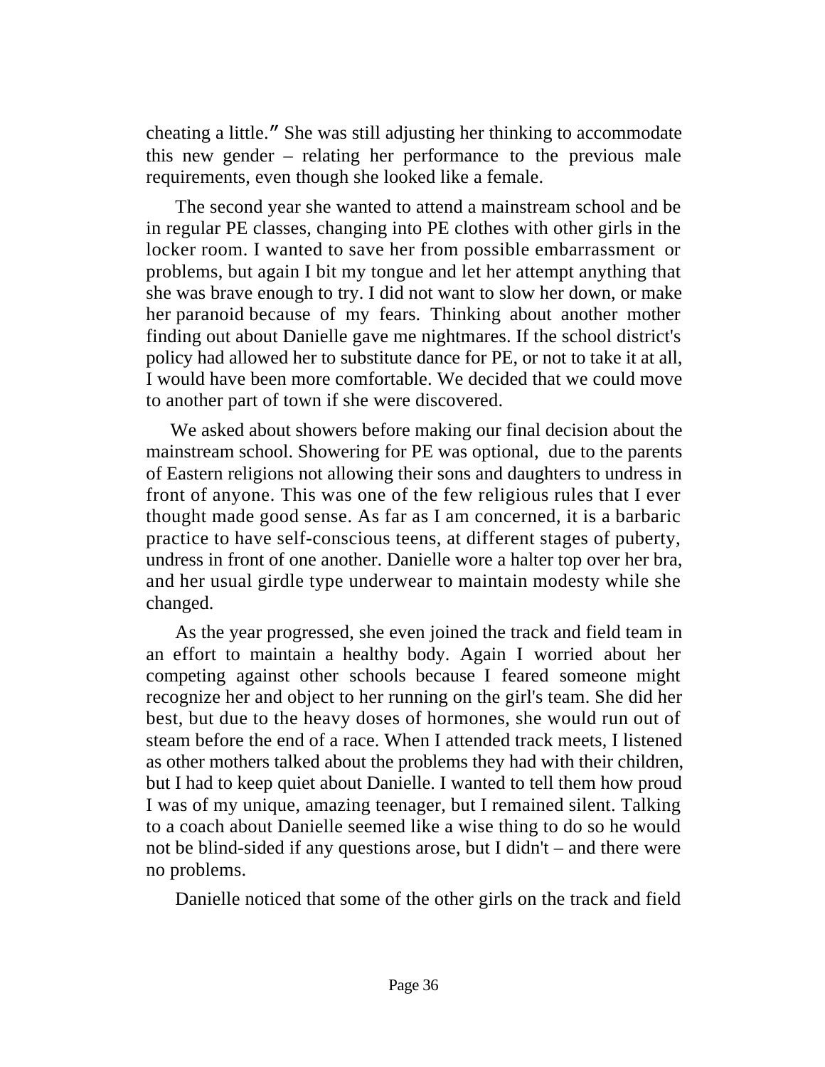cheating a little." She was still adjusting her thinking to accommodate this new gender – relating her performance to the previous male requirements, even though she looked like a female.

The second year she wanted to attend a mainstream school and be in regular PE classes, changing into PE clothes with other girls in the locker room. I wanted to save her from possible embarrassment or problems, but again I bit my tongue and let her attempt anything that she was brave enough to try. I did not want to slow her down, or make her paranoid because of my fears. Thinking about another mother finding out about Danielle gave me nightmares. If the school district's policy had allowed her to substitute dance for PE, or not to take it at all, I would have been more comfortable. We decided that we could move to another part of town if she were discovered.

We asked about showers before making our final decision about the mainstream school. Showering for PE was optional, due to the parents of Eastern religions not allowing their sons and daughters to undress in front of anyone. This was one of the few religious rules that I ever thought made good sense. As far as I am concerned, it is a barbaric practice to have self-conscious teens, at different stages of puberty, undress in front of one another. Danielle wore a halter top over her bra, and her usual girdle type underwear to maintain modesty while she changed.

As the year progressed, she even joined the track and field team in an effort to maintain a healthy body. Again I worried about her competing against other schools because I feared someone might recognize her and object to her running on the girl's team. She did her best, but due to the heavy doses of hormones, she would run out of steam before the end of a race. When I attended track meets, I listened as other mothers talked about the problems they had with their children, but I had to keep quiet about Danielle. I wanted to tell them how proud I was of my unique, amazing teenager, but I remained silent. Talking to a coach about Danielle seemed like a wise thing to do so he would not be blind-sided if any questions arose, but I didn't – and there were no problems.

Danielle noticed that some of the other girls on the track and field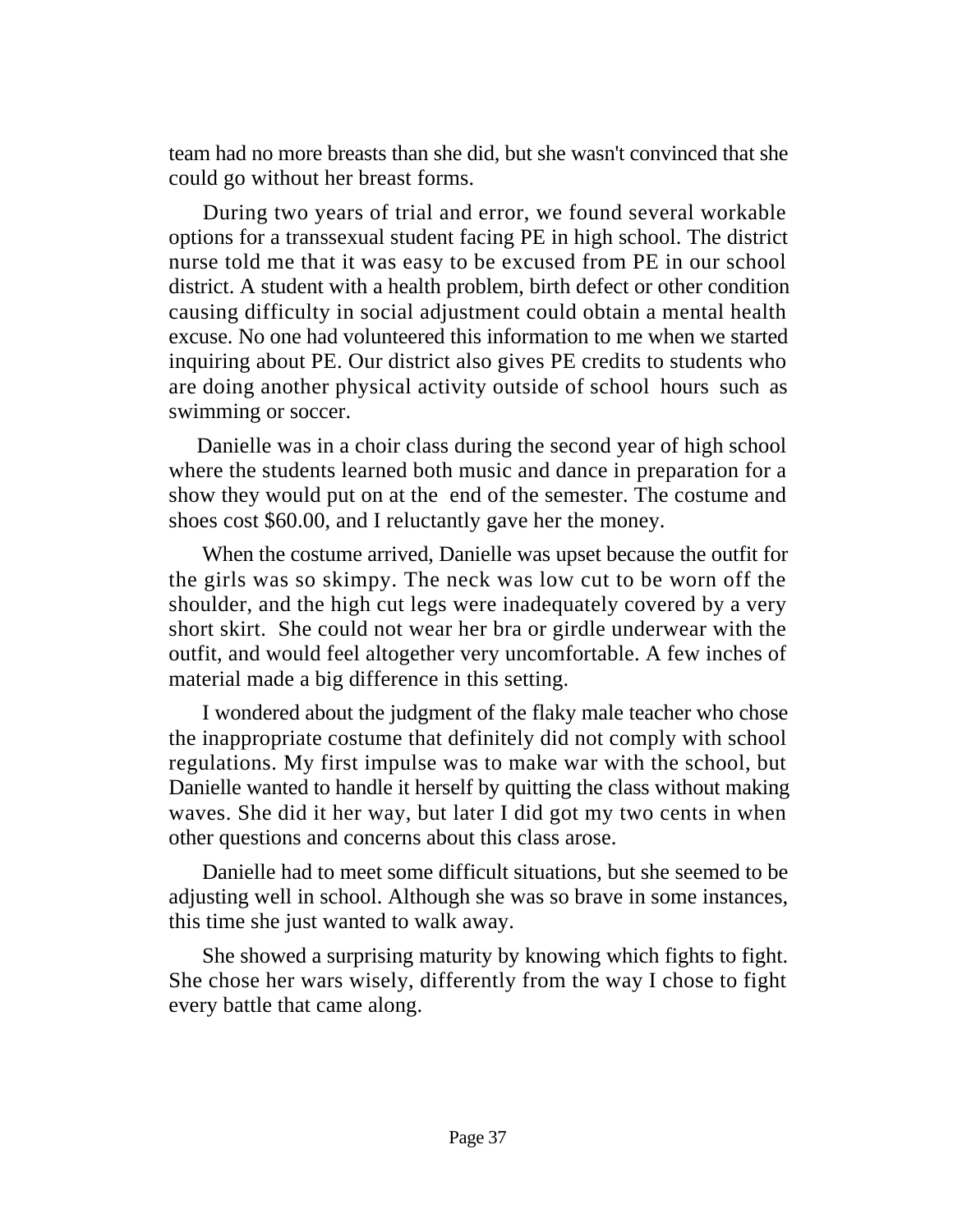team had no more breasts than she did, but she wasn't convinced that she could go without her breast forms.

During two years of trial and error, we found several workable options for a transsexual student facing PE in high school. The district nurse told me that it was easy to be excused from PE in our school district. A student with a health problem, birth defect or other condition causing difficulty in social adjustment could obtain a mental health excuse. No one had volunteered this information to me when we started inquiring about PE. Our district also gives PE credits to students who are doing another physical activity outside of school hours such as swimming or soccer.

Danielle was in a choir class during the second year of high school where the students learned both music and dance in preparation for a show they would put on at the end of the semester. The costume and shoes cost $60.00, and I reluctantly gave her the money.

When the costume arrived, Danielle was upset because the outfit for the girls was so skimpy. The neck was low cut to be worn off the shoulder, and the high cut legs were inadequately covered by a very short skirt. She could not wear her bra or girdle underwear with the outfit, and would feel altogether very uncomfortable. A few inches of material made a big difference in this setting.

I wondered about the judgment of the flaky male teacher who chose the inappropriate costume that definitely did not comply with school regulations. My first impulse was to make war with the school, but Danielle wanted to handle it herself by quitting the class without making waves. She did it her way, but later I did got my two cents in when other questions and concerns about this class arose.

Danielle had to meet some difficult situations, but she seemed to be adjusting well in school. Although she was so brave in some instances, this time she just wanted to walk away.

She showed a surprising maturity by knowing which fights to fight. She chose her wars wisely, differently from the way I chose to fight every battle that came along.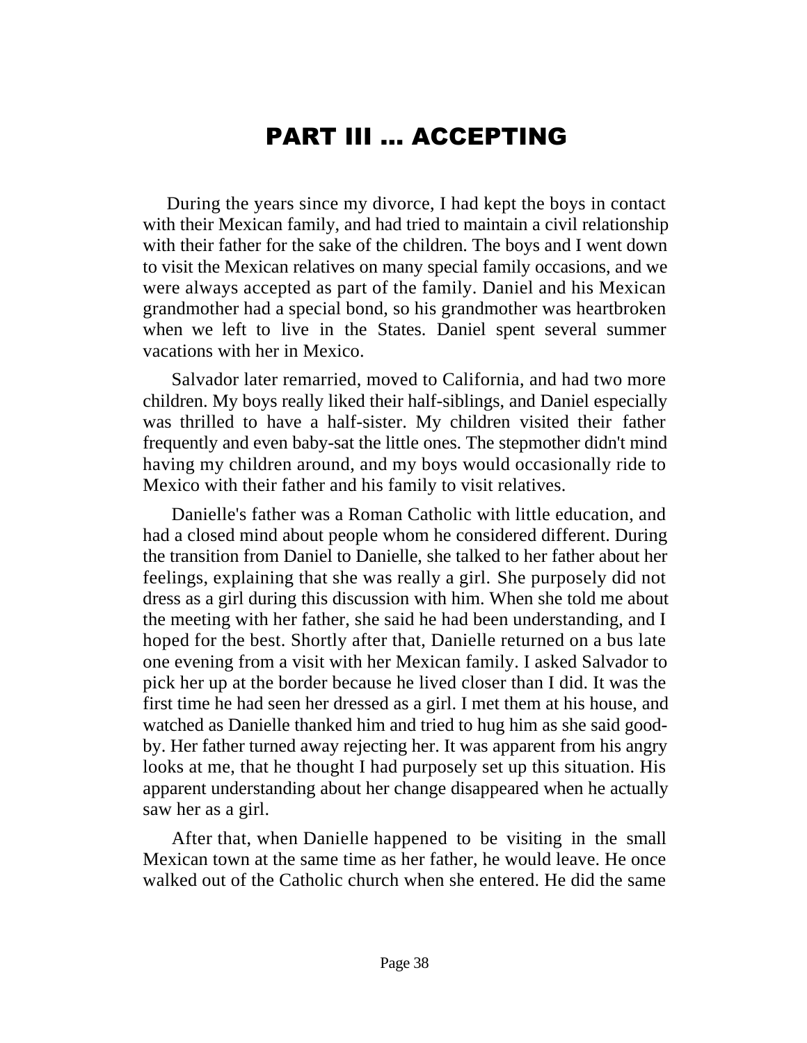# PART III ... ACCEPTING

During the years since my divorce, I had kept the boys in contact with their Mexican family, and had tried to maintain a civil relationship with their father for the sake of the children. The boys and I went down to visit the Mexican relatives on many special family occasions, and we were always accepted as part of the family. Daniel and his Mexican grandmother had a special bond, so his grandmother was heartbroken when we left to live in the States. Daniel spent several summer vacations with her in Mexico.

Salvador later remarried, moved to California, and had two more children. My boys really liked their half-siblings, and Daniel especially was thrilled to have a half-sister. My children visited their father frequently and even baby-sat the little ones. The stepmother didn't mind having my children around, and my boys would occasionally ride to Mexico with their father and his family to visit relatives.

Danielle's father was a Roman Catholic with little education, and had a closed mind about people whom he considered different. During the transition from Daniel to Danielle, she talked to her father about her feelings, explaining that she was really a girl. She purposely did not dress as a girl during this discussion with him. When she told me about the meeting with her father, she said he had been understanding, and I hoped for the best. Shortly after that, Danielle returned on a bus late one evening from a visit with her Mexican family. I asked Salvador to pick her up at the border because he lived closer than I did. It was the first time he had seen her dressed as a girl. I met them at his house, and watched as Danielle thanked him and tried to hug him as she said good-by. Her father turned away rejecting her. It was apparent from his angry looks at me, that he thought I had purposely set up this situation. His apparent understanding about her change disappeared when he actually saw her as a girl.

After that, when Danielle happened to be visiting in the small Mexican town at the same time as her father, he would leave. He once walked out of the Catholic church when she entered. He did the same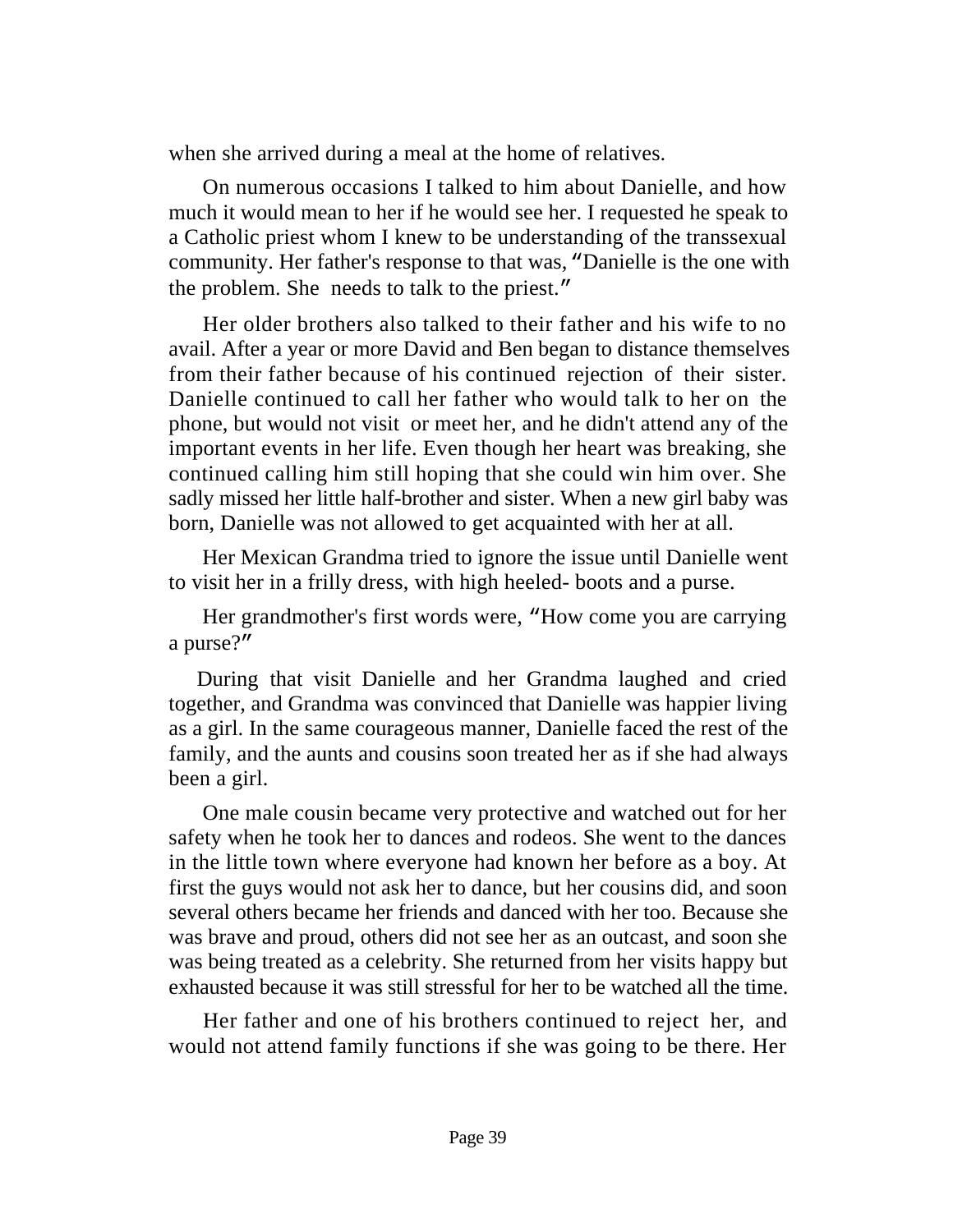when she arrived during a meal at the home of relatives.

On numerous occasions I talked to him about Danielle, and how much it would mean to her if he would see her. I requested he speak to a Catholic priest whom I knew to be understanding of the transsexual community. Her father's response to that was, "Danielle is the one with the problem. She needs to talk to the priest."

Her older brothers also talked to their father and his wife to no avail. After a year or more David and Ben began to distance themselves from their father because of his continued rejection of their sister. Danielle continued to call her father who would talk to her on the phone, but would not visit or meet her, and he didn't attend any of the important events in her life. Even though her heart was breaking, she continued calling him still hoping that she could win him over. She sadly missed her little half-brother and sister. When a new girl baby was born, Danielle was not allowed to get acquainted with her at all.

Her Mexican Grandma tried to ignore the issue until Danielle went to visit her in a frilly dress, with high heeled- boots and a purse.

Her grandmother's first words were, "How come you are carrying a purse?"

During that visit Danielle and her Grandma laughed and cried together, and Grandma was convinced that Danielle was happier living as a girl. In the same courageous manner, Danielle faced the rest of the family, and the aunts and cousins soon treated her as if she had always been a girl.

One male cousin became very protective and watched out for her safety when he took her to dances and rodeos. She went to the dances in the little town where everyone had known her before as a boy. At first the guys would not ask her to dance, but her cousins did, and soon several others became her friends and danced with her too. Because she was brave and proud, others did not see her as an outcast, and soon she was being treated as a celebrity. She returned from her visits happy but exhausted because it was still stressful for her to be watched all the time.

Her father and one of his brothers continued to reject her, and would not attend family functions if she was going to be there. Her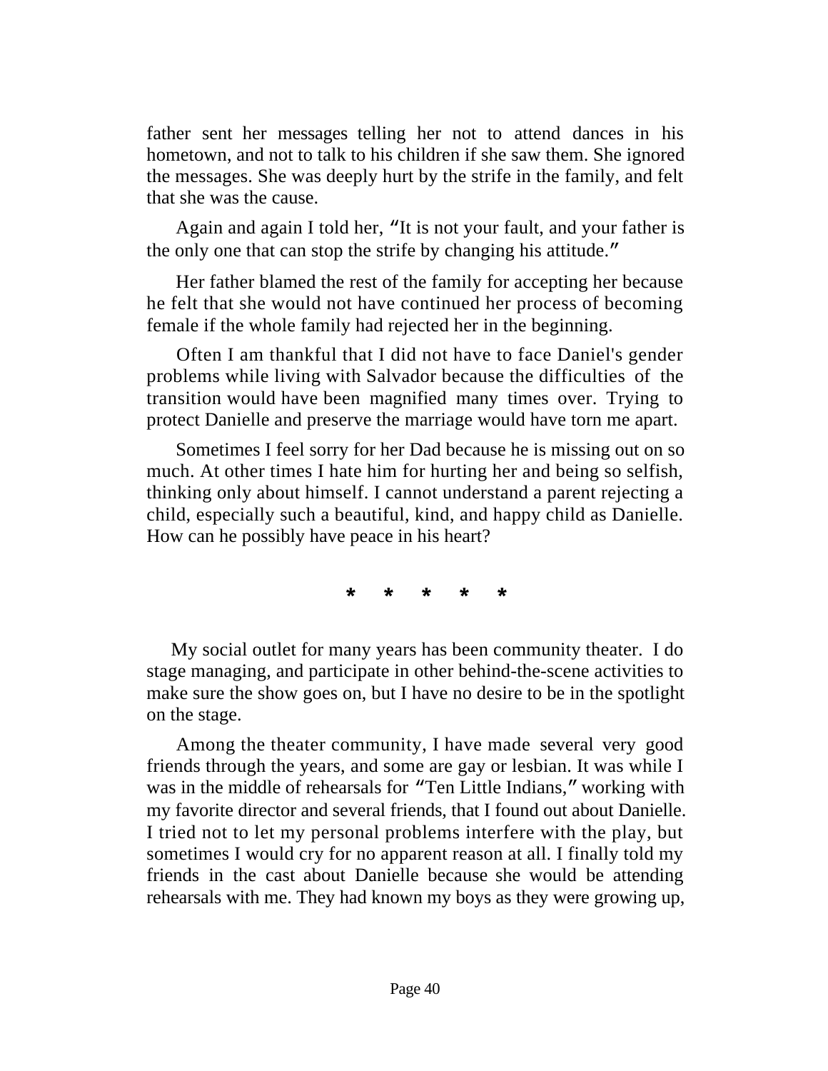father sent her messages telling her not to attend dances in his hometown, and not to talk to his children if she saw them. She ignored the messages. She was deeply hurt by the strife in the family, and felt that she was the cause.

Again and again I told her, "It is not your fault, and your father is the only one that can stop the strife by changing his attitude."

Her father blamed the rest of the family for accepting her because he felt that she would not have continued her process of becoming female if the whole family had rejected her in the beginning.

Often I am thankful that I did not have to face Daniel's gender problems while living with Salvador because the difficulties of the transition would have been magnified many times over. Trying to protect Danielle and preserve the marriage would have torn me apart.

Sometimes I feel sorry for her Dad because he is missing out on so much. At other times I hate him for hurting her and being so selfish, thinking only about himself. I cannot understand a parent rejecting a child, especially such a beautiful, kind, and happy child as Danielle. How can he possibly have peace in his heart?

\* \* \* \* \*

My social outlet for many years has been community theater. I do stage managing, and participate in other behind-the-scene activities to make sure the show goes on, but I have no desire to be in the spotlight on the stage.

Among the theater community, I have made several very good friends through the years, and some are gay or lesbian. It was while I was in the middle of rehearsals for "Ten Little Indians," working with my favorite director and several friends, that I found out about Danielle. I tried not to let my personal problems interfere with the play, but sometimes I would cry for no apparent reason at all. I finally told my friends in the cast about Danielle because she would be attending rehearsals with me. They had known my boys as they were growing up,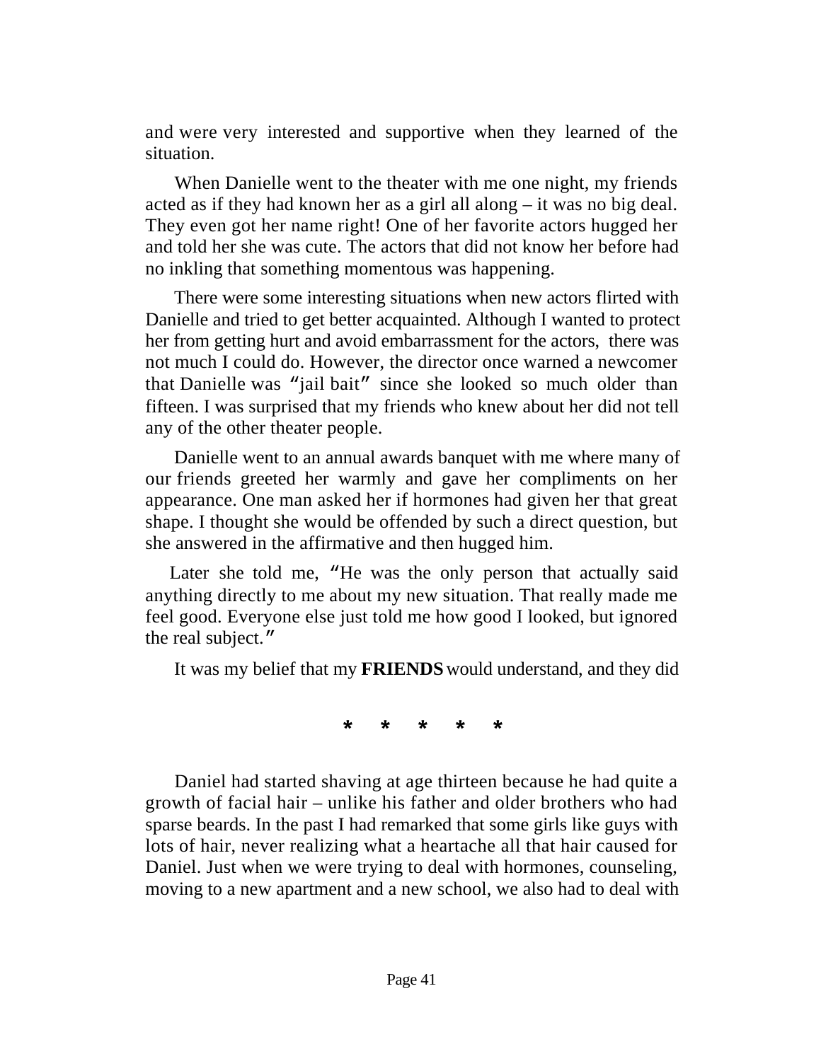and were very interested and supportive when they learned of the situation.

When Danielle went to the theater with me one night, my friends acted as if they had known her as a girl all along – it was no big deal. They even got her name right! One of her favorite actors hugged her and told her she was cute. The actors that did not know her before had no inkling that something momentous was happening.

There were some interesting situations when new actors flirted with Danielle and tried to get better acquainted. Although I wanted to protect her from getting hurt and avoid embarrassment for the actors, there was not much I could do. However, the director once warned a newcomer that Danielle was "jail bait" since she looked so much older than fifteen. I was surprised that my friends who knew about her did not tell any of the other theater people.

Danielle went to an annual awards banquet with me where many of our friends greeted her warmly and gave her compliments on her appearance. One man asked her if hormones had given her that great shape. I thought she would be offended by such a direct question, but she answered in the affirmative and then hugged him.

Later she told me, "He was the only person that actually said anything directly to me about my new situation. That really made me feel good. Everyone else just told me how good I looked, but ignored the real subject."

It was my belief that my **FRIENDS** would understand, and they did

\* \* \* \* \*

Daniel had started shaving at age thirteen because he had quite a growth of facial hair – unlike his father and older brothers who had sparse beards. In the past I had remarked that some girls like guys with lots of hair, never realizing what a heartache all that hair caused for Daniel. Just when we were trying to deal with hormones, counseling, moving to a new apartment and a new school, we also had to deal with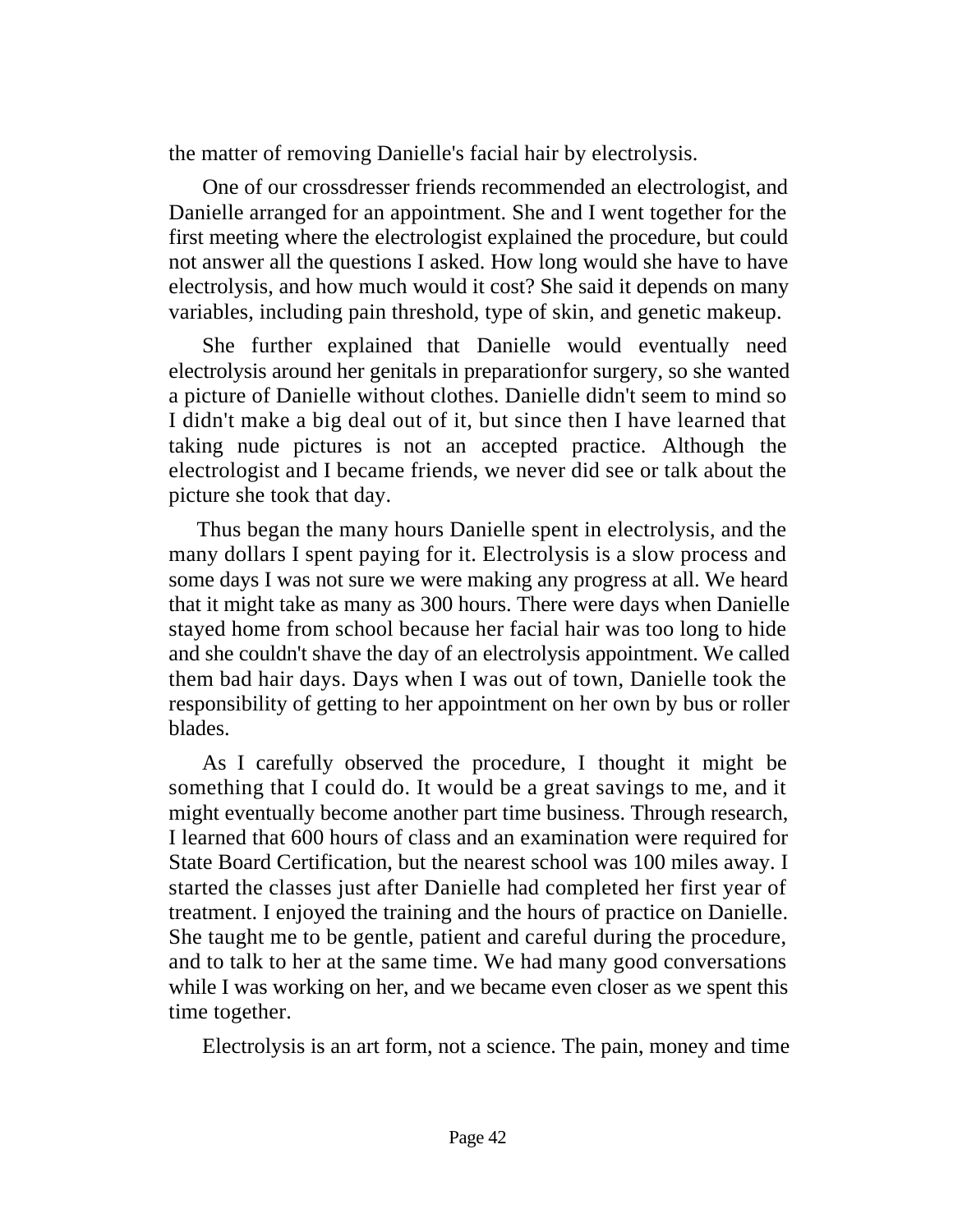the matter of removing Danielle's facial hair by electrolysis.

One of our crossdresser friends recommended an electrologist, and Danielle arranged for an appointment. She and I went together for the first meeting where the electrologist explained the procedure, but could not answer all the questions I asked. How long would she have to have electrolysis, and how much would it cost? She said it depends on many variables, including pain threshold, type of skin, and genetic makeup.

She further explained that Danielle would eventually need electrolysis around her genitals in preparationfor surgery, so she wanted a picture of Danielle without clothes. Danielle didn't seem to mind so I didn't make a big deal out of it, but since then I have learned that taking nude pictures is not an accepted practice. Although the electrologist and I became friends, we never did see or talk about the picture she took that day.

Thus began the many hours Danielle spent in electrolysis, and the many dollars I spent paying for it. Electrolysis is a slow process and some days I was not sure we were making any progress at all. We heard that it might take as many as 300 hours. There were days when Danielle stayed home from school because her facial hair was too long to hide and she couldn't shave the day of an electrolysis appointment. We called them bad hair days. Days when I was out of town, Danielle took the responsibility of getting to her appointment on her own by bus or roller blades.

As I carefully observed the procedure, I thought it might be something that I could do. It would be a great savings to me, and it might eventually become another part time business. Through research, I learned that 600 hours of class and an examination were required for State Board Certification, but the nearest school was 100 miles away. I started the classes just after Danielle had completed her first year of treatment. I enjoyed the training and the hours of practice on Danielle. She taught me to be gentle, patient and careful during the procedure, and to talk to her at the same time. We had many good conversations while I was working on her, and we became even closer as we spent this time together.

Electrolysis is an art form, not a science. The pain, money and time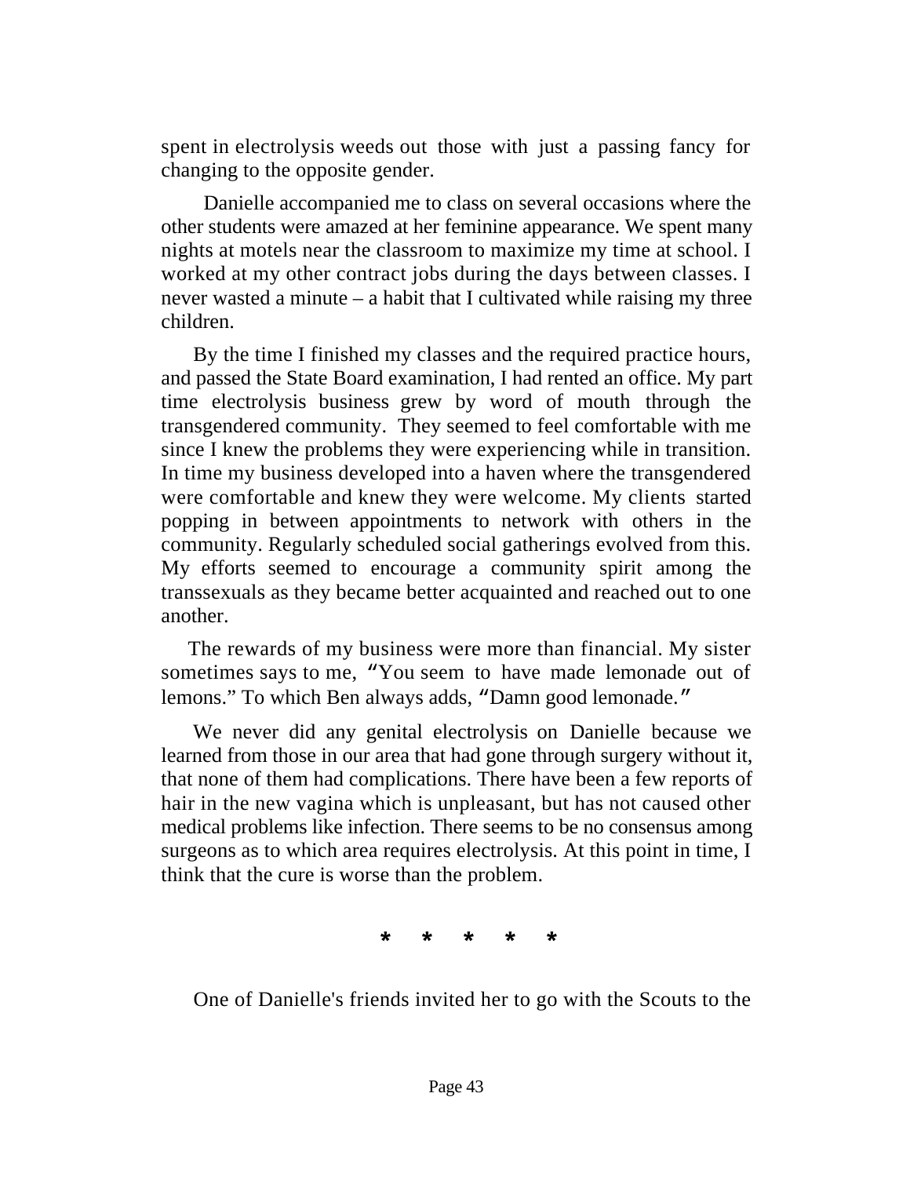spent in electrolysis weeds out those with just a passing fancy for changing to the opposite gender.

Danielle accompanied me to class on several occasions where the other students were amazed at her feminine appearance. We spent many nights at motels near the classroom to maximize my time at school. I worked at my other contract jobs during the days between classes. I never wasted a minute – a habit that I cultivated while raising my three children.

By the time I finished my classes and the required practice hours, and passed the State Board examination, I had rented an office. My part time electrolysis business grew by word of mouth through the transgendered community. They seemed to feel comfortable with me since I knew the problems they were experiencing while in transition. In time my business developed into a haven where the transgendered were comfortable and knew they were welcome. My clients started popping in between appointments to network with others in the community. Regularly scheduled social gatherings evolved from this. My efforts seemed to encourage a community spirit among the transsexuals as they became better acquainted and reached out to one another.

The rewards of my business were more than financial. My sister sometimes says to me, "You seem to have made lemonade out of lemons." To which Ben always adds, "Damn good lemonade."

We never did any genital electrolysis on Danielle because we learned from those in our area that had gone through surgery without it, that none of them had complications. There have been a few reports of hair in the new vagina which is unpleasant, but has not caused other medical problems like infection. There seems to be no consensus among surgeons as to which area requires electrolysis. At this point in time, I think that the cure is worse than the problem.

\* \* \* \* \*

One of Danielle's friends invited her to go with the Scouts to the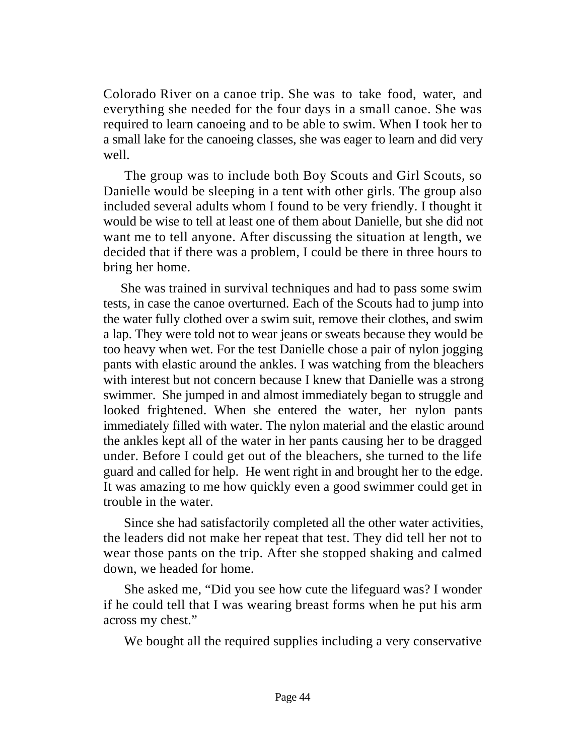Colorado River on a canoe trip. She was to take food, water, and everything she needed for the four days in a small canoe. She was required to learn canoeing and to be able to swim. When I took her to a small lake for the canoeing classes, she was eager to learn and did very well.

The group was to include both Boy Scouts and Girl Scouts, so Danielle would be sleeping in a tent with other girls. The group also included several adults whom I found to be very friendly. I thought it would be wise to tell at least one of them about Danielle, but she did not want me to tell anyone. After discussing the situation at length, we decided that if there was a problem, I could be there in three hours to bring her home.

She was trained in survival techniques and had to pass some swim tests, in case the canoe overturned. Each of the Scouts had to jump into the water fully clothed over a swim suit, remove their clothes, and swim a lap. They were told not to wear jeans or sweats because they would be too heavy when wet. For the test Danielle chose a pair of nylon jogging pants with elastic around the ankles. I was watching from the bleachers with interest but not concern because I knew that Danielle was a strong swimmer. She jumped in and almost immediately began to struggle and looked frightened. When she entered the water, her nylon pants immediately filled with water. The nylon material and the elastic around the ankles kept all of the water in her pants causing her to be dragged under. Before I could get out of the bleachers, she turned to the life guard and called for help. He went right in and brought her to the edge. It was amazing to me how quickly even a good swimmer could get in trouble in the water.

Since she had satisfactorily completed all the other water activities, the leaders did not make her repeat that test. They did tell her not to wear those pants on the trip. After she stopped shaking and calmed down, we headed for home.

She asked me, "Did you see how cute the lifeguard was? I wonder if he could tell that I was wearing breast forms when he put his arm across my chest."

We bought all the required supplies including a very conservative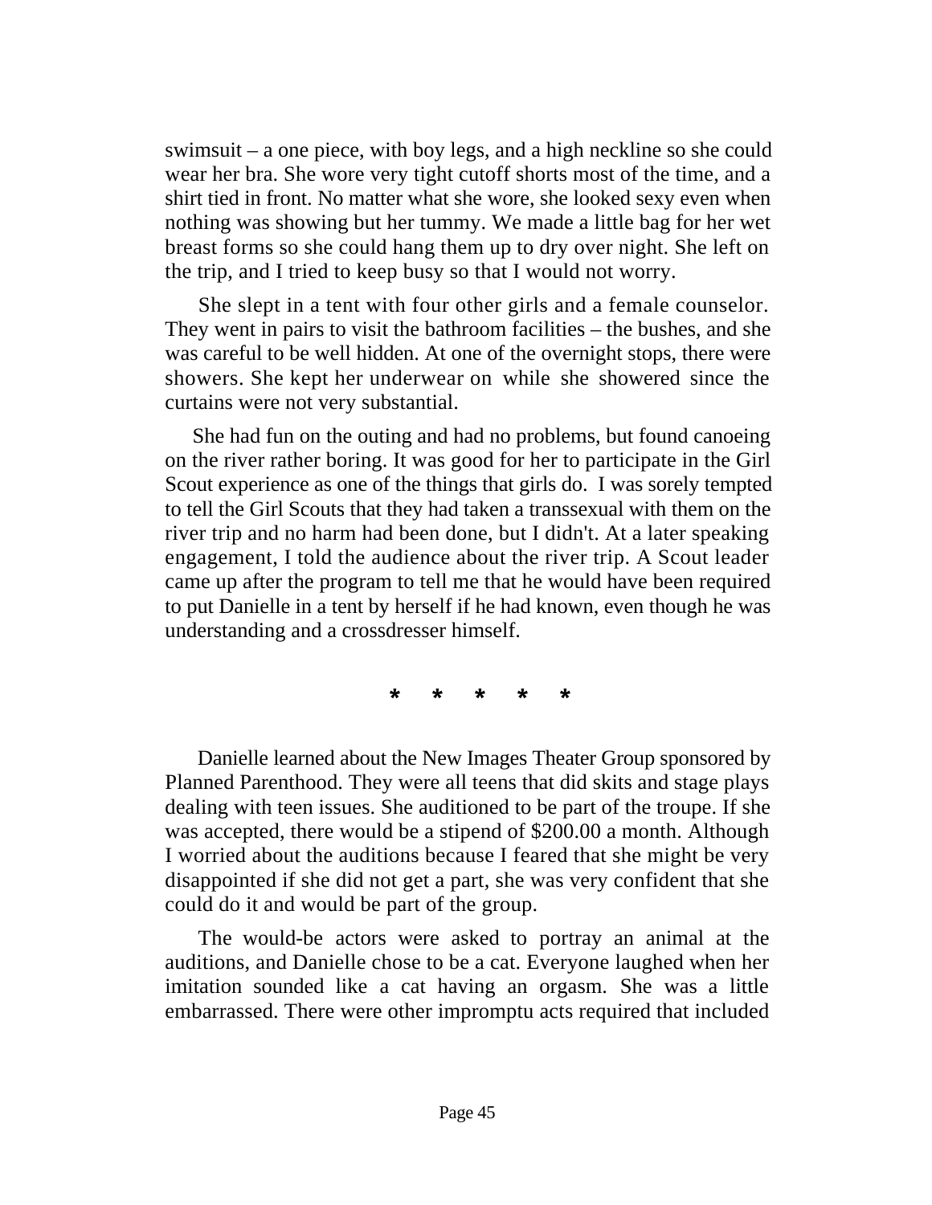swimsuit – a one piece, with boy legs, and a high neckline so she could wear her bra. She wore very tight cutoff shorts most of the time, and a shirt tied in front. No matter what she wore, she looked sexy even when nothing was showing but her tummy. We made a little bag for her wet breast forms so she could hang them up to dry over night. She left on the trip, and I tried to keep busy so that I would not worry.

She slept in a tent with four other girls and a female counselor. They went in pairs to visit the bathroom facilities – the bushes, and she was careful to be well hidden. At one of the overnight stops, there were showers. She kept her underwear on while she showered since the curtains were not very substantial.

She had fun on the outing and had no problems, but found canoeing on the river rather boring. It was good for her to participate in the Girl Scout experience as one of the things that girls do. I was sorely tempted to tell the Girl Scouts that they had taken a transsexual with them on the river trip and no harm had been done, but I didn't. At a later speaking engagement, I told the audience about the river trip. A Scout leader came up after the program to tell me that he would have been required to put Danielle in a tent by herself if he had known, even though he was understanding and a crossdresser himself.

\* \* \* \* \*

Danielle learned about the New Images Theater Group sponsored by Planned Parenthood. They were all teens that did skits and stage plays dealing with teen issues. She auditioned to be part of the troupe. If she was accepted, there would be a stipend of $200.00 a month. Although I worried about the auditions because I feared that she might be very disappointed if she did not get a part, she was very confident that she could do it and would be part of the group.

The would-be actors were asked to portray an animal at the auditions, and Danielle chose to be a cat. Everyone laughed when her imitation sounded like a cat having an orgasm. She was a little embarrassed. There were other impromptu acts required that included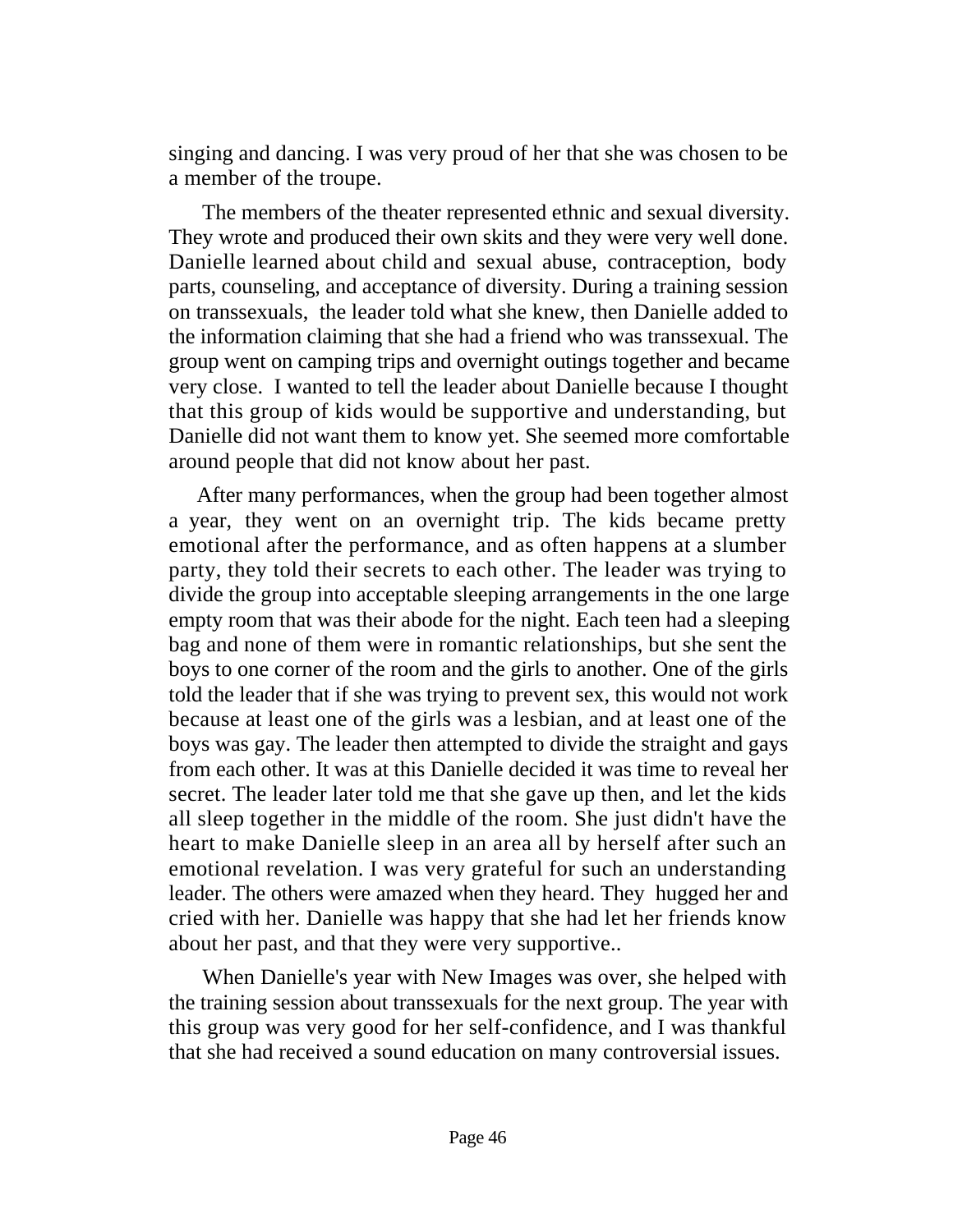singing and dancing. I was very proud of her that she was chosen to be a member of the troupe.

The members of the theater represented ethnic and sexual diversity. They wrote and produced their own skits and they were very well done. Danielle learned about child and sexual abuse, contraception, body parts, counseling, and acceptance of diversity. During a training session on transsexuals, the leader told what she knew, then Danielle added to the information claiming that she had a friend who was transsexual. The group went on camping trips and overnight outings together and became very close. I wanted to tell the leader about Danielle because I thought that this group of kids would be supportive and understanding, but Danielle did not want them to know yet. She seemed more comfortable around people that did not know about her past.

After many performances, when the group had been together almost a year, they went on an overnight trip. The kids became pretty emotional after the performance, and as often happens at a slumber party, they told their secrets to each other. The leader was trying to divide the group into acceptable sleeping arrangements in the one large empty room that was their abode for the night. Each teen had a sleeping bag and none of them were in romantic relationships, but she sent the boys to one corner of the room and the girls to another. One of the girls told the leader that if she was trying to prevent sex, this would not work because at least one of the girls was a lesbian, and at least one of the boys was gay. The leader then attempted to divide the straight and gays from each other. It was at this Danielle decided it was time to reveal her secret. The leader later told me that she gave up then, and let the kids all sleep together in the middle of the room. She just didn't have the heart to make Danielle sleep in an area all by herself after such an emotional revelation. I was very grateful for such an understanding leader. The others were amazed when they heard. They hugged her and cried with her. Danielle was happy that she had let her friends know about her past, and that they were very supportive..

When Danielle's year with New Images was over, she helped with the training session about transsexuals for the next group. The year with this group was very good for her self-confidence, and I was thankful that she had received a sound education on many controversial issues.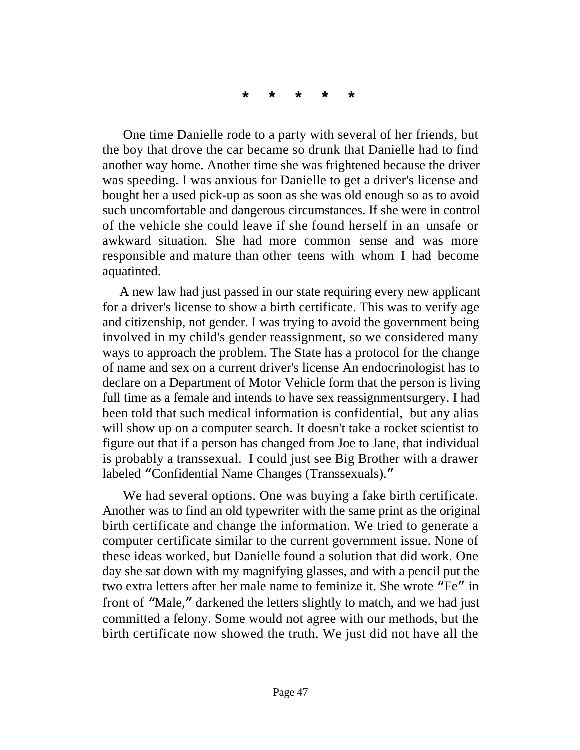\* \* \* \* \*

One time Danielle rode to a party with several of her friends, but the boy that drove the car became so drunk that Danielle had to find another way home. Another time she was frightened because the driver was speeding. I was anxious for Danielle to get a driver's license and bought her a used pick-up as soon as she was old enough so as to avoid such uncomfortable and dangerous circumstances. If she were in control of the vehicle she could leave if she found herself in an unsafe or awkward situation. She had more common sense and was more responsible and mature than other teens with whom I had become aquatinted.

A new law had just passed in our state requiring every new applicant for a driver's license to show a birth certificate. This was to verify age and citizenship, not gender. I was trying to avoid the government being involved in my child's gender reassignment, so we considered many ways to approach the problem. The State has a protocol for the change of name and sex on a current driver's license An endocrinologist has to declare on a Department of Motor Vehicle form that the person is living full time as a female and intends to have sex reassignmentsurgery. I had been told that such medical information is confidential, but any alias will show up on a computer search. It doesn't take a rocket scientist to figure out that if a person has changed from Joe to Jane, that individual is probably a transsexual. I could just see Big Brother with a drawer labeled "Confidential Name Changes (Transsexuals)."

We had several options. One was buying a fake birth certificate. Another was to find an old typewriter with the same print as the original birth certificate and change the information. We tried to generate a computer certificate similar to the current government issue. None of these ideas worked, but Danielle found a solution that did work. One day she sat down with my magnifying glasses, and with a pencil put the two extra letters after her male name to feminize it. She wrote "Fe" in front of "Male," darkened the letters slightly to match, and we had just committed a felony. Some would not agree with our methods, but the birth certificate now showed the truth. We just did not have all the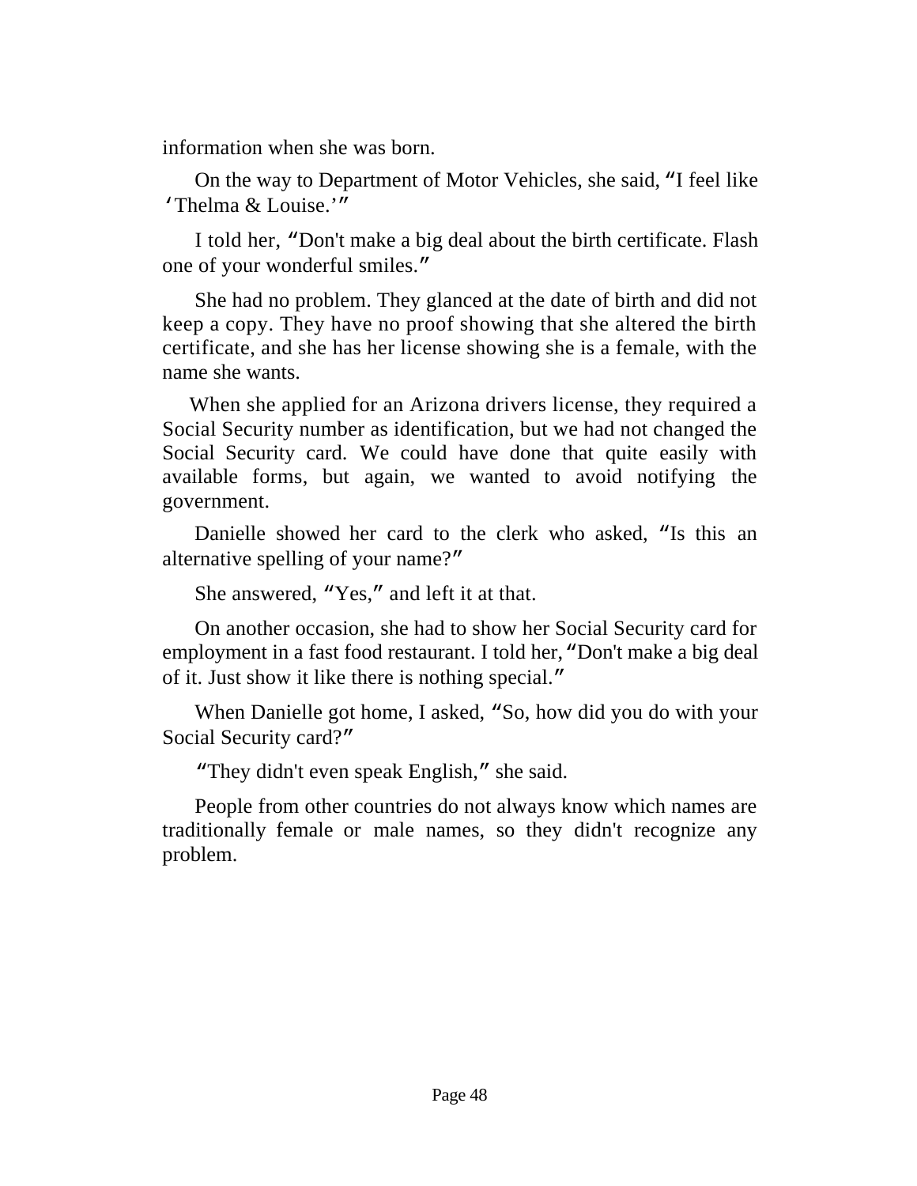information when she was born.

On the way to Department of Motor Vehicles, she said, "I feel like 'Thelma & Louise.'"

I told her, "Don't make a big deal about the birth certificate. Flash one of your wonderful smiles."

She had no problem. They glanced at the date of birth and did not keep a copy. They have no proof showing that she altered the birth certificate, and she has her license showing she is a female, with the name she wants.

When she applied for an Arizona drivers license, they required a Social Security number as identification, but we had not changed the Social Security card. We could have done that quite easily with available forms, but again, we wanted to avoid notifying the government.

Danielle showed her card to the clerk who asked, "Is this an alternative spelling of your name?"

She answered, "Yes," and left it at that.

On another occasion, she had to show her Social Security card for employment in a fast food restaurant. I told her, "Don't make a big deal of it. Just show it like there is nothing special."

When Danielle got home, I asked, "So, how did you do with your Social Security card?"

"They didn't even speak English," she said.

People from other countries do not always know which names are traditionally female or male names, so they didn't recognize any problem.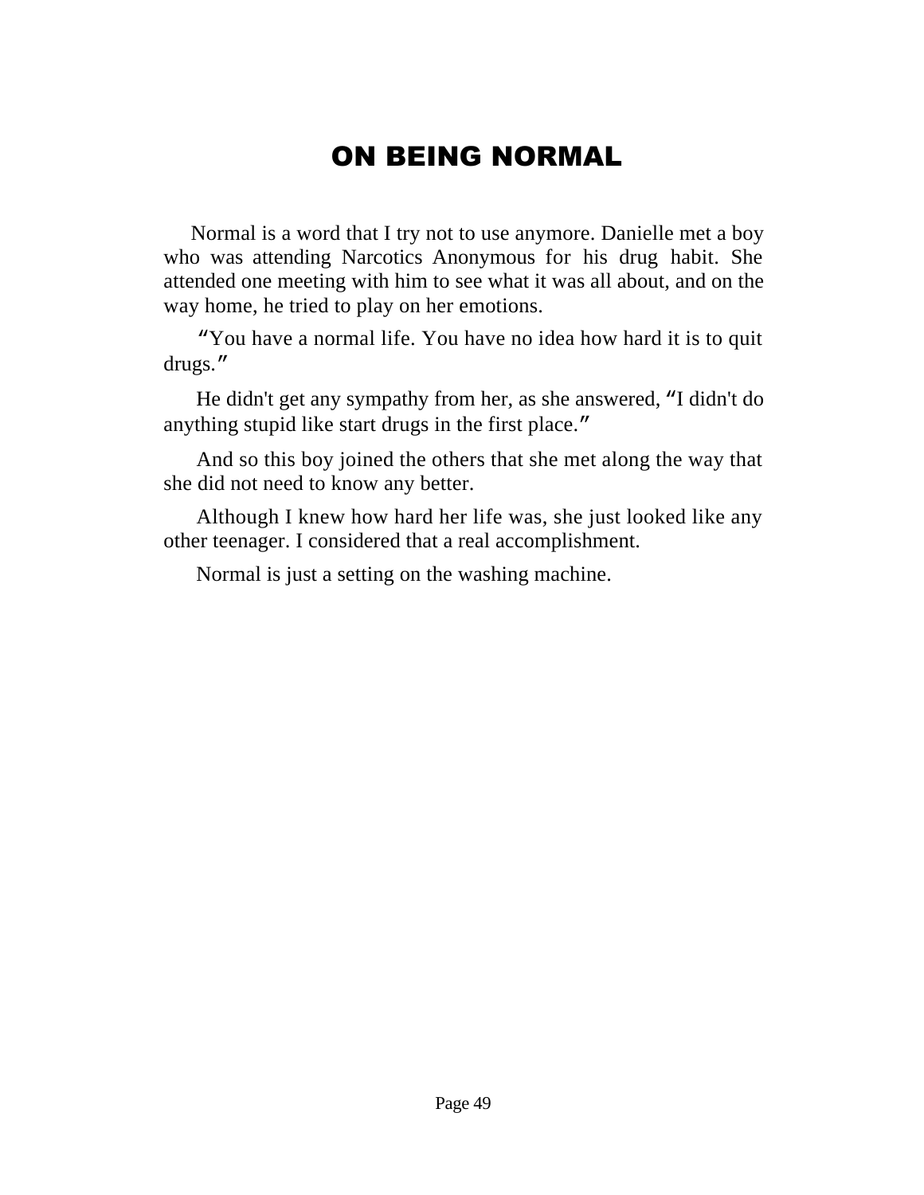# ON BEING NORMAL

Normal is a word that I try not to use anymore. Danielle met a boy who was attending Narcotics Anonymous for his drug habit. She attended one meeting with him to see what it was all about, and on the way home, he tried to play on her emotions.

"You have a normal life. You have no idea how hard it is to quit drugs."

He didn't get any sympathy from her, as she answered, "I didn't do anything stupid like start drugs in the first place."

And so this boy joined the others that she met along the way that she did not need to know any better.

Although I knew how hard her life was, she just looked like any other teenager. I considered that a real accomplishment.

Normal is just a setting on the washing machine.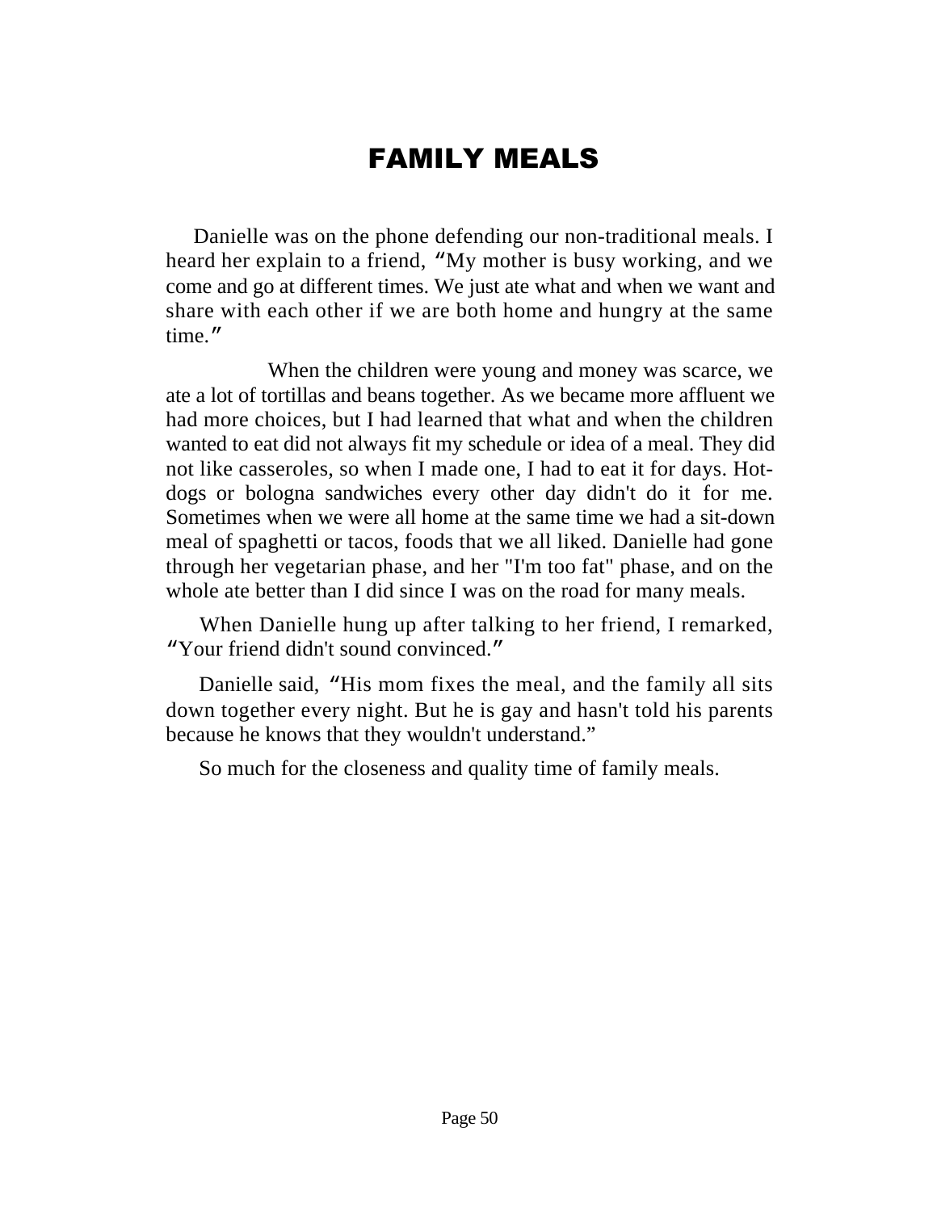# FAMILY MEALS

Danielle was on the phone defending our non-traditional meals. I heard her explain to a friend, "My mother is busy working, and we come and go at different times. We just ate what and when we want and share with each other if we are both home and hungry at the same time."

When the children were young and money was scarce, we ate a lot of tortillas and beans together. As we became more affluent we had more choices, but I had learned that what and when the children wanted to eat did not always fit my schedule or idea of a meal. They did not like casseroles, so when I made one, I had to eat it for days. Hot-dogs or bologna sandwiches every other day didn't do it for me. Sometimes when we were all home at the same time we had a sit-down meal of spaghetti or tacos, foods that we all liked. Danielle had gone through her vegetarian phase, and her "I'm too fat" phase, and on the whole ate better than I did since I was on the road for many meals.

When Danielle hung up after talking to her friend, I remarked, "Your friend didn't sound convinced."

Danielle said, "His mom fixes the meal, and the family all sits down together every night. But he is gay and hasn't told his parents because he knows that they wouldn't understand."

So much for the closeness and quality time of family meals.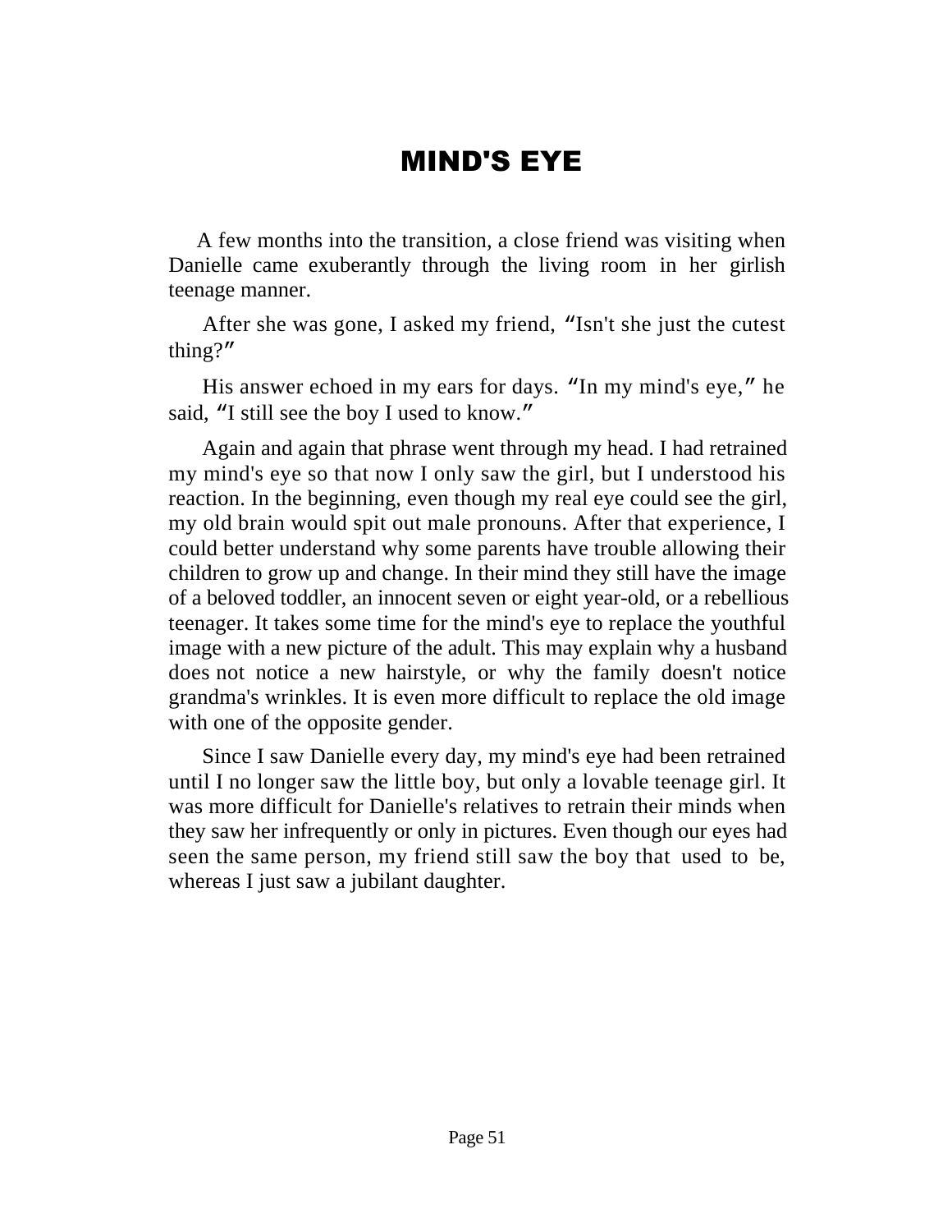# MIND'S EYE

A few months into the transition, a close friend was visiting when Danielle came exuberantly through the living room in her girlish teenage manner.

After she was gone, I asked my friend, "Isn't she just the cutest thing?"

His answer echoed in my ears for days. "In my mind's eye," he said, "I still see the boy I used to know."

Again and again that phrase went through my head. I had retrained my mind's eye so that now I only saw the girl, but I understood his reaction. In the beginning, even though my real eye could see the girl, my old brain would spit out male pronouns. After that experience, I could better understand why some parents have trouble allowing their children to grow up and change. In their mind they still have the image of a beloved toddler, an innocent seven or eight year-old, or a rebellious teenager. It takes some time for the mind's eye to replace the youthful image with a new picture of the adult. This may explain why a husband does not notice a new hairstyle, or why the family doesn't notice grandma's wrinkles. It is even more difficult to replace the old image with one of the opposite gender.

Since I saw Danielle every day, my mind's eye had been retrained until I no longer saw the little boy, but only a lovable teenage girl. It was more difficult for Danielle's relatives to retrain their minds when they saw her infrequently or only in pictures. Even though our eyes had seen the same person, my friend still saw the boy that used to be, whereas I just saw a jubilant daughter.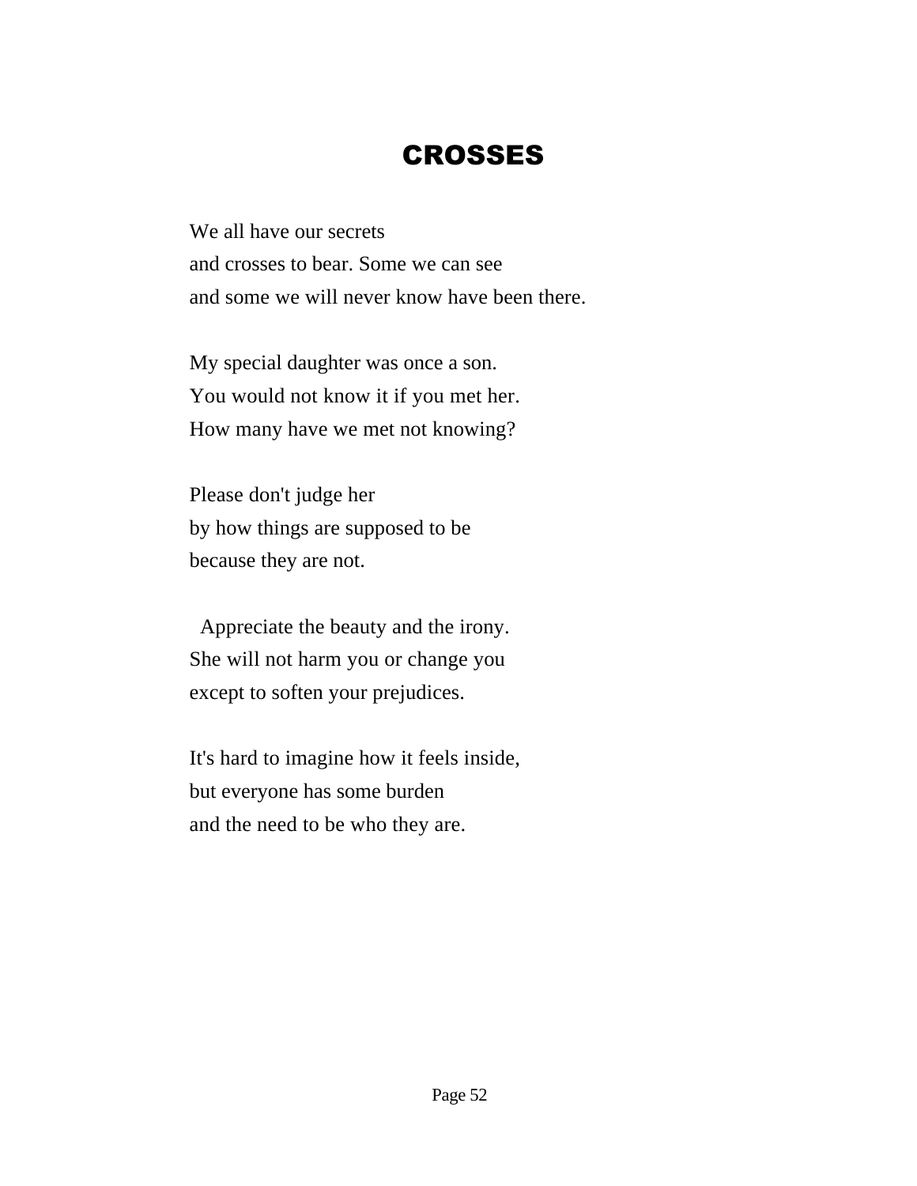# CROSSES

We all have our secrets
and crosses to bear. Some we can see
and some we will never know have been there.

My special daughter was once a son.
You would not know it if you met her.
How many have we met not knowing?

Please don't judge her
by how things are supposed to be
because they are not.

Appreciate the beauty and the irony.
She will not harm you or change you
except to soften your prejudices.

It's hard to imagine how it feels inside,
but everyone has some burden
and the need to be who they are.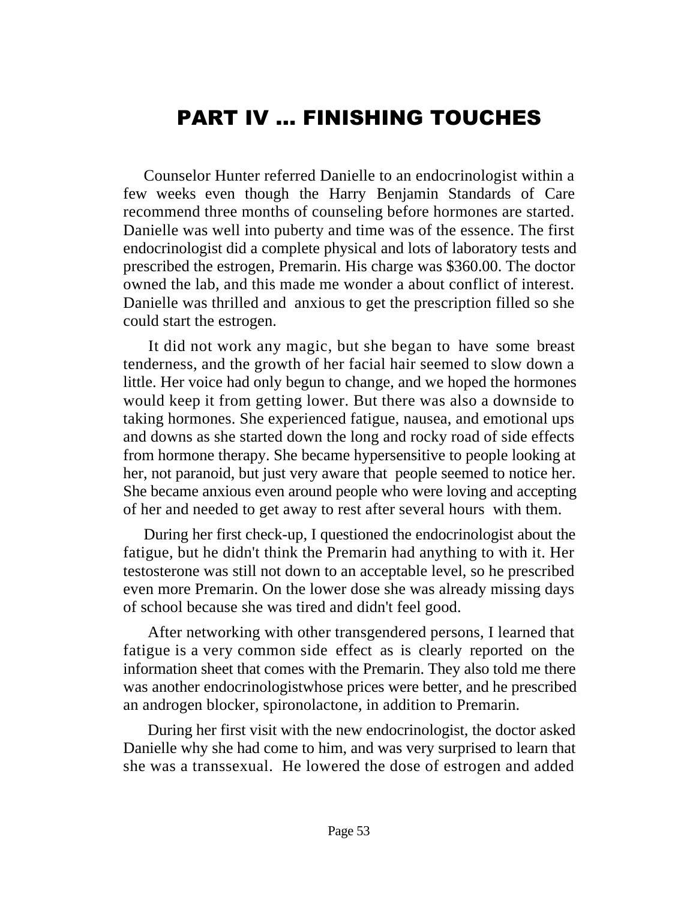# PART IV … FINISHING TOUCHES

Counselor Hunter referred Danielle to an endocrinologist within a few weeks even though the Harry Benjamin Standards of Care recommend three months of counseling before hormones are started. Danielle was well into puberty and time was of the essence. The first endocrinologist did a complete physical and lots of laboratory tests and prescribed the estrogen, Premarin. His charge was $360.00. The doctor owned the lab, and this made me wonder a about conflict of interest. Danielle was thrilled and anxious to get the prescription filled so she could start the estrogen.

It did not work any magic, but she began to have some breast tenderness, and the growth of her facial hair seemed to slow down a little. Her voice had only begun to change, and we hoped the hormones would keep it from getting lower. But there was also a downside to taking hormones. She experienced fatigue, nausea, and emotional ups and downs as she started down the long and rocky road of side effects from hormone therapy. She became hypersensitive to people looking at her, not paranoid, but just very aware that people seemed to notice her. She became anxious even around people who were loving and accepting of her and needed to get away to rest after several hours with them.

During her first check-up, I questioned the endocrinologist about the fatigue, but he didn't think the Premarin had anything to with it. Her testosterone was still not down to an acceptable level, so he prescribed even more Premarin. On the lower dose she was already missing days of school because she was tired and didn't feel good.

After networking with other transgendered persons, I learned that fatigue is a very common side effect as is clearly reported on the information sheet that comes with the Premarin. They also told me there was another endocrinologistwhose prices were better, and he prescribed an androgen blocker, spironolactone, in addition to Premarin.

During her first visit with the new endocrinologist, the doctor asked Danielle why she had come to him, and was very surprised to learn that she was a transsexual. He lowered the dose of estrogen and added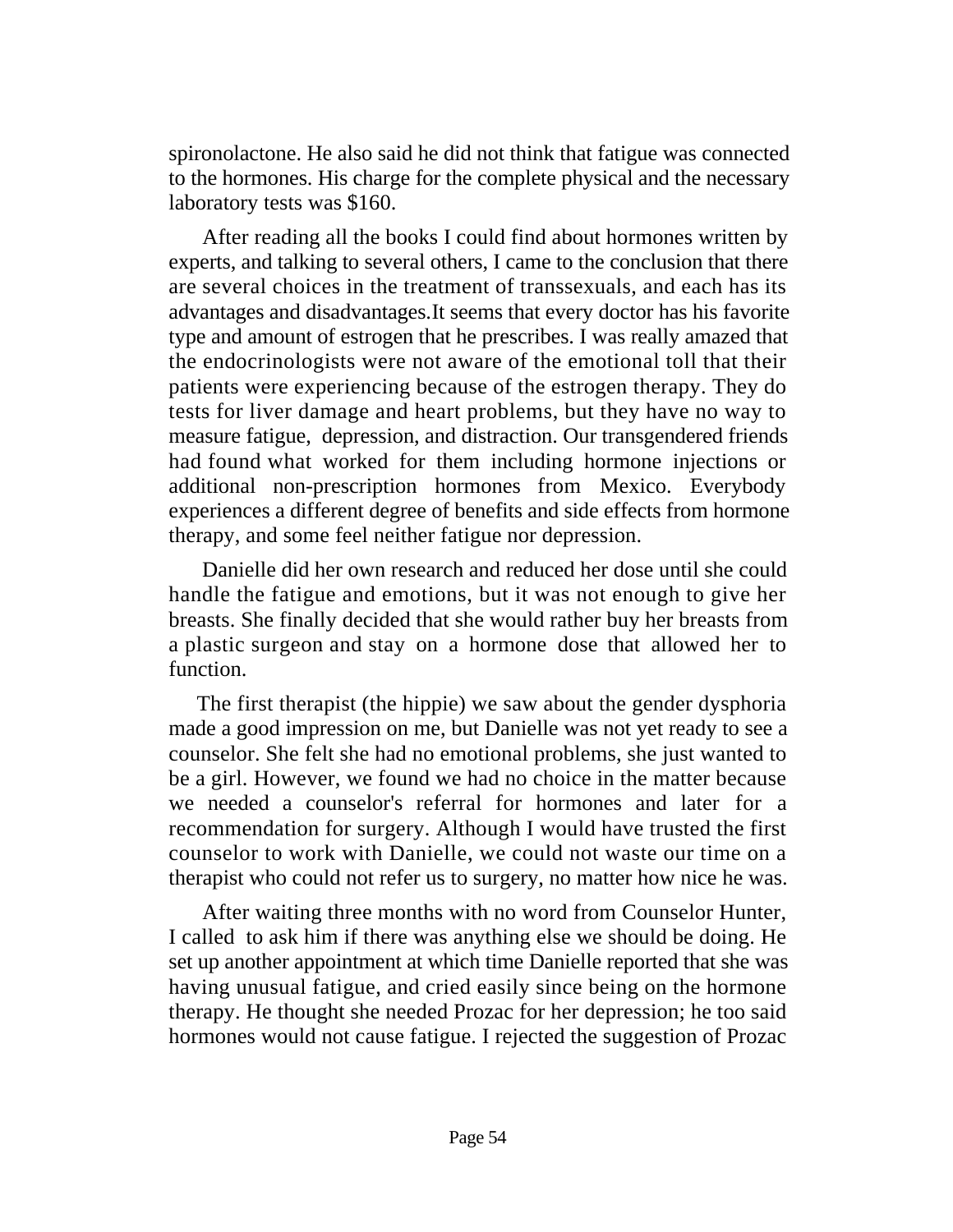spironolactone. He also said he did not think that fatigue was connected to the hormones. His charge for the complete physical and the necessary laboratory tests was $160.

After reading all the books I could find about hormones written by experts, and talking to several others, I came to the conclusion that there are several choices in the treatment of transsexuals, and each has its advantages and disadvantages.It seems that every doctor has his favorite type and amount of estrogen that he prescribes. I was really amazed that the endocrinologists were not aware of the emotional toll that their patients were experiencing because of the estrogen therapy. They do tests for liver damage and heart problems, but they have no way to measure fatigue, depression, and distraction. Our transgendered friends had found what worked for them including hormone injections or additional non-prescription hormones from Mexico. Everybody experiences a different degree of benefits and side effects from hormone therapy, and some feel neither fatigue nor depression.

Danielle did her own research and reduced her dose until she could handle the fatigue and emotions, but it was not enough to give her breasts. She finally decided that she would rather buy her breasts from a plastic surgeon and stay on a hormone dose that allowed her to function.

The first therapist (the hippie) we saw about the gender dysphoria made a good impression on me, but Danielle was not yet ready to see a counselor. She felt she had no emotional problems, she just wanted to be a girl. However, we found we had no choice in the matter because we needed a counselor's referral for hormones and later for a recommendation for surgery. Although I would have trusted the first counselor to work with Danielle, we could not waste our time on a therapist who could not refer us to surgery, no matter how nice he was.

After waiting three months with no word from Counselor Hunter, I called to ask him if there was anything else we should be doing. He set up another appointment at which time Danielle reported that she was having unusual fatigue, and cried easily since being on the hormone therapy. He thought she needed Prozac for her depression; he too said hormones would not cause fatigue. I rejected the suggestion of Prozac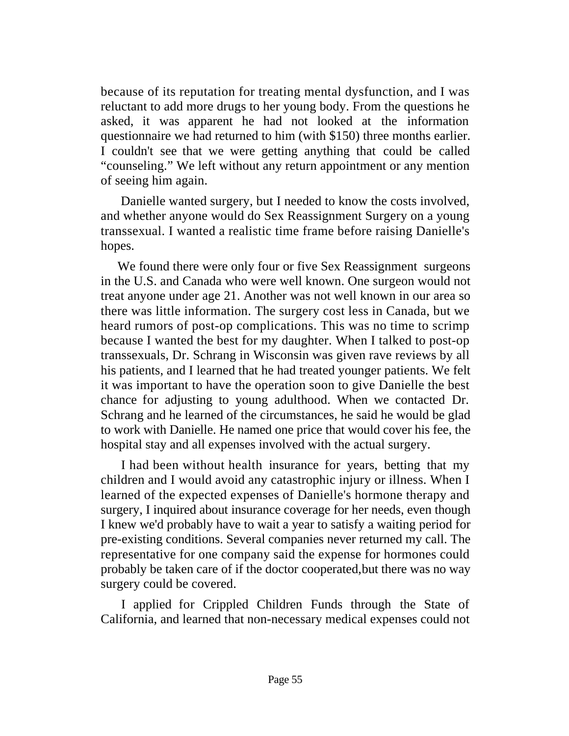because of its reputation for treating mental dysfunction, and I was reluctant to add more drugs to her young body. From the questions he asked, it was apparent he had not looked at the information questionnaire we had returned to him (with $150) three months earlier. I couldn't see that we were getting anything that could be called “counseling.” We left without any return appointment or any mention of seeing him again.

Danielle wanted surgery, but I needed to know the costs involved, and whether anyone would do Sex Reassignment Surgery on a young transsexual. I wanted a realistic time frame before raising Danielle's hopes.

We found there were only four or five Sex Reassignment surgeons in the U.S. and Canada who were well known. One surgeon would not treat anyone under age 21. Another was not well known in our area so there was little information. The surgery cost less in Canada, but we heard rumors of post-op complications. This was no time to scrimp because I wanted the best for my daughter. When I talked to post-op transsexuals, Dr. Schrang in Wisconsin was given rave reviews by all his patients, and I learned that he had treated younger patients. We felt it was important to have the operation soon to give Danielle the best chance for adjusting to young adulthood. When we contacted Dr. Schrang and he learned of the circumstances, he said he would be glad to work with Danielle. He named one price that would cover his fee, the hospital stay and all expenses involved with the actual surgery.

I had been without health insurance for years, betting that my children and I would avoid any catastrophic injury or illness. When I learned of the expected expenses of Danielle's hormone therapy and surgery, I inquired about insurance coverage for her needs, even though I knew we'd probably have to wait a year to satisfy a waiting period for pre-existing conditions. Several companies never returned my call. The representative for one company said the expense for hormones could probably be taken care of if the doctor cooperated,but there was no way surgery could be covered.

I applied for Crippled Children Funds through the State of California, and learned that non-necessary medical expenses could not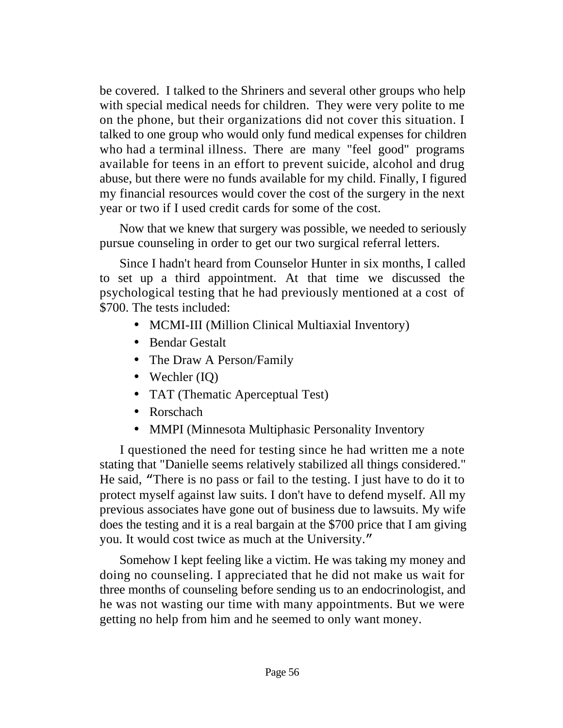be covered. I talked to the Shriners and several other groups who help with special medical needs for children. They were very polite to me on the phone, but their organizations did not cover this situation. I talked to one group who would only fund medical expenses for children who had a terminal illness. There are many "feel good" programs available for teens in an effort to prevent suicide, alcohol and drug abuse, but there were no funds available for my child. Finally, I figured my financial resources would cover the cost of the surgery in the next year or two if I used credit cards for some of the cost.

Now that we knew that surgery was possible, we needed to seriously pursue counseling in order to get our two surgical referral letters.

Since I hadn't heard from Counselor Hunter in six months, I called to set up a third appointment. At that time we discussed the psychological testing that he had previously mentioned at a cost of $700. The tests included:

- MCMI-III (Million Clinical Multiaxial Inventory)
- Bendar Gestalt
- The Draw A Person/Family
- Wechler (IQ)
- TAT (Thematic Aperceptual Test)
- Rorschach
- MMPI (Minnesota Multiphasic Personality Inventory

I questioned the need for testing since he had written me a note stating that "Danielle seems relatively stabilized all things considered." He said, "There is no pass or fail to the testing. I just have to do it to protect myself against law suits. I don't have to defend myself. All my previous associates have gone out of business due to lawsuits. My wife does the testing and it is a real bargain at the $700 price that I am giving you. It would cost twice as much at the University."

Somehow I kept feeling like a victim. He was taking my money and doing no counseling. I appreciated that he did not make us wait for three months of counseling before sending us to an endocrinologist, and he was not wasting our time with many appointments. But we were getting no help from him and he seemed to only want money.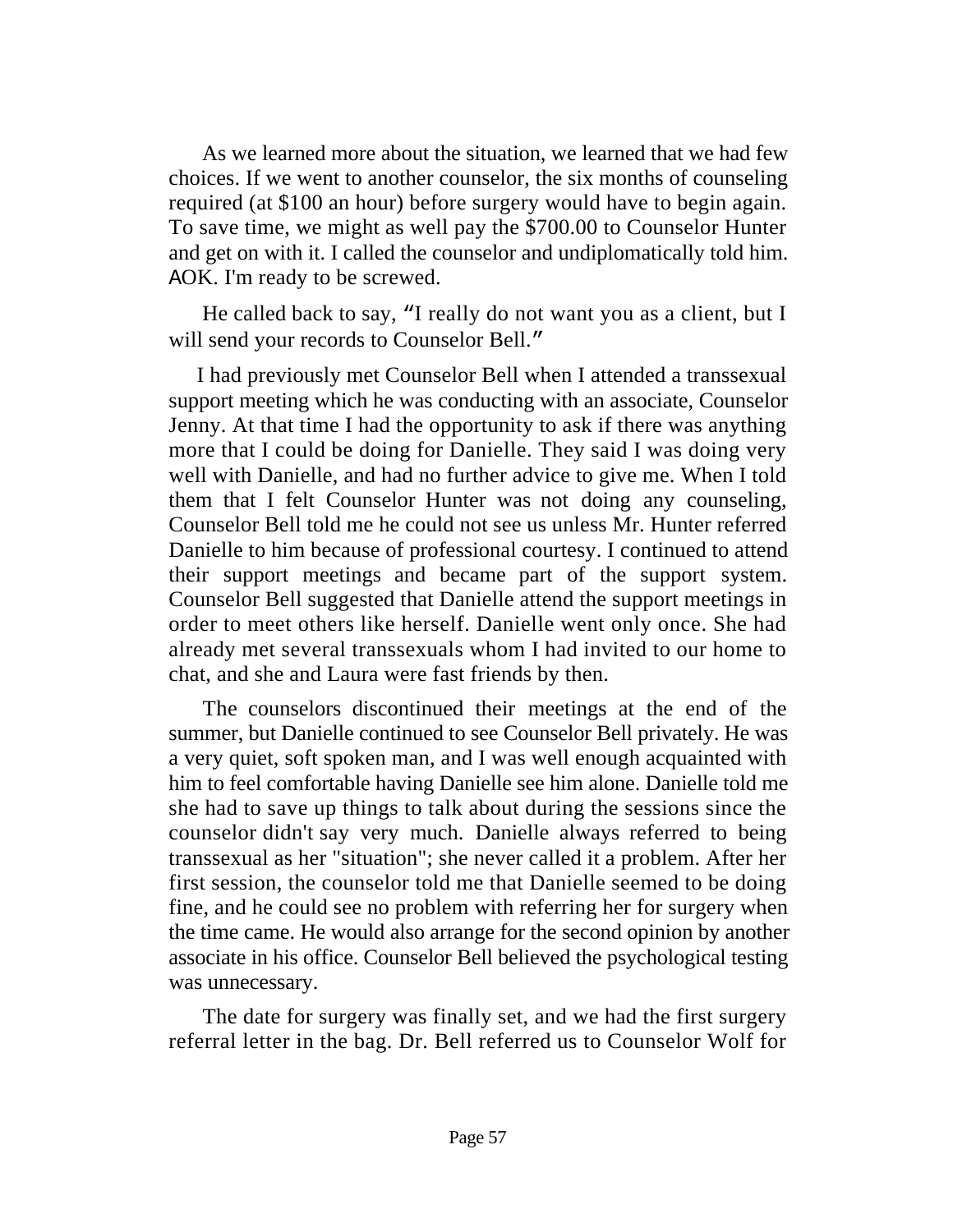As we learned more about the situation, we learned that we had few choices. If we went to another counselor, the six months of counseling required (at $100 an hour) before surgery would have to begin again. To save time, we might as well pay the $700.00 to Counselor Hunter and get on with it. I called the counselor and undiplomatically told him. AOK. I'm ready to be screwed.

He called back to say, "I really do not want you as a client, but I will send your records to Counselor Bell."

I had previously met Counselor Bell when I attended a transsexual support meeting which he was conducting with an associate, Counselor Jenny. At that time I had the opportunity to ask if there was anything more that I could be doing for Danielle. They said I was doing very well with Danielle, and had no further advice to give me. When I told them that I felt Counselor Hunter was not doing any counseling, Counselor Bell told me he could not see us unless Mr. Hunter referred Danielle to him because of professional courtesy. I continued to attend their support meetings and became part of the support system. Counselor Bell suggested that Danielle attend the support meetings in order to meet others like herself. Danielle went only once. She had already met several transsexuals whom I had invited to our home to chat, and she and Laura were fast friends by then.

The counselors discontinued their meetings at the end of the summer, but Danielle continued to see Counselor Bell privately. He was a very quiet, soft spoken man, and I was well enough acquainted with him to feel comfortable having Danielle see him alone. Danielle told me she had to save up things to talk about during the sessions since the counselor didn't say very much. Danielle always referred to being transsexual as her "situation"; she never called it a problem. After her first session, the counselor told me that Danielle seemed to be doing fine, and he could see no problem with referring her for surgery when the time came. He would also arrange for the second opinion by another associate in his office. Counselor Bell believed the psychological testing was unnecessary.

The date for surgery was finally set, and we had the first surgery referral letter in the bag. Dr. Bell referred us to Counselor Wolf for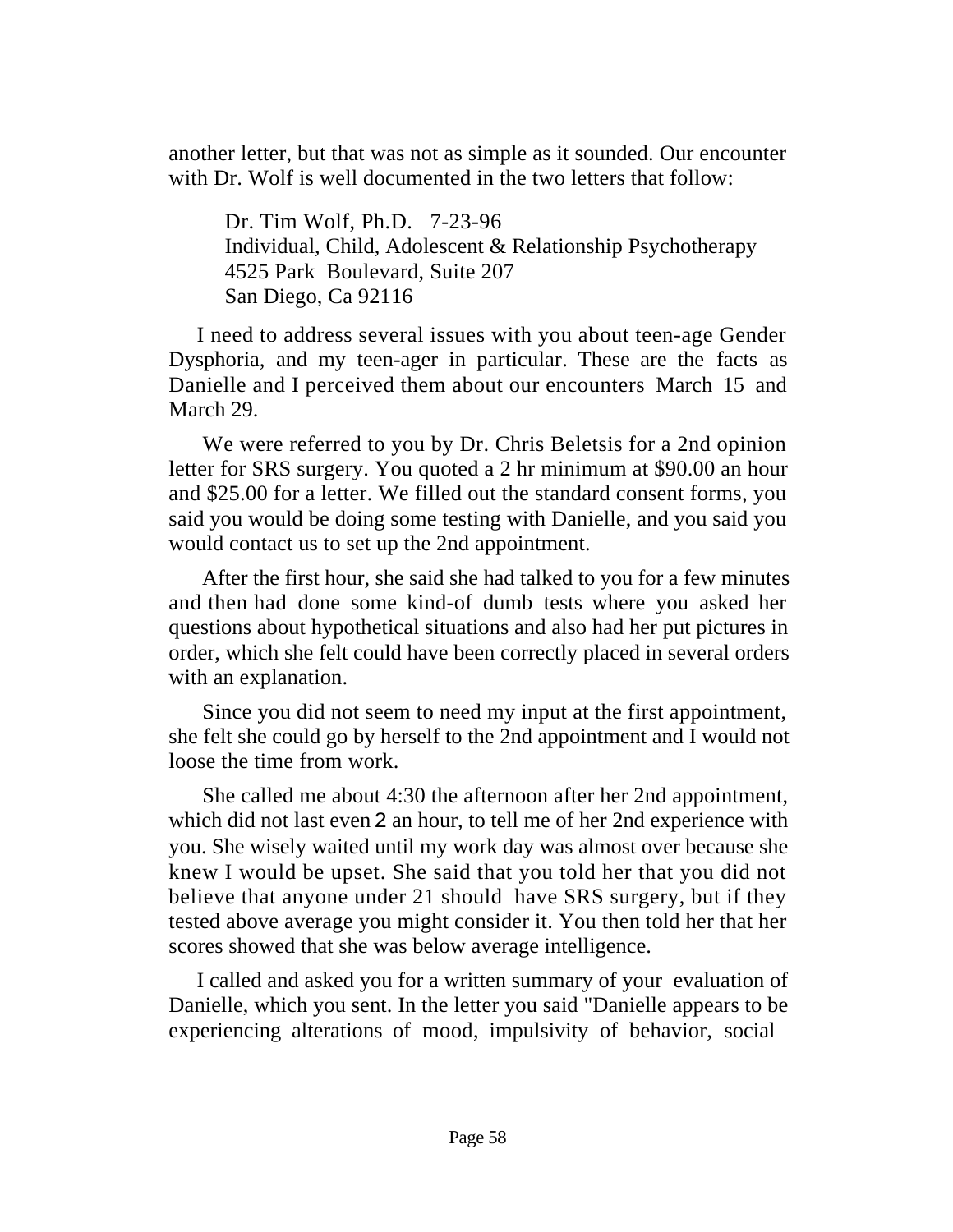another letter, but that was not as simple as it sounded. Our encounter with Dr. Wolf is well documented in the two letters that follow:

> Dr. Tim Wolf, Ph.D. 7-23-96
> Individual, Child, Adolescent & Relationship Psychotherapy
> 4525 Park Boulevard, Suite 207
> San Diego, Ca 92116

I need to address several issues with you about teen-age Gender Dysphoria, and my teen-ager in particular. These are the facts as Danielle and I perceived them about our encounters March 15 and March 29.

We were referred to you by Dr. Chris Beletsis for a 2nd opinion letter for SRS surgery. You quoted a 2 hr minimum at $90.00 an hour and $25.00 for a letter. We filled out the standard consent forms, you said you would be doing some testing with Danielle, and you said you would contact us to set up the 2nd appointment.

After the first hour, she said she had talked to you for a few minutes and then had done some kind-of dumb tests where you asked her questions about hypothetical situations and also had her put pictures in order, which she felt could have been correctly placed in several orders with an explanation.

Since you did not seem to need my input at the first appointment, she felt she could go by herself to the 2nd appointment and I would not loose the time from work.

She called me about 4:30 the afternoon after her 2nd appointment, which did not last even 2 an hour, to tell me of her 2nd experience with you. She wisely waited until my work day was almost over because she knew I would be upset. She said that you told her that you did not believe that anyone under 21 should have SRS surgery, but if they tested above average you might consider it. You then told her that her scores showed that she was below average intelligence.

I called and asked you for a written summary of your evaluation of Danielle, which you sent. In the letter you said "Danielle appears to be experiencing alterations of mood, impulsivity of behavior, social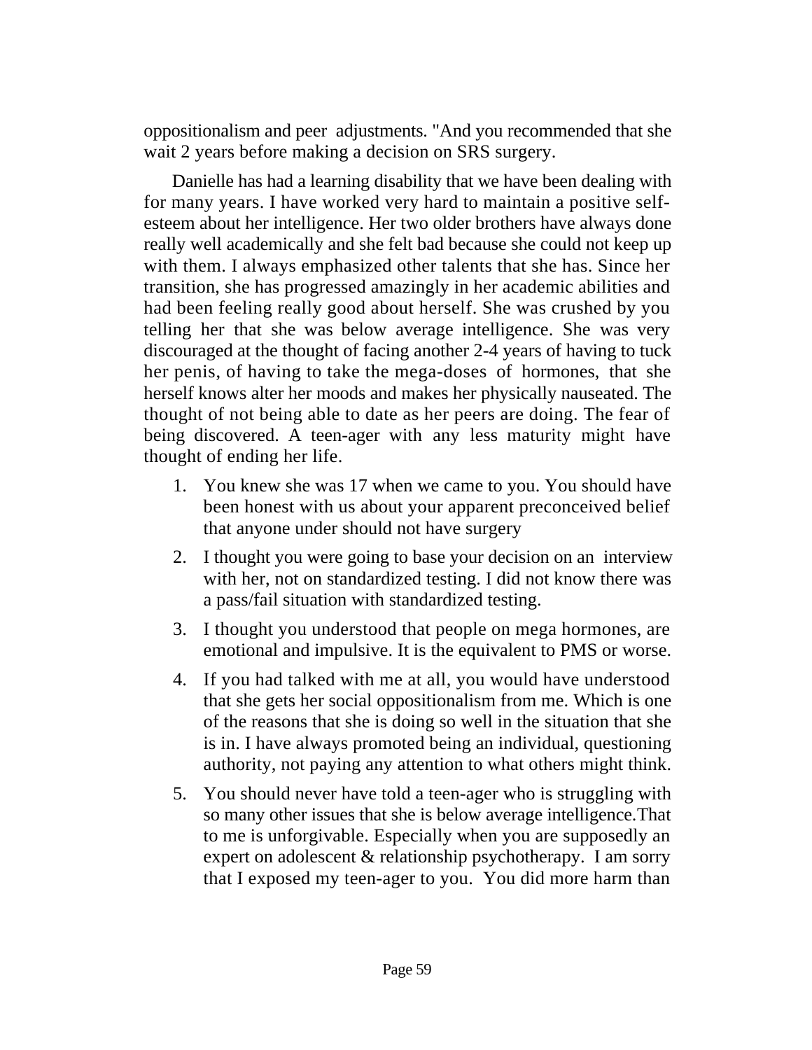oppositionalism and peer adjustments. "And you recommended that she wait 2 years before making a decision on SRS surgery.

Danielle has had a learning disability that we have been dealing with for many years. I have worked very hard to maintain a positive self-esteem about her intelligence. Her two older brothers have always done really well academically and she felt bad because she could not keep up with them. I always emphasized other talents that she has. Since her transition, she has progressed amazingly in her academic abilities and had been feeling really good about herself. She was crushed by you telling her that she was below average intelligence. She was very discouraged at the thought of facing another 2-4 years of having to tuck her penis, of having to take the mega-doses of hormones, that she herself knows alter her moods and makes her physically nauseated. The thought of not being able to date as her peers are doing. The fear of being discovered. A teen-ager with any less maturity might have thought of ending her life.

1. You knew she was 17 when we came to you. You should have been honest with us about your apparent preconceived belief that anyone under should not have surgery
2. I thought you were going to base your decision on an interview with her, not on standardized testing. I did not know there was a pass/fail situation with standardized testing.
3. I thought you understood that people on mega hormones, are emotional and impulsive. It is the equivalent to PMS or worse.
4. If you had talked with me at all, you would have understood that she gets her social oppositionalism from me. Which is one of the reasons that she is doing so well in the situation that she is in. I have always promoted being an individual, questioning authority, not paying any attention to what others might think.
5. You should never have told a teen-ager who is struggling with so many other issues that she is below average intelligence.That to me is unforgivable. Especially when you are supposedly an expert on adolescent & relationship psychotherapy. I am sorry that I exposed my teen-ager to you. You did more harm than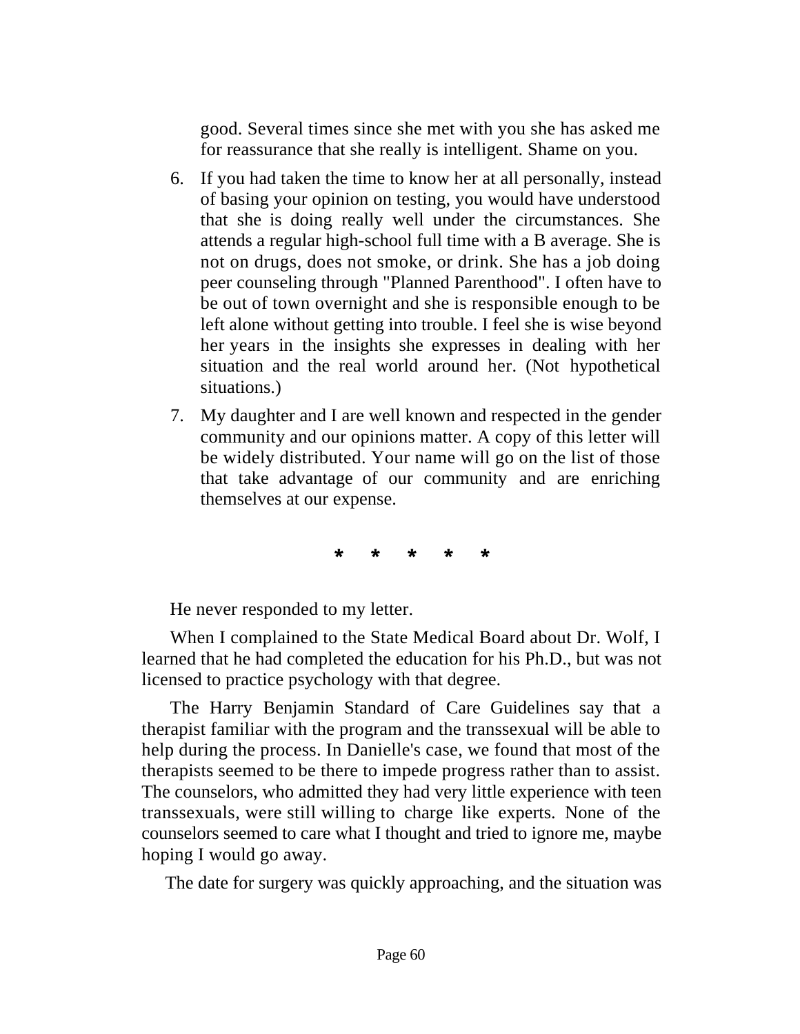good. Several times since she met with you she has asked me for reassurance that she really is intelligent. Shame on you.

6. If you had taken the time to know her at all personally, instead of basing your opinion on testing, you would have understood that she is doing really well under the circumstances. She attends a regular high-school full time with a B average. She is not on drugs, does not smoke, or drink. She has a job doing peer counseling through "Planned Parenthood". I often have to be out of town overnight and she is responsible enough to be left alone without getting into trouble. I feel she is wise beyond her years in the insights she expresses in dealing with her situation and the real world around her. (Not hypothetical situations.)

7. My daughter and I are well known and respected in the gender community and our opinions matter. A copy of this letter will be widely distributed. Your name will go on the list of those that take advantage of our community and are enriching themselves at our expense.

\* \* \* \* \*

He never responded to my letter.

When I complained to the State Medical Board about Dr. Wolf, I learned that he had completed the education for his Ph.D., but was not licensed to practice psychology with that degree.

The Harry Benjamin Standard of Care Guidelines say that a therapist familiar with the program and the transsexual will be able to help during the process. In Danielle's case, we found that most of the therapists seemed to be there to impede progress rather than to assist. The counselors, who admitted they had very little experience with teen transsexuals, were still willing to charge like experts. None of the counselors seemed to care what I thought and tried to ignore me, maybe hoping I would go away.

The date for surgery was quickly approaching, and the situation was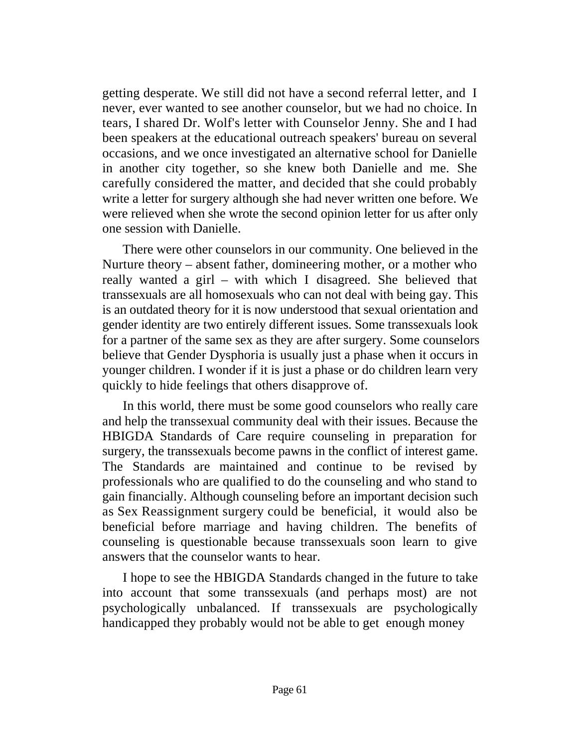getting desperate. We still did not have a second referral letter, and I never, ever wanted to see another counselor, but we had no choice. In tears, I shared Dr. Wolf's letter with Counselor Jenny. She and I had been speakers at the educational outreach speakers' bureau on several occasions, and we once investigated an alternative school for Danielle in another city together, so she knew both Danielle and me. She carefully considered the matter, and decided that she could probably write a letter for surgery although she had never written one before. We were relieved when she wrote the second opinion letter for us after only one session with Danielle.

There were other counselors in our community. One believed in the Nurture theory – absent father, domineering mother, or a mother who really wanted a girl – with which I disagreed. She believed that transsexuals are all homosexuals who can not deal with being gay. This is an outdated theory for it is now understood that sexual orientation and gender identity are two entirely different issues. Some transsexuals look for a partner of the same sex as they are after surgery. Some counselors believe that Gender Dysphoria is usually just a phase when it occurs in younger children. I wonder if it is just a phase or do children learn very quickly to hide feelings that others disapprove of.

In this world, there must be some good counselors who really care and help the transsexual community deal with their issues. Because the HBIGDA Standards of Care require counseling in preparation for surgery, the transsexuals become pawns in the conflict of interest game. The Standards are maintained and continue to be revised by professionals who are qualified to do the counseling and who stand to gain financially. Although counseling before an important decision such as Sex Reassignment surgery could be beneficial, it would also be beneficial before marriage and having children. The benefits of counseling is questionable because transsexuals soon learn to give answers that the counselor wants to hear.

I hope to see the HBIGDA Standards changed in the future to take into account that some transsexuals (and perhaps most) are not psychologically unbalanced. If transsexuals are psychologically handicapped they probably would not be able to get enough money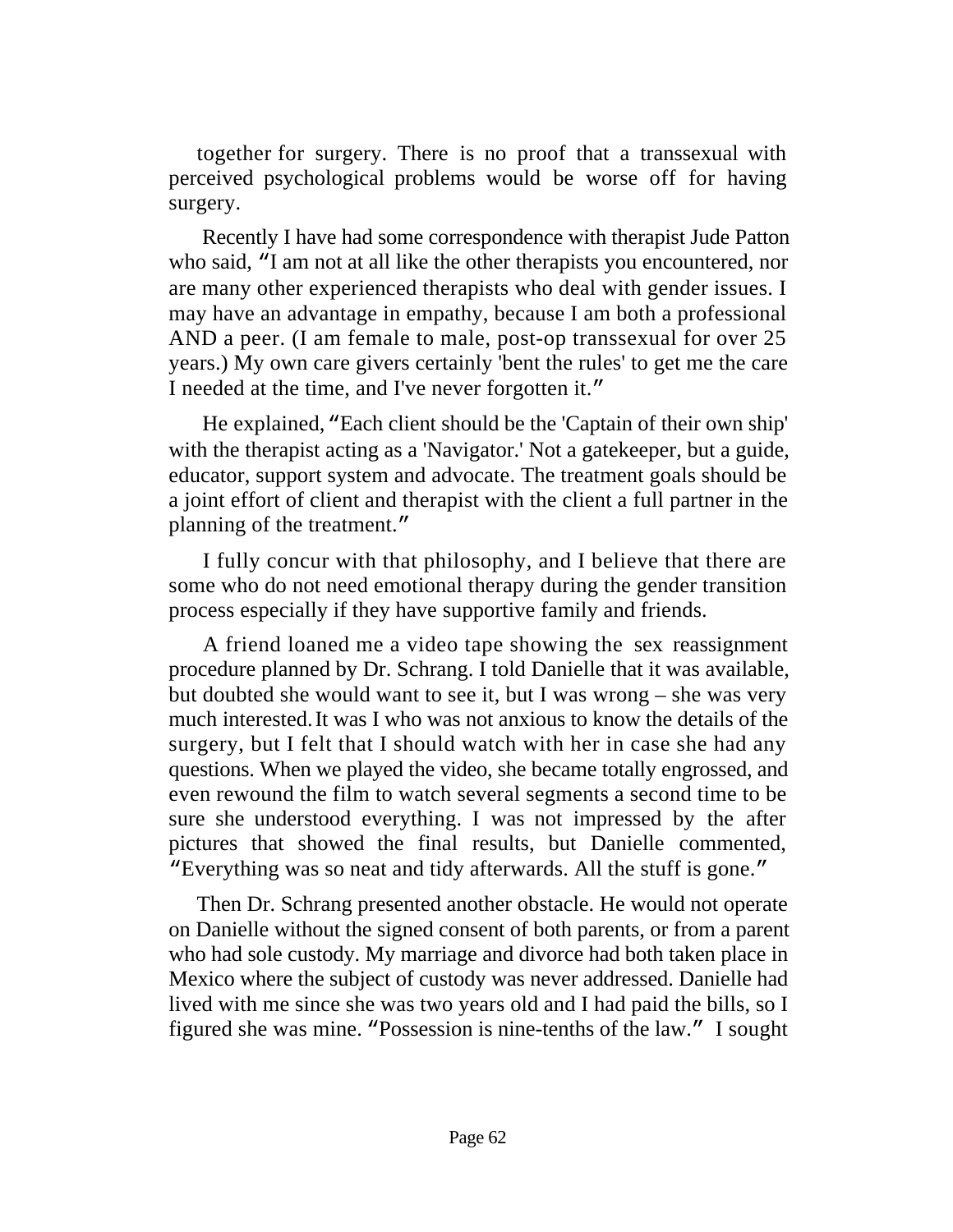together for surgery. There is no proof that a transsexual with perceived psychological problems would be worse off for having surgery.

Recently I have had some correspondence with therapist Jude Patton who said, "I am not at all like the other therapists you encountered, nor are many other experienced therapists who deal with gender issues. I may have an advantage in empathy, because I am both a professional AND a peer. (I am female to male, post-op transsexual for over 25 years.) My own care givers certainly 'bent the rules' to get me the care I needed at the time, and I've never forgotten it."

He explained, "Each client should be the 'Captain of their own ship' with the therapist acting as a 'Navigator.' Not a gatekeeper, but a guide, educator, support system and advocate. The treatment goals should be a joint effort of client and therapist with the client a full partner in the planning of the treatment."

I fully concur with that philosophy, and I believe that there are some who do not need emotional therapy during the gender transition process especially if they have supportive family and friends.

A friend loaned me a video tape showing the sex reassignment procedure planned by Dr. Schrang. I told Danielle that it was available, but doubted she would want to see it, but I was wrong – she was very much interested. It was I who was not anxious to know the details of the surgery, but I felt that I should watch with her in case she had any questions. When we played the video, she became totally engrossed, and even rewound the film to watch several segments a second time to be sure she understood everything. I was not impressed by the after pictures that showed the final results, but Danielle commented, "Everything was so neat and tidy afterwards. All the stuff is gone."

Then Dr. Schrang presented another obstacle. He would not operate on Danielle without the signed consent of both parents, or from a parent who had sole custody. My marriage and divorce had both taken place in Mexico where the subject of custody was never addressed. Danielle had lived with me since she was two years old and I had paid the bills, so I figured she was mine. "Possession is nine-tenths of the law." I sought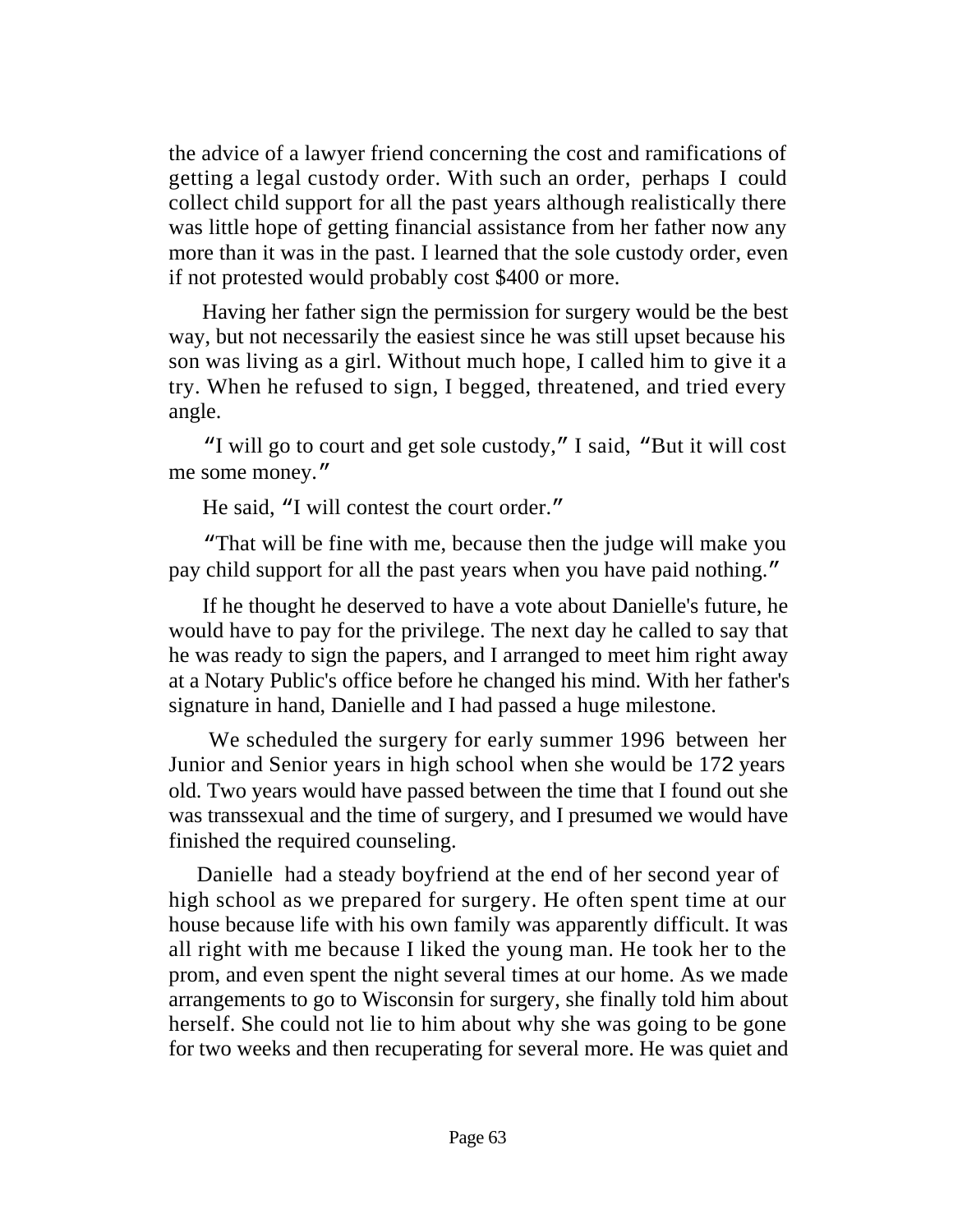the advice of a lawyer friend concerning the cost and ramifications of getting a legal custody order. With such an order, perhaps I could collect child support for all the past years although realistically there was little hope of getting financial assistance from her father now any more than it was in the past. I learned that the sole custody order, even if not protested would probably cost $400 or more.

Having her father sign the permission for surgery would be the best way, but not necessarily the easiest since he was still upset because his son was living as a girl. Without much hope, I called him to give it a try. When he refused to sign, I begged, threatened, and tried every angle.

"I will go to court and get sole custody," I said, "But it will cost me some money."

He said, "I will contest the court order."

"That will be fine with me, because then the judge will make you pay child support for all the past years when you have paid nothing."

If he thought he deserved to have a vote about Danielle's future, he would have to pay for the privilege. The next day he called to say that he was ready to sign the papers, and I arranged to meet him right away at a Notary Public's office before he changed his mind. With her father's signature in hand, Danielle and I had passed a huge milestone.

We scheduled the surgery for early summer 1996 between her Junior and Senior years in high school when she would be 172 years old. Two years would have passed between the time that I found out she was transsexual and the time of surgery, and I presumed we would have finished the required counseling.

Danielle had a steady boyfriend at the end of her second year of high school as we prepared for surgery. He often spent time at our house because life with his own family was apparently difficult. It was all right with me because I liked the young man. He took her to the prom, and even spent the night several times at our home. As we made arrangements to go to Wisconsin for surgery, she finally told him about herself. She could not lie to him about why she was going to be gone for two weeks and then recuperating for several more. He was quiet and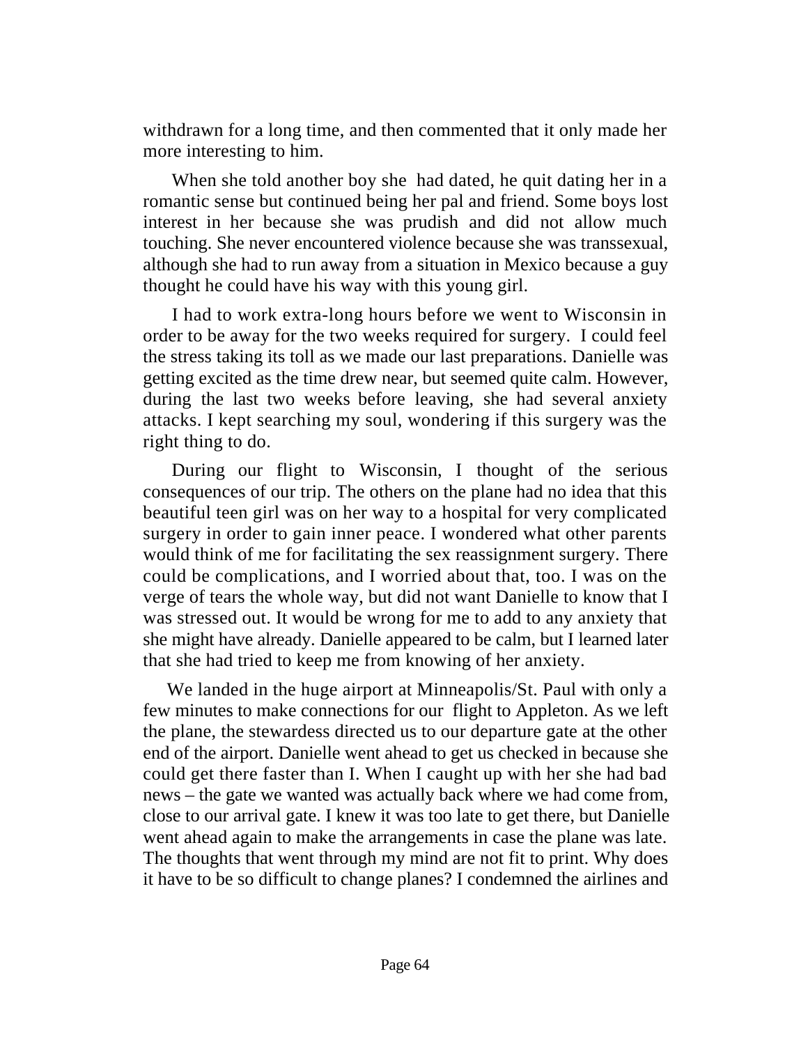withdrawn for a long time, and then commented that it only made her more interesting to him.

When she told another boy she had dated, he quit dating her in a romantic sense but continued being her pal and friend. Some boys lost interest in her because she was prudish and did not allow much touching. She never encountered violence because she was transsexual, although she had to run away from a situation in Mexico because a guy thought he could have his way with this young girl.

I had to work extra-long hours before we went to Wisconsin in order to be away for the two weeks required for surgery. I could feel the stress taking its toll as we made our last preparations. Danielle was getting excited as the time drew near, but seemed quite calm. However, during the last two weeks before leaving, she had several anxiety attacks. I kept searching my soul, wondering if this surgery was the right thing to do.

During our flight to Wisconsin, I thought of the serious consequences of our trip. The others on the plane had no idea that this beautiful teen girl was on her way to a hospital for very complicated surgery in order to gain inner peace. I wondered what other parents would think of me for facilitating the sex reassignment surgery. There could be complications, and I worried about that, too. I was on the verge of tears the whole way, but did not want Danielle to know that I was stressed out. It would be wrong for me to add to any anxiety that she might have already. Danielle appeared to be calm, but I learned later that she had tried to keep me from knowing of her anxiety.

We landed in the huge airport at Minneapolis/St. Paul with only a few minutes to make connections for our flight to Appleton. As we left the plane, the stewardess directed us to our departure gate at the other end of the airport. Danielle went ahead to get us checked in because she could get there faster than I. When I caught up with her she had bad news – the gate we wanted was actually back where we had come from, close to our arrival gate. I knew it was too late to get there, but Danielle went ahead again to make the arrangements in case the plane was late. The thoughts that went through my mind are not fit to print. Why does it have to be so difficult to change planes? I condemned the airlines and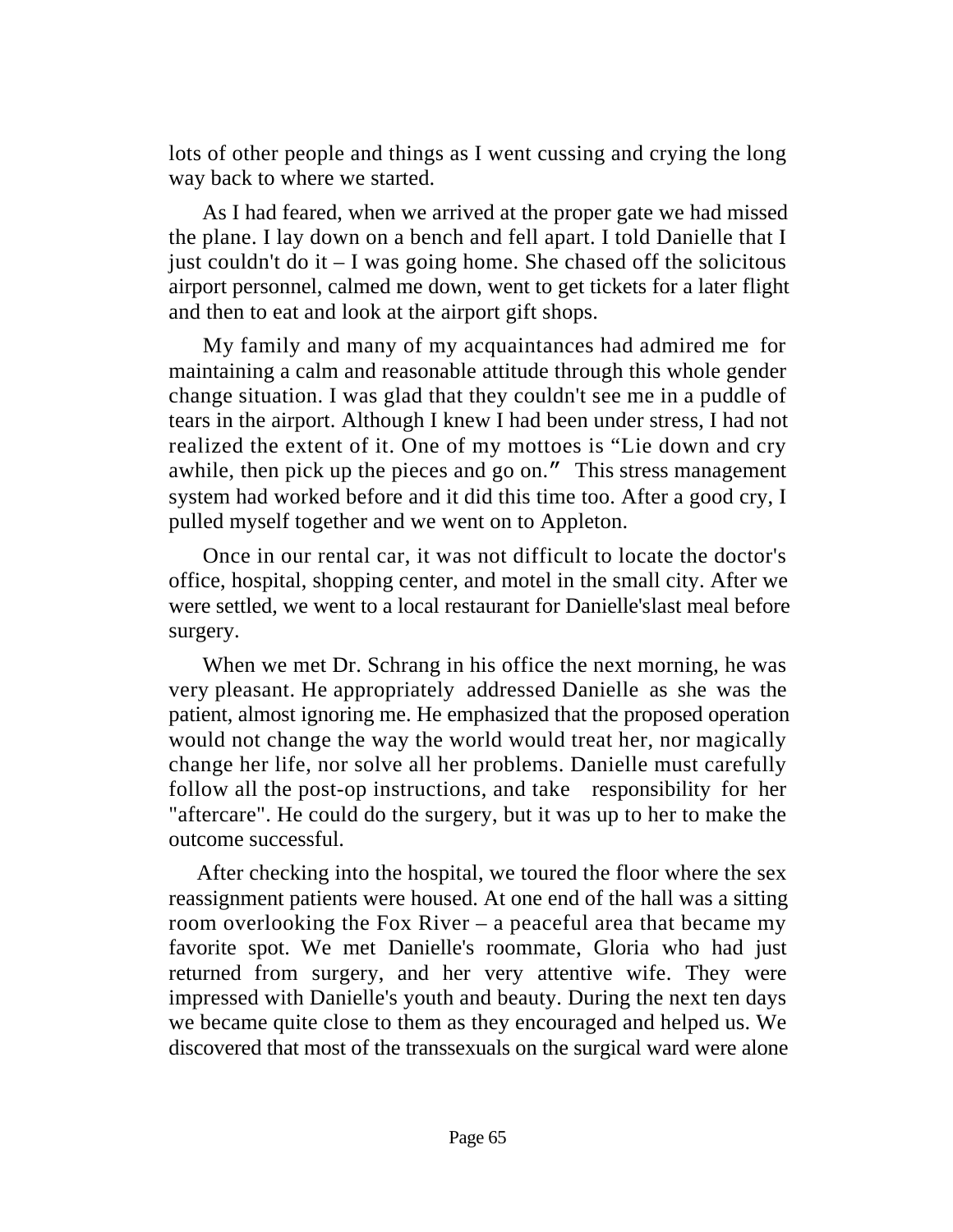lots of other people and things as I went cussing and crying the long way back to where we started.

As I had feared, when we arrived at the proper gate we had missed the plane. I lay down on a bench and fell apart. I told Danielle that I just couldn't do it – I was going home. She chased off the solicitous airport personnel, calmed me down, went to get tickets for a later flight and then to eat and look at the airport gift shops.

My family and many of my acquaintances had admired me for maintaining a calm and reasonable attitude through this whole gender change situation. I was glad that they couldn't see me in a puddle of tears in the airport. Although I knew I had been under stress, I had not realized the extent of it. One of my mottoes is "Lie down and cry awhile, then pick up the pieces and go on." This stress management system had worked before and it did this time too. After a good cry, I pulled myself together and we went on to Appleton.

Once in our rental car, it was not difficult to locate the doctor's office, hospital, shopping center, and motel in the small city. After we were settled, we went to a local restaurant for Danielle'slast meal before surgery.

When we met Dr. Schrang in his office the next morning, he was very pleasant. He appropriately addressed Danielle as she was the patient, almost ignoring me. He emphasized that the proposed operation would not change the way the world would treat her, nor magically change her life, nor solve all her problems. Danielle must carefully follow all the post-op instructions, and take responsibility for her "aftercare". He could do the surgery, but it was up to her to make the outcome successful.

After checking into the hospital, we toured the floor where the sex reassignment patients were housed. At one end of the hall was a sitting room overlooking the Fox River – a peaceful area that became my favorite spot. We met Danielle's roommate, Gloria who had just returned from surgery, and her very attentive wife. They were impressed with Danielle's youth and beauty. During the next ten days we became quite close to them as they encouraged and helped us. We discovered that most of the transsexuals on the surgical ward were alone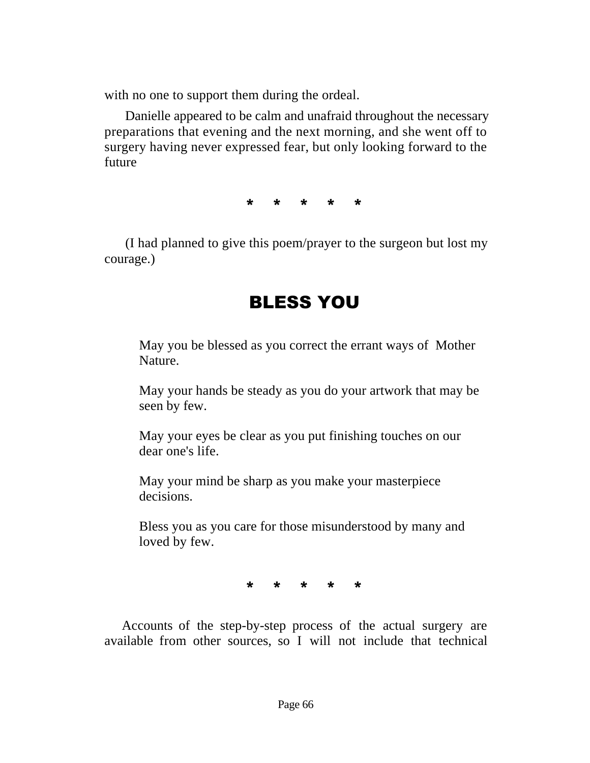with no one to support them during the ordeal.

Danielle appeared to be calm and unafraid throughout the necessary preparations that evening and the next morning, and she went off to surgery having never expressed fear, but only looking forward to the future

\* \* \* \* \*

(I had planned to give this poem/prayer to the surgeon but lost my courage.)

## BLESS YOU

> May you be blessed as you correct the errant ways of Mother Nature.
>
> May your hands be steady as you do your artwork that may be seen by few.
>
> May your eyes be clear as you put finishing touches on our dear one's life.
>
> May your mind be sharp as you make your masterpiece decisions.
>
> Bless you as you care for those misunderstood by many and loved by few.

\* \* \* \* \*

Accounts of the step-by-step process of the actual surgery are available from other sources, so I will not include that technical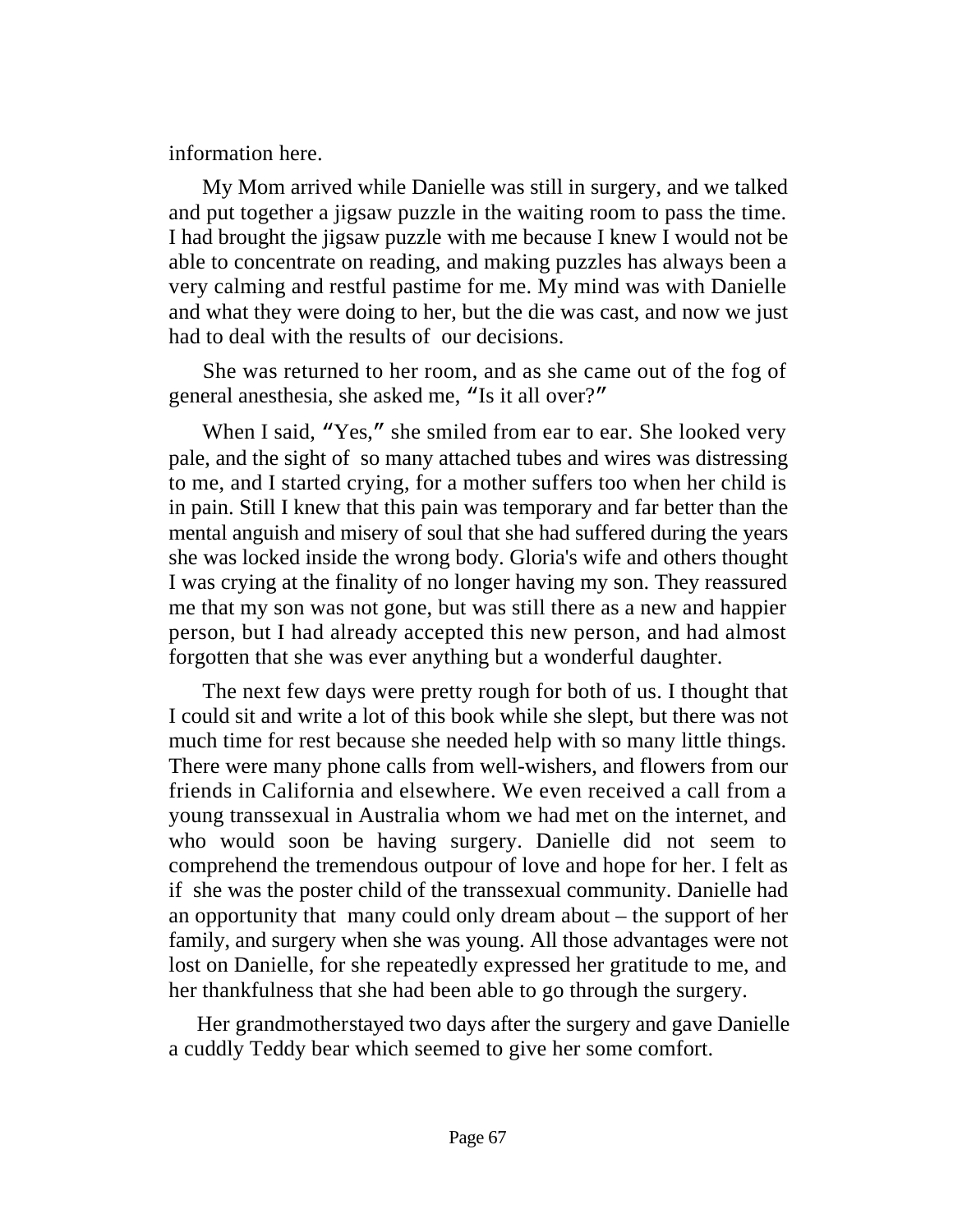information here.

My Mom arrived while Danielle was still in surgery, and we talked and put together a jigsaw puzzle in the waiting room to pass the time. I had brought the jigsaw puzzle with me because I knew I would not be able to concentrate on reading, and making puzzles has always been a very calming and restful pastime for me. My mind was with Danielle and what they were doing to her, but the die was cast, and now we just had to deal with the results of our decisions.

She was returned to her room, and as she came out of the fog of general anesthesia, she asked me, "Is it all over?"

When I said, "Yes," she smiled from ear to ear. She looked very pale, and the sight of so many attached tubes and wires was distressing to me, and I started crying, for a mother suffers too when her child is in pain. Still I knew that this pain was temporary and far better than the mental anguish and misery of soul that she had suffered during the years she was locked inside the wrong body. Gloria's wife and others thought I was crying at the finality of no longer having my son. They reassured me that my son was not gone, but was still there as a new and happier person, but I had already accepted this new person, and had almost forgotten that she was ever anything but a wonderful daughter.

The next few days were pretty rough for both of us. I thought that I could sit and write a lot of this book while she slept, but there was not much time for rest because she needed help with so many little things. There were many phone calls from well-wishers, and flowers from our friends in California and elsewhere. We even received a call from a young transsexual in Australia whom we had met on the internet, and who would soon be having surgery. Danielle did not seem to comprehend the tremendous outpour of love and hope for her. I felt as if she was the poster child of the transsexual community. Danielle had an opportunity that many could only dream about – the support of her family, and surgery when she was young. All those advantages were not lost on Danielle, for she repeatedly expressed her gratitude to me, and her thankfulness that she had been able to go through the surgery.

Her grandmotherstayed two days after the surgery and gave Danielle a cuddly Teddy bear which seemed to give her some comfort.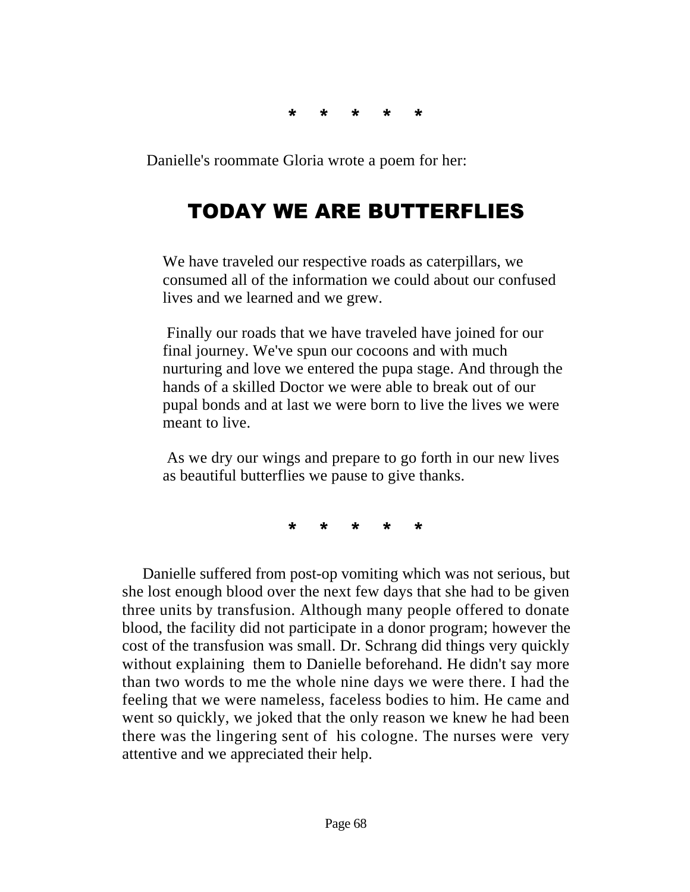\* \* \* \* \*

Danielle's roommate Gloria wrote a poem for her:

# TODAY WE ARE BUTTERFLIES

We have traveled our respective roads as caterpillars, we consumed all of the information we could about our confused lives and we learned and we grew.

Finally our roads that we have traveled have joined for our final journey. We've spun our cocoons and with much nurturing and love we entered the pupa stage. And through the hands of a skilled Doctor we were able to break out of our pupal bonds and at last we were born to live the lives we were meant to live.

As we dry our wings and prepare to go forth in our new lives as beautiful butterflies we pause to give thanks.

\* \* \* \* \*

Danielle suffered from post-op vomiting which was not serious, but she lost enough blood over the next few days that she had to be given three units by transfusion. Although many people offered to donate blood, the facility did not participate in a donor program; however the cost of the transfusion was small. Dr. Schrang did things very quickly without explaining them to Danielle beforehand. He didn't say more than two words to me the whole nine days we were there. I had the feeling that we were nameless, faceless bodies to him. He came and went so quickly, we joked that the only reason we knew he had been there was the lingering sent of his cologne. The nurses were very attentive and we appreciated their help.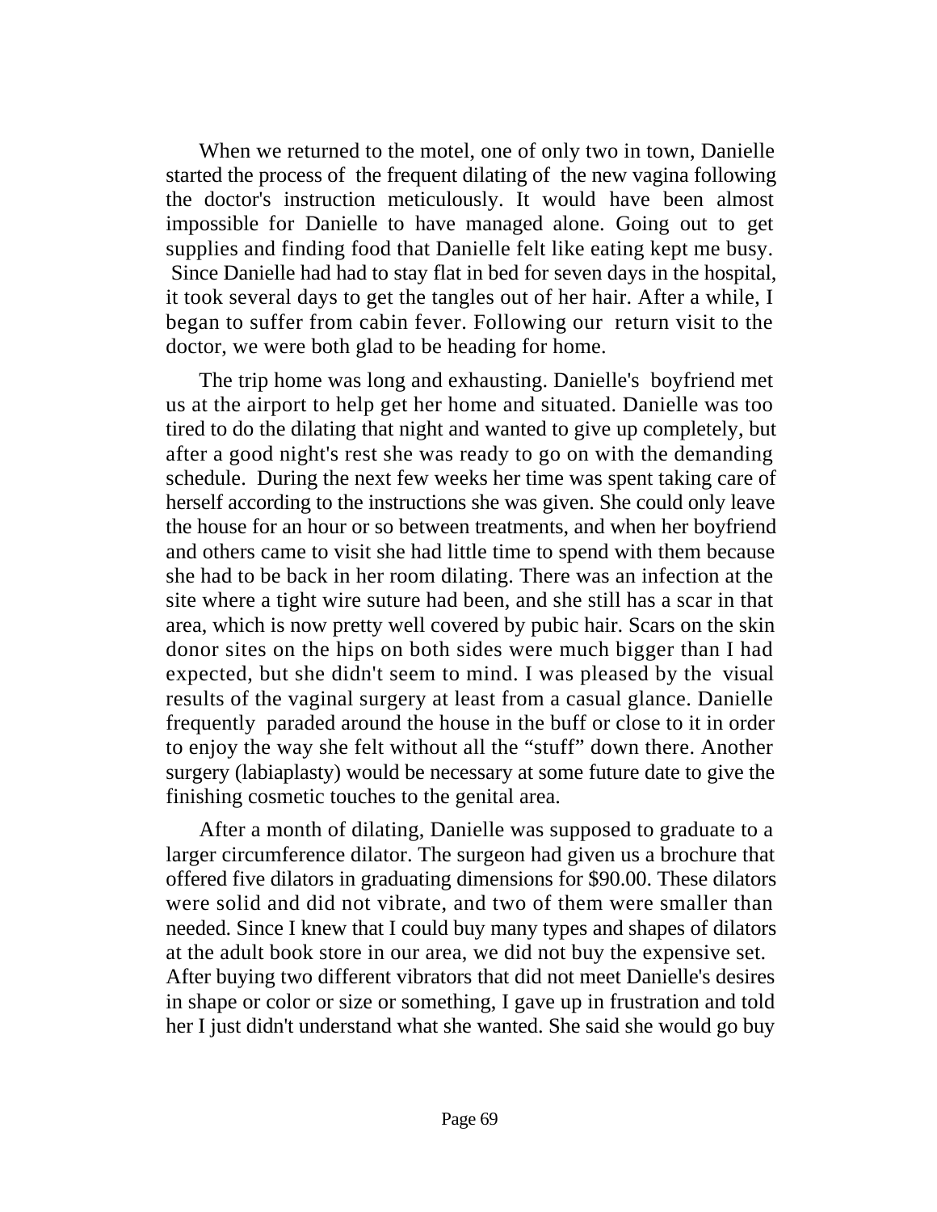When we returned to the motel, one of only two in town, Danielle started the process of the frequent dilating of the new vagina following the doctor's instruction meticulously. It would have been almost impossible for Danielle to have managed alone. Going out to get supplies and finding food that Danielle felt like eating kept me busy. Since Danielle had had to stay flat in bed for seven days in the hospital, it took several days to get the tangles out of her hair. After a while, I began to suffer from cabin fever. Following our return visit to the doctor, we were both glad to be heading for home.

The trip home was long and exhausting. Danielle's boyfriend met us at the airport to help get her home and situated. Danielle was too tired to do the dilating that night and wanted to give up completely, but after a good night's rest she was ready to go on with the demanding schedule. During the next few weeks her time was spent taking care of herself according to the instructions she was given. She could only leave the house for an hour or so between treatments, and when her boyfriend and others came to visit she had little time to spend with them because she had to be back in her room dilating. There was an infection at the site where a tight wire suture had been, and she still has a scar in that area, which is now pretty well covered by pubic hair. Scars on the skin donor sites on the hips on both sides were much bigger than I had expected, but she didn't seem to mind. I was pleased by the visual results of the vaginal surgery at least from a casual glance. Danielle frequently paraded around the house in the buff or close to it in order to enjoy the way she felt without all the "stuff" down there. Another surgery (labiaplasty) would be necessary at some future date to give the finishing cosmetic touches to the genital area.

After a month of dilating, Danielle was supposed to graduate to a larger circumference dilator. The surgeon had given us a brochure that offered five dilators in graduating dimensions for $90.00. These dilators were solid and did not vibrate, and two of them were smaller than needed. Since I knew that I could buy many types and shapes of dilators at the adult book store in our area, we did not buy the expensive set. After buying two different vibrators that did not meet Danielle's desires in shape or color or size or something, I gave up in frustration and told her I just didn't understand what she wanted. She said she would go buy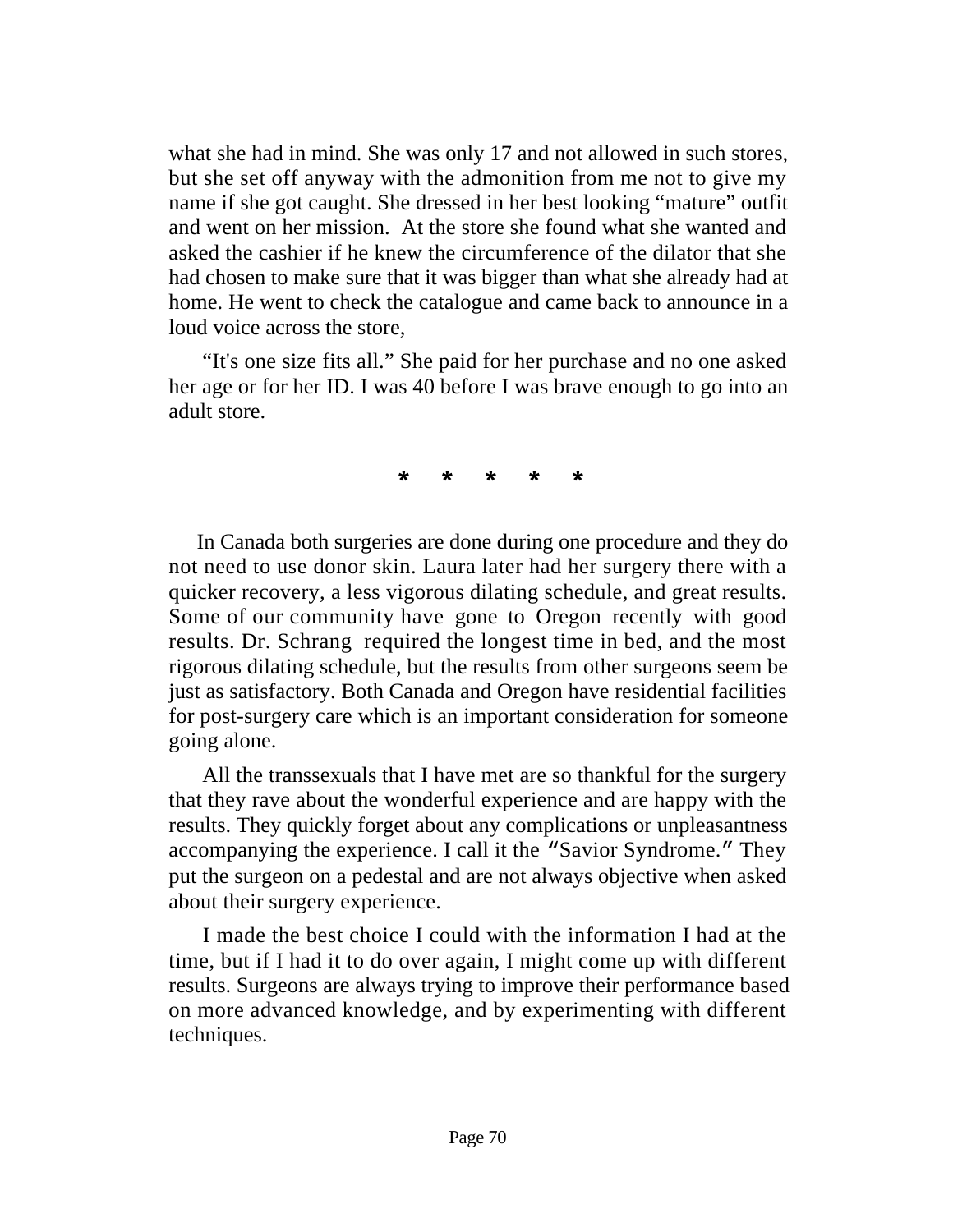what she had in mind. She was only 17 and not allowed in such stores, but she set off anyway with the admonition from me not to give my name if she got caught. She dressed in her best looking "mature" outfit and went on her mission. At the store she found what she wanted and asked the cashier if he knew the circumference of the dilator that she had chosen to make sure that it was bigger than what she already had at home. He went to check the catalogue and came back to announce in a loud voice across the store,

"It's one size fits all." She paid for her purchase and no one asked her age or for her ID. I was 40 before I was brave enough to go into an adult store.

\* \* \* \* \*

In Canada both surgeries are done during one procedure and they do not need to use donor skin. Laura later had her surgery there with a quicker recovery, a less vigorous dilating schedule, and great results. Some of our community have gone to Oregon recently with good results. Dr. Schrang required the longest time in bed, and the most rigorous dilating schedule, but the results from other surgeons seem be just as satisfactory. Both Canada and Oregon have residential facilities for post-surgery care which is an important consideration for someone going alone.

All the transsexuals that I have met are so thankful for the surgery that they rave about the wonderful experience and are happy with the results. They quickly forget about any complications or unpleasantness accompanying the experience. I call it the "Savior Syndrome." They put the surgeon on a pedestal and are not always objective when asked about their surgery experience.

I made the best choice I could with the information I had at the time, but if I had it to do over again, I might come up with different results. Surgeons are always trying to improve their performance based on more advanced knowledge, and by experimenting with different techniques.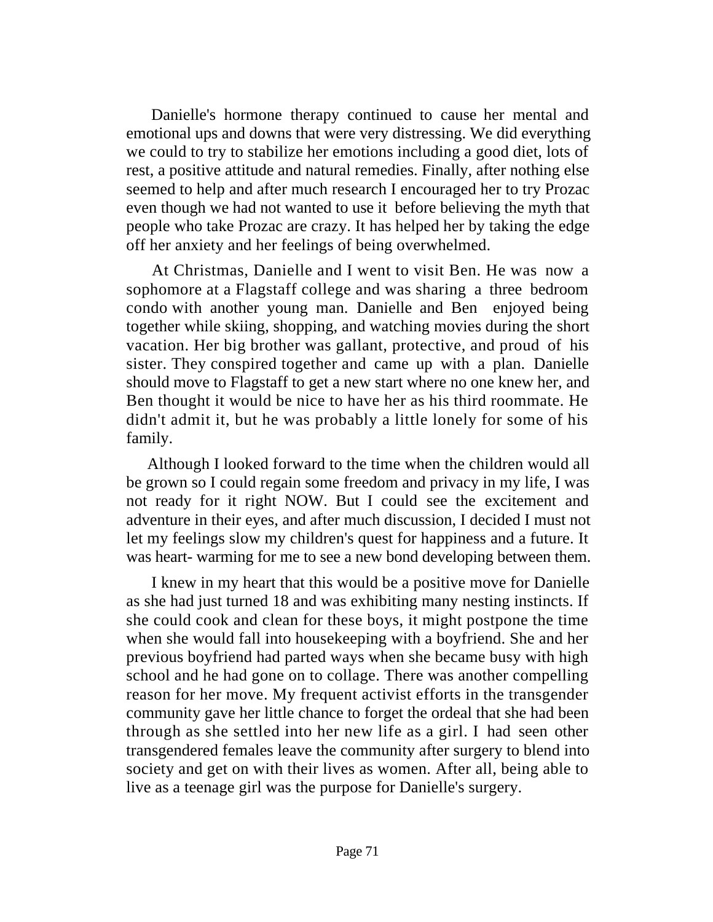Danielle's hormone therapy continued to cause her mental and emotional ups and downs that were very distressing. We did everything we could to try to stabilize her emotions including a good diet, lots of rest, a positive attitude and natural remedies. Finally, after nothing else seemed to help and after much research I encouraged her to try Prozac even though we had not wanted to use it before believing the myth that people who take Prozac are crazy. It has helped her by taking the edge off her anxiety and her feelings of being overwhelmed.

At Christmas, Danielle and I went to visit Ben. He was now a sophomore at a Flagstaff college and was sharing a three bedroom condo with another young man. Danielle and Ben enjoyed being together while skiing, shopping, and watching movies during the short vacation. Her big brother was gallant, protective, and proud of his sister. They conspired together and came up with a plan. Danielle should move to Flagstaff to get a new start where no one knew her, and Ben thought it would be nice to have her as his third roommate. He didn't admit it, but he was probably a little lonely for some of his family.

Although I looked forward to the time when the children would all be grown so I could regain some freedom and privacy in my life, I was not ready for it right NOW. But I could see the excitement and adventure in their eyes, and after much discussion, I decided I must not let my feelings slow my children's quest for happiness and a future. It was heart- warming for me to see a new bond developing between them.

I knew in my heart that this would be a positive move for Danielle as she had just turned 18 and was exhibiting many nesting instincts. If she could cook and clean for these boys, it might postpone the time when she would fall into housekeeping with a boyfriend. She and her previous boyfriend had parted ways when she became busy with high school and he had gone on to collage. There was another compelling reason for her move. My frequent activist efforts in the transgender community gave her little chance to forget the ordeal that she had been through as she settled into her new life as a girl. I had seen other transgendered females leave the community after surgery to blend into society and get on with their lives as women. After all, being able to live as a teenage girl was the purpose for Danielle's surgery.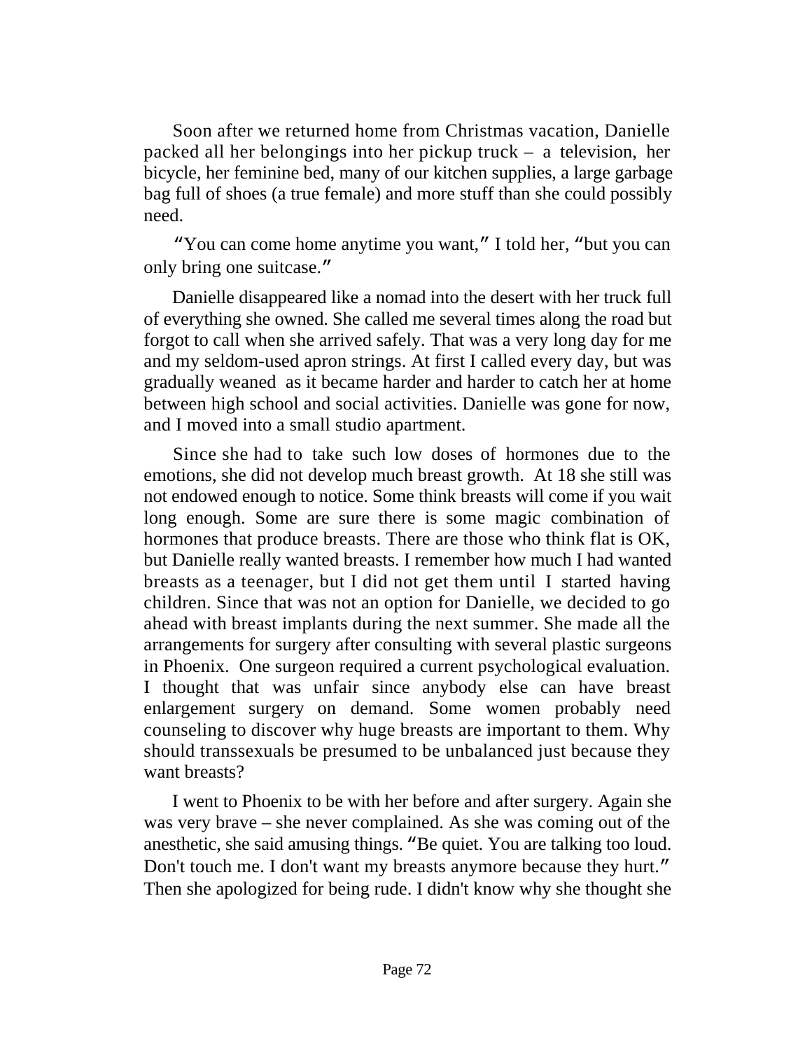Soon after we returned home from Christmas vacation, Danielle packed all her belongings into her pickup truck – a television, her bicycle, her feminine bed, many of our kitchen supplies, a large garbage bag full of shoes (a true female) and more stuff than she could possibly need.

"You can come home anytime you want," I told her, "but you can only bring one suitcase."

Danielle disappeared like a nomad into the desert with her truck full of everything she owned. She called me several times along the road but forgot to call when she arrived safely. That was a very long day for me and my seldom-used apron strings. At first I called every day, but was gradually weaned as it became harder and harder to catch her at home between high school and social activities. Danielle was gone for now, and I moved into a small studio apartment.

Since she had to take such low doses of hormones due to the emotions, she did not develop much breast growth. At 18 she still was not endowed enough to notice. Some think breasts will come if you wait long enough. Some are sure there is some magic combination of hormones that produce breasts. There are those who think flat is OK, but Danielle really wanted breasts. I remember how much I had wanted breasts as a teenager, but I did not get them until I started having children. Since that was not an option for Danielle, we decided to go ahead with breast implants during the next summer. She made all the arrangements for surgery after consulting with several plastic surgeons in Phoenix. One surgeon required a current psychological evaluation. I thought that was unfair since anybody else can have breast enlargement surgery on demand. Some women probably need counseling to discover why huge breasts are important to them. Why should transsexuals be presumed to be unbalanced just because they want breasts?

I went to Phoenix to be with her before and after surgery. Again she was very brave – she never complained. As she was coming out of the anesthetic, she said amusing things. "Be quiet. You are talking too loud. Don't touch me. I don't want my breasts anymore because they hurt." Then she apologized for being rude. I didn't know why she thought she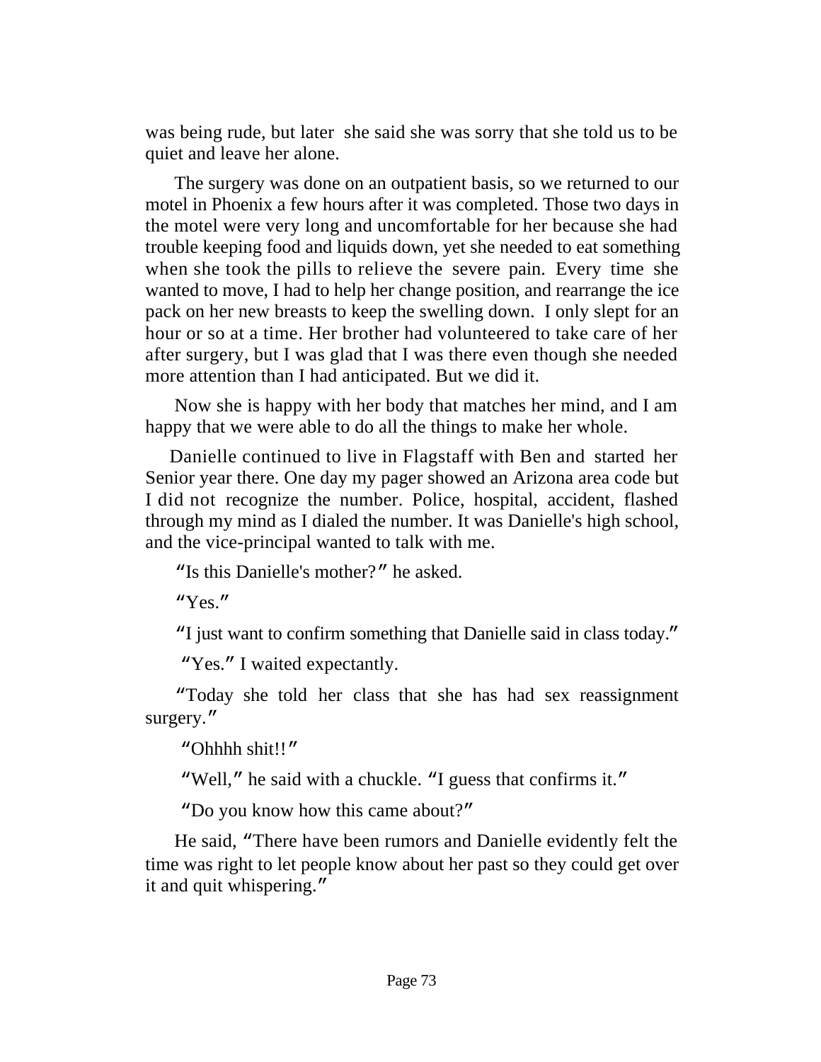was being rude, but later she said she was sorry that she told us to be quiet and leave her alone.

The surgery was done on an outpatient basis, so we returned to our motel in Phoenix a few hours after it was completed. Those two days in the motel were very long and uncomfortable for her because she had trouble keeping food and liquids down, yet she needed to eat something when she took the pills to relieve the severe pain. Every time she wanted to move, I had to help her change position, and rearrange the ice pack on her new breasts to keep the swelling down. I only slept for an hour or so at a time. Her brother had volunteered to take care of her after surgery, but I was glad that I was there even though she needed more attention than I had anticipated. But we did it.

Now she is happy with her body that matches her mind, and I am happy that we were able to do all the things to make her whole.

Danielle continued to live in Flagstaff with Ben and started her Senior year there. One day my pager showed an Arizona area code but I did not recognize the number. Police, hospital, accident, flashed through my mind as I dialed the number. It was Danielle's high school, and the vice-principal wanted to talk with me.

"Is this Danielle's mother?" he asked.

"Yes."

"I just want to confirm something that Danielle said in class today."

"Yes." I waited expectantly.

"Today she told her class that she has had sex reassignment surgery."

"Ohhhh shit!!"

"Well," he said with a chuckle. "I guess that confirms it."

"Do you know how this came about?"

He said, "There have been rumors and Danielle evidently felt the time was right to let people know about her past so they could get over it and quit whispering."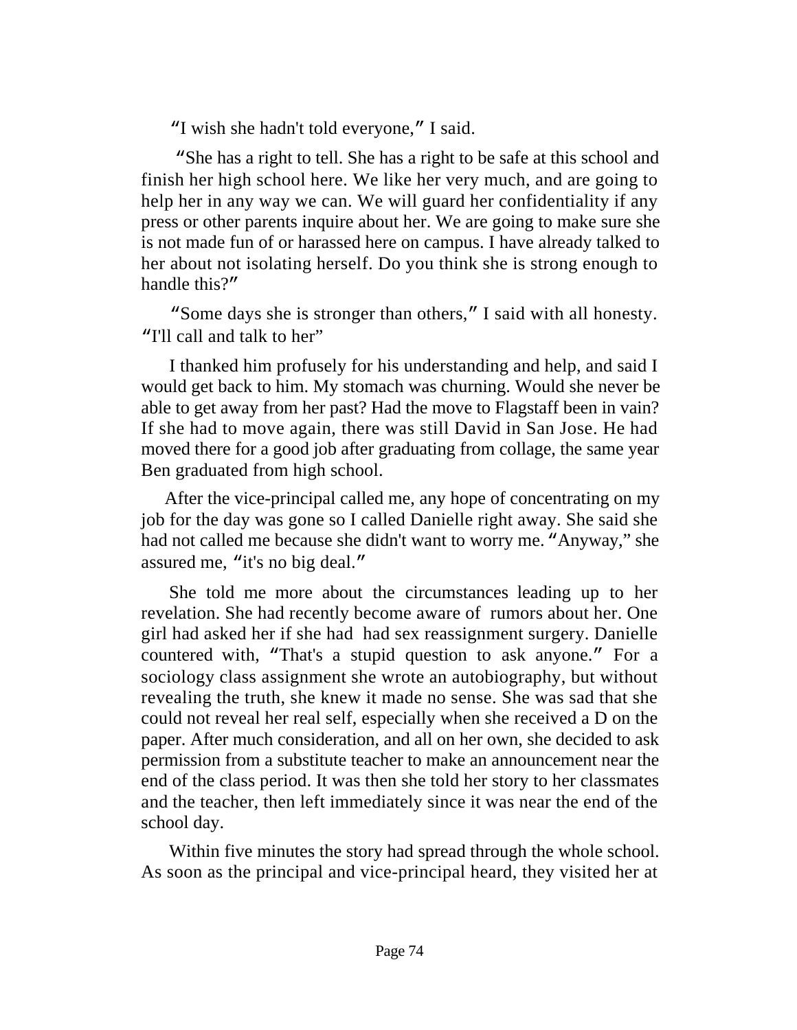"I wish she hadn't told everyone," I said.

"She has a right to tell. She has a right to be safe at this school and finish her high school here. We like her very much, and are going to help her in any way we can. We will guard her confidentiality if any press or other parents inquire about her. We are going to make sure she is not made fun of or harassed here on campus. I have already talked to her about not isolating herself. Do you think she is strong enough to handle this?"

"Some days she is stronger than others," I said with all honesty. "I'll call and talk to her"

I thanked him profusely for his understanding and help, and said I would get back to him. My stomach was churning. Would she never be able to get away from her past? Had the move to Flagstaff been in vain? If she had to move again, there was still David in San Jose. He had moved there for a good job after graduating from collage, the same year Ben graduated from high school.

After the vice-principal called me, any hope of concentrating on my job for the day was gone so I called Danielle right away. She said she had not called me because she didn't want to worry me. "Anyway," she assured me, "it's no big deal."

She told me more about the circumstances leading up to her revelation. She had recently become aware of rumors about her. One girl had asked her if she had had sex reassignment surgery. Danielle countered with, "That's a stupid question to ask anyone." For a sociology class assignment she wrote an autobiography, but without revealing the truth, she knew it made no sense. She was sad that she could not reveal her real self, especially when she received a D on the paper. After much consideration, and all on her own, she decided to ask permission from a substitute teacher to make an announcement near the end of the class period. It was then she told her story to her classmates and the teacher, then left immediately since it was near the end of the school day.

Within five minutes the story had spread through the whole school. As soon as the principal and vice-principal heard, they visited her at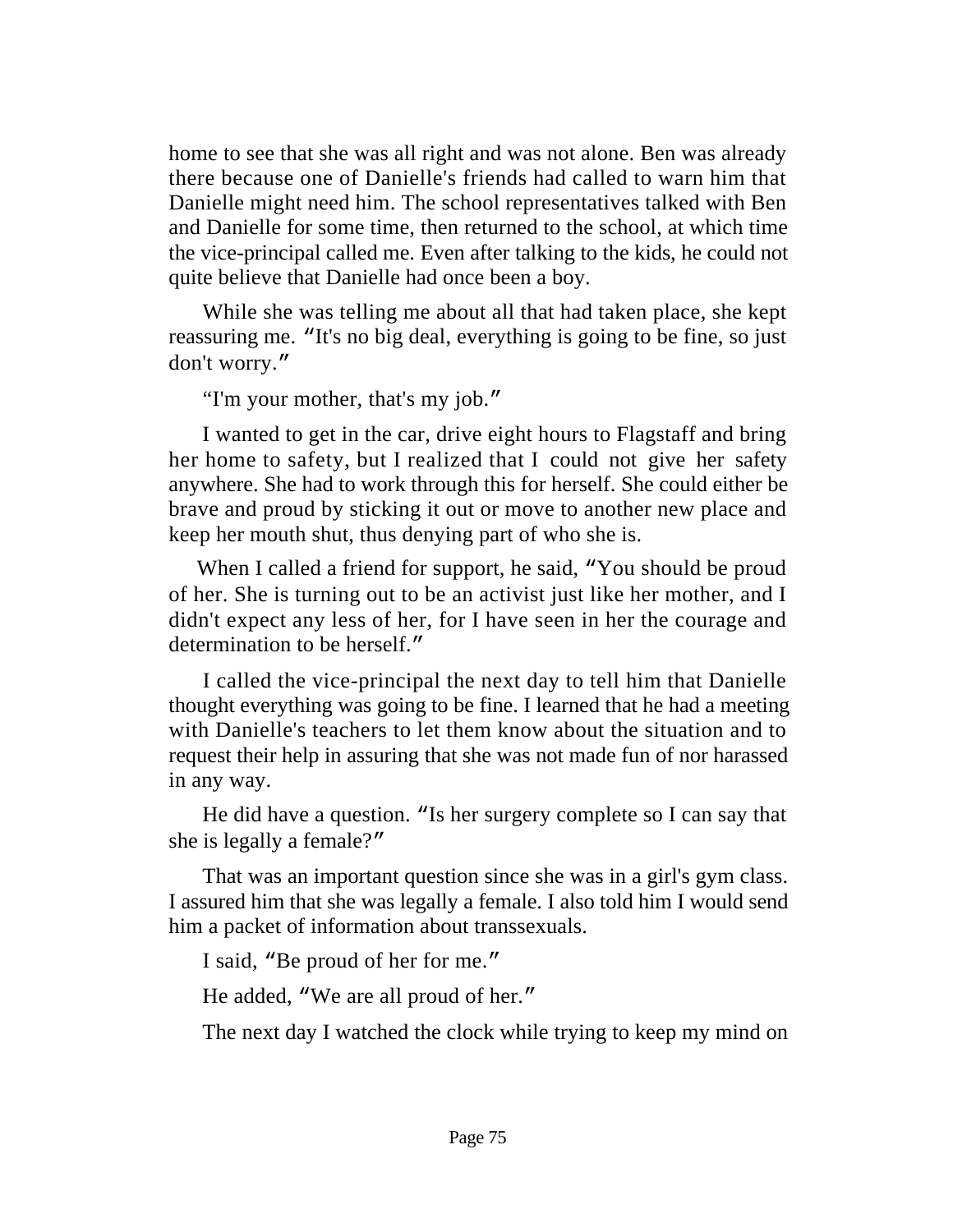home to see that she was all right and was not alone. Ben was already there because one of Danielle's friends had called to warn him that Danielle might need him. The school representatives talked with Ben and Danielle for some time, then returned to the school, at which time the vice-principal called me. Even after talking to the kids, he could not quite believe that Danielle had once been a boy.

While she was telling me about all that had taken place, she kept reassuring me. "It's no big deal, everything is going to be fine, so just don't worry."

"I'm your mother, that's my job."

I wanted to get in the car, drive eight hours to Flagstaff and bring her home to safety, but I realized that I could not give her safety anywhere. She had to work through this for herself. She could either be brave and proud by sticking it out or move to another new place and keep her mouth shut, thus denying part of who she is.

When I called a friend for support, he said, "You should be proud of her. She is turning out to be an activist just like her mother, and I didn't expect any less of her, for I have seen in her the courage and determination to be herself."

I called the vice-principal the next day to tell him that Danielle thought everything was going to be fine. I learned that he had a meeting with Danielle's teachers to let them know about the situation and to request their help in assuring that she was not made fun of nor harassed in any way.

He did have a question. "Is her surgery complete so I can say that she is legally a female?"

That was an important question since she was in a girl's gym class. I assured him that she was legally a female. I also told him I would send him a packet of information about transsexuals.

I said, "Be proud of her for me."

He added, "We are all proud of her."

The next day I watched the clock while trying to keep my mind on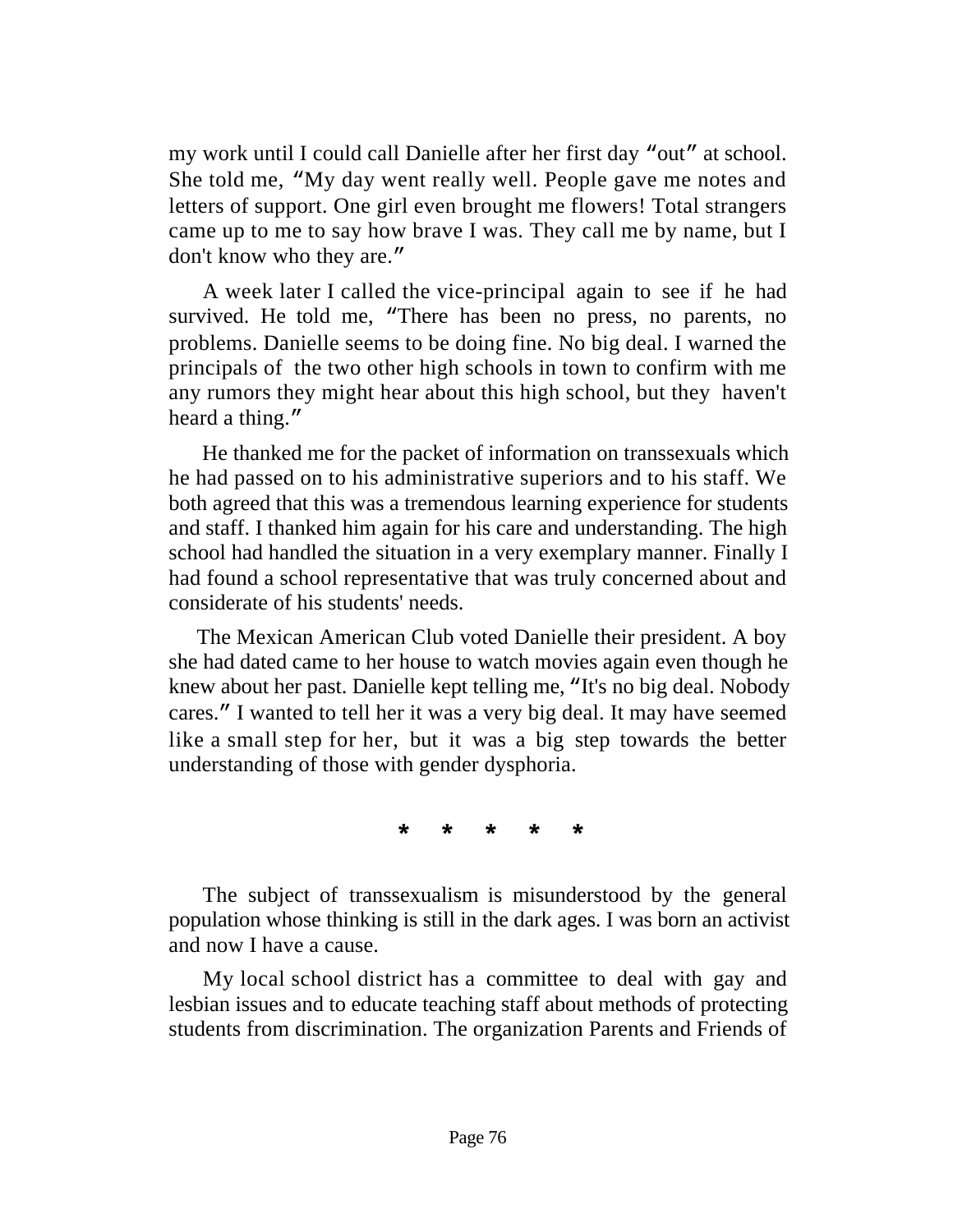my work until I could call Danielle after her first day “out” at school. She told me, “My day went really well. People gave me notes and letters of support. One girl even brought me flowers! Total strangers came up to me to say how brave I was. They call me by name, but I don't know who they are.”

A week later I called the vice-principal again to see if he had survived. He told me, “There has been no press, no parents, no problems. Danielle seems to be doing fine. No big deal. I warned the principals of the two other high schools in town to confirm with me any rumors they might hear about this high school, but they haven't heard a thing.”

He thanked me for the packet of information on transsexuals which he had passed on to his administrative superiors and to his staff. We both agreed that this was a tremendous learning experience for students and staff. I thanked him again for his care and understanding. The high school had handled the situation in a very exemplary manner. Finally I had found a school representative that was truly concerned about and considerate of his students' needs.

The Mexican American Club voted Danielle their president. A boy she had dated came to her house to watch movies again even though he knew about her past. Danielle kept telling me, “It's no big deal. Nobody cares.” I wanted to tell her it was a very big deal. It may have seemed like a small step for her, but it was a big step towards the better understanding of those with gender dysphoria.

* * * * *

The subject of transsexualism is misunderstood by the general population whose thinking is still in the dark ages. I was born an activist and now I have a cause.

My local school district has a committee to deal with gay and lesbian issues and to educate teaching staff about methods of protecting students from discrimination. The organization Parents and Friends of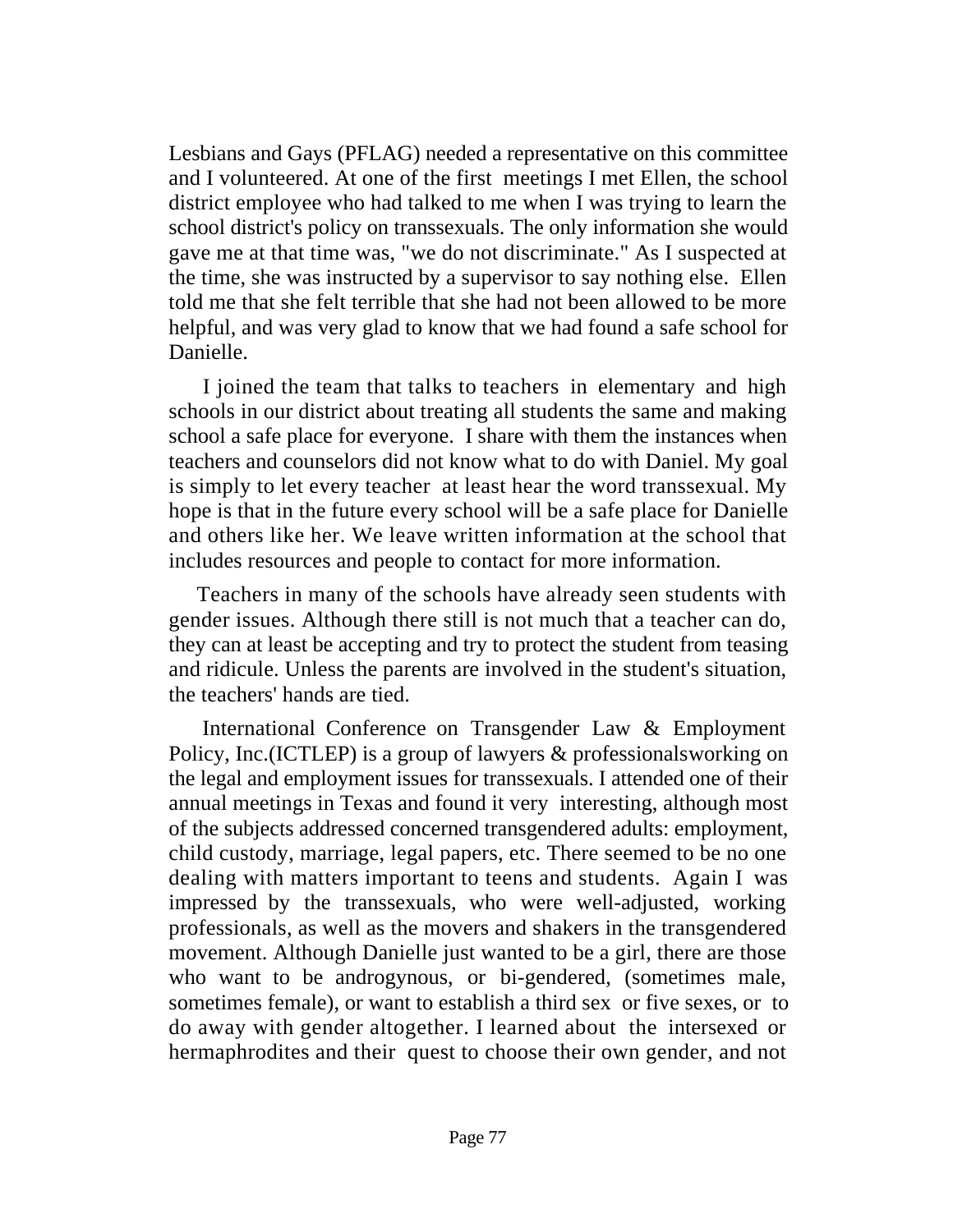Lesbians and Gays (PFLAG) needed a representative on this committee and I volunteered. At one of the first meetings I met Ellen, the school district employee who had talked to me when I was trying to learn the school district's policy on transsexuals. The only information she would gave me at that time was, "we do not discriminate." As I suspected at the time, she was instructed by a supervisor to say nothing else. Ellen told me that she felt terrible that she had not been allowed to be more helpful, and was very glad to know that we had found a safe school for Danielle.

I joined the team that talks to teachers in elementary and high schools in our district about treating all students the same and making school a safe place for everyone. I share with them the instances when teachers and counselors did not know what to do with Daniel. My goal is simply to let every teacher at least hear the word transsexual. My hope is that in the future every school will be a safe place for Danielle and others like her. We leave written information at the school that includes resources and people to contact for more information.

Teachers in many of the schools have already seen students with gender issues. Although there still is not much that a teacher can do, they can at least be accepting and try to protect the student from teasing and ridicule. Unless the parents are involved in the student's situation, the teachers' hands are tied.

International Conference on Transgender Law & Employment Policy, Inc.(ICTLEP) is a group of lawyers & professionalsworking on the legal and employment issues for transsexuals. I attended one of their annual meetings in Texas and found it very interesting, although most of the subjects addressed concerned transgendered adults: employment, child custody, marriage, legal papers, etc. There seemed to be no one dealing with matters important to teens and students. Again I was impressed by the transsexuals, who were well-adjusted, working professionals, as well as the movers and shakers in the transgendered movement. Although Danielle just wanted to be a girl, there are those who want to be androgynous, or bi-gendered, (sometimes male, sometimes female), or want to establish a third sex or five sexes, or to do away with gender altogether. I learned about the intersexed or hermaphrodites and their quest to choose their own gender, and not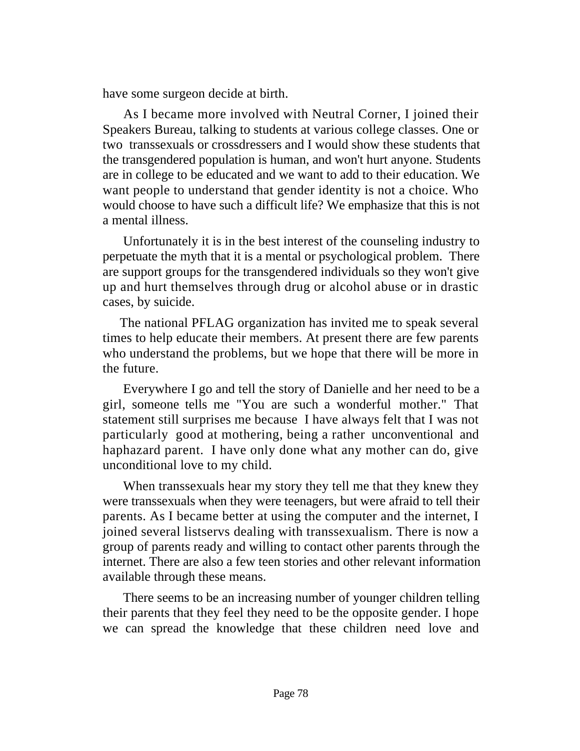have some surgeon decide at birth.

As I became more involved with Neutral Corner, I joined their Speakers Bureau, talking to students at various college classes. One or two transsexuals or crossdressers and I would show these students that the transgendered population is human, and won't hurt anyone. Students are in college to be educated and we want to add to their education. We want people to understand that gender identity is not a choice. Who would choose to have such a difficult life? We emphasize that this is not a mental illness.

Unfortunately it is in the best interest of the counseling industry to perpetuate the myth that it is a mental or psychological problem. There are support groups for the transgendered individuals so they won't give up and hurt themselves through drug or alcohol abuse or in drastic cases, by suicide.

The national PFLAG organization has invited me to speak several times to help educate their members. At present there are few parents who understand the problems, but we hope that there will be more in the future.

Everywhere I go and tell the story of Danielle and her need to be a girl, someone tells me "You are such a wonderful mother." That statement still surprises me because I have always felt that I was not particularly good at mothering, being a rather unconventional and haphazard parent. I have only done what any mother can do, give unconditional love to my child.

When transsexuals hear my story they tell me that they knew they were transsexuals when they were teenagers, but were afraid to tell their parents. As I became better at using the computer and the internet, I joined several listservs dealing with transsexualism. There is now a group of parents ready and willing to contact other parents through the internet. There are also a few teen stories and other relevant information available through these means.

There seems to be an increasing number of younger children telling their parents that they feel they need to be the opposite gender. I hope we can spread the knowledge that these children need love and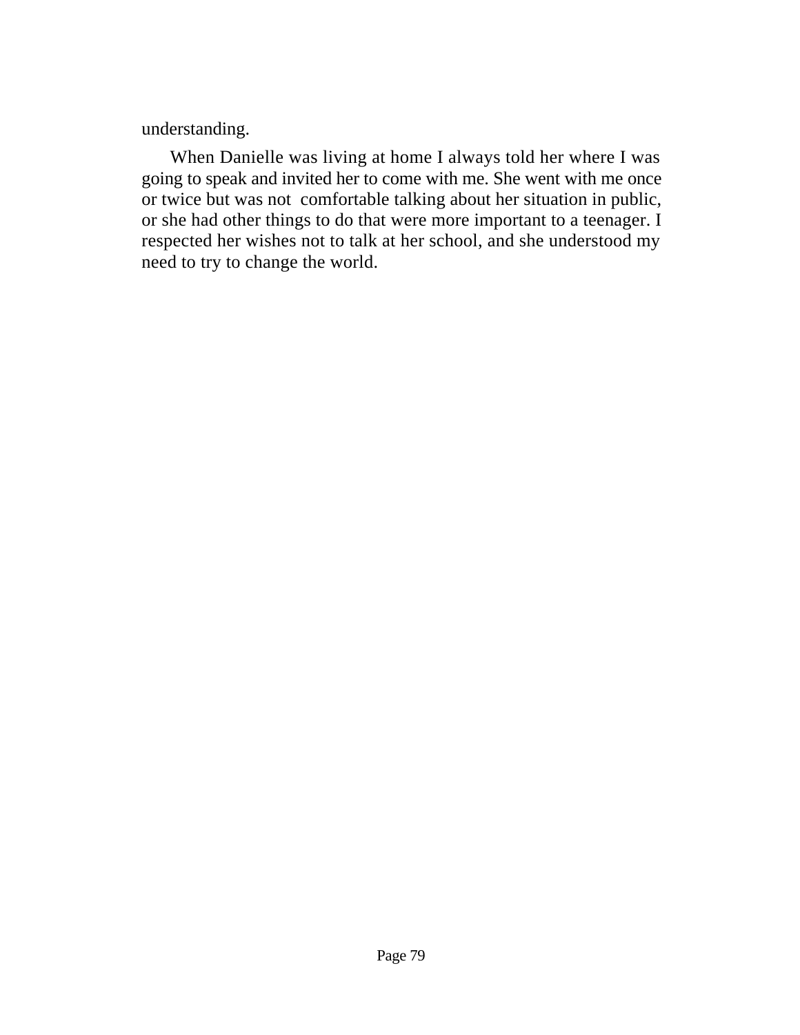understanding.

When Danielle was living at home I always told her where I was going to speak and invited her to come with me. She went with me once or twice but was not comfortable talking about her situation in public, or she had other things to do that were more important to a teenager. I respected her wishes not to talk at her school, and she understood my need to try to change the world.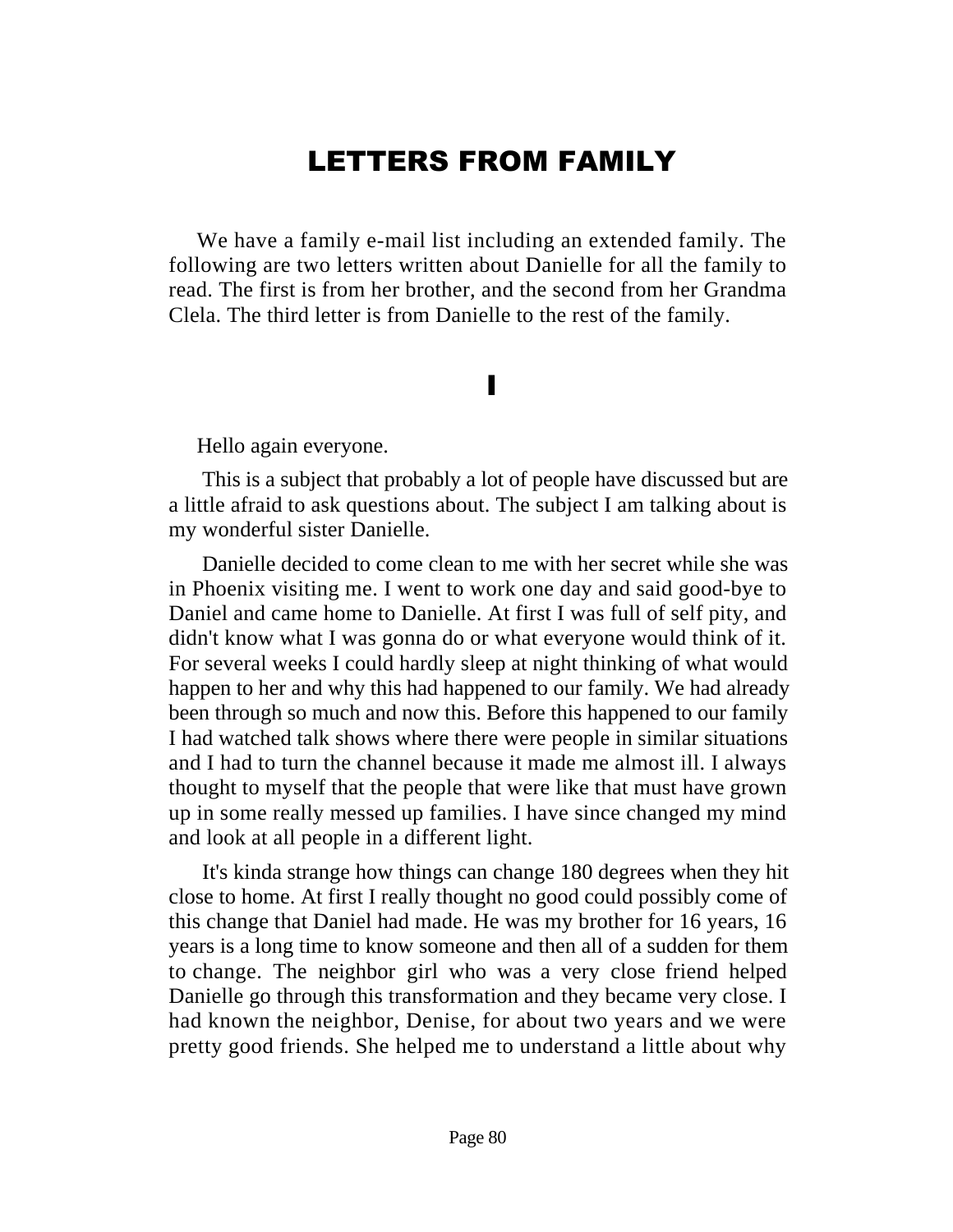# LETTERS FROM FAMILY

We have a family e-mail list including an extended family. The following are two letters written about Danielle for all the family to read. The first is from her brother, and the second from her Grandma Clela. The third letter is from Danielle to the rest of the family.

## I

Hello again everyone.

This is a subject that probably a lot of people have discussed but are a little afraid to ask questions about. The subject I am talking about is my wonderful sister Danielle.

Danielle decided to come clean to me with her secret while she was in Phoenix visiting me. I went to work one day and said good-bye to Daniel and came home to Danielle. At first I was full of self pity, and didn't know what I was gonna do or what everyone would think of it. For several weeks I could hardly sleep at night thinking of what would happen to her and why this had happened to our family. We had already been through so much and now this. Before this happened to our family I had watched talk shows where there were people in similar situations and I had to turn the channel because it made me almost ill. I always thought to myself that the people that were like that must have grown up in some really messed up families. I have since changed my mind and look at all people in a different light.

It's kinda strange how things can change 180 degrees when they hit close to home. At first I really thought no good could possibly come of this change that Daniel had made. He was my brother for 16 years, 16 years is a long time to know someone and then all of a sudden for them to change. The neighbor girl who was a very close friend helped Danielle go through this transformation and they became very close. I had known the neighbor, Denise, for about two years and we were pretty good friends. She helped me to understand a little about why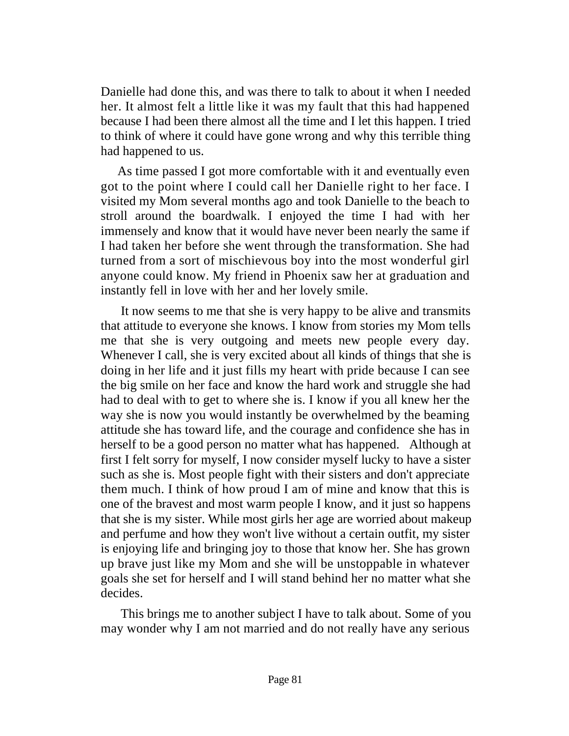Danielle had done this, and was there to talk to about it when I needed her. It almost felt a little like it was my fault that this had happened because I had been there almost all the time and I let this happen. I tried to think of where it could have gone wrong and why this terrible thing had happened to us.

As time passed I got more comfortable with it and eventually even got to the point where I could call her Danielle right to her face. I visited my Mom several months ago and took Danielle to the beach to stroll around the boardwalk. I enjoyed the time I had with her immensely and know that it would have never been nearly the same if I had taken her before she went through the transformation. She had turned from a sort of mischievous boy into the most wonderful girl anyone could know. My friend in Phoenix saw her at graduation and instantly fell in love with her and her lovely smile.

It now seems to me that she is very happy to be alive and transmits that attitude to everyone she knows. I know from stories my Mom tells me that she is very outgoing and meets new people every day. Whenever I call, she is very excited about all kinds of things that she is doing in her life and it just fills my heart with pride because I can see the big smile on her face and know the hard work and struggle she had had to deal with to get to where she is. I know if you all knew her the way she is now you would instantly be overwhelmed by the beaming attitude she has toward life, and the courage and confidence she has in herself to be a good person no matter what has happened. Although at first I felt sorry for myself, I now consider myself lucky to have a sister such as she is. Most people fight with their sisters and don't appreciate them much. I think of how proud I am of mine and know that this is one of the bravest and most warm people I know, and it just so happens that she is my sister. While most girls her age are worried about makeup and perfume and how they won't live without a certain outfit, my sister is enjoying life and bringing joy to those that know her. She has grown up brave just like my Mom and she will be unstoppable in whatever goals she set for herself and I will stand behind her no matter what she decides.

This brings me to another subject I have to talk about. Some of you may wonder why I am not married and do not really have any serious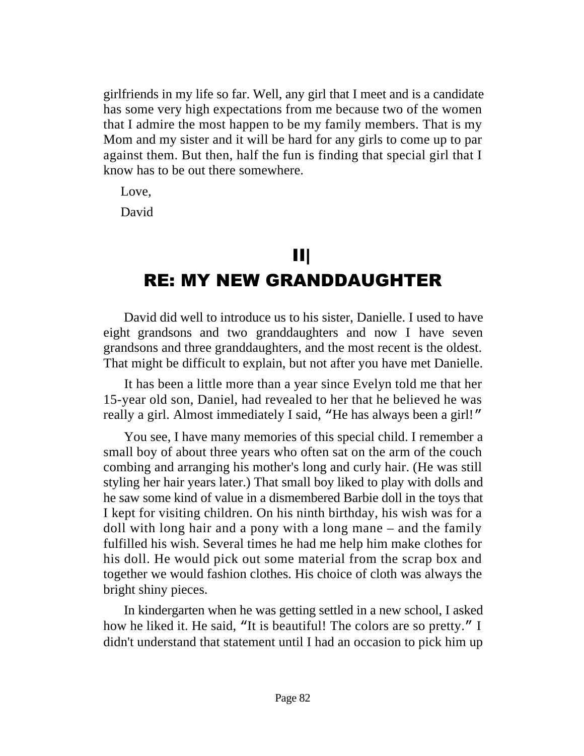girlfriends in my life so far. Well, any girl that I meet and is a candidate has some very high expectations from me because two of the women that I admire the most happen to be my family members. That is my Mom and my sister and it will be hard for any girls to come up to par against them. But then, half the fun is finding that special girl that I know has to be out there somewhere.

Love,

David

# II|
# RE: MY NEW GRANDDAUGHTER

David did well to introduce us to his sister, Danielle. I used to have eight grandsons and two granddaughters and now I have seven grandsons and three granddaughters, and the most recent is the oldest. That might be difficult to explain, but not after you have met Danielle.

It has been a little more than a year since Evelyn told me that her 15-year old son, Daniel, had revealed to her that he believed he was really a girl. Almost immediately I said, "He has always been a girl!"

You see, I have many memories of this special child. I remember a small boy of about three years who often sat on the arm of the couch combing and arranging his mother's long and curly hair. (He was still styling her hair years later.) That small boy liked to play with dolls and he saw some kind of value in a dismembered Barbie doll in the toys that I kept for visiting children. On his ninth birthday, his wish was for a doll with long hair and a pony with a long mane – and the family fulfilled his wish. Several times he had me help him make clothes for his doll. He would pick out some material from the scrap box and together we would fashion clothes. His choice of cloth was always the bright shiny pieces.

In kindergarten when he was getting settled in a new school, I asked how he liked it. He said, "It is beautiful! The colors are so pretty." I didn't understand that statement until I had an occasion to pick him up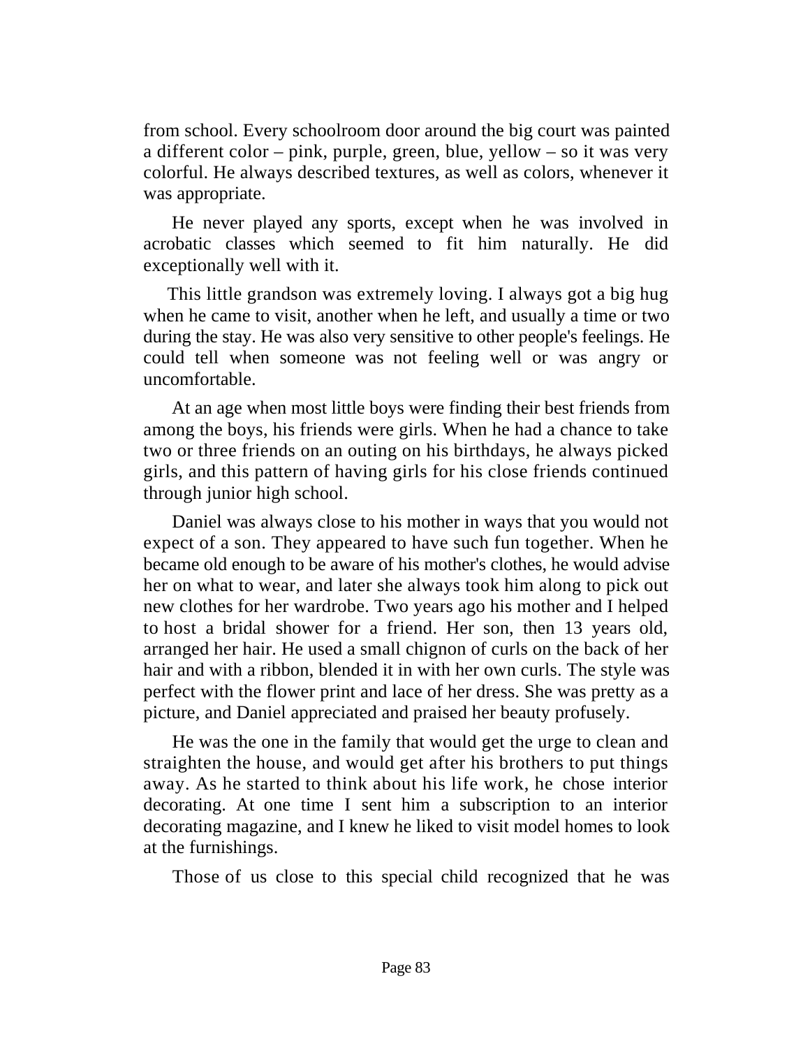from school. Every schoolroom door around the big court was painted a different color – pink, purple, green, blue, yellow – so it was very colorful. He always described textures, as well as colors, whenever it was appropriate.

He never played any sports, except when he was involved in acrobatic classes which seemed to fit him naturally. He did exceptionally well with it.

This little grandson was extremely loving. I always got a big hug when he came to visit, another when he left, and usually a time or two during the stay. He was also very sensitive to other people's feelings. He could tell when someone was not feeling well or was angry or uncomfortable.

At an age when most little boys were finding their best friends from among the boys, his friends were girls. When he had a chance to take two or three friends on an outing on his birthdays, he always picked girls, and this pattern of having girls for his close friends continued through junior high school.

Daniel was always close to his mother in ways that you would not expect of a son. They appeared to have such fun together. When he became old enough to be aware of his mother's clothes, he would advise her on what to wear, and later she always took him along to pick out new clothes for her wardrobe. Two years ago his mother and I helped to host a bridal shower for a friend. Her son, then 13 years old, arranged her hair. He used a small chignon of curls on the back of her hair and with a ribbon, blended it in with her own curls. The style was perfect with the flower print and lace of her dress. She was pretty as a picture, and Daniel appreciated and praised her beauty profusely.

He was the one in the family that would get the urge to clean and straighten the house, and would get after his brothers to put things away. As he started to think about his life work, he chose interior decorating. At one time I sent him a subscription to an interior decorating magazine, and I knew he liked to visit model homes to look at the furnishings.

Those of us close to this special child recognized that he was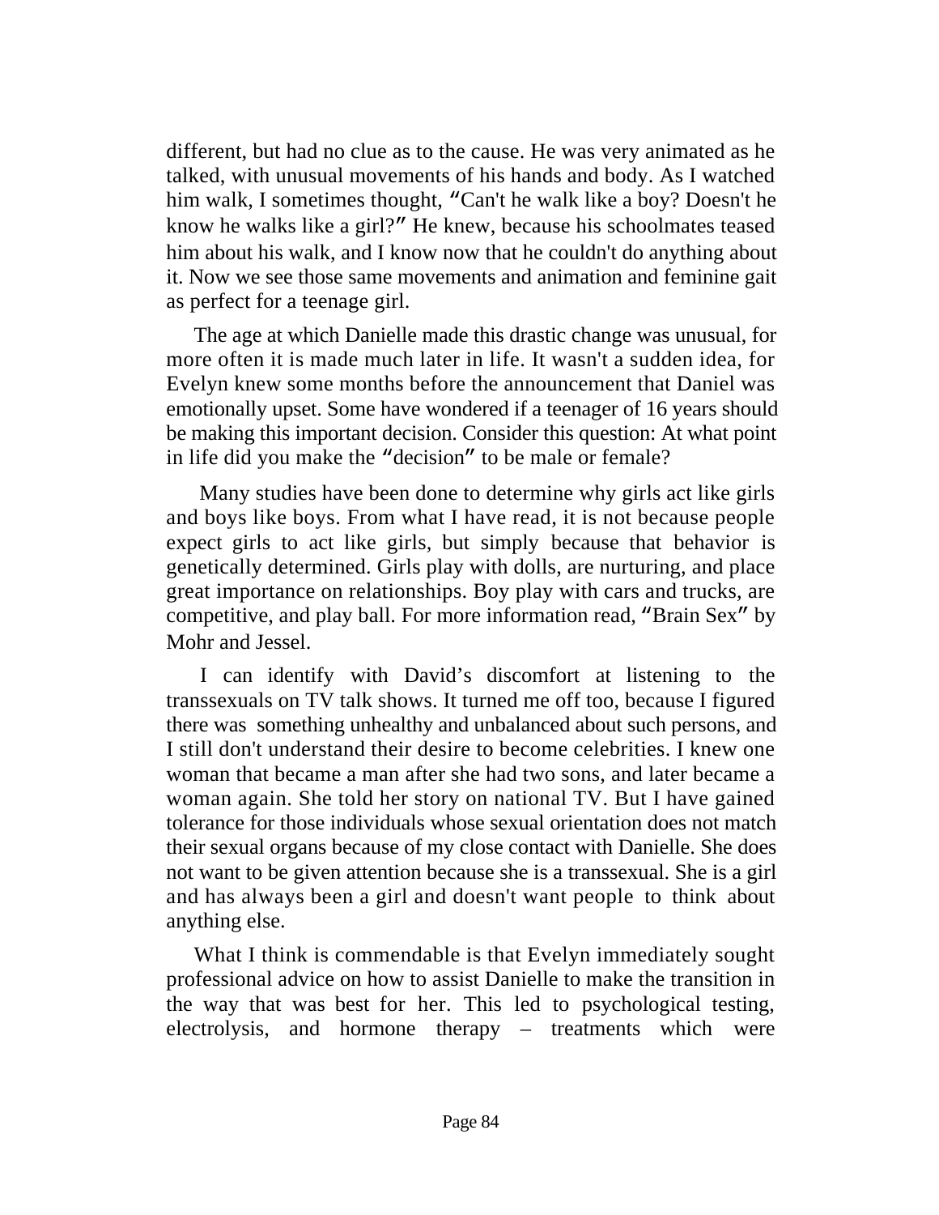different, but had no clue as to the cause. He was very animated as he talked, with unusual movements of his hands and body. As I watched him walk, I sometimes thought, "Can't he walk like a boy? Doesn't he know he walks like a girl?" He knew, because his schoolmates teased him about his walk, and I know now that he couldn't do anything about it. Now we see those same movements and animation and feminine gait as perfect for a teenage girl.

The age at which Danielle made this drastic change was unusual, for more often it is made much later in life. It wasn't a sudden idea, for Evelyn knew some months before the announcement that Daniel was emotionally upset. Some have wondered if a teenager of 16 years should be making this important decision. Consider this question: At what point in life did you make the "decision" to be male or female?

Many studies have been done to determine why girls act like girls and boys like boys. From what I have read, it is not because people expect girls to act like girls, but simply because that behavior is genetically determined. Girls play with dolls, are nurturing, and place great importance on relationships. Boy play with cars and trucks, are competitive, and play ball. For more information read, "Brain Sex" by Mohr and Jessel.

I can identify with David's discomfort at listening to the transsexuals on TV talk shows. It turned me off too, because I figured there was something unhealthy and unbalanced about such persons, and I still don't understand their desire to become celebrities. I knew one woman that became a man after she had two sons, and later became a woman again. She told her story on national TV. But I have gained tolerance for those individuals whose sexual orientation does not match their sexual organs because of my close contact with Danielle. She does not want to be given attention because she is a transsexual. She is a girl and has always been a girl and doesn't want people to think about anything else.

What I think is commendable is that Evelyn immediately sought professional advice on how to assist Danielle to make the transition in the way that was best for her. This led to psychological testing, electrolysis, and hormone therapy – treatments which were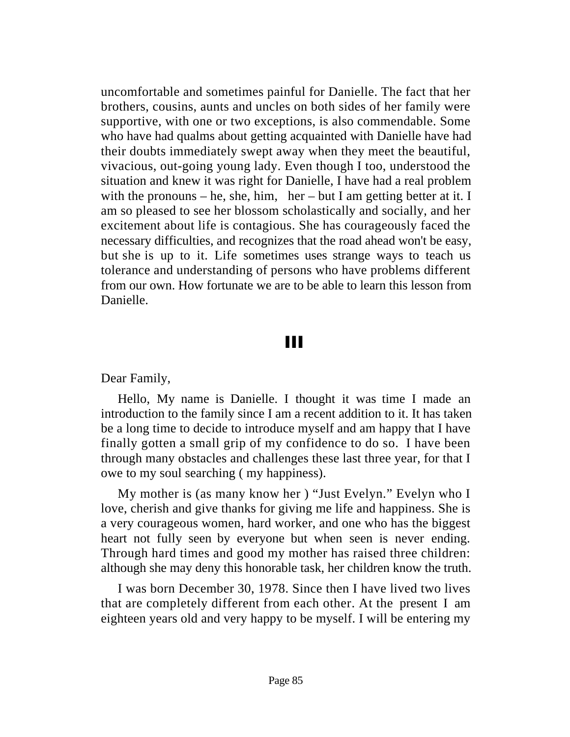uncomfortable and sometimes painful for Danielle. The fact that her brothers, cousins, aunts and uncles on both sides of her family were supportive, with one or two exceptions, is also commendable. Some who have had qualms about getting acquainted with Danielle have had their doubts immediately swept away when they meet the beautiful, vivacious, out-going young lady. Even though I too, understood the situation and knew it was right for Danielle, I have had a real problem with the pronouns – he, she, him, her – but I am getting better at it. I am so pleased to see her blossom scholastically and socially, and her excitement about life is contagious. She has courageously faced the necessary difficulties, and recognizes that the road ahead won't be easy, but she is up to it. Life sometimes uses strange ways to teach us tolerance and understanding of persons who have problems different from our own. How fortunate we are to be able to learn this lesson from Danielle.

III

Dear Family,

Hello, My name is Danielle. I thought it was time I made an introduction to the family since I am a recent addition to it. It has taken be a long time to decide to introduce myself and am happy that I have finally gotten a small grip of my confidence to do so. I have been through many obstacles and challenges these last three year, for that I owe to my soul searching ( my happiness).

My mother is (as many know her ) "Just Evelyn." Evelyn who I love, cherish and give thanks for giving me life and happiness. She is a very courageous women, hard worker, and one who has the biggest heart not fully seen by everyone but when seen is never ending. Through hard times and good my mother has raised three children: although she may deny this honorable task, her children know the truth.

I was born December 30, 1978. Since then I have lived two lives that are completely different from each other. At the present I am eighteen years old and very happy to be myself. I will be entering my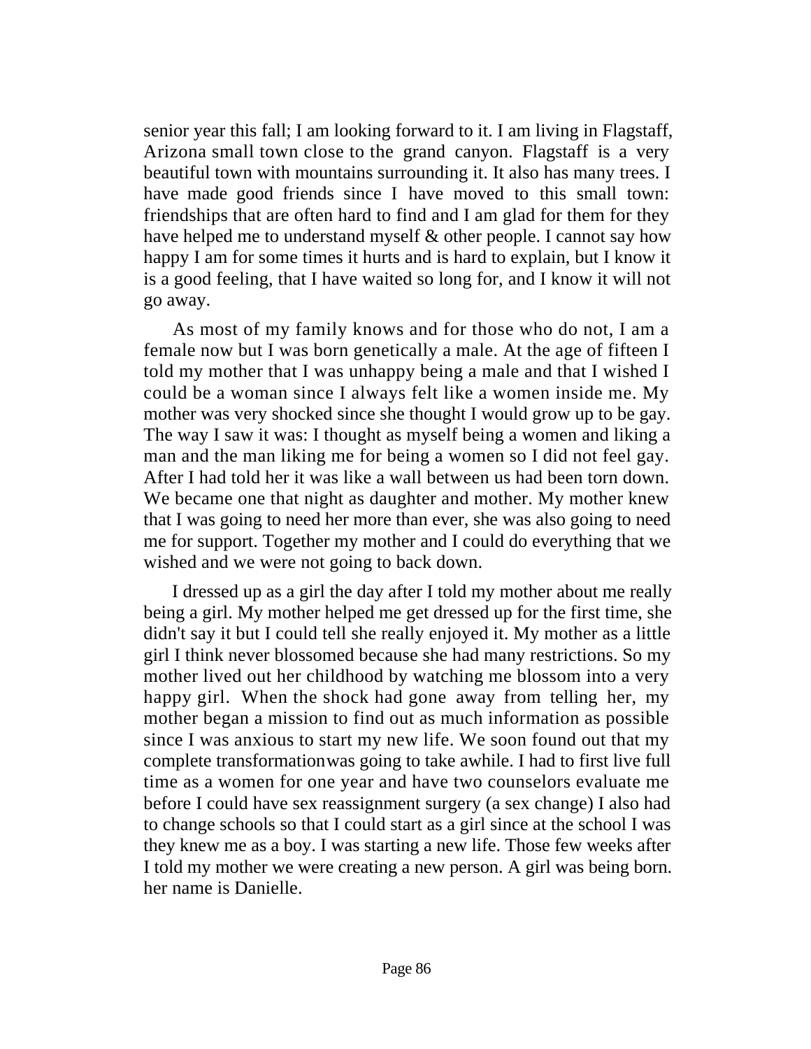senior year this fall; I am looking forward to it. I am living in Flagstaff, Arizona small town close to the grand canyon. Flagstaff is a very beautiful town with mountains surrounding it. It also has many trees. I have made good friends since I have moved to this small town: friendships that are often hard to find and I am glad for them for they have helped me to understand myself & other people. I cannot say how happy I am for some times it hurts and is hard to explain, but I know it is a good feeling, that I have waited so long for, and I know it will not go away.

As most of my family knows and for those who do not, I am a female now but I was born genetically a male. At the age of fifteen I told my mother that I was unhappy being a male and that I wished I could be a woman since I always felt like a women inside me. My mother was very shocked since she thought I would grow up to be gay. The way I saw it was: I thought as myself being a women and liking a man and the man liking me for being a women so I did not feel gay. After I had told her it was like a wall between us had been torn down. We became one that night as daughter and mother. My mother knew that I was going to need her more than ever, she was also going to need me for support. Together my mother and I could do everything that we wished and we were not going to back down.

I dressed up as a girl the day after I told my mother about me really being a girl. My mother helped me get dressed up for the first time, she didn't say it but I could tell she really enjoyed it. My mother as a little girl I think never blossomed because she had many restrictions. So my mother lived out her childhood by watching me blossom into a very happy girl. When the shock had gone away from telling her, my mother began a mission to find out as much information as possible since I was anxious to start my new life. We soon found out that my complete transformationwas going to take awhile. I had to first live full time as a women for one year and have two counselors evaluate me before I could have sex reassignment surgery (a sex change) I also had to change schools so that I could start as a girl since at the school I was they knew me as a boy. I was starting a new life. Those few weeks after I told my mother we were creating a new person. A girl was being born. her name is Danielle.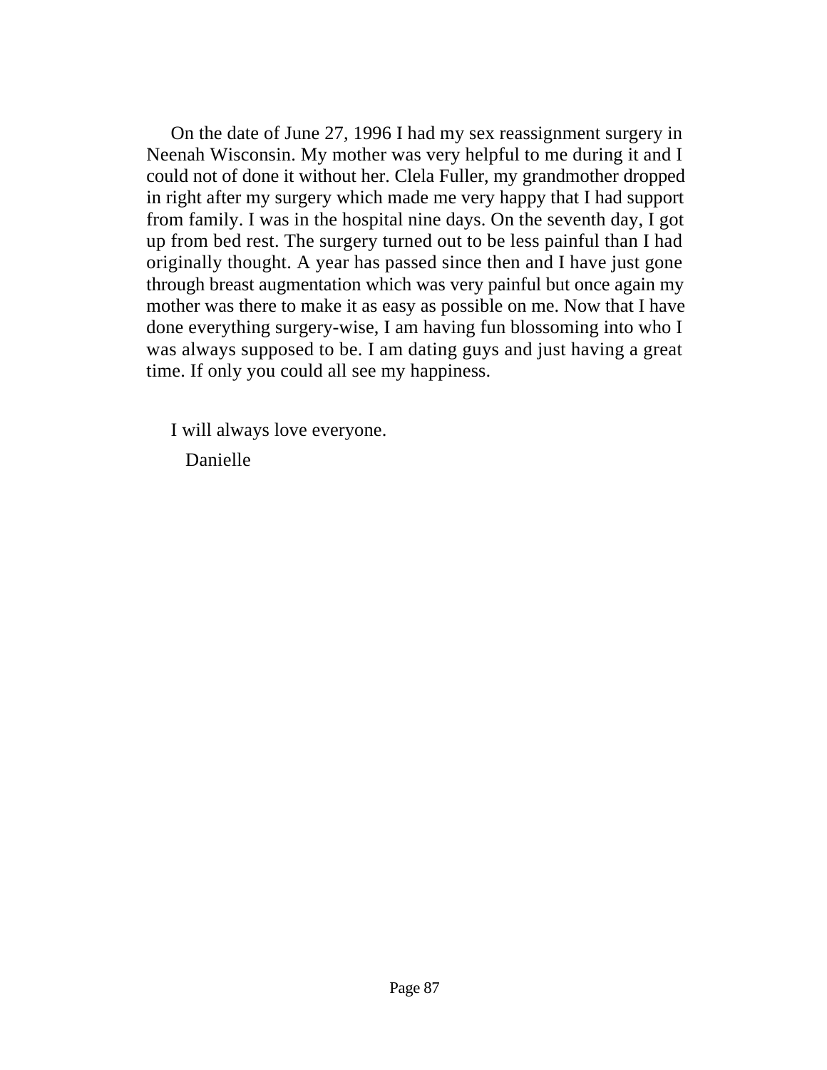On the date of June 27, 1996 I had my sex reassignment surgery in Neenah Wisconsin. My mother was very helpful to me during it and I could not of done it without her. Clela Fuller, my grandmother dropped in right after my surgery which made me very happy that I had support from family. I was in the hospital nine days. On the seventh day, I got up from bed rest. The surgery turned out to be less painful than I had originally thought. A year has passed since then and I have just gone through breast augmentation which was very painful but once again my mother was there to make it as easy as possible on me. Now that I have done everything surgery-wise, I am having fun blossoming into who I was always supposed to be. I am dating guys and just having a great time. If only you could all see my happiness.

I will always love everyone.

Danielle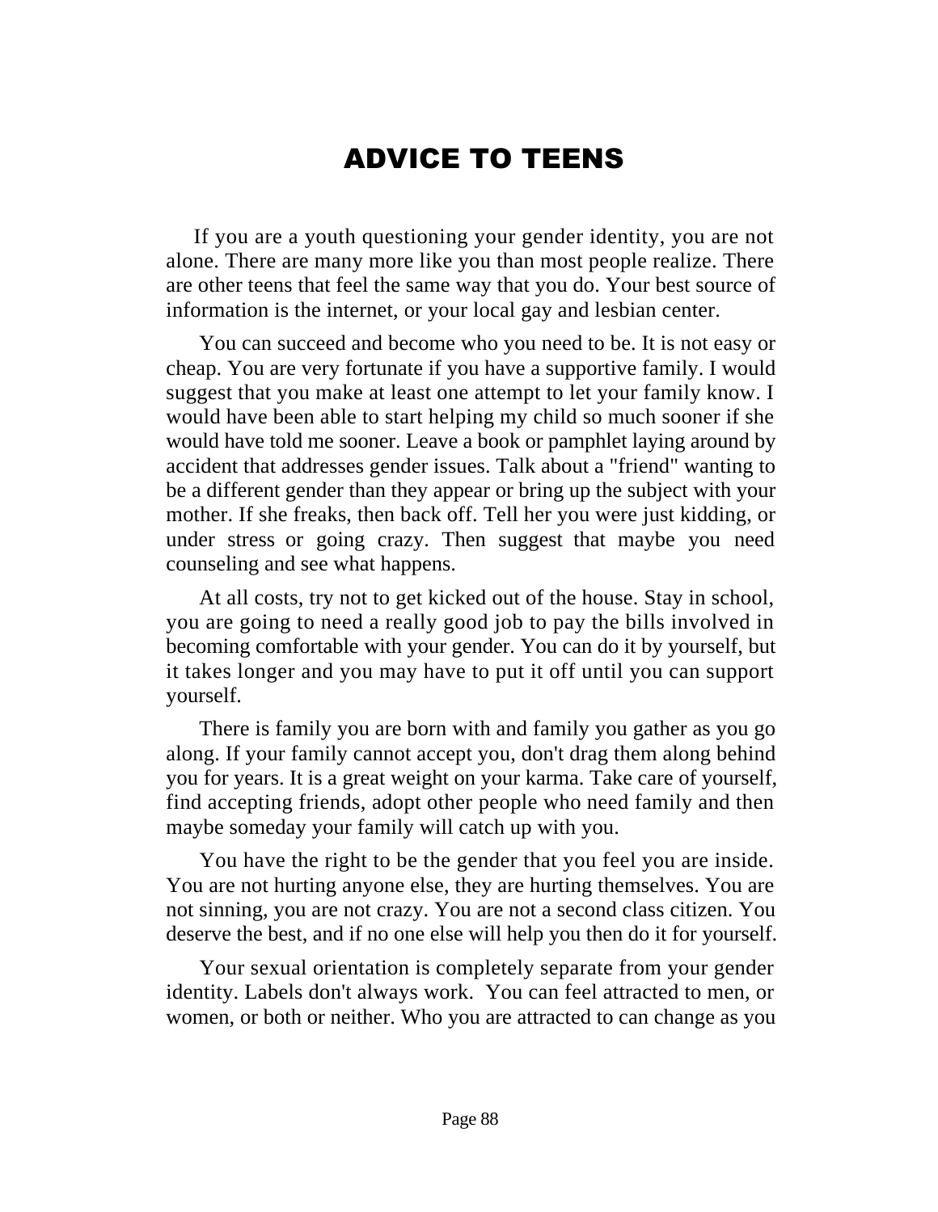# ADVICE TO TEENS

If you are a youth questioning your gender identity, you are not alone. There are many more like you than most people realize. There are other teens that feel the same way that you do. Your best source of information is the internet, or your local gay and lesbian center.

You can succeed and become who you need to be. It is not easy or cheap. You are very fortunate if you have a supportive family. I would suggest that you make at least one attempt to let your family know. I would have been able to start helping my child so much sooner if she would have told me sooner. Leave a book or pamphlet laying around by accident that addresses gender issues. Talk about a "friend" wanting to be a different gender than they appear or bring up the subject with your mother. If she freaks, then back off. Tell her you were just kidding, or under stress or going crazy. Then suggest that maybe you need counseling and see what happens.

At all costs, try not to get kicked out of the house. Stay in school, you are going to need a really good job to pay the bills involved in becoming comfortable with your gender. You can do it by yourself, but it takes longer and you may have to put it off until you can support yourself.

There is family you are born with and family you gather as you go along. If your family cannot accept you, don't drag them along behind you for years. It is a great weight on your karma. Take care of yourself, find accepting friends, adopt other people who need family and then maybe someday your family will catch up with you.

You have the right to be the gender that you feel you are inside. You are not hurting anyone else, they are hurting themselves. You are not sinning, you are not crazy. You are not a second class citizen. You deserve the best, and if no one else will help you then do it for yourself.

Your sexual orientation is completely separate from your gender identity. Labels don't always work. You can feel attracted to men, or women, or both or neither. Who you are attracted to can change as you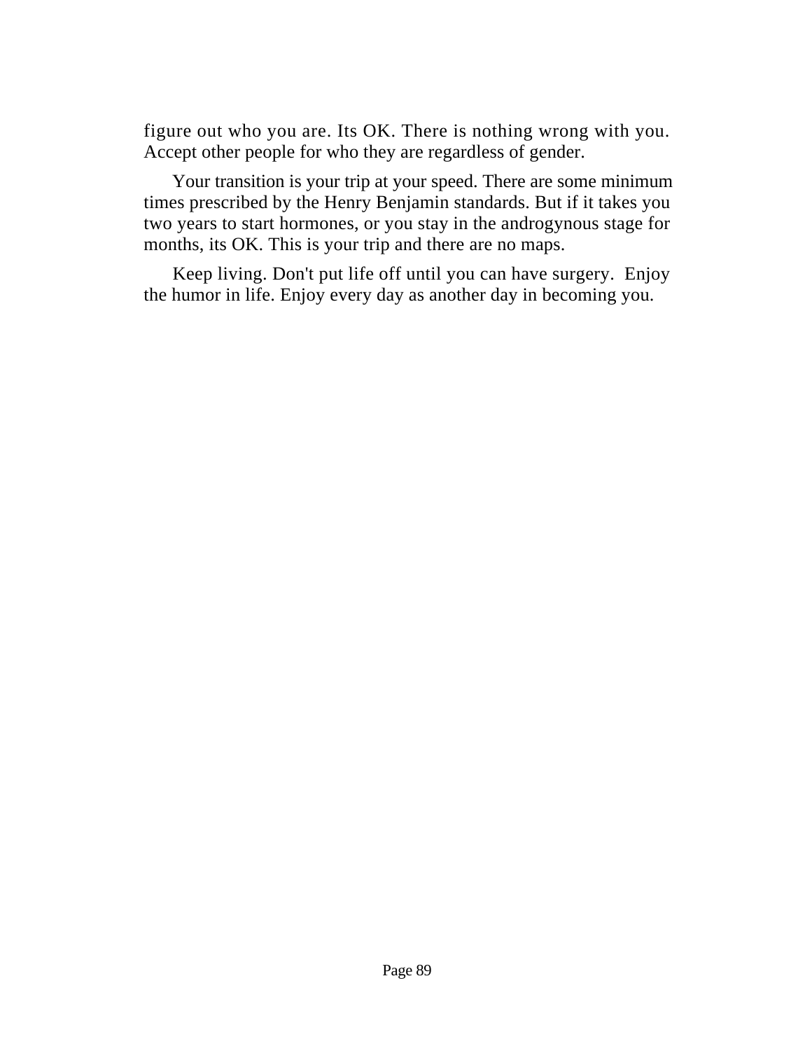figure out who you are. Its OK. There is nothing wrong with you. Accept other people for who they are regardless of gender.

Your transition is your trip at your speed. There are some minimum times prescribed by the Henry Benjamin standards. But if it takes you two years to start hormones, or you stay in the androgynous stage for months, its OK. This is your trip and there are no maps.

Keep living. Don't put life off until you can have surgery. Enjoy the humor in life. Enjoy every day as another day in becoming you.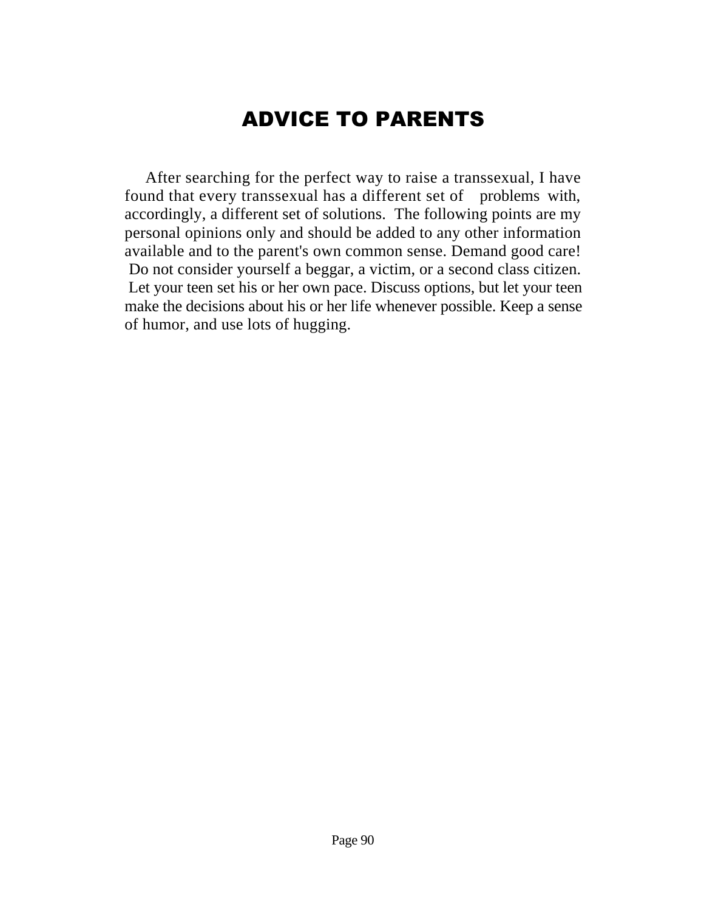# ADVICE TO PARENTS

After searching for the perfect way to raise a transsexual, I have found that every transsexual has a different set of problems with, accordingly, a different set of solutions. The following points are my personal opinions only and should be added to any other information available and to the parent's own common sense. Demand good care! Do not consider yourself a beggar, a victim, or a second class citizen. Let your teen set his or her own pace. Discuss options, but let your teen make the decisions about his or her life whenever possible. Keep a sense of humor, and use lots of hugging.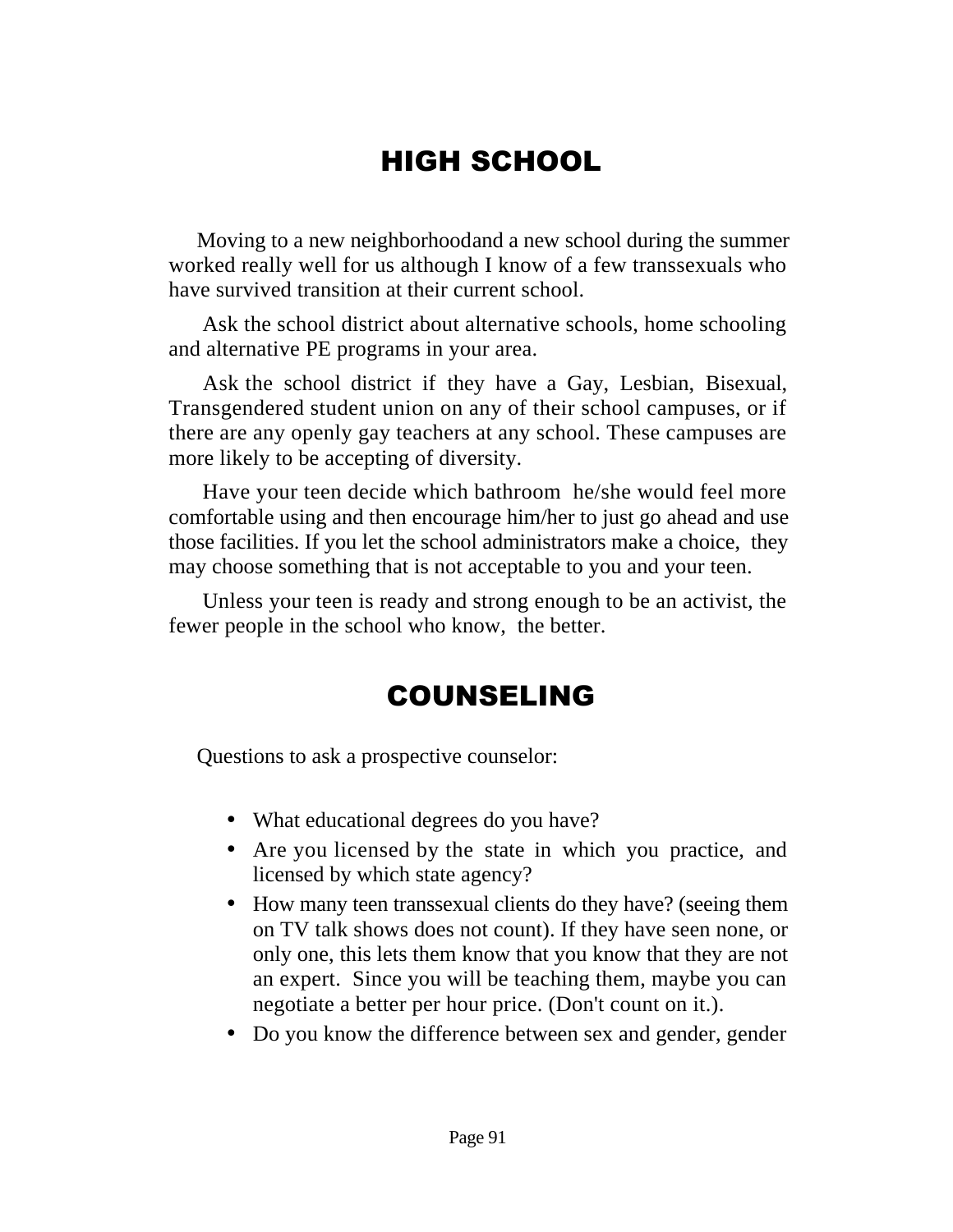# HIGH SCHOOL

Moving to a new neighborhoodand a new school during the summer worked really well for us although I know of a few transsexuals who have survived transition at their current school.

Ask the school district about alternative schools, home schooling and alternative PE programs in your area.

Ask the school district if they have a Gay, Lesbian, Bisexual, Transgendered student union on any of their school campuses, or if there are any openly gay teachers at any school. These campuses are more likely to be accepting of diversity.

Have your teen decide which bathroom he/she would feel more comfortable using and then encourage him/her to just go ahead and use those facilities. If you let the school administrators make a choice, they may choose something that is not acceptable to you and your teen.

Unless your teen is ready and strong enough to be an activist, the fewer people in the school who know, the better.

# COUNSELING

Questions to ask a prospective counselor:

- What educational degrees do you have?
- Are you licensed by the state in which you practice, and licensed by which state agency?
- How many teen transsexual clients do they have? (seeing them on TV talk shows does not count). If they have seen none, or only one, this lets them know that you know that they are not an expert. Since you will be teaching them, maybe you can negotiate a better per hour price. (Don't count on it.).
- Do you know the difference between sex and gender, gender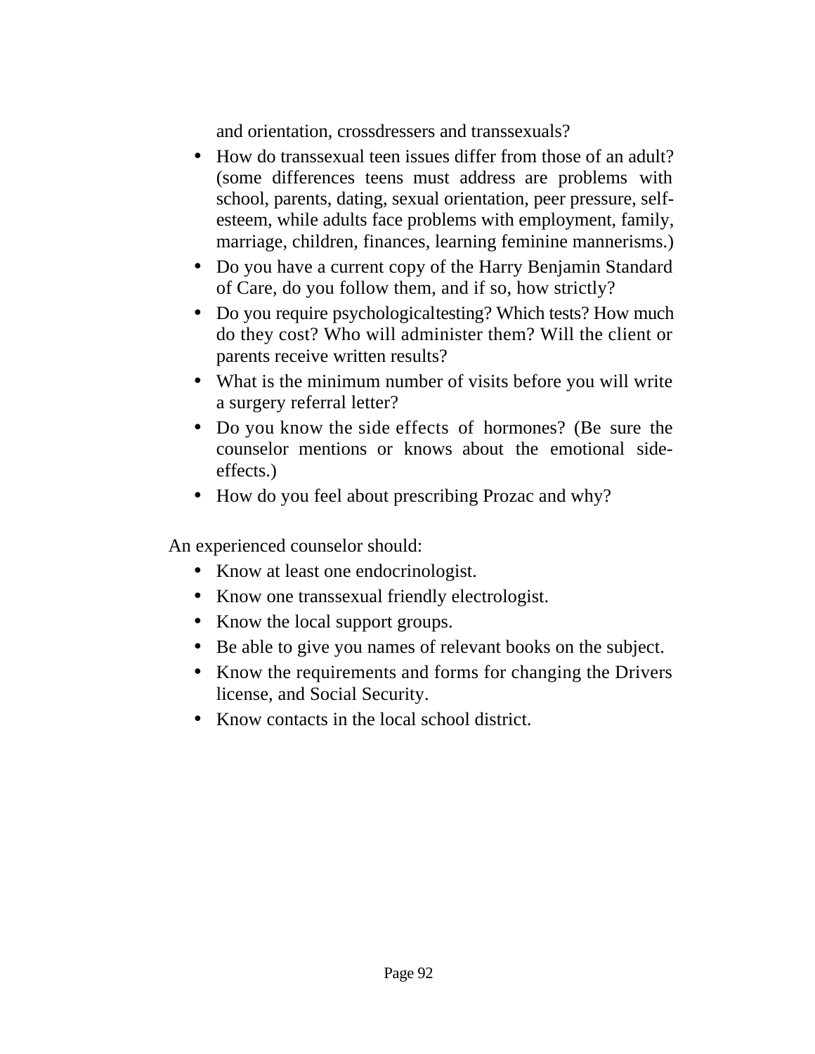and orientation, crossdressers and transsexuals?

- How do transsexual teen issues differ from those of an adult? (some differences teens must address are problems with school, parents, dating, sexual orientation, peer pressure, self-esteem, while adults face problems with employment, family, marriage, children, finances, learning feminine mannerisms.)
- Do you have a current copy of the Harry Benjamin Standard of Care, do you follow them, and if so, how strictly?
- Do you require psychologicaltesting? Which tests? How much do they cost? Who will administer them? Will the client or parents receive written results?
- What is the minimum number of visits before you will write a surgery referral letter?
- Do you know the side effects of hormones? (Be sure the counselor mentions or knows about the emotional side-effects.)
- How do you feel about prescribing Prozac and why?

An experienced counselor should:

- Know at least one endocrinologist.
- Know one transsexual friendly electrologist.
- Know the local support groups.
- Be able to give you names of relevant books on the subject.
- Know the requirements and forms for changing the Drivers license, and Social Security.
- Know contacts in the local school district.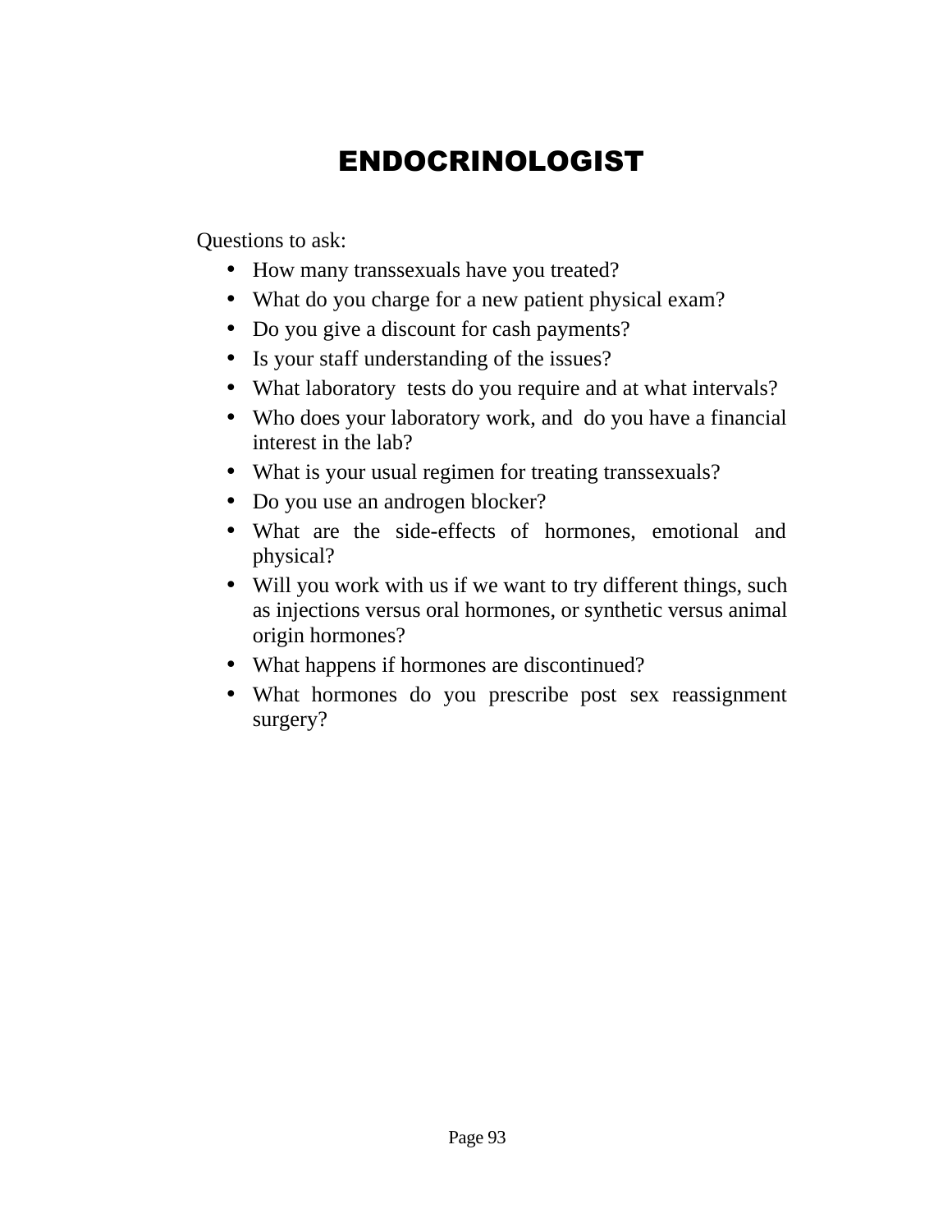# ENDOCRINOLOGIST

Questions to ask:

- How many transsexuals have you treated?
- What do you charge for a new patient physical exam?
- Do you give a discount for cash payments?
- Is your staff understanding of the issues?
- What laboratory tests do you require and at what intervals?
- Who does your laboratory work, and do you have a financial interest in the lab?
- What is your usual regimen for treating transsexuals?
- Do you use an androgen blocker?
- What are the side-effects of hormones, emotional and physical?
- Will you work with us if we want to try different things, such as injections versus oral hormones, or synthetic versus animal origin hormones?
- What happens if hormones are discontinued?
- What hormones do you prescribe post sex reassignment surgery?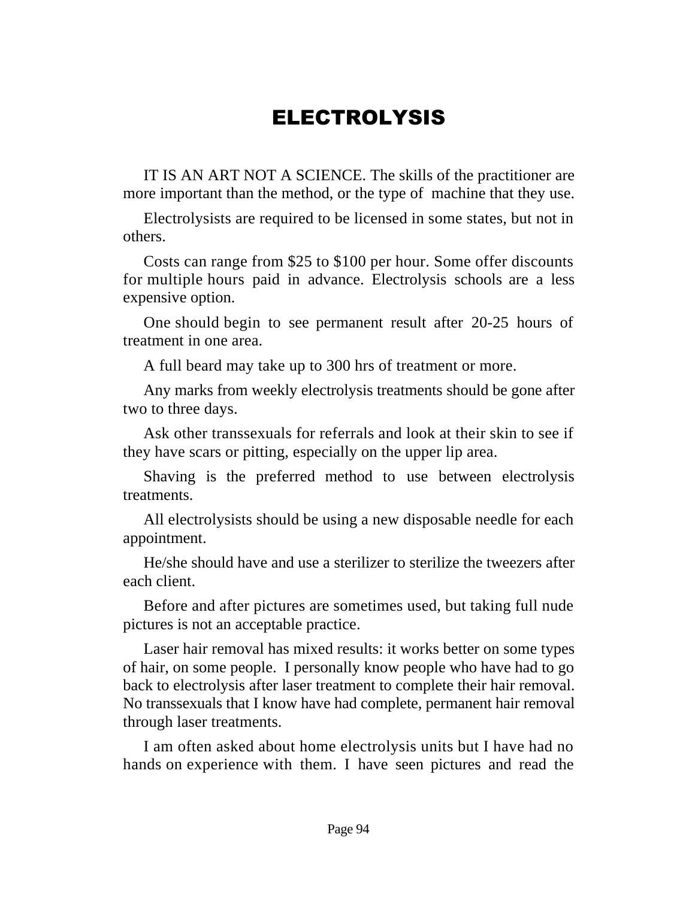# ELECTROLYSIS

IT IS AN ART NOT A SCIENCE. The skills of the practitioner are more important than the method, or the type of machine that they use.

Electrolysists are required to be licensed in some states, but not in others.

Costs can range from $25 to $100 per hour. Some offer discounts for multiple hours paid in advance. Electrolysis schools are a less expensive option.

One should begin to see permanent result after 20-25 hours of treatment in one area.

A full beard may take up to 300 hrs of treatment or more.

Any marks from weekly electrolysis treatments should be gone after two to three days.

Ask other transsexuals for referrals and look at their skin to see if they have scars or pitting, especially on the upper lip area.

Shaving is the preferred method to use between electrolysis treatments.

All electrolysists should be using a new disposable needle for each appointment.

He/she should have and use a sterilizer to sterilize the tweezers after each client.

Before and after pictures are sometimes used, but taking full nude pictures is not an acceptable practice.

Laser hair removal has mixed results: it works better on some types of hair, on some people. I personally know people who have had to go back to electrolysis after laser treatment to complete their hair removal. No transsexuals that I know have had complete, permanent hair removal through laser treatments.

I am often asked about home electrolysis units but I have had no hands on experience with them. I have seen pictures and read the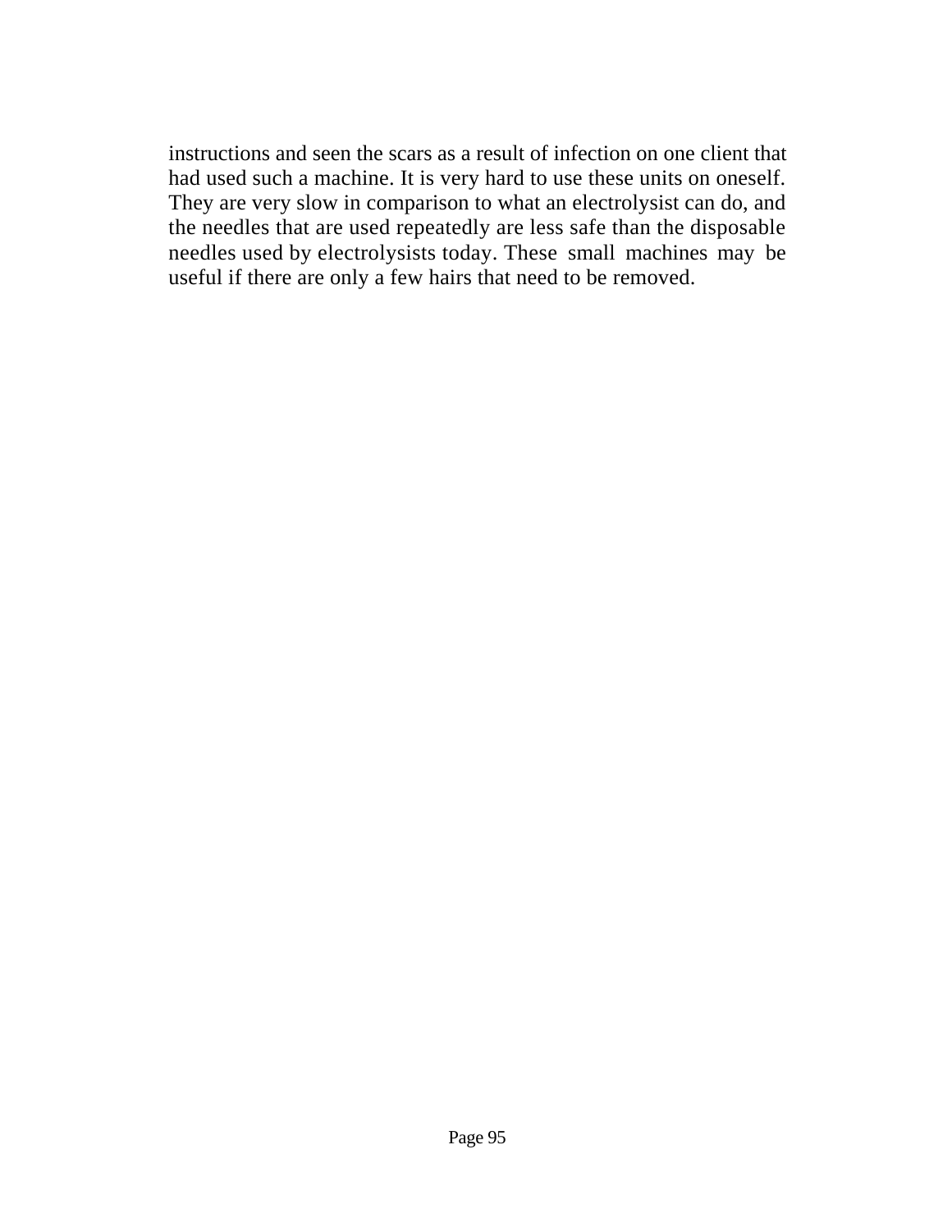instructions and seen the scars as a result of infection on one client that had used such a machine. It is very hard to use these units on oneself. They are very slow in comparison to what an electrolysist can do, and the needles that are used repeatedly are less safe than the disposable needles used by electrolysists today. These small machines may be useful if there are only a few hairs that need to be removed.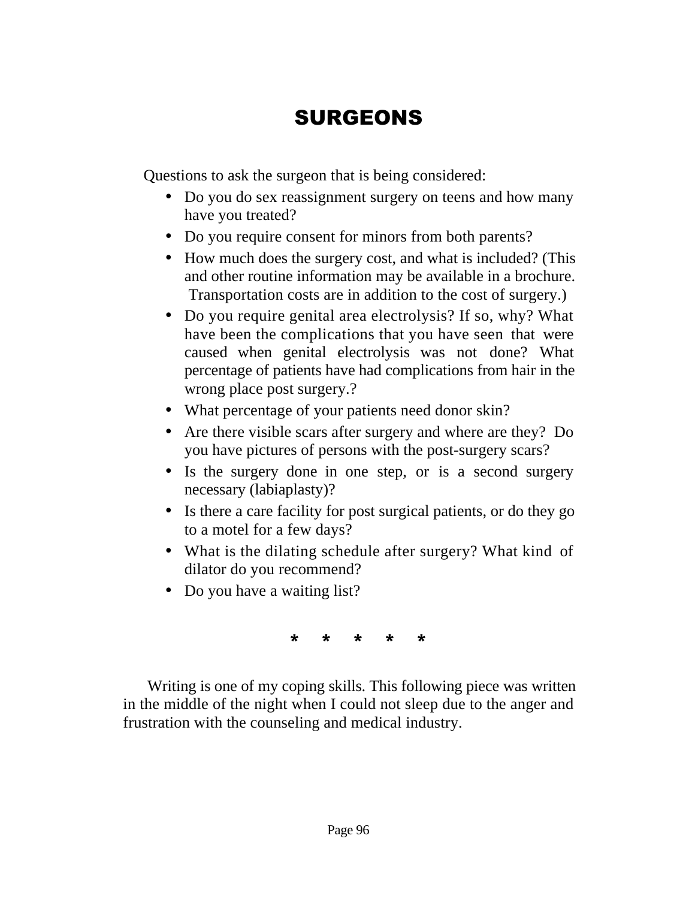# SURGEONS

Questions to ask the surgeon that is being considered:

- Do you do sex reassignment surgery on teens and how many have you treated?
- Do you require consent for minors from both parents?
- How much does the surgery cost, and what is included? (This and other routine information may be available in a brochure. Transportation costs are in addition to the cost of surgery.)
- Do you require genital area electrolysis? If so, why? What have been the complications that you have seen that were caused when genital electrolysis was not done? What percentage of patients have had complications from hair in the wrong place post surgery.?
- What percentage of your patients need donor skin?
- Are there visible scars after surgery and where are they? Do you have pictures of persons with the post-surgery scars?
- Is the surgery done in one step, or is a second surgery necessary (labiaplasty)?
- Is there a care facility for post surgical patients, or do they go to a motel for a few days?
- What is the dilating schedule after surgery? What kind of dilator do you recommend?
- Do you have a waiting list?

\* \* \* \* \*

Writing is one of my coping skills. This following piece was written in the middle of the night when I could not sleep due to the anger and frustration with the counseling and medical industry.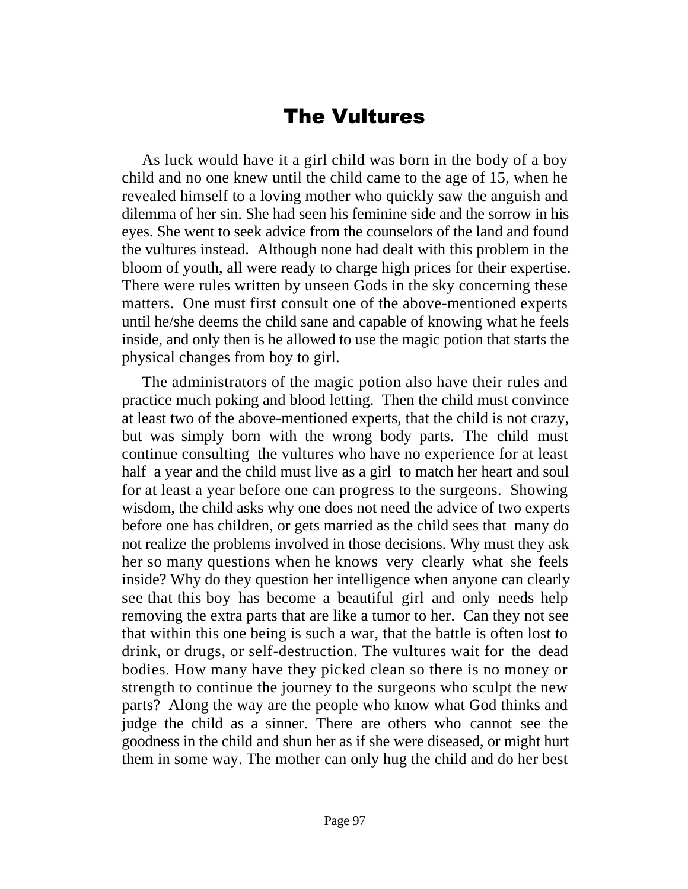# The Vultures

As luck would have it a girl child was born in the body of a boy child and no one knew until the child came to the age of 15, when he revealed himself to a loving mother who quickly saw the anguish and dilemma of her sin. She had seen his feminine side and the sorrow in his eyes. She went to seek advice from the counselors of the land and found the vultures instead. Although none had dealt with this problem in the bloom of youth, all were ready to charge high prices for their expertise. There were rules written by unseen Gods in the sky concerning these matters. One must first consult one of the above-mentioned experts until he/she deems the child sane and capable of knowing what he feels inside, and only then is he allowed to use the magic potion that starts the physical changes from boy to girl.

The administrators of the magic potion also have their rules and practice much poking and blood letting. Then the child must convince at least two of the above-mentioned experts, that the child is not crazy, but was simply born with the wrong body parts. The child must continue consulting the vultures who have no experience for at least half a year and the child must live as a girl to match her heart and soul for at least a year before one can progress to the surgeons. Showing wisdom, the child asks why one does not need the advice of two experts before one has children, or gets married as the child sees that many do not realize the problems involved in those decisions. Why must they ask her so many questions when he knows very clearly what she feels inside? Why do they question her intelligence when anyone can clearly see that this boy has become a beautiful girl and only needs help removing the extra parts that are like a tumor to her. Can they not see that within this one being is such a war, that the battle is often lost to drink, or drugs, or self-destruction. The vultures wait for the dead bodies. How many have they picked clean so there is no money or strength to continue the journey to the surgeons who sculpt the new parts? Along the way are the people who know what God thinks and judge the child as a sinner. There are others who cannot see the goodness in the child and shun her as if she were diseased, or might hurt them in some way. The mother can only hug the child and do her best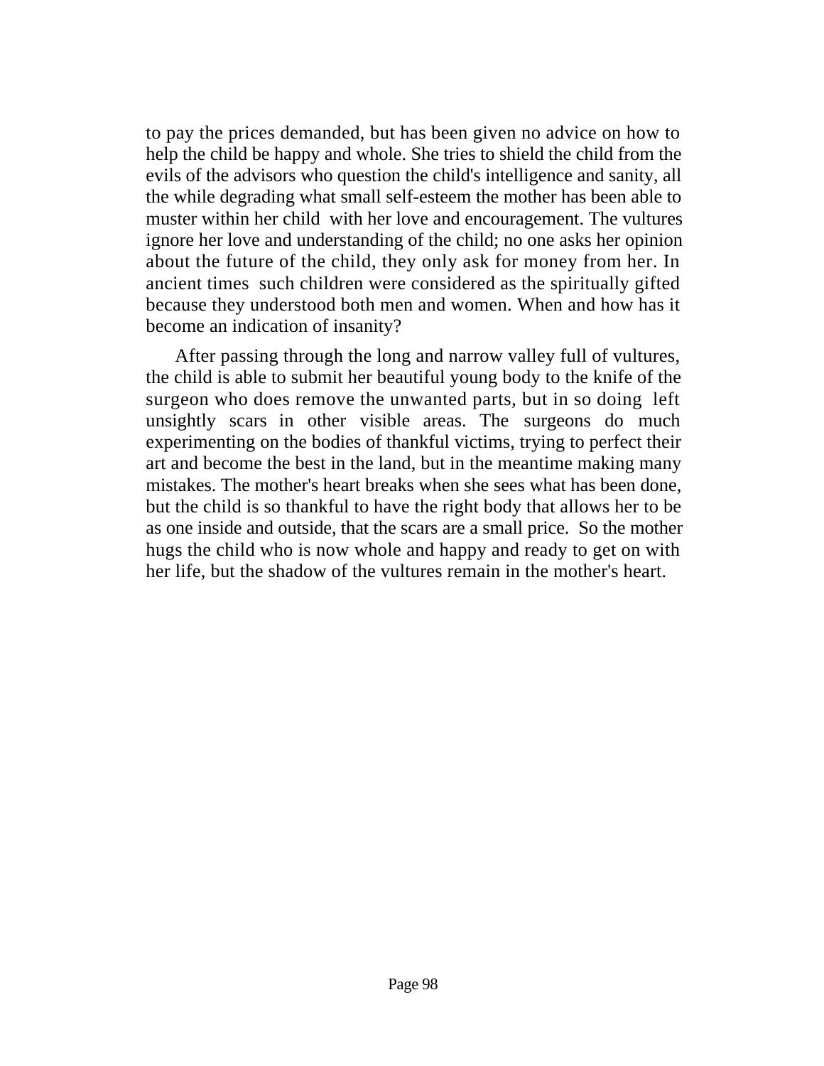to pay the prices demanded, but has been given no advice on how to help the child be happy and whole. She tries to shield the child from the evils of the advisors who question the child's intelligence and sanity, all the while degrading what small self-esteem the mother has been able to muster within her child with her love and encouragement. The vultures ignore her love and understanding of the child; no one asks her opinion about the future of the child, they only ask for money from her. In ancient times such children were considered as the spiritually gifted because they understood both men and women. When and how has it become an indication of insanity?

After passing through the long and narrow valley full of vultures, the child is able to submit her beautiful young body to the knife of the surgeon who does remove the unwanted parts, but in so doing left unsightly scars in other visible areas. The surgeons do much experimenting on the bodies of thankful victims, trying to perfect their art and become the best in the land, but in the meantime making many mistakes. The mother's heart breaks when she sees what has been done, but the child is so thankful to have the right body that allows her to be as one inside and outside, that the scars are a small price. So the mother hugs the child who is now whole and happy and ready to get on with her life, but the shadow of the vultures remain in the mother's heart.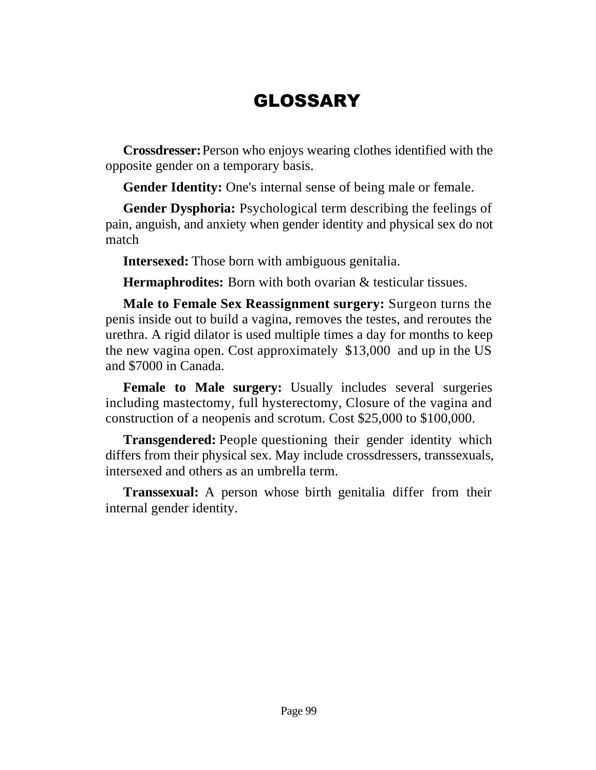# GLOSSARY

**Crossdresser:** Person who enjoys wearing clothes identified with the opposite gender on a temporary basis.

**Gender Identity:** One's internal sense of being male or female.

**Gender Dysphoria:** Psychological term describing the feelings of pain, anguish, and anxiety when gender identity and physical sex do not match

**Intersexed:** Those born with ambiguous genitalia.

**Hermaphrodites:** Born with both ovarian & testicular tissues.

**Male to Female Sex Reassignment surgery:** Surgeon turns the penis inside out to build a vagina, removes the testes, and reroutes the urethra. A rigid dilator is used multiple times a day for months to keep the new vagina open. Cost approximately $13,000 and up in the US and $7000 in Canada.

**Female to Male surgery:** Usually includes several surgeries including mastectomy, full hysterectomy, Closure of the vagina and construction of a neopenis and scrotum. Cost $25,000 to $100,000.

**Transgendered:** People questioning their gender identity which differs from their physical sex. May include crossdressers, transsexuals, intersexed and others as an umbrella term.

**Transsexual:** A person whose birth genitalia differ from their internal gender identity.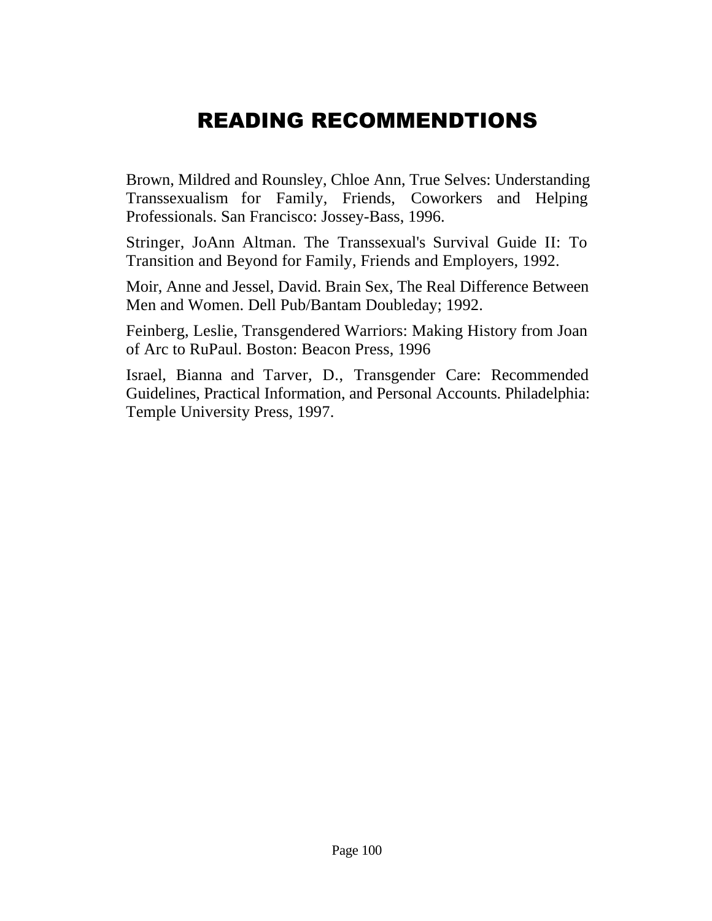# READING RECOMMENDTIONS

Brown, Mildred and Rounsley, Chloe Ann, True Selves: Understanding Transsexualism for Family, Friends, Coworkers and Helping Professionals. San Francisco: Jossey-Bass, 1996.

Stringer, JoAnn Altman. The Transsexual's Survival Guide II: To Transition and Beyond for Family, Friends and Employers, 1992.

Moir, Anne and Jessel, David. Brain Sex, The Real Difference Between Men and Women. Dell Pub/Bantam Doubleday; 1992.

Feinberg, Leslie, Transgendered Warriors: Making History from Joan of Arc to RuPaul. Boston: Beacon Press, 1996

Israel, Bianna and Tarver, D., Transgender Care: Recommended Guidelines, Practical Information, and Personal Accounts. Philadelphia: Temple University Press, 1997.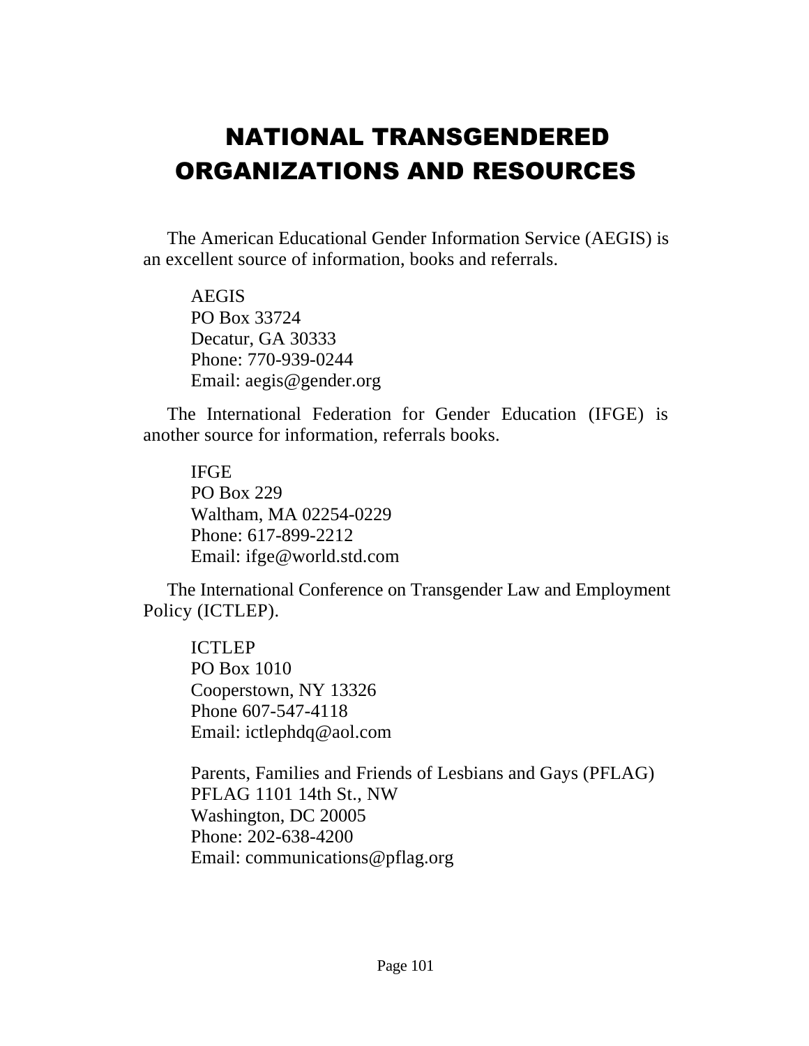# NATIONAL TRANSGENDERED ORGANIZATIONS AND RESOURCES

The American Educational Gender Information Service (AEGIS) is an excellent source of information, books and referrals.

AEGIS  
PO Box 33724  
Decatur, GA 30333  
Phone: 770-939-0244  
Email: aegis@gender.org

The International Federation for Gender Education (IFGE) is another source for information, referrals books.

IFGE  
PO Box 229  
Waltham, MA 02254-0229  
Phone: 617-899-2212  
Email: ifge@world.std.com

The International Conference on Transgender Law and Employment Policy (ICTLEP).

ICTLEP  
PO Box 1010  
Cooperstown, NY 13326  
Phone 607-547-4118  
Email: ictlephdq@aol.com

Parents, Families and Friends of Lesbians and Gays (PFLAG)  
PFLAG 1101 14th St., NW  
Washington, DC 20005  
Phone: 202-638-4200  
Email: communications@pflag.org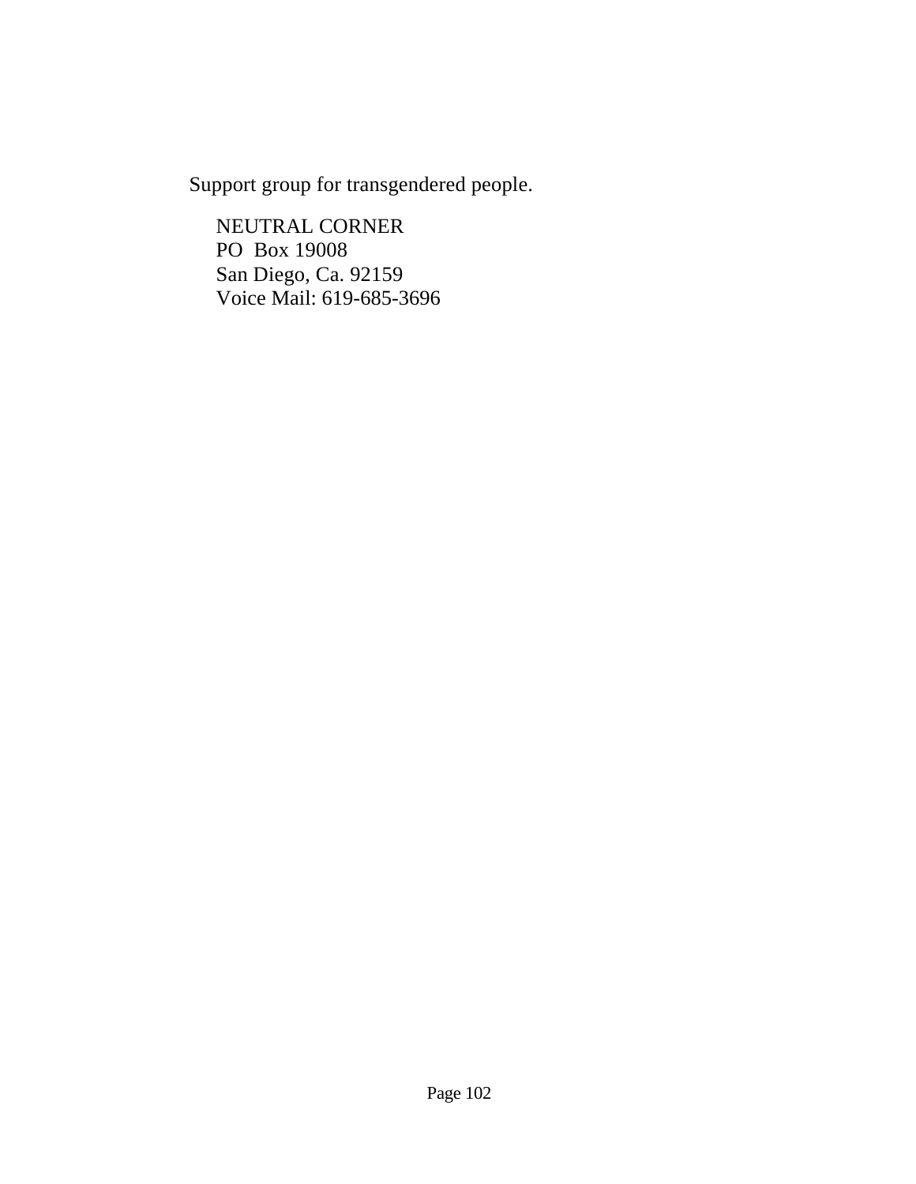Support group for transgendered people.

NEUTRAL CORNER  
PO  Box 19008  
San Diego, Ca. 92159  
Voice Mail: 619-685-3696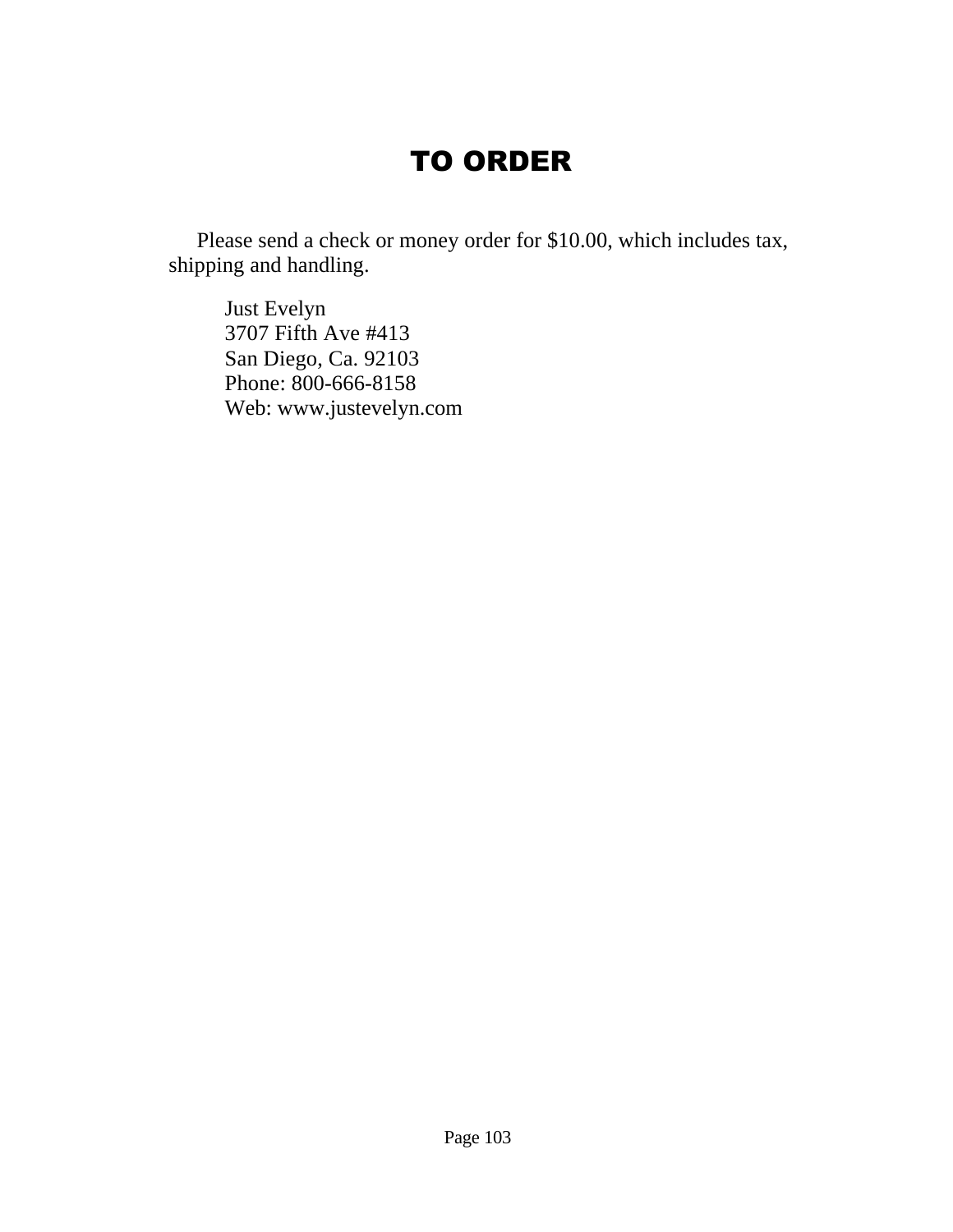# TO ORDER

Please send a check or money order for $10.00, which includes tax, shipping and handling.

Just Evelyn
3707 Fifth Ave #413
San Diego, Ca. 92103
Phone: 800-666-8158
Web: www.justevelyn.com